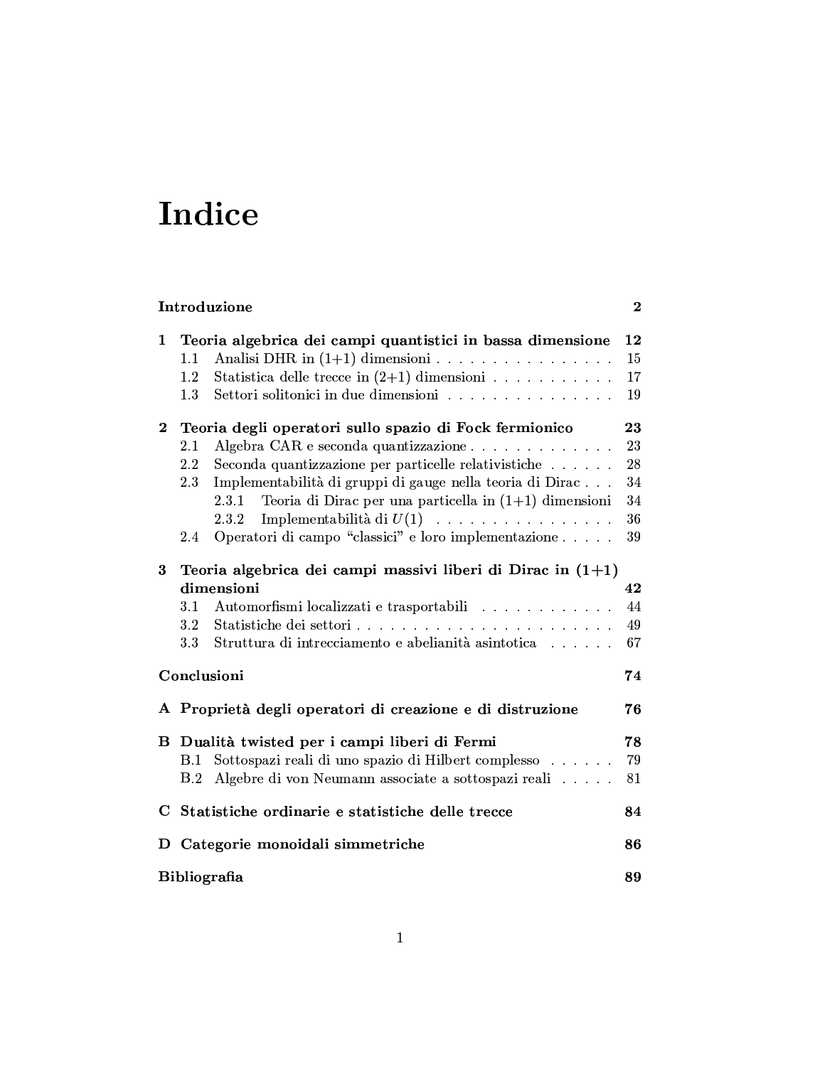# Indice

**Introduzione** **2**

**1 Teoria algebrica dei campi quantistici in bassa dimensione** **12**
- 1.1 Analisi DHR in (1+1) dimensioni . . . . . . . . . . . . . . . . 15
- 1.2 Statistica delle trecce in (2+1) dimensioni . . . . . . . . . . . 17
- 1.3 Settori solitonici in due dimensioni . . . . . . . . . . . . . . . 19

**2 Teoria degli operatori sullo spazio di Fock fermionico** **23**
- 2.1 Algebra CAR e seconda quantizzazione . . . . . . . . . . . . . 23
- 2.2 Seconda quantizzazione per particelle relativistiche . . . . . . 28
- 2.3 Implementabilità di gruppi di gauge nella teoria di Dirac . . . 34
  - 2.3.1 Teoria di Dirac per una particella in (1+1) dimensioni 34
  - 2.3.2 Implementabilità di $U(1)$ . . . . . . . . . . . . . . . . 36
- 2.4 Operatori di campo "classici" e loro implementazione . . . . . 39

**3 Teoria algebrica dei campi massivi liberi di Dirac in (1+1) dimensioni** **42**
- 3.1 Automorfismi localizzati e trasportabili . . . . . . . . . . . . 44
- 3.2 Statistiche dei settori . . . . . . . . . . . . . . . . . . . . . . . 49
- 3.3 Struttura di intrecciamento e abelianità asintotica . . . . . . 67

**Conclusioni** **74**

**A Proprietà degli operatori di creazione e di distruzione** **76**

**B Dualità twisted per i campi liberi di Fermi** **78**
- B.1 Sottospazi reali di uno spazio di Hilbert complesso . . . . . . 79
- B.2 Algebre di von Neumann associate a sottospazi reali . . . . . 81

**C Statistiche ordinarie e statistiche delle trecce** **84**

**D Categorie monoidali simmetriche** **86**

**Bibliografia** **89**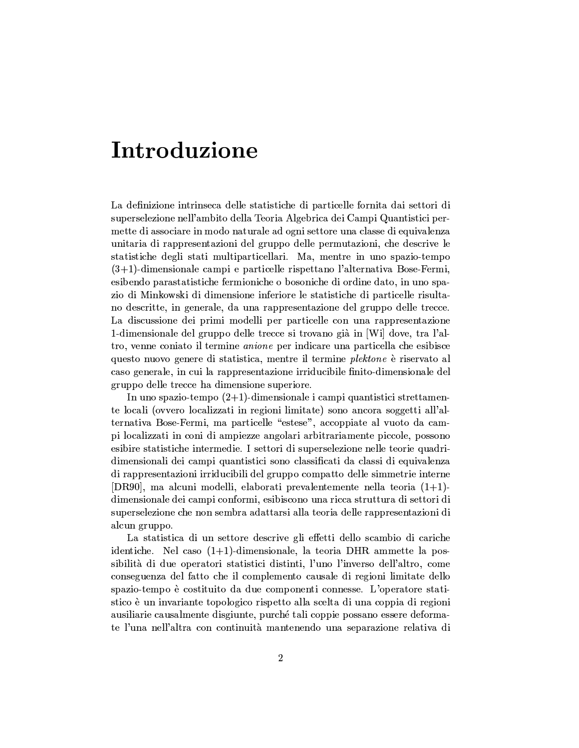# Introduzione

La definizione intrinseca delle statistiche di particelle fornita dai settori di superselezione nell'ambito della Teoria Algebrica dei Campi Quantistici permette di associare in modo naturale ad ogni settore una classe di equivalenza unitaria di rappresentazioni del gruppo delle permutazioni, che descrive le statistiche degli stati multiparticellari. Ma, mentre in uno spazio-tempo (3+1)-dimensionale campi e particelle rispettano l'alternativa Bose-Fermi, esibendo parastatistiche fermioniche o bosoniche di ordine dato, in uno spazio di Minkowski di dimensione inferiore le statistiche di particelle risultano descritte, in generale, da una rappresentazione del gruppo delle trecce. La discussione dei primi modelli per particelle con una rappresentazione 1-dimensionale del gruppo delle trecce si trovano già in [Wi] dove, tra l'altro, venne coniato il termine *anione* per indicare una particella che esibisce questo nuovo genere di statistica, mentre il termine *plektone* è riservato al caso generale, in cui la rappresentazione irriducibile finito-dimensionale del gruppo delle trecce ha dimensione superiore.

In uno spazio-tempo (2+1)-dimensionale i campi quantistici strettamente locali (ovvero localizzati in regioni limitate) sono ancora soggetti all'alternativa Bose-Fermi, ma particelle "estese", accoppiate al vuoto da campi localizzati in coni di ampiezze angolari arbitrariamente piccole, possono esibire statistiche intermedie. I settori di superselezione nelle teorie quadridimensionali dei campi quantistici sono classificati da classi di equivalenza di rappresentazioni irriducibili del gruppo compatto delle simmetrie interne [DR90], ma alcuni modelli, elaborati prevalentemente nella teoria (1+1)-dimensionale dei campi conformi, esibiscono una ricca struttura di settori di superselezione che non sembra adattarsi alla teoria delle rappresentazioni di alcun gruppo.

La statistica di un settore descrive gli effetti dello scambio di cariche identiche. Nel caso (1+1)-dimensionale, la teoria DHR ammette la possibilità di due operatori statistici distinti, l'uno l'inverso dell'altro, come conseguenza del fatto che il complemento causale di regioni limitate dello spazio-tempo è costituito da due componenti connesse. L'operatore statistico è un invariante topologico rispetto alla scelta di una coppia di regioni ausiliarie causalmente disgiunte, purché tali coppie possano essere deformate l'una nell'altra con continuità mantenendo una separazione relativa di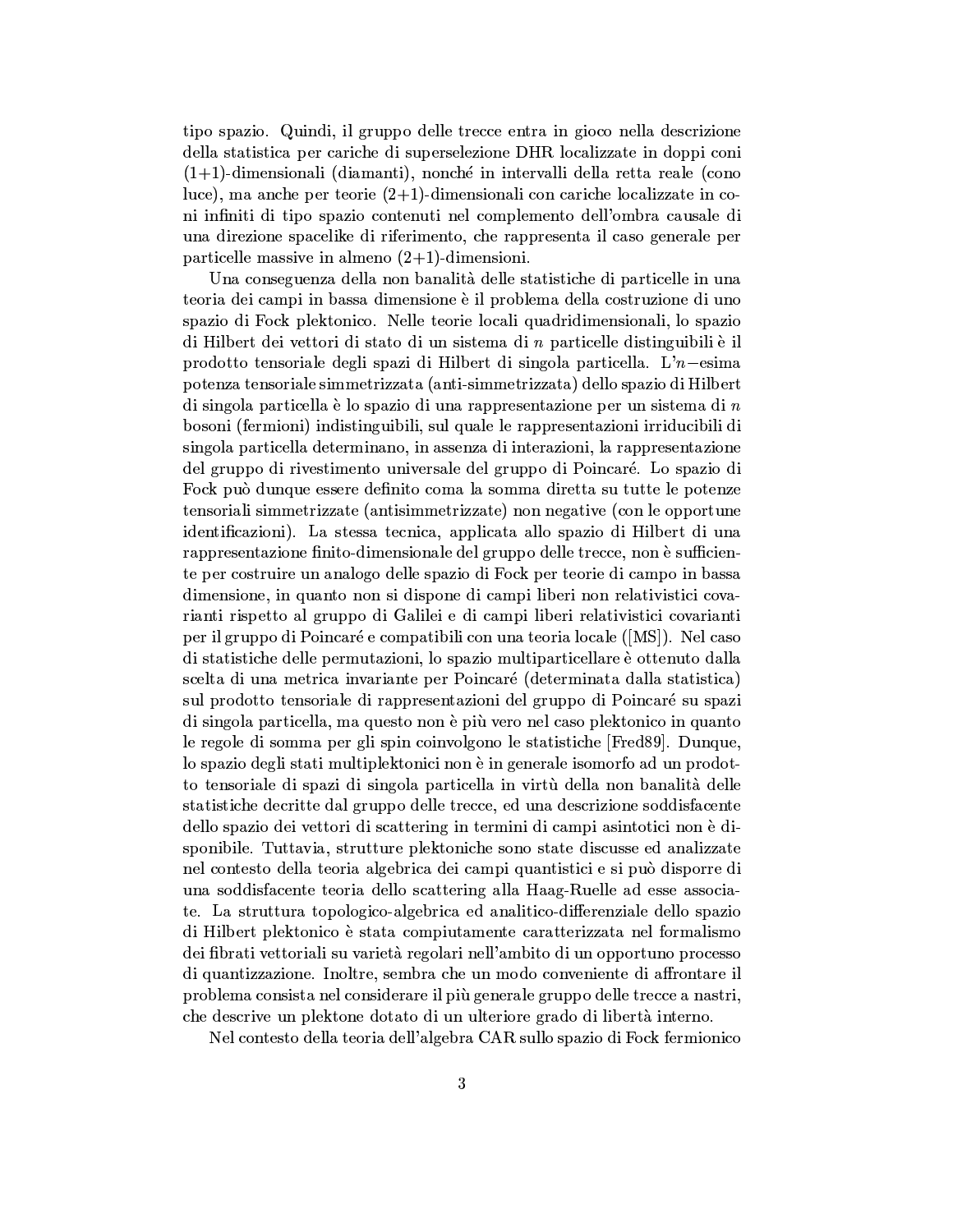tipo spazio. Quindi, il gruppo delle trecce entra in gioco nella descrizione della statistica per cariche di superselezione DHR localizzate in doppi coni (1+1)-dimensionali (diamanti), nonché in intervalli della retta reale (cono luce), ma anche per teorie (2+1)-dimensionali con cariche localizzate in coni infiniti di tipo spazio contenuti nel complemento dell'ombra causale di una direzione spacelike di riferimento, che rappresenta il caso generale per particelle massive in almeno (2+1)-dimensioni.

Una conseguenza della non banalità delle statistiche di particelle in una teoria dei campi in bassa dimensione è il problema della costruzione di uno spazio di Fock plektonico. Nelle teorie locali quadridimensionali, lo spazio di Hilbert dei vettori di stato di un sistema di $n$ particelle distinguibili è il prodotto tensoriale degli spazi di Hilbert di singola particella. L'$n-$esima potenza tensoriale simmetrizzata (anti-simmetrizzata) dello spazio di Hilbert di singola particella è lo spazio di una rappresentazione per un sistema di $n$ bosoni (fermioni) indistinguibili, sul quale le rappresentazioni irriducibili di singola particella determinano, in assenza di interazioni, la rappresentazione del gruppo di rivestimento universale del gruppo di Poincaré. Lo spazio di Fock può dunque essere definito coma la somma diretta su tutte le potenze tensoriali simmetrizzate (antisimmetrizzate) non negative (con le opportune identificazioni). La stessa tecnica, applicata allo spazio di Hilbert di una rappresentazione finito-dimensionale del gruppo delle trecce, non è sufficiente per costruire un analogo delle spazio di Fock per teorie di campo in bassa dimensione, in quanto non si dispone di campi liberi non relativistici covarianti rispetto al gruppo di Galilei e di campi liberi relativistici covarianti per il gruppo di Poincaré e compatibili con una teoria locale ([MS]). Nel caso di statistiche delle permutazioni, lo spazio multiparticellare è ottenuto dalla scelta di una metrica invariante per Poincaré (determinata dalla statistica) sul prodotto tensoriale di rappresentazioni del gruppo di Poincaré su spazi di singola particella, ma questo non è più vero nel caso plektonico in quanto le regole di somma per gli spin coinvolgono le statistiche [Fred89]. Dunque, lo spazio degli stati multiplektonici non è in generale isomorfo ad un prodotto tensoriale di spazi di singola particella in virtù della non banalità delle statistiche decritte dal gruppo delle trecce, ed una descrizione soddisfacente dello spazio dei vettori di scattering in termini di campi asintotici non è disponibile. Tuttavia, strutture plektoniche sono state discusse ed analizzate nel contesto della teoria algebrica dei campi quantistici e si può disporre di una soddisfacente teoria dello scattering alla Haag-Ruelle ad esse associate. La struttura topologico-algebrica ed analitico-differenziale dello spazio di Hilbert plektonico è stata compiutamente caratterizzata nel formalismo dei fibrati vettoriali su varietà regolari nell'ambito di un opportuno processo di quantizzazione. Inoltre, sembra che un modo conveniente di affrontare il problema consista nel considerare il più generale gruppo delle trecce a nastri, che descrive un plektone dotato di un ulteriore grado di libertà interno.

Nel contesto della teoria dell'algebra CAR sullo spazio di Fock fermionico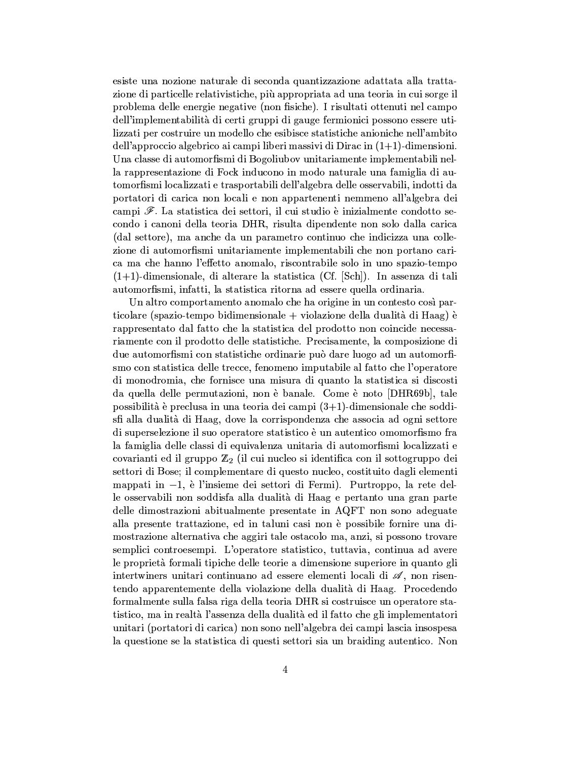esiste una nozione naturale di seconda quantizzazione adattata alla trattazione di particelle relativistiche, più appropriata ad una teoria in cui sorge il problema delle energie negative (non fisiche). I risultati ottenuti nel campo dell'implementabilità di certi gruppi di gauge fermionici possono essere utilizzati per costruire un modello che esibisce statistiche anioniche nell'ambito dell'approccio algebrico ai campi liberi massivi di Dirac in (1+1)-dimensioni. Una classe di automorfismi di Bogoliubov unitariamente implementabili nella rappresentazione di Fock inducono in modo naturale una famiglia di automorfismi localizzati e trasportabili dell'algebra delle osservabili, indotti da portatori di carica non locali e non appartenenti nemmeno all'algebra dei campi $\mathscr{F}$. La statistica dei settori, il cui studio è inizialmente condotto secondo i canoni della teoria DHR, risulta dipendente non solo dalla carica (dal settore), ma anche da un parametro continuo che indicizza una collezione di automorfismi unitariamente implementabili che non portano carica ma che hanno l'effetto anomalo, riscontrabile solo in uno spazio-tempo (1+1)-dimensionale, di alterare la statistica (Cf. [Sch]). In assenza di tali automorfismi, infatti, la statistica ritorna ad essere quella ordinaria.

Un altro comportamento anomalo che ha origine in un contesto così particolare (spazio-tempo bidimensionale + violazione della dualità di Haag) è rappresentato dal fatto che la statistica del prodotto non coincide necessariamente con il prodotto delle statistiche. Precisamente, la composizione di due automorfismi con statistiche ordinarie può dare luogo ad un automorfismo con statistica delle trecce, fenomeno imputabile al fatto che l'operatore di monodromia, che fornisce una misura di quanto la statistica si discosti da quella delle permutazioni, non è banale. Come è noto [DHR69b], tale possibilità è preclusa in una teoria dei campi (3+1)-dimensionale che soddisfi alla dualità di Haag, dove la corrispondenza che associa ad ogni settore di superselezione il suo operatore statistico è un autentico omomorfismo fra la famiglia delle classi di equivalenza unitaria di automorfismi localizzati e covarianti ed il gruppo $\mathbb{Z}_2$ (il cui nucleo si identifica con il sottogruppo dei settori di Bose; il complementare di questo nucleo, costituito dagli elementi mappati in $-1$, è l'insieme dei settori di Fermi). Purtroppo, la rete delle osservabili non soddisfa alla dualità di Haag e pertanto una gran parte delle dimostrazioni abitualmente presentate in AQFT non sono adeguate alla presente trattazione, ed in taluni casi non è possibile fornire una dimostrazione alternativa che aggiri tale ostacolo ma, anzi, si possono trovare semplici controesempi. L'operatore statistico, tuttavia, continua ad avere le proprietà formali tipiche delle teorie a dimensione superiore in quanto gli intertwiners unitari continuano ad essere elementi locali di $\mathscr{A}$, non risentendo apparentemente della violazione della dualità di Haag. Procedendo formalmente sulla falsa riga della teoria DHR si costruisce un operatore statistico, ma in realtà l'assenza della dualità ed il fatto che gli implementatori unitari (portatori di carica) non sono nell'algebra dei campi lascia insospesa la questione se la statistica di questi settori sia un braiding autentico. Non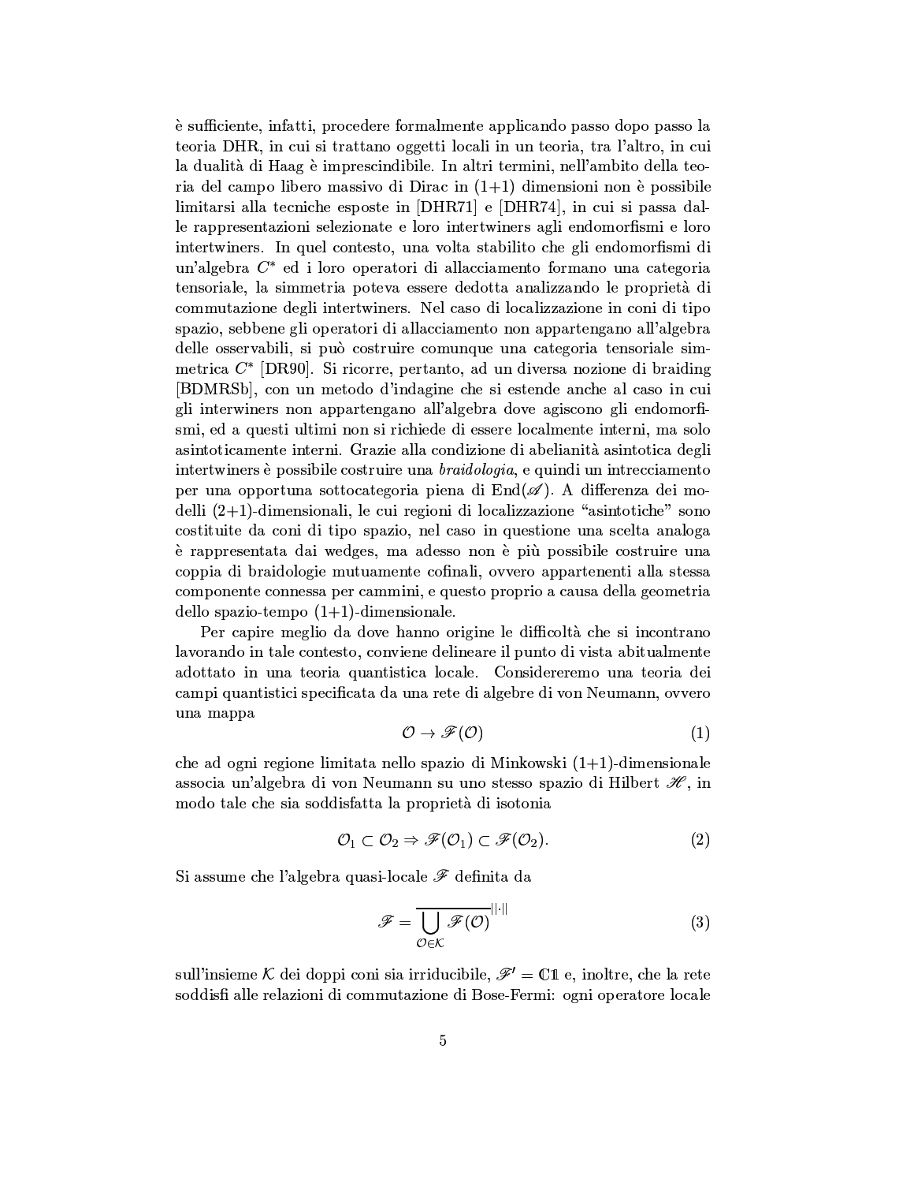è sufficiente, infatti, procedere formalmente applicando passo dopo passo la teoria DHR, in cui si trattano oggetti locali in un teoria, tra l'altro, in cui la dualità di Haag è imprescindibile. In altri termini, nell'ambito della teoria del campo libero massivo di Dirac in (1+1) dimensioni non è possibile limitarsi alla tecniche esposte in [DHR71] e [DHR74], in cui si passa dalle rappresentazioni selezionate e loro intertwiners agli endomorfismi e loro intertwiners. In quel contesto, una volta stabilito che gli endomorfismi di un'algebra $C^*$ ed i loro operatori di allacciamento formano una categoria tensoriale, la simmetria poteva essere dedotta analizzando le proprietà di commutazione degli intertwiners. Nel caso di localizzazione in coni di tipo spazio, sebbene gli operatori di allacciamento non appartengano all'algebra delle osservabili, si può costruire comunque una categoria tensoriale simmetrica $C^*$ [DR90]. Si ricorre, pertanto, ad un diversa nozione di braiding [BDMRSb], con un metodo d'indagine che si estende anche al caso in cui gli interwiners non appartengano all'algebra dove agiscono gli endomorfismi, ed a questi ultimi non si richiede di essere localmente interni, ma solo asintoticamente interni. Grazie alla condizione di abelianità asintotica degli intertwiners è possibile costruire una *braidologia*, e quindi un intrecciamento per una opportuna sottocategoria piena di $\mathrm{End}(\mathscr{A})$. A differenza dei modelli (2+1)-dimensionali, le cui regioni di localizzazione "asintotiche" sono costituite da coni di tipo spazio, nel caso in questione una scelta analoga è rappresentata dai wedges, ma adesso non è più possibile costruire una coppia di braidologie mutuamente cofinali, ovvero appartenenti alla stessa componente connessa per cammini, e questo proprio a causa della geometria dello spazio-tempo (1+1)-dimensionale.

Per capire meglio da dove hanno origine le difficoltà che si incontrano lavorando in tale contesto, conviene delineare il punto di vista abitualmente adottato in una teoria quantistica locale. Considereremo una teoria dei campi quantistici specificata da una rete di algebre di von Neumann, ovvero una mappa

$$\mathcal{O} \to \mathscr{F}(\mathcal{O}) \tag{1}$$

che ad ogni regione limitata nello spazio di Minkowski (1+1)-dimensionale associa un'algebra di von Neumann su uno stesso spazio di Hilbert $\mathscr{H}$, in modo tale che sia soddisfatta la proprietà di isotonia

$$\mathcal{O}_1 \subset \mathcal{O}_2 \Rightarrow \mathscr{F}(\mathcal{O}_1) \subset \mathscr{F}(\mathcal{O}_2). \tag{2}$$

Si assume che l'algebra quasi-locale $\mathscr{F}$ definita da

$$\mathscr{F} = \overline{\bigcup_{\mathcal{O} \in \mathcal{K}} \mathscr{F}(\mathcal{O})}^{||\cdot||} \tag{3}$$

sull'insieme $\mathcal{K}$ dei doppi coni sia irriducibile, $\mathscr{F}' = \mathbb{C}\mathbb{1}$ e, inoltre, che la rete soddisfi alle relazioni di commutazione di Bose-Fermi: ogni operatore locale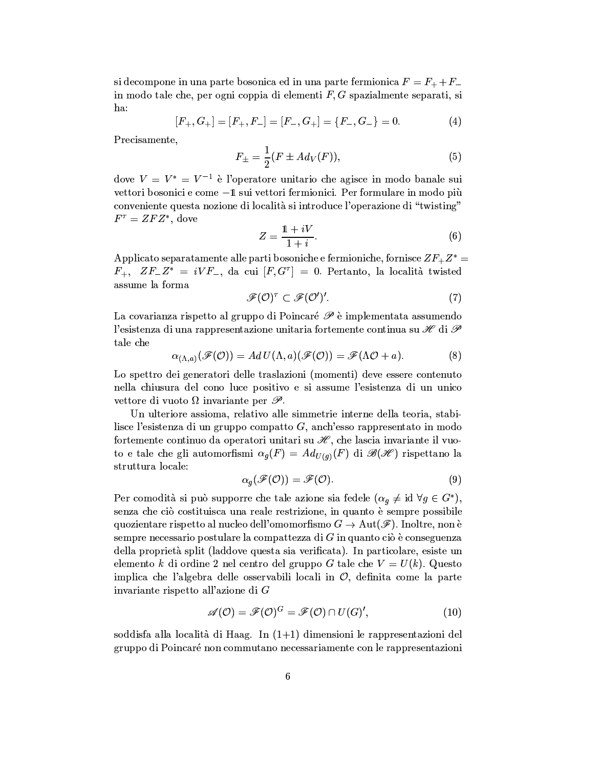si decompone in una parte bosonica ed in una parte fermionica $F = F_+ + F_-$ in modo tale che, per ogni coppia di elementi $F, G$ spazialmente separati, si ha:

$$[F_+, G_+] = [F_+, F_-] = [F_-, G_+] = \{F_-, G_-\} = 0. \tag{4}$$

Precisamente,

$$F_\pm = \frac{1}{2}(F \pm Ad_V(F)), \tag{5}$$

dove $V = V^* = V^{-1}$ è l'operatore unitario che agisce in modo banale sui vettori bosonici e come $-\mathbb{1}$ sui vettori fermionici. Per formulare in modo più conveniente questa nozione di località si introduce l'operazione di "twisting" $F^\tau = ZFZ^*$, dove

$$Z = \frac{\mathbb{1} + iV}{1 + i}. \tag{6}$$

Applicato separatamente alle parti bosoniche e fermioniche, fornisce $ZF_+Z^* = F_+$, $ZF_-Z^* = iVF_-$, da cui $[F, G^\tau] = 0$. Pertanto, la località twisted assume la forma

$$\mathscr{F}(\mathcal{O})^\tau \subset \mathscr{F}(\mathcal{O}')'. \tag{7}$$

La covarianza rispetto al gruppo di Poincaré $\mathscr{P}$ è implementata assumendo l'esistenza di una rappresentazione unitaria fortemente continua su $\mathscr{H}$ di $\mathscr{P}$ tale che

$$\alpha_{(\Lambda,a)}(\mathscr{F}(\mathcal{O})) = Ad\, U(\Lambda, a)(\mathscr{F}(\mathcal{O})) = \mathscr{F}(\Lambda\mathcal{O} + a). \tag{8}$$

Lo spettro dei generatori delle traslazioni (momenti) deve essere contenuto nella chiusura del cono luce positivo e si assume l'esistenza di un unico vettore di vuoto $\Omega$ invariante per $\mathscr{P}$.

Un ulteriore assioma, relativo alle simmetrie interne della teoria, stabilisce l'esistenza di un gruppo compatto $G$, anch'esso rappresentato in modo fortemente continuo da operatori unitari su $\mathscr{H}$, che lascia invariante il vuoto e tale che gli automorfismi $\alpha_g(F) = Ad_{U(g)}(F)$ di $\mathscr{B}(\mathscr{H})$ rispettano la struttura locale:

$$\alpha_g(\mathscr{F}(\mathcal{O})) = \mathscr{F}(\mathcal{O}). \tag{9}$$

Per comodità si può supporre che tale azione sia fedele ($\alpha_g \neq \text{id}\ \forall g \in G^*$), senza che ciò costituisca una reale restrizione, in quanto è sempre possibile quozientare rispetto al nucleo dell'omomorfismo $G \to \text{Aut}(\mathscr{F})$. Inoltre, non è sempre necessario postulare la compattezza di $G$ in quanto ciò è conseguenza della proprietà split (laddove questa sia verificata). In particolare, esiste un elemento $k$ di ordine 2 nel centro del gruppo $G$ tale che $V = U(k)$. Questo implica che l'algebra delle osservabili locali in $\mathcal{O}$, definita come la parte invariante rispetto all'azione di $G$

$$\mathscr{A}(\mathcal{O}) = \mathscr{F}(\mathcal{O})^G = \mathscr{F}(\mathcal{O}) \cap U(G)', \tag{10}$$

soddisfa alla località di Haag. In (1+1) dimensioni le rappresentazioni del gruppo di Poincaré non commutano necessariamente con le rappresentazioni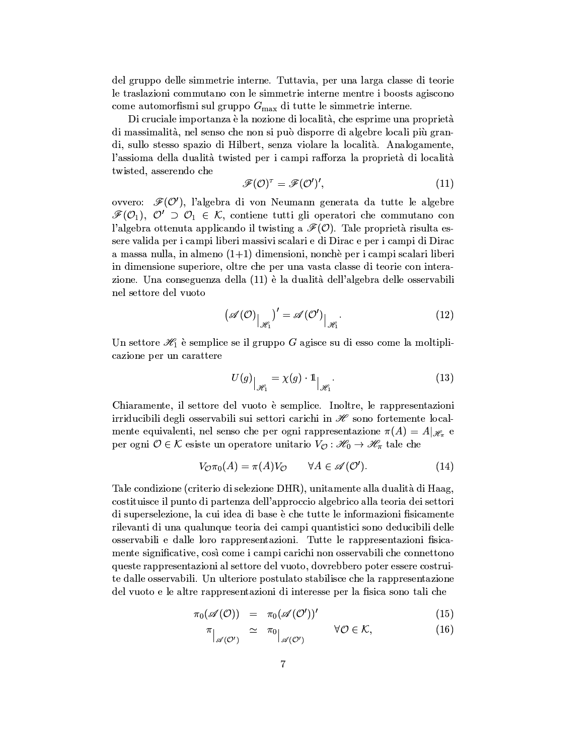del gruppo delle simmetrie interne. Tuttavia, per una larga classe di teorie le traslazioni commutano con le simmetrie interne mentre i boosts agiscono come automorfismi sul gruppo $G_{\max}$ di tutte le simmetrie interne.

Di cruciale importanza è la nozione di località, che esprime una proprietà di massimalità, nel senso che non si può disporre di algebre locali più grandi, sullo stesso spazio di Hilbert, senza violare la località. Analogamente, l'assioma della dualità twisted per i campi rafforza la proprietà di località twisted, asserendo che

$$\mathscr{F}(\mathcal{O})^{\tau} = \mathscr{F}(\mathcal{O}')', \tag{11}$$

ovvero: $\mathscr{F}(\mathcal{O}')$, l'algebra di von Neumann generata da tutte le algebre $\mathscr{F}(\mathcal{O}_1)$, $\mathcal{O}' \supset \mathcal{O}_1 \in \mathcal{K}$, contiene tutti gli operatori che commutano con l'algebra ottenuta applicando il twisting a $\mathscr{F}(\mathcal{O})$. Tale proprietà risulta essere valida per i campi liberi massivi scalari e di Dirac e per i campi di Dirac a massa nulla, in almeno (1+1) dimensioni, nonchè per i campi scalari liberi in dimensione superiore, oltre che per una vasta classe di teorie con interazione. Una conseguenza della (11) è la dualità dell'algebra delle osservabili nel settore del vuoto

$$\left(\mathscr{A}(\mathcal{O})\big|_{\mathscr{H}_1}\right)' = \mathscr{A}(\mathcal{O}')\big|_{\mathscr{H}_1}. \tag{12}$$

Un settore $\mathscr{H}_1$ è semplice se il gruppo $G$ agisce su di esso come la moltiplicazione per un carattere

$$U(g)\big|_{\mathscr{H}_1} = \chi(g) \cdot \mathbb{1}\big|_{\mathscr{H}_1}. \tag{13}$$

Chiaramente, il settore del vuoto è semplice. Inoltre, le rappresentazioni irriducibili degli osservabili sui settori carichi in $\mathscr{H}$ sono fortemente localmente equivalenti, nel senso che per ogni rappresentazione $\pi(A) = A|_{\mathscr{H}_\pi}$ e per ogni $\mathcal{O} \in \mathcal{K}$ esiste un operatore unitario $V_{\mathcal{O}} : \mathscr{H}_0 \to \mathscr{H}_\pi$ tale che

$$V_{\mathcal{O}}\pi_0(A) = \pi(A)V_{\mathcal{O}} \qquad \forall A \in \mathscr{A}(\mathcal{O}'). \tag{14}$$

Tale condizione (criterio di selezione DHR), unitamente alla dualità di Haag, costituisce il punto di partenza dell'approccio algebrico alla teoria dei settori di superselezione, la cui idea di base è che tutte le informazioni fisicamente rilevanti di una qualunque teoria dei campi quantistici sono deducibili delle osservabili e dalle loro rappresentazioni. Tutte le rappresentazioni fisicamente significative, così come i campi carichi non osservabili che connettono queste rappresentazioni al settore del vuoto, dovrebbero poter essere costruite dalle osservabili. Un ulteriore postulato stabilisce che la rappresentazione del vuoto e le altre rappresentazioni di interesse per la fisica sono tali che

$$\pi_0(\mathscr{A}(\mathcal{O})) = \pi_0(\mathscr{A}(\mathcal{O}'))' \tag{15}$$

$$\pi\big|_{\mathscr{A}(\mathcal{O}')} \simeq \pi_0\big|_{\mathscr{A}(\mathcal{O}')} \qquad \forall \mathcal{O} \in \mathcal{K}, \tag{16}$$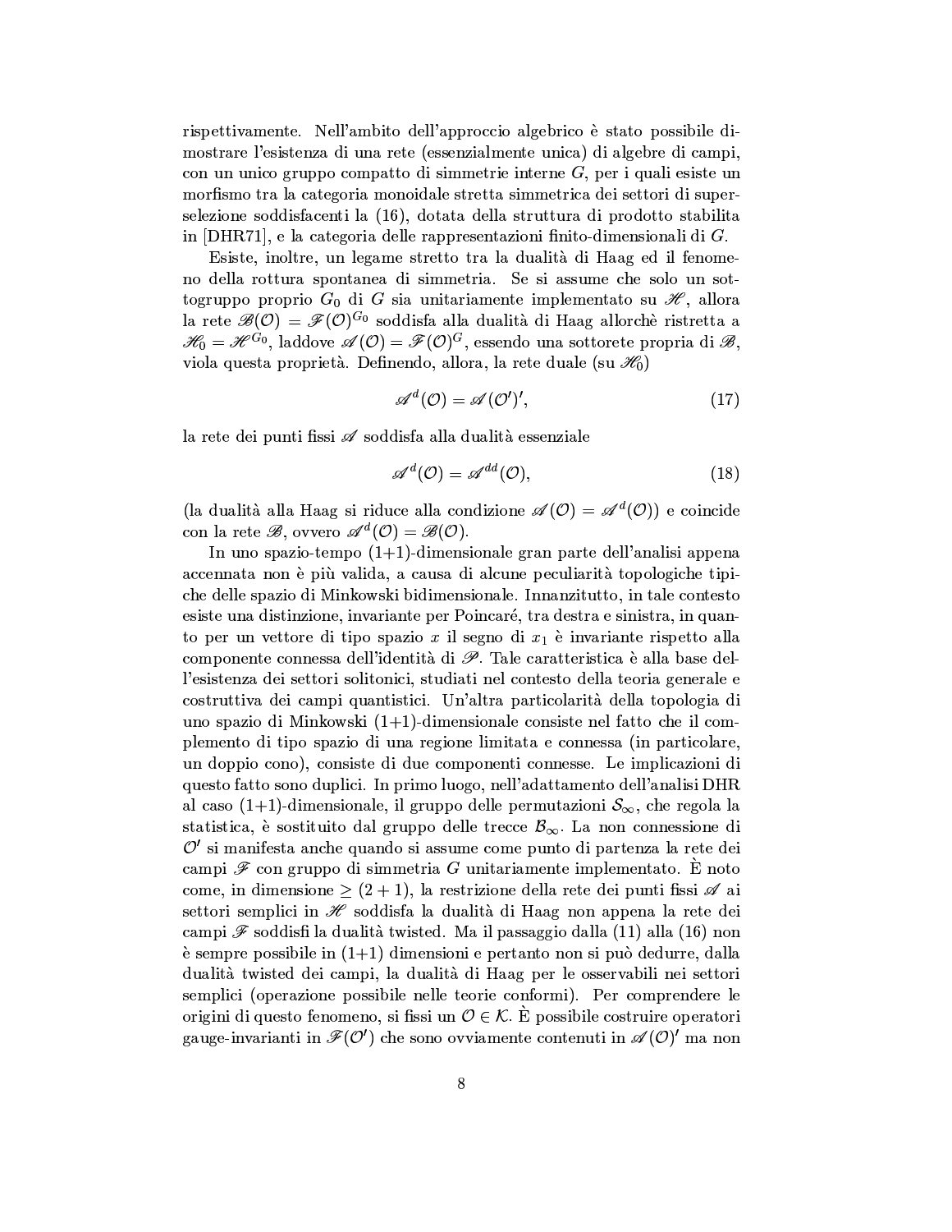rispettivamente. Nell'ambito dell'approccio algebrico è stato possibile dimostrare l'esistenza di una rete (essenzialmente unica) di algebre di campi, con un unico gruppo compatto di simmetrie interne $G$, per i quali esiste un morfismo tra la categoria monoidale stretta simmetrica dei settori di superselezione soddisfacenti la (16), dotata della struttura di prodotto stabilita in [DHR71], e la categoria delle rappresentazioni finito-dimensionali di $G$.

Esiste, inoltre, un legame stretto tra la dualità di Haag ed il fenomeno della rottura spontanea di simmetria. Se si assume che solo un sottogruppo proprio $G_0$ di $G$ sia unitariamente implementato su $\mathscr{H}$, allora la rete $\mathscr{B}(\mathcal{O}) = \mathscr{F}(\mathcal{O})^{G_0}$ soddisfa alla dualità di Haag allorchè ristretta a $\mathscr{H}_0 = \mathscr{H}^{G_0}$, laddove $\mathscr{A}(\mathcal{O}) = \mathscr{F}(\mathcal{O})^G$, essendo una sottorete propria di $\mathscr{B}$, viola questa proprietà. Definendo, allora, la rete duale (su $\mathscr{H}_0$)

$$\mathscr{A}^d(\mathcal{O}) = \mathscr{A}(\mathcal{O}')', \tag{17}$$

la rete dei punti fissi $\mathscr{A}$ soddisfa alla dualità essenziale

$$\mathscr{A}^d(\mathcal{O}) = \mathscr{A}^{dd}(\mathcal{O}), \tag{18}$$

(la dualità alla Haag si riduce alla condizione $\mathscr{A}(\mathcal{O}) = \mathscr{A}^d(\mathcal{O})$) e coincide con la rete $\mathscr{B}$, ovvero $\mathscr{A}^d(\mathcal{O}) = \mathscr{B}(\mathcal{O})$.

In uno spazio-tempo (1+1)-dimensionale gran parte dell'analisi appena accennata non è più valida, a causa di alcune peculiarità topologiche tipiche delle spazio di Minkowski bidimensionale. Innanzitutto, in tale contesto esiste una distinzione, invariante per Poincaré, tra destra e sinistra, in quanto per un vettore di tipo spazio $x$ il segno di $x_1$ è invariante rispetto alla componente connessa dell'identità di $\mathscr{P}$. Tale caratteristica è alla base dell'esistenza dei settori solitonici, studiati nel contesto della teoria generale e costruttiva dei campi quantistici. Un'altra particolarità della topologia di uno spazio di Minkowski (1+1)-dimensionale consiste nel fatto che il complemento di tipo spazio di una regione limitata e connessa (in particolare, un doppio cono), consiste di due componenti connesse. Le implicazioni di questo fatto sono duplici. In primo luogo, nell'adattamento dell'analisi DHR al caso (1+1)-dimensionale, il gruppo delle permutazioni $\mathcal{S}_\infty$, che regola la statistica, è sostituito dal gruppo delle trecce $\mathcal{B}_\infty$. La non connessione di $\mathcal{O}'$ si manifesta anche quando si assume come punto di partenza la rete dei campi $\mathscr{F}$ con gruppo di simmetria $G$ unitariamente implementato. È noto come, in dimensione $\geq (2+1)$, la restrizione della rete dei punti fissi $\mathscr{A}$ ai settori semplici in $\mathscr{H}$ soddisfa la dualità di Haag non appena la rete dei campi $\mathscr{F}$ soddisfi la dualità twisted. Ma il passaggio dalla (11) alla (16) non è sempre possibile in (1+1) dimensioni e pertanto non si può dedurre, dalla dualità twisted dei campi, la dualità di Haag per le osservabili nei settori semplici (operazione possibile nelle teorie conformi). Per comprendere le origini di questo fenomeno, si fissi un $\mathcal{O} \in \mathcal{K}$. È possibile costruire operatori gauge-invarianti in $\mathscr{F}(\mathcal{O}')$ che sono ovviamente contenuti in $\mathscr{A}(\mathcal{O})'$ ma non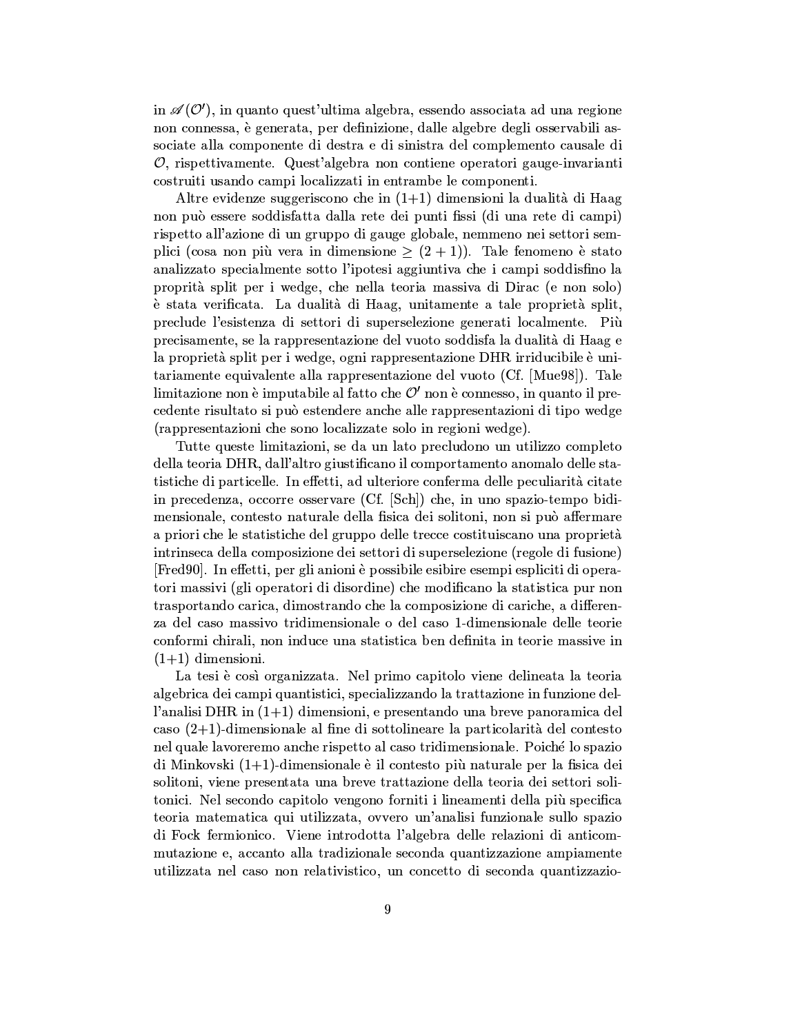in $\mathscr{A}(\mathcal{O}')$, in quanto quest'ultima algebra, essendo associata ad una regione non connessa, è generata, per definizione, dalle algebre degli osservabili associate alla componente di destra e di sinistra del complemento causale di $\mathcal{O}$, rispettivamente. Quest'algebra non contiene operatori gauge-invarianti costruiti usando campi localizzati in entrambe le componenti.

Altre evidenze suggeriscono che in (1+1) dimensioni la dualità di Haag non può essere soddisfatta dalla rete dei punti fissi (di una rete di campi) rispetto all'azione di un gruppo di gauge globale, nemmeno nei settori semplici (cosa non più vera in dimensione $\geq (2+1)$). Tale fenomeno è stato analizzato specialmente sotto l'ipotesi aggiuntiva che i campi soddisfino la proprità split per i wedge, che nella teoria massiva di Dirac (e non solo) è stata verificata. La dualità di Haag, unitamente a tale proprietà split, preclude l'esistenza di settori di superselezione generati localmente. Più precisamente, se la rappresentazione del vuoto soddisfa la dualità di Haag e la proprietà split per i wedge, ogni rappresentazione DHR irriducibile è unitariamente equivalente alla rappresentazione del vuoto (Cf. [Mue98]). Tale limitazione non è imputabile al fatto che $\mathcal{O}'$ non è connesso, in quanto il precedente risultato si può estendere anche alle rappresentazioni di tipo wedge (rappresentazioni che sono localizzate solo in regioni wedge).

Tutte queste limitazioni, se da un lato precludono un utilizzo completo della teoria DHR, dall'altro giustificano il comportamento anomalo delle statistiche di particelle. In effetti, ad ulteriore conferma delle peculiarità citate in precedenza, occorre osservare (Cf. [Sch]) che, in uno spazio-tempo bidimensionale, contesto naturale della fisica dei solitoni, non si può affermare a priori che le statistiche del gruppo delle trecce costituiscano una proprietà intrinseca della composizione dei settori di superselezione (regole di fusione) [Fred90]. In effetti, per gli anioni è possibile esibire esempi espliciti di operatori massivi (gli operatori di disordine) che modificano la statistica pur non trasportando carica, dimostrando che la composizione di cariche, a differenza del caso massivo tridimensionale o del caso 1-dimensionale delle teorie conformi chirali, non induce una statistica ben definita in teorie massive in (1+1) dimensioni.

La tesi è così organizzata. Nel primo capitolo viene delineata la teoria algebrica dei campi quantistici, specializzando la trattazione in funzione dell'analisi DHR in (1+1) dimensioni, e presentando una breve panoramica del caso (2+1)-dimensionale al fine di sottolineare la particolarità del contesto nel quale lavoreremo anche rispetto al caso tridimensionale. Poiché lo spazio di Minkovski (1+1)-dimensionale è il contesto più naturale per la fisica dei solitoni, viene presentata una breve trattazione della teoria dei settori solitonici. Nel secondo capitolo vengono forniti i lineamenti della più specifica teoria matematica qui utilizzata, ovvero un'analisi funzionale sullo spazio di Fock fermionico. Viene introdotta l'algebra delle relazioni di anticommutazione e, accanto alla tradizionale seconda quantizzazione ampiamente utilizzata nel caso non relativistico, un concetto di seconda quantizzazio-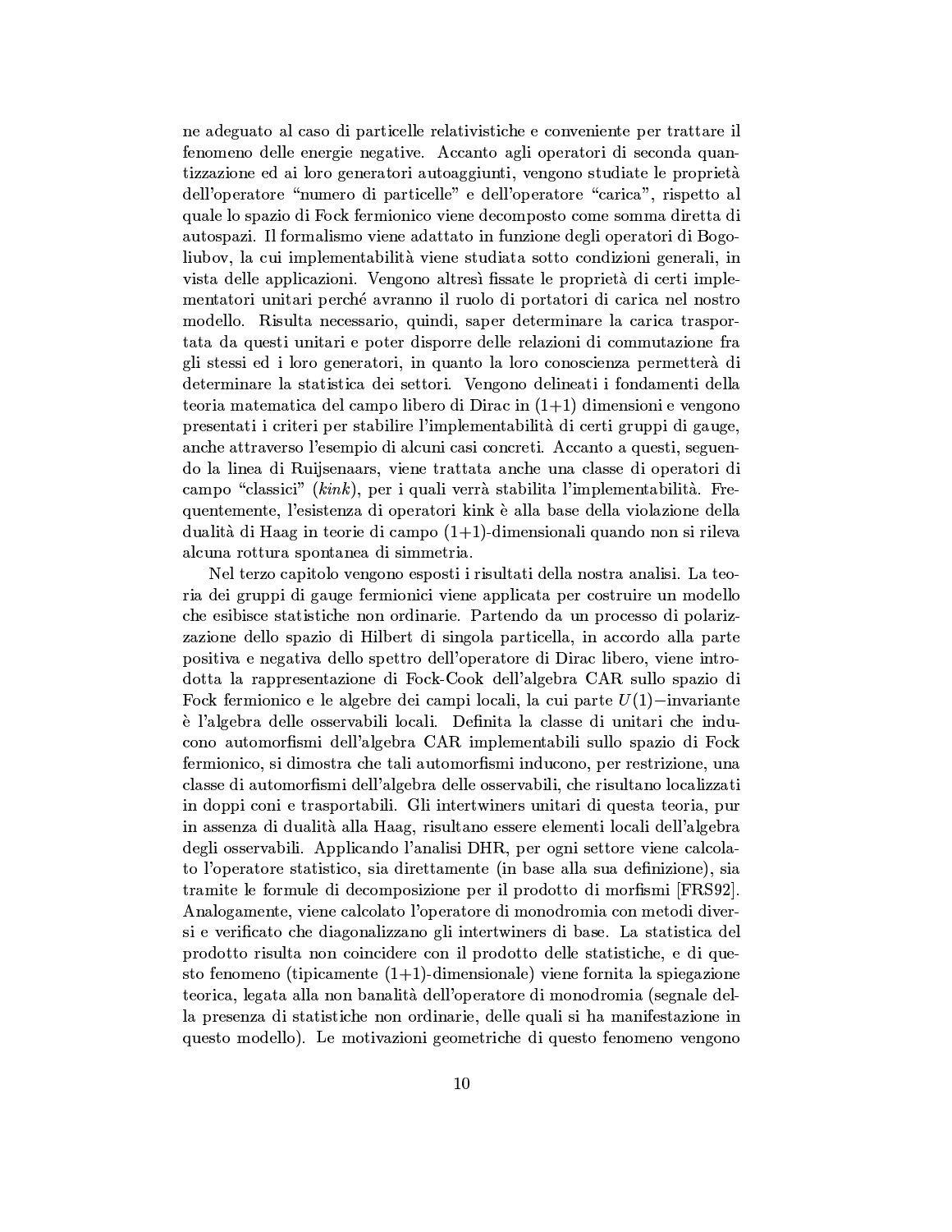ne adeguato al caso di particelle relativistiche e conveniente per trattare il fenomeno delle energie negative. Accanto agli operatori di seconda quantizzazione ed ai loro generatori autoaggiunti, vengono studiate le proprietà dell'operatore "numero di particelle" e dell'operatore "carica", rispetto al quale lo spazio di Fock fermionico viene decomposto come somma diretta di autospazi. Il formalismo viene adattato in funzione degli operatori di Bogoliubov, la cui implementabilità viene studiata sotto condizioni generali, in vista delle applicazioni. Vengono altresì fissate le proprietà di certi implementatori unitari perché avranno il ruolo di portatori di carica nel nostro modello. Risulta necessario, quindi, saper determinare la carica trasportata da questi unitari e poter disporre delle relazioni di commutazione fra gli stessi ed i loro generatori, in quanto la loro conoscienza permetterà di determinare la statistica dei settori. Vengono delineati i fondamenti della teoria matematica del campo libero di Dirac in (1+1) dimensioni e vengono presentati i criteri per stabilire l'implementabilità di certi gruppi di gauge, anche attraverso l'esempio di alcuni casi concreti. Accanto a questi, seguendo la linea di Ruijsenaars, viene trattata anche una classe di operatori di campo "classici" (*kink*), per i quali verrà stabilita l'implementabilità. Frequentemente, l'esistenza di operatori kink è alla base della violazione della dualità di Haag in teorie di campo (1+1)-dimensionali quando non si rileva alcuna rottura spontanea di simmetria.

Nel terzo capitolo vengono esposti i risultati della nostra analisi. La teoria dei gruppi di gauge fermionici viene applicata per costruire un modello che esibisce statistiche non ordinarie. Partendo da un processo di polarizzazione dello spazio di Hilbert di singola particella, in accordo alla parte positiva e negativa dello spettro dell'operatore di Dirac libero, viene introdotta la rappresentazione di Fock-Cook dell'algebra CAR sullo spazio di Fock fermionico e le algebre dei campi locali, la cui parte $U(1)-$invariante è l'algebra delle osservabili locali. Definita la classe di unitari che inducono automorfismi dell'algebra CAR implementabili sullo spazio di Fock fermionico, si dimostra che tali automorfismi inducono, per restrizione, una classe di automorfismi dell'algebra delle osservabili, che risultano localizzati in doppi coni e trasportabili. Gli intertwiners unitari di questa teoria, pur in assenza di dualità alla Haag, risultano essere elementi locali dell'algebra degli osservabili. Applicando l'analisi DHR, per ogni settore viene calcolato l'operatore statistico, sia direttamente (in base alla sua definizione), sia tramite le formule di decomposizione per il prodotto di morfismi [FRS92]. Analogamente, viene calcolato l'operatore di monodromia con metodi diversi e verificato che diagonalizzano gli intertwiners di base. La statistica del prodotto risulta non coincidere con il prodotto delle statistiche, e di questo fenomeno (tipicamente (1+1)-dimensionale) viene fornita la spiegazione teorica, legata alla non banalità dell'operatore di monodromia (segnale della presenza di statistiche non ordinarie, delle quali si ha manifestazione in questo modello). Le motivazioni geometriche di questo fenomeno vengono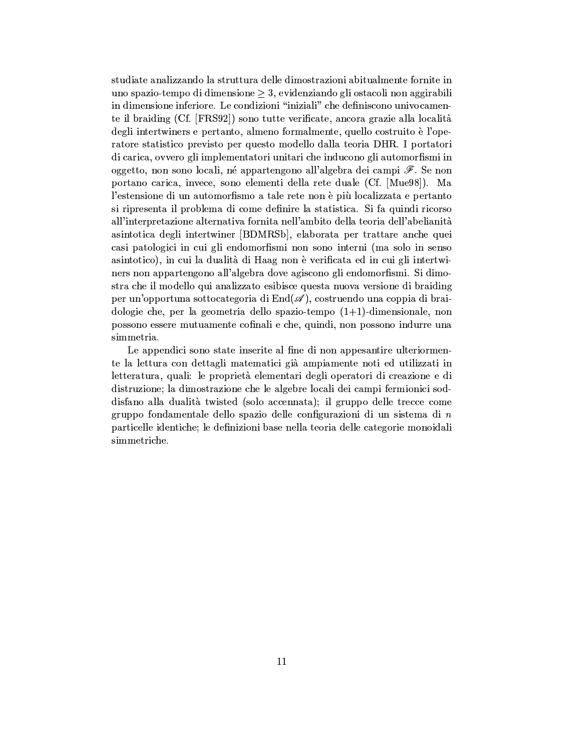studiate analizzando la struttura delle dimostrazioni abitualmente fornite in uno spazio-tempo di dimensione $\geq 3$, evidenziando gli ostacoli non aggirabili in dimensione inferiore. Le condizioni "iniziali" che definiscono univocamente il braiding (Cf. [FRS92]) sono tutte verificate, ancora grazie alla località degli intertwiners e pertanto, almeno formalmente, quello costruito è l'operatore statistico previsto per questo modello dalla teoria DHR. I portatori di carica, ovvero gli implementatori unitari che inducono gli automorfismi in oggetto, non sono locali, né appartengono all'algebra dei campi $\mathscr{F}$. Se non portano carica, invece, sono elementi della rete duale (Cf. [Mue98]). Ma l'estensione di un automorfismo a tale rete non è più localizzata e pertanto si ripresenta il problema di come definire la statistica. Si fa quindi ricorso all'interpretazione alternativa fornita nell'ambito della teoria dell'abelianità asintotica degli intertwiner [BDMRSb], elaborata per trattare anche quei casi patologici in cui gli endomorfismi non sono interni (ma solo in senso asintotico), in cui la dualità di Haag non è verificata ed in cui gli intertwiners non appartengono all'algebra dove agiscono gli endomorfismi. Si dimostra che il modello qui analizzato esibisce questa nuova versione di braiding per un'opportuna sottocategoria di $\mathrm{End}(\mathscr{A})$, costruendo una coppia di braidologie che, per la geometria dello spazio-tempo (1+1)-dimensionale, non possono essere mutuamente cofinali e che, quindi, non possono indurre una simmetria.

Le appendici sono state inserite al fine di non appesantire ulteriormente la lettura con dettagli matematici già ampiamente noti ed utilizzati in letteratura, quali: le proprietà elementari degli operatori di creazione e di distruzione; la dimostrazione che le algebre locali dei campi fermionici soddisfano alla dualità twisted (solo accennata); il gruppo delle trecce come gruppo fondamentale dello spazio delle configurazioni di un sistema di $n$ particelle identiche; le definizioni base nella teoria delle categorie monoidali simmetriche.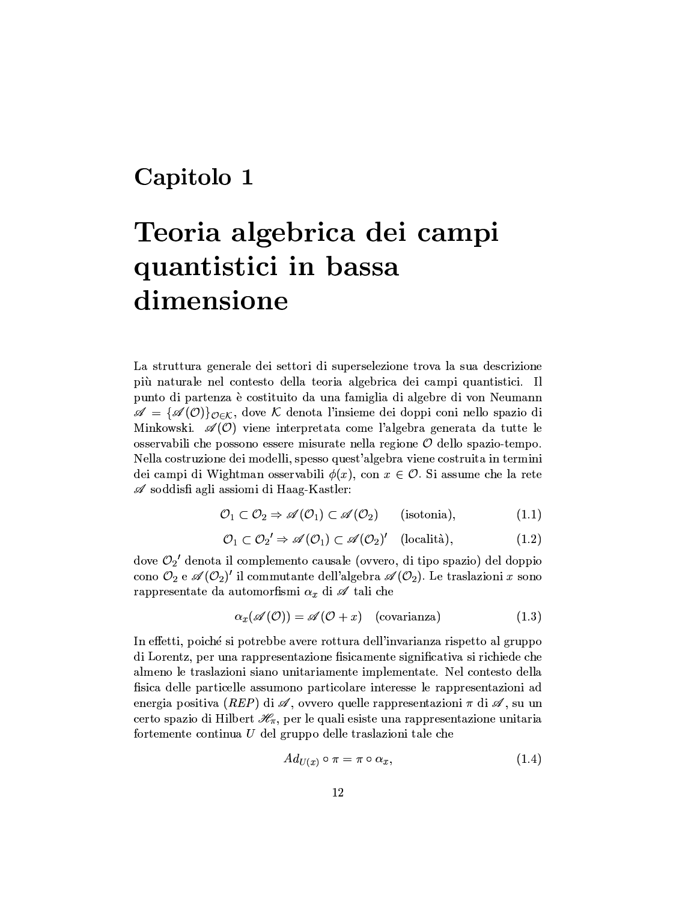# Capitolo 1

# Teoria algebrica dei campi quantistici in bassa dimensione

La struttura generale dei settori di superselezione trova la sua descrizione più naturale nel contesto della teoria algebrica dei campi quantistici. Il punto di partenza è costituito da una famiglia di algebre di von Neumann $\mathscr{A} = \{\mathscr{A}(\mathcal{O})\}_{\mathcal{O}\in\mathcal{K}}$, dove $\mathcal{K}$ denota l'insieme dei doppi coni nello spazio di Minkowski. $\mathscr{A}(\mathcal{O})$ viene interpretata come l'algebra generata da tutte le osservabili che possono essere misurate nella regione $\mathcal{O}$ dello spazio-tempo. Nella costruzione dei modelli, spesso quest'algebra viene costruita in termini dei campi di Wightman osservabili $\phi(x)$, con $x \in \mathcal{O}$. Si assume che la rete $\mathscr{A}$ soddisfi agli assiomi di Haag-Kastler:

$$\mathcal{O}_1 \subset \mathcal{O}_2 \Rightarrow \mathscr{A}(\mathcal{O}_1) \subset \mathscr{A}(\mathcal{O}_2) \qquad \text{(isotonia)}, \tag{1.1}$$

$$\mathcal{O}_1 \subset \mathcal{O}_2{}' \Rightarrow \mathscr{A}(\mathcal{O}_1) \subset \mathscr{A}(\mathcal{O}_2)' \quad \text{(località)}, \tag{1.2}$$

dove $\mathcal{O}_2{}'$ denota il complemento causale (ovvero, di tipo spazio) del doppio cono $\mathcal{O}_2$ e $\mathscr{A}(\mathcal{O}_2)'$ il commutante dell'algebra $\mathscr{A}(\mathcal{O}_2)$. Le traslazioni $x$ sono rappresentate da automorfismi $\alpha_x$ di $\mathscr{A}$ tali che

$$\alpha_x(\mathscr{A}(\mathcal{O})) = \mathscr{A}(\mathcal{O} + x) \quad \text{(covarianza)} \tag{1.3}$$

In effetti, poiché si potrebbe avere rottura dell'invarianza rispetto al gruppo di Lorentz, per una rappresentazione fisicamente significativa si richiede che almeno le traslazioni siano unitariamente implementate. Nel contesto della fisica delle particelle assumono particolare interesse le rappresentazioni ad energia positiva (*REP*) di $\mathscr{A}$, ovvero quelle rappresentazioni $\pi$ di $\mathscr{A}$, su un certo spazio di Hilbert $\mathscr{H}_\pi$, per le quali esiste una rappresentazione unitaria fortemente continua $U$ del gruppo delle traslazioni tale che

$$Ad_{U(x)} \circ \pi = \pi \circ \alpha_x, \tag{1.4}$$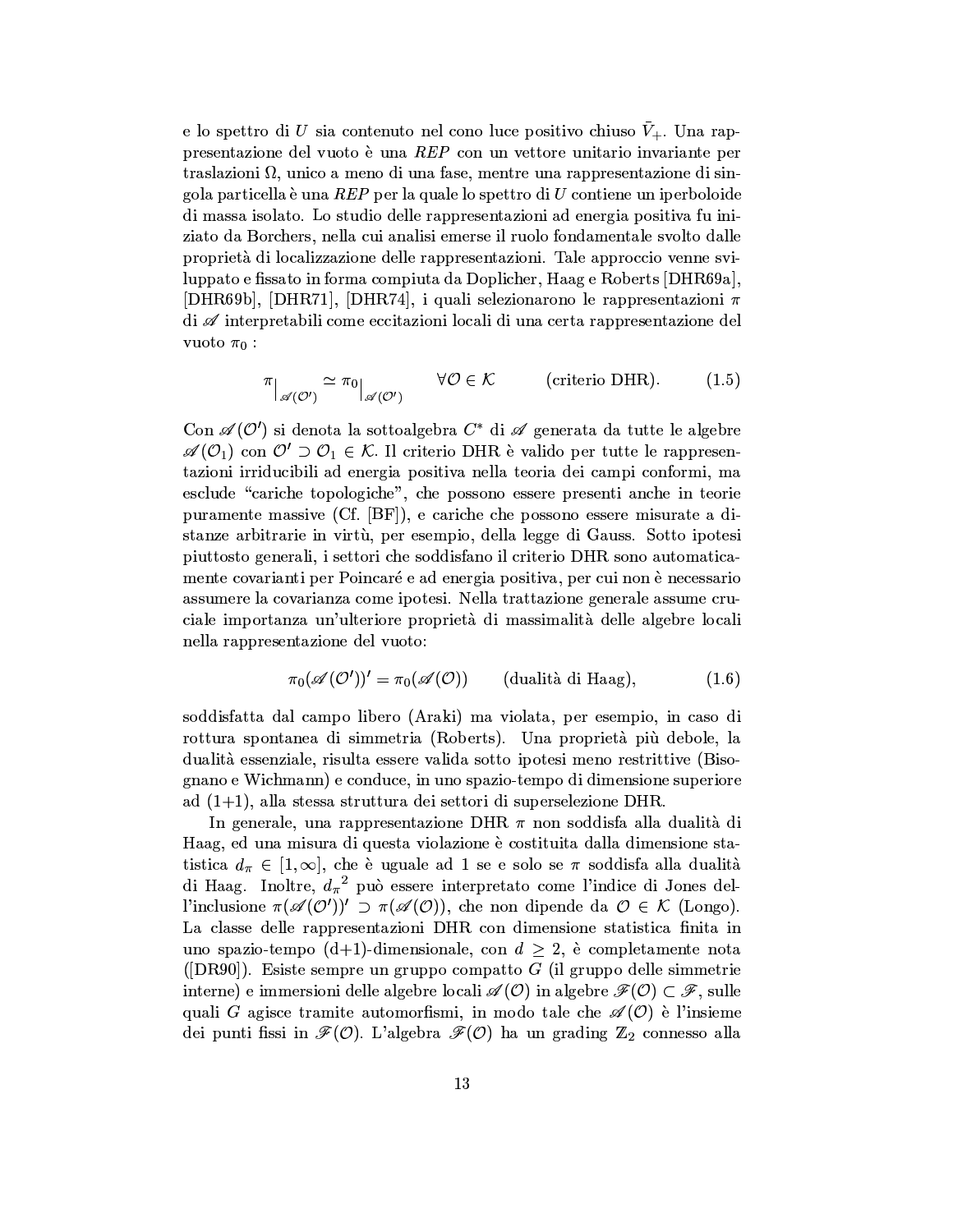e lo spettro di $U$ sia contenuto nel cono luce positivo chiuso $\bar{V}_+$. Una rappresentazione del vuoto è una *REP* con un vettore unitario invariante per traslazioni $\Omega$, unico a meno di una fase, mentre una rappresentazione di singola particella è una *REP* per la quale lo spettro di $U$ contiene un iperboloide di massa isolato. Lo studio delle rappresentazioni ad energia positiva fu iniziato da Borchers, nella cui analisi emerse il ruolo fondamentale svolto dalle proprietà di localizzazione delle rappresentazioni. Tale approccio venne sviluppato e fissato in forma compiuta da Doplicher, Haag e Roberts [DHR69a], [DHR69b], [DHR71], [DHR74], i quali selezionarono le rappresentazioni $\pi$ di $\mathscr{A}$ interpretabili come eccitazioni locali di una certa rappresentazione del vuoto $\pi_0$ :

$$\pi\big|_{\mathscr{A}(\mathcal{O}')} \simeq \pi_0\big|_{\mathscr{A}(\mathcal{O}')} \qquad \forall \mathcal{O} \in \mathcal{K} \qquad \text{(criterio DHR).} \tag{1.5}$$

Con $\mathscr{A}(\mathcal{O}')$ si denota la sottoalgebra $C^*$ di $\mathscr{A}$ generata da tutte le algebre $\mathscr{A}(\mathcal{O}_1)$ con $\mathcal{O}' \supset \mathcal{O}_1 \in \mathcal{K}$. Il criterio DHR è valido per tutte le rappresentazioni irriducibili ad energia positiva nella teoria dei campi conformi, ma esclude "cariche topologiche", che possono essere presenti anche in teorie puramente massive (Cf. [BF]), e cariche che possono essere misurate a distanze arbitrarie in virtù, per esempio, della legge di Gauss. Sotto ipotesi piuttosto generali, i settori che soddisfano il criterio DHR sono automaticamente covarianti per Poincaré e ad energia positiva, per cui non è necessario assumere la covarianza come ipotesi. Nella trattazione generale assume cruciale importanza un'ulteriore proprietà di massimalità delle algebre locali nella rappresentazione del vuoto:

$$\pi_0(\mathscr{A}(\mathcal{O}'))' = \pi_0(\mathscr{A}(\mathcal{O})) \qquad \text{(dualità di Haag),} \tag{1.6}$$

soddisfatta dal campo libero (Araki) ma violata, per esempio, in caso di rottura spontanea di simmetria (Roberts). Una proprietà più debole, la dualità essenziale, risulta essere valida sotto ipotesi meno restrittive (Bisognano e Wichmann) e conduce, in uno spazio-tempo di dimensione superiore ad (1+1), alla stessa struttura dei settori di superselezione DHR.

In generale, una rappresentazione DHR $\pi$ non soddisfa alla dualità di Haag, ed una misura di questa violazione è costituita dalla dimensione statistica $d_\pi \in [1, \infty]$, che è uguale ad 1 se e solo se $\pi$ soddisfa alla dualità di Haag. Inoltre, ${d_\pi}^2$ può essere interpretato come l'indice di Jones dell'inclusione $\pi(\mathscr{A}(\mathcal{O}'))' \supset \pi(\mathscr{A}(\mathcal{O}))$, che non dipende da $\mathcal{O} \in \mathcal{K}$ (Longo). La classe delle rappresentazioni DHR con dimensione statistica finita in uno spazio-tempo (d+1)-dimensionale, con $d \geq 2$, è completamente nota ([DR90]). Esiste sempre un gruppo compatto $G$ (il gruppo delle simmetrie interne) e immersioni delle algebre locali $\mathscr{A}(\mathcal{O})$ in algebre $\mathscr{F}(\mathcal{O}) \subset \mathscr{F}$, sulle quali $G$ agisce tramite automorfismi, in modo tale che $\mathscr{A}(\mathcal{O})$ è l'insieme dei punti fissi in $\mathscr{F}(\mathcal{O})$. L'algebra $\mathscr{F}(\mathcal{O})$ ha un grading $\mathbb{Z}_2$ connesso alla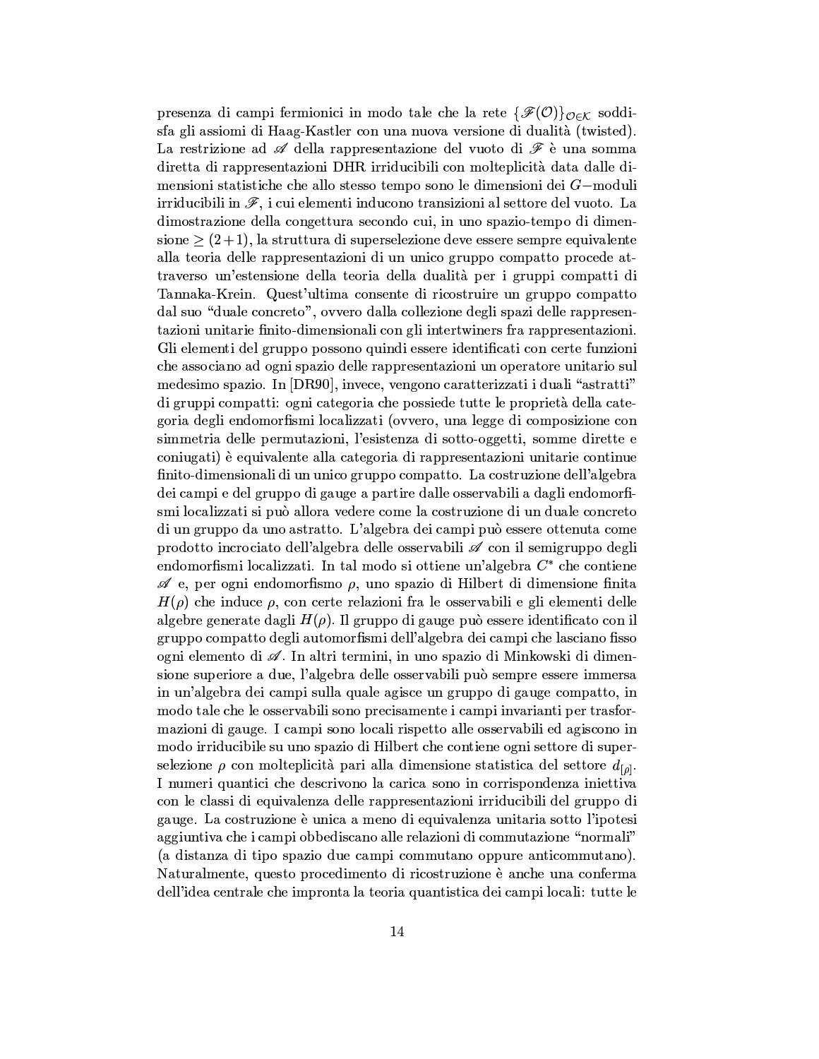presenza di campi fermionici in modo tale che la rete $\{\mathscr{F}(\mathcal{O})\}_{\mathcal{O}\in\mathcal{K}}$ soddisfa gli assiomi di Haag-Kastler con una nuova versione di dualità (twisted). La restrizione ad $\mathscr{A}$ della rappresentazione del vuoto di $\mathscr{F}$ è una somma diretta di rappresentazioni DHR irriducibili con molteplicità data dalle dimensioni statistiche che allo stesso tempo sono le dimensioni dei $G-$moduli irriducibili in $\mathscr{F}$, i cui elementi inducono transizioni al settore del vuoto. La dimostrazione della congettura secondo cui, in uno spazio-tempo di dimensione $\geq (2+1)$, la struttura di superselezione deve essere sempre equivalente alla teoria delle rappresentazioni di un unico gruppo compatto procede attraverso un'estensione della teoria della dualità per i gruppi compatti di Tannaka-Krein. Quest'ultima consente di ricostruire un gruppo compatto dal suo "duale concreto", ovvero dalla collezione degli spazi delle rappresentazioni unitarie finito-dimensionali con gli intertwiners fra rappresentazioni. Gli elementi del gruppo possono quindi essere identificati con certe funzioni che associano ad ogni spazio delle rappresentazioni un operatore unitario sul medesimo spazio. In [DR90], invece, vengono caratterizzati i duali "astratti" di gruppi compatti: ogni categoria che possiede tutte le proprietà della categoria degli endomorfismi localizzati (ovvero, una legge di composizione con simmetria delle permutazioni, l'esistenza di sotto-oggetti, somme dirette e coniugati) è equivalente alla categoria di rappresentazioni unitarie continue finito-dimensionali di un unico gruppo compatto. La costruzione dell'algebra dei campi e del gruppo di gauge a partire dalle osservabili a dagli endomorfismi localizzati si può allora vedere come la costruzione di un duale concreto di un gruppo da uno astratto. L'algebra dei campi può essere ottenuta come prodotto incrociato dell'algebra delle osservabili $\mathscr{A}$ con il semigruppo degli endomorfismi localizzati. In tal modo si ottiene un'algebra $C^*$ che contiene $\mathscr{A}$ e, per ogni endomorfismo $\rho$, uno spazio di Hilbert di dimensione finita $H(\rho)$ che induce $\rho$, con certe relazioni fra le osservabili e gli elementi delle algebre generate dagli $H(\rho)$. Il gruppo di gauge può essere identificato con il gruppo compatto degli automorfismi dell'algebra dei campi che lasciano fisso ogni elemento di $\mathscr{A}$. In altri termini, in uno spazio di Minkowski di dimensione superiore a due, l'algebra delle osservabili può sempre essere immersa in un'algebra dei campi sulla quale agisce un gruppo di gauge compatto, in modo tale che le osservabili sono precisamente i campi invarianti per trasformazioni di gauge. I campi sono locali rispetto alle osservabili ed agiscono in modo irriducibile su uno spazio di Hilbert che contiene ogni settore di superselezione $\rho$ con molteplicità pari alla dimensione statistica del settore $d_{[\rho]}$. I numeri quantici che descrivono la carica sono in corrispondenza iniettiva con le classi di equivalenza delle rappresentazioni irriducibili del gruppo di gauge. La costruzione è unica a meno di equivalenza unitaria sotto l'ipotesi aggiuntiva che i campi obbediscano alle relazioni di commutazione "normali" (a distanza di tipo spazio due campi commutano oppure anticommutano). Naturalmente, questo procedimento di ricostruzione è anche una conferma dell'idea centrale che impronta la teoria quantistica dei campi locali: tutte le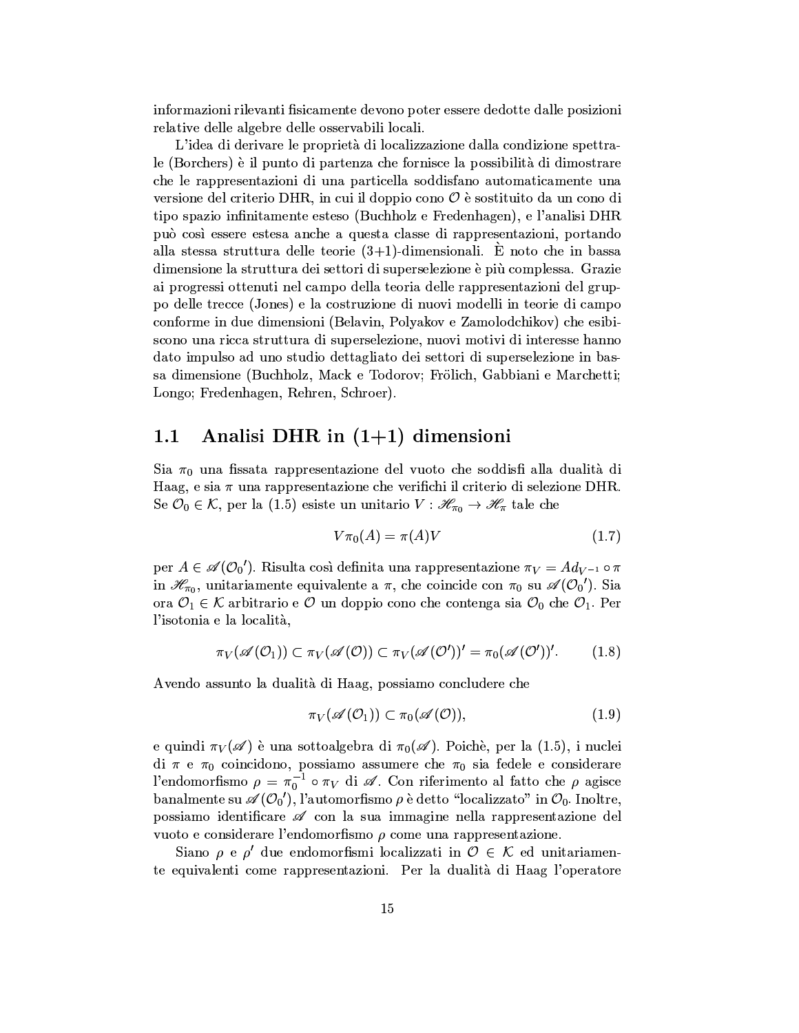informazioni rilevanti fisicamente devono poter essere dedotte dalle posizioni relative delle algebre delle osservabili locali.

L'idea di derivare le proprietà di localizzazione dalla condizione spettrale (Borchers) è il punto di partenza che fornisce la possibilità di dimostrare che le rappresentazioni di una particella soddisfano automaticamente una versione del criterio DHR, in cui il doppio cono $\mathcal{O}$ è sostituito da un cono di tipo spazio infinitamente esteso (Buchholz e Fredenhagen), e l'analisi DHR può così essere estesa anche a questa classe di rappresentazioni, portando alla stessa struttura delle teorie (3+1)-dimensionali. È noto che in bassa dimensione la struttura dei settori di superselezione è più complessa. Grazie ai progressi ottenuti nel campo della teoria delle rappresentazioni del gruppo delle trecce (Jones) e la costruzione di nuovi modelli in teorie di campo conforme in due dimensioni (Belavin, Polyakov e Zamolodchikov) che esibiscono una ricca struttura di superselezione, nuovi motivi di interesse hanno dato impulso ad uno studio dettagliato dei settori di superselezione in bassa dimensione (Buchholz, Mack e Todorov; Frölich, Gabbiani e Marchetti; Longo; Fredenhagen, Rehren, Schroer).

## 1.1 Analisi DHR in (1+1) dimensioni

Sia $\pi_0$ una fissata rappresentazione del vuoto che soddisfi alla dualità di Haag, e sia $\pi$ una rappresentazione che verifichi il criterio di selezione DHR. Se $\mathcal{O}_0 \in \mathcal{K}$, per la (1.5) esiste un unitario $V : \mathscr{H}_{\pi_0} \to \mathscr{H}_\pi$ tale che

$$V\pi_0(A) = \pi(A)V \tag{1.7}$$

per $A \in \mathscr{A}(\mathcal{O}_0{}')$. Risulta così definita una rappresentazione $\pi_V = Ad_{V^{-1}} \circ \pi$ in $\mathscr{H}_{\pi_0}$, unitariamente equivalente a $\pi$, che coincide con $\pi_0$ su $\mathscr{A}(\mathcal{O}_0{}')$. Sia ora $\mathcal{O}_1 \in \mathcal{K}$ arbitrario e $\mathcal{O}$ un doppio cono che contenga sia $\mathcal{O}_0$ che $\mathcal{O}_1$. Per l'isotonia e la località,

$$\pi_V(\mathscr{A}(\mathcal{O}_1)) \subset \pi_V(\mathscr{A}(\mathcal{O})) \subset \pi_V(\mathscr{A}(\mathcal{O}'))' = \pi_0(\mathscr{A}(\mathcal{O}'))'. \tag{1.8}$$

Avendo assunto la dualità di Haag, possiamo concludere che

$$\pi_V(\mathscr{A}(\mathcal{O}_1)) \subset \pi_0(\mathscr{A}(\mathcal{O})), \tag{1.9}$$

e quindi $\pi_V(\mathscr{A})$ è una sottoalgebra di $\pi_0(\mathscr{A})$. Poichè, per la (1.5), i nuclei di $\pi$ e $\pi_0$ coincidono, possiamo assumere che $\pi_0$ sia fedele e considerare l'endomorfismo $\rho = \pi_0^{-1} \circ \pi_V$ di $\mathscr{A}$. Con riferimento al fatto che $\rho$ agisce banalmente su $\mathscr{A}(\mathcal{O}_0{}')$, l'automorfismo $\rho$ è detto "localizzato" in $\mathcal{O}_0$. Inoltre, possiamo identificare $\mathscr{A}$ con la sua immagine nella rappresentazione del vuoto e considerare l'endomorfismo $\rho$ come una rappresentazione.

Siano $\rho$ e $\rho'$ due endomorfismi localizzati in $\mathcal{O} \in \mathcal{K}$ ed unitariamente equivalenti come rappresentazioni. Per la dualità di Haag l'operatore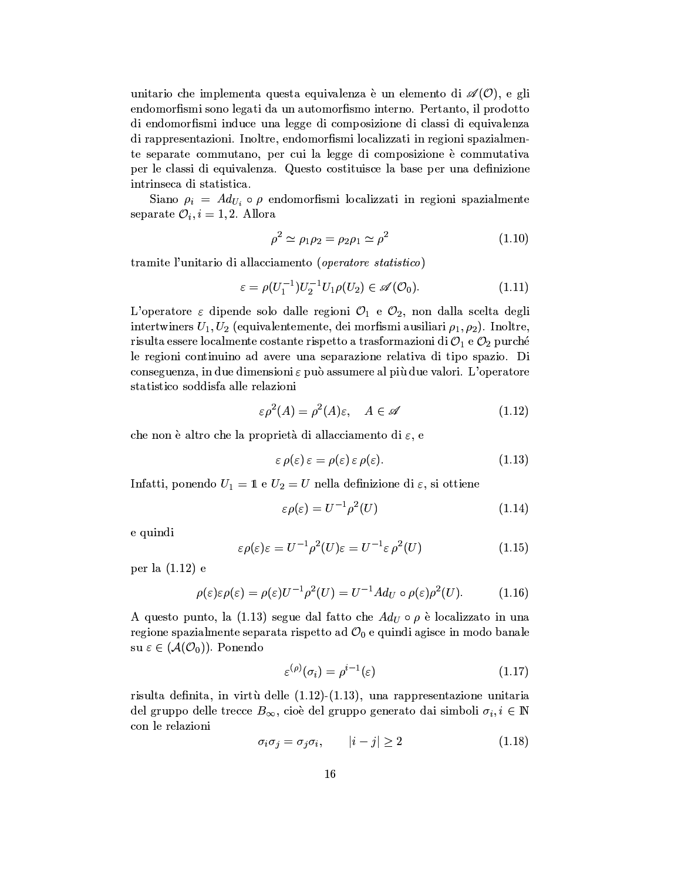unitario che implementa questa equivalenza è un elemento di $\mathscr{A}(\mathcal{O})$, e gli endomorfismi sono legati da un automorfismo interno. Pertanto, il prodotto di endomorfismi induce una legge di composizione di classi di equivalenza di rappresentazioni. Inoltre, endomorfismi localizzati in regioni spazialmente separate commutano, per cui la legge di composizione è commutativa per le classi di equivalenza. Questo costituisce la base per una definizione intrinseca di statistica.

Siano $\rho_i = Ad_{U_i} \circ \rho$ endomorfismi localizzati in regioni spazialmente separate $\mathcal{O}_i, i = 1, 2$. Allora

$$\rho^2 \simeq \rho_1 \rho_2 = \rho_2 \rho_1 \simeq \rho^2 \tag{1.10}$$

tramite l'unitario di allacciamento (*operatore statistico*)

$$\varepsilon = \rho(U_1^{-1}) U_2^{-1} U_1 \rho(U_2) \in \mathscr{A}(\mathcal{O}_0). \tag{1.11}$$

L'operatore $\varepsilon$ dipende solo dalle regioni $\mathcal{O}_1$ e $\mathcal{O}_2$, non dalla scelta degli intertwiners $U_1, U_2$ (equivalentemente, dei morfismi ausiliari $\rho_1, \rho_2$). Inoltre, risulta essere localmente costante rispetto a trasformazioni di $\mathcal{O}_1$ e $\mathcal{O}_2$ purché le regioni continuino ad avere una separazione relativa di tipo spazio. Di conseguenza, in due dimensioni $\varepsilon$ può assumere al più due valori. L'operatore statistico soddisfa alle relazioni

$$\varepsilon \rho^2(A) = \rho^2(A) \varepsilon, \quad A \in \mathscr{A} \tag{1.12}$$

che non è altro che la proprietà di allacciamento di $\varepsilon$, e

$$\varepsilon\, \rho(\varepsilon)\, \varepsilon = \rho(\varepsilon)\, \varepsilon\, \rho(\varepsilon). \tag{1.13}$$

Infatti, ponendo $U_1 = \mathbb{1}$ e $U_2 = U$ nella definizione di $\varepsilon$, si ottiene

$$\varepsilon \rho(\varepsilon) = U^{-1} \rho^2(U) \tag{1.14}$$

e quindi

$$\varepsilon \rho(\varepsilon) \varepsilon = U^{-1} \rho^2(U) \varepsilon = U^{-1} \varepsilon\, \rho^2(U) \tag{1.15}$$

per la (1.12) e

$$\rho(\varepsilon) \varepsilon \rho(\varepsilon) = \rho(\varepsilon) U^{-1} \rho^2(U) = U^{-1} Ad_U \circ \rho(\varepsilon) \rho^2(U). \tag{1.16}$$

A questo punto, la (1.13) segue dal fatto che $Ad_U \circ \rho$ è localizzato in una regione spazialmente separata rispetto ad $\mathcal{O}_0$ e quindi agisce in modo banale su $\varepsilon \in (\mathcal{A}(\mathcal{O}_0))$. Ponendo

$$\varepsilon^{(\rho)}(\sigma_i) = \rho^{i-1}(\varepsilon) \tag{1.17}$$

risulta definita, in virtù delle (1.12)-(1.13), una rappresentazione unitaria del gruppo delle trecce $B_\infty$, cioè del gruppo generato dai simboli $\sigma_i, i \in \mathbb{N}$ con le relazioni

$$\sigma_i \sigma_j = \sigma_j \sigma_i, \qquad |i - j| \geq 2 \tag{1.18}$$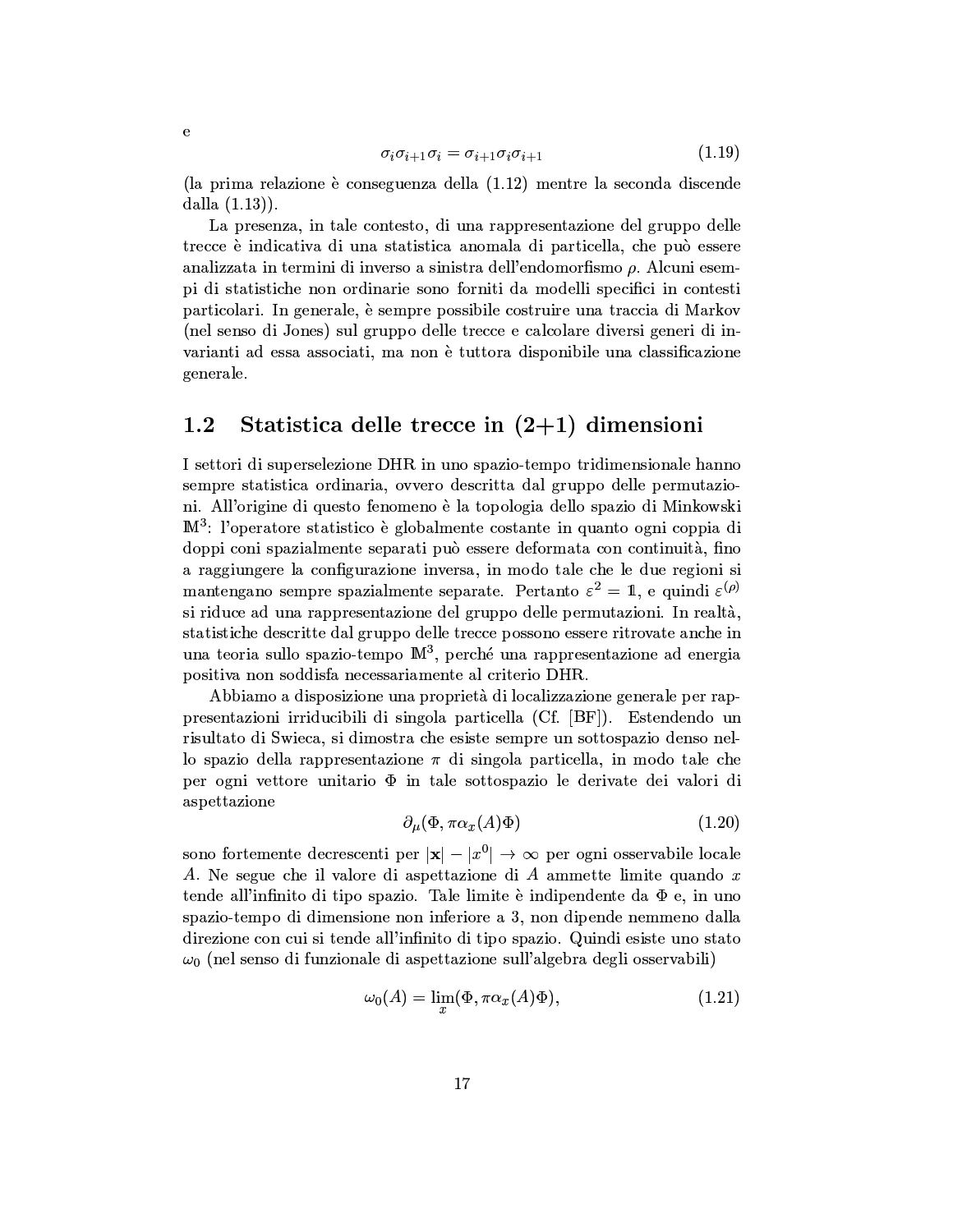e

$$\sigma_i \sigma_{i+1} \sigma_i = \sigma_{i+1} \sigma_i \sigma_{i+1} \tag{1.19}$$

(la prima relazione è conseguenza della (1.12) mentre la seconda discende dalla (1.13)).

La presenza, in tale contesto, di una rappresentazione del gruppo delle trecce è indicativa di una statistica anomala di particella, che può essere analizzata in termini di inverso a sinistra dell'endomorfismo $\rho$. Alcuni esempi di statistiche non ordinarie sono forniti da modelli specifici in contesti particolari. In generale, è sempre possibile costruire una traccia di Markov (nel senso di Jones) sul gruppo delle trecce e calcolare diversi generi di invarianti ad essa associati, ma non è tuttora disponibile una classificazione generale.

## 1.2 Statistica delle trecce in (2+1) dimensioni

I settori di superselezione DHR in uno spazio-tempo tridimensionale hanno sempre statistica ordinaria, ovvero descritta dal gruppo delle permutazioni. All'origine di questo fenomeno è la topologia dello spazio di Minkowski $\mathbb{M}^3$: l'operatore statistico è globalmente costante in quanto ogni coppia di doppi coni spazialmente separati può essere deformata con continuità, fino a raggiungere la configurazione inversa, in modo tale che le due regioni si mantengano sempre spazialmente separate. Pertanto $\varepsilon^2 = \mathbb{1}$, e quindi $\varepsilon^{(\rho)}$ si riduce ad una rappresentazione del gruppo delle permutazioni. In realtà, statistiche descritte dal gruppo delle trecce possono essere ritrovate anche in una teoria sullo spazio-tempo $\mathbb{M}^3$, perché una rappresentazione ad energia positiva non soddisfa necessariamente al criterio DHR.

Abbiamo a disposizione una proprietà di localizzazione generale per rappresentazioni irriducibili di singola particella (Cf. [BF]). Estendendo un risultato di Swieca, si dimostra che esiste sempre un sottospazio denso nello spazio della rappresentazione $\pi$ di singola particella, in modo tale che per ogni vettore unitario $\Phi$ in tale sottospazio le derivate dei valori di aspettazione

$$\partial_\mu (\Phi, \pi\alpha_x(A)\Phi) \tag{1.20}$$

sono fortemente decrescenti per $|\mathbf{x}| - |x^0| \to \infty$ per ogni osservabile locale $A$. Ne segue che il valore di aspettazione di $A$ ammette limite quando $x$ tende all'infinito di tipo spazio. Tale limite è indipendente da $\Phi$ e, in uno spazio-tempo di dimensione non inferiore a 3, non dipende nemmeno dalla direzione con cui si tende all'infinito di tipo spazio. Quindi esiste uno stato $\omega_0$ (nel senso di funzionale di aspettazione sull'algebra degli osservabili)

$$\omega_0(A) = \lim_x (\Phi, \pi\alpha_x(A)\Phi), \tag{1.21}$$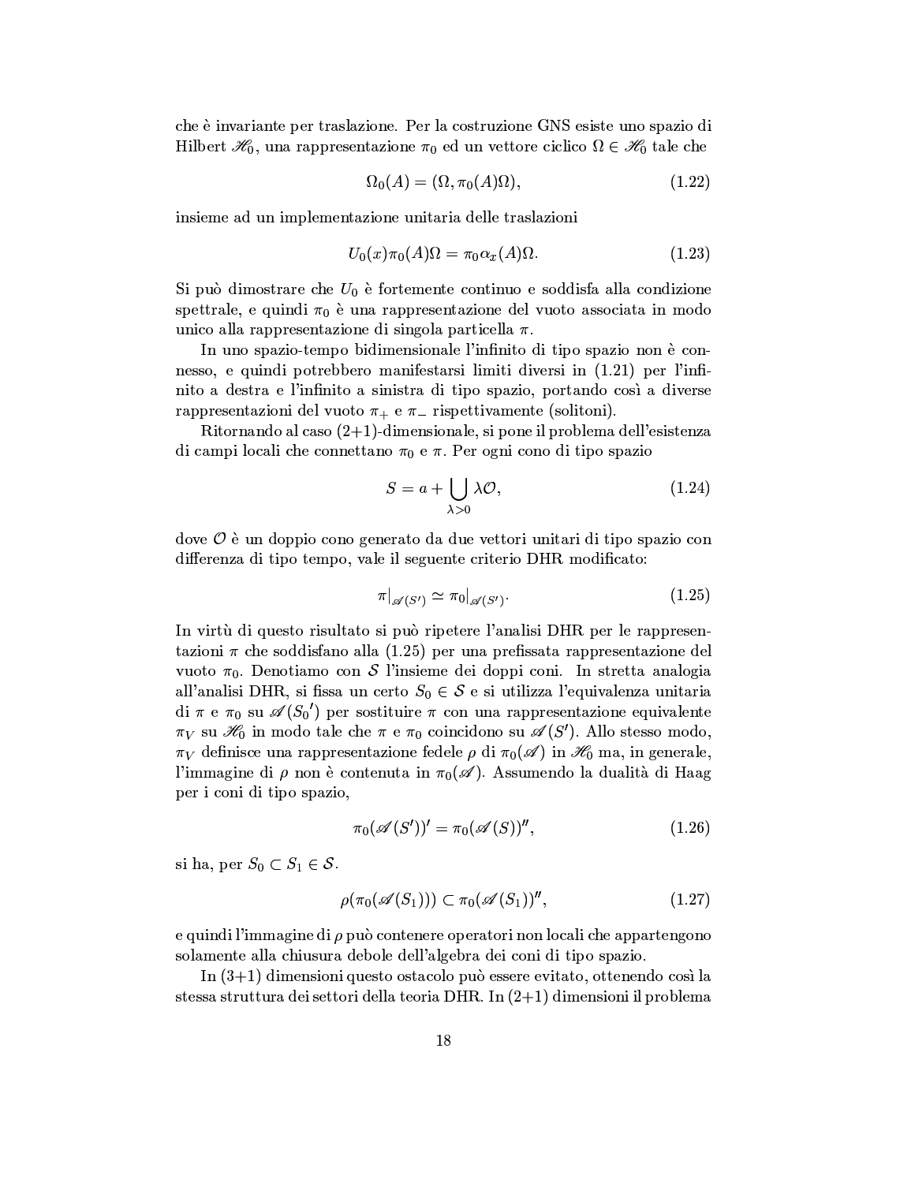che è invariante per traslazione. Per la costruzione GNS esiste uno spazio di Hilbert $\mathscr{H}_0$, una rappresentazione $\pi_0$ ed un vettore ciclico $\Omega \in \mathscr{H}_0$ tale che

$$\Omega_0(A) = (\Omega, \pi_0(A)\Omega), \tag{1.22}$$

insieme ad un implementazione unitaria delle traslazioni

$$U_0(x)\pi_0(A)\Omega = \pi_0\alpha_x(A)\Omega. \tag{1.23}$$

Si può dimostrare che $U_0$ è fortemente continuo e soddisfa alla condizione spettrale, e quindi $\pi_0$ è una rappresentazione del vuoto associata in modo unico alla rappresentazione di singola particella $\pi$.

In uno spazio-tempo bidimensionale l'infinito di tipo spazio non è connesso, e quindi potrebbero manifestarsi limiti diversi in (1.21) per l'infinito a destra e l'infinito a sinistra di tipo spazio, portando così a diverse rappresentazioni del vuoto $\pi_+$ e $\pi_-$ rispettivamente (solitoni).

Ritornando al caso (2+1)-dimensionale, si pone il problema dell'esistenza di campi locali che connettano $\pi_0$ e $\pi$. Per ogni cono di tipo spazio

$$S = a + \bigcup_{\lambda > 0} \lambda \mathcal{O}, \tag{1.24}$$

dove $\mathcal{O}$ è un doppio cono generato da due vettori unitari di tipo spazio con differenza di tipo tempo, vale il seguente criterio DHR modificato:

$$\pi|_{\mathscr{A}(S')} \simeq \pi_0|_{\mathscr{A}(S')}. \tag{1.25}$$

In virtù di questo risultato si può ripetere l'analisi DHR per le rappresentazioni $\pi$ che soddisfano alla (1.25) per una prefissata rappresentazione del vuoto $\pi_0$. Denotiamo con $\mathcal{S}$ l'insieme dei doppi coni. In stretta analogia all'analisi DHR, si fissa un certo $S_0 \in \mathcal{S}$ e si utilizza l'equivalenza unitaria di $\pi$ e $\pi_0$ su $\mathscr{A}(S_0{}')$ per sostituire $\pi$ con una rappresentazione equivalente $\pi_V$ su $\mathscr{H}_0$ in modo tale che $\pi$ e $\pi_0$ coincidono su $\mathscr{A}(S')$. Allo stesso modo, $\pi_V$ definisce una rappresentazione fedele $\rho$ di $\pi_0(\mathscr{A})$ in $\mathscr{H}_0$ ma, in generale, l'immagine di $\rho$ non è contenuta in $\pi_0(\mathscr{A})$. Assumendo la dualità di Haag per i coni di tipo spazio,

$$\pi_0(\mathscr{A}(S'))' = \pi_0(\mathscr{A}(S))'', \tag{1.26}$$

si ha, per $S_0 \subset S_1 \in \mathcal{S}$.

$$\rho(\pi_0(\mathscr{A}(S_1))) \subset \pi_0(\mathscr{A}(S_1))'', \tag{1.27}$$

e quindi l'immagine di $\rho$ può contenere operatori non locali che appartengono solamente alla chiusura debole dell'algebra dei coni di tipo spazio.

In (3+1) dimensioni questo ostacolo può essere evitato, ottenendo così la stessa struttura dei settori della teoria DHR. In (2+1) dimensioni il problema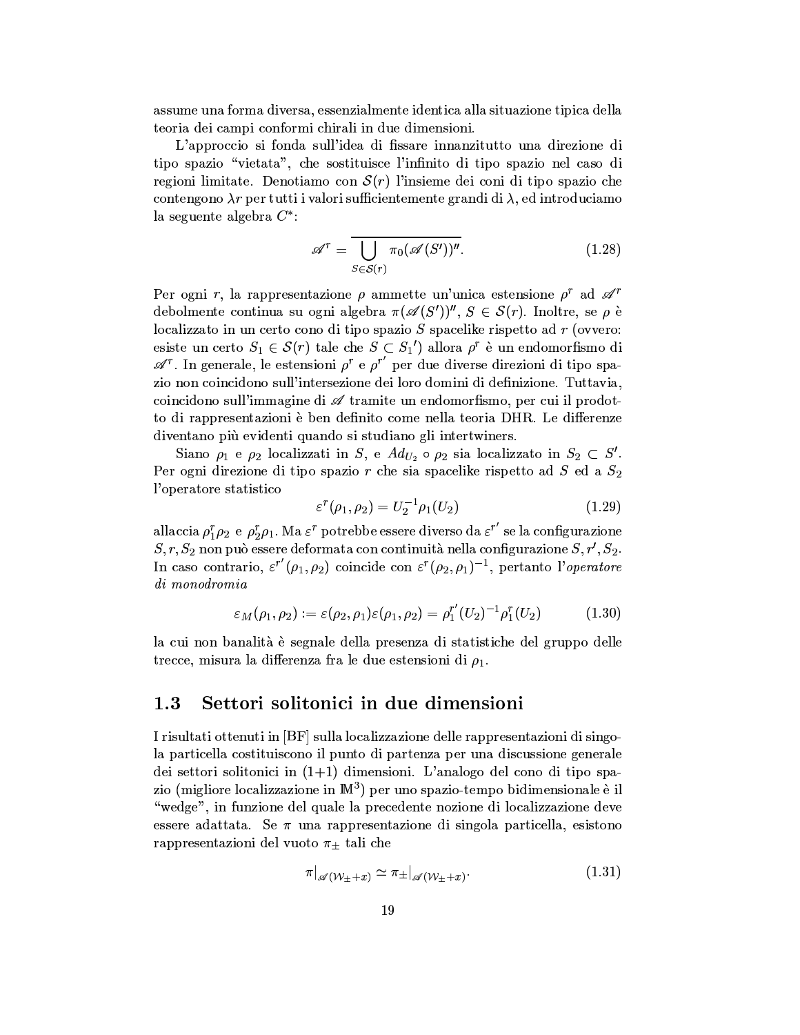assume una forma diversa, essenzialmente identica alla situazione tipica della teoria dei campi conformi chirali in due dimensioni.

L'approccio si fonda sull'idea di fissare innanzitutto una direzione di tipo spazio "vietata", che sostituisce l'infinito di tipo spazio nel caso di regioni limitate. Denotiamo con $\mathcal{S}(r)$ l'insieme dei coni di tipo spazio che contengono $\lambda r$ per tutti i valori sufficientemente grandi di $\lambda$, ed introduciamo la seguente algebra $C^*$:

$$\mathscr{A}^r = \overline{\bigcup_{S \in \mathcal{S}(r)} \pi_0(\mathscr{A}(S'))''}. \tag{1.28}$$

Per ogni $r$, la rappresentazione $\rho$ ammette un'unica estensione $\rho^r$ ad $\mathscr{A}^r$ debolmente continua su ogni algebra $\pi(\mathscr{A}(S'))''$, $S \in \mathcal{S}(r)$. Inoltre, se $\rho$ è localizzato in un certo cono di tipo spazio $S$ spacelike rispetto ad $r$ (ovvero: esiste un certo $S_1 \in \mathcal{S}(r)$ tale che $S \subset S_1{}'$) allora $\rho^r$ è un endomorfismo di $\mathscr{A}^r$. In generale, le estensioni $\rho^r$ e $\rho^{r'}$ per due diverse direzioni di tipo spazio non coincidono sull'intersezione dei loro domini di definizione. Tuttavia, coincidono sull'immagine di $\mathscr{A}$ tramite un endomorfismo, per cui il prodotto di rappresentazioni è ben definito come nella teoria DHR. Le differenze diventano più evidenti quando si studiano gli intertwiners.

Siano $\rho_1$ e $\rho_2$ localizzati in $S$, e $Ad_{U_2} \circ \rho_2$ sia localizzato in $S_2 \subset S'$. Per ogni direzione di tipo spazio $r$ che sia spacelike rispetto ad $S$ ed a $S_2$ l'operatore statistico

$$\varepsilon^r(\rho_1, \rho_2) = U_2^{-1} \rho_1(U_2) \tag{1.29}$$

allaccia $\rho_1^r \rho_2$ e $\rho_2^r \rho_1$. Ma $\varepsilon^r$ potrebbe essere diverso da $\varepsilon^{r'}$ se la configurazione $S, r, S_2$ non può essere deformata con continuità nella configurazione $S, r', S_2$. In caso contrario, $\varepsilon^{r'}(\rho_1, \rho_2)$ coincide con $\varepsilon^r(\rho_2, \rho_1)^{-1}$, pertanto l'*operatore di monodromia*

$$\varepsilon_M(\rho_1, \rho_2) := \varepsilon(\rho_2, \rho_1)\varepsilon(\rho_1, \rho_2) = \rho_1^{r'}(U_2)^{-1} \rho_1^r(U_2) \tag{1.30}$$

la cui non banalità è segnale della presenza di statistiche del gruppo delle trecce, misura la differenza fra le due estensioni di $\rho_1$.

## 1.3 Settori solitonici in due dimensioni

I risultati ottenuti in [BF] sulla localizzazione delle rappresentazioni di singola particella costituiscono il punto di partenza per una discussione generale dei settori solitonici in (1+1) dimensioni. L'analogo del cono di tipo spazio (migliore localizzazione in $\mathbb{M}^3$) per uno spazio-tempo bidimensionale è il "wedge", in funzione del quale la precedente nozione di localizzazione deve essere adattata. Se $\pi$ una rappresentazione di singola particella, esistono rappresentazioni del vuoto $\pi_\pm$ tali che

$$\pi|_{\mathscr{A}(\mathcal{W}_\pm + x)} \simeq \pi_\pm|_{\mathscr{A}(\mathcal{W}_\pm + x)}. \tag{1.31}$$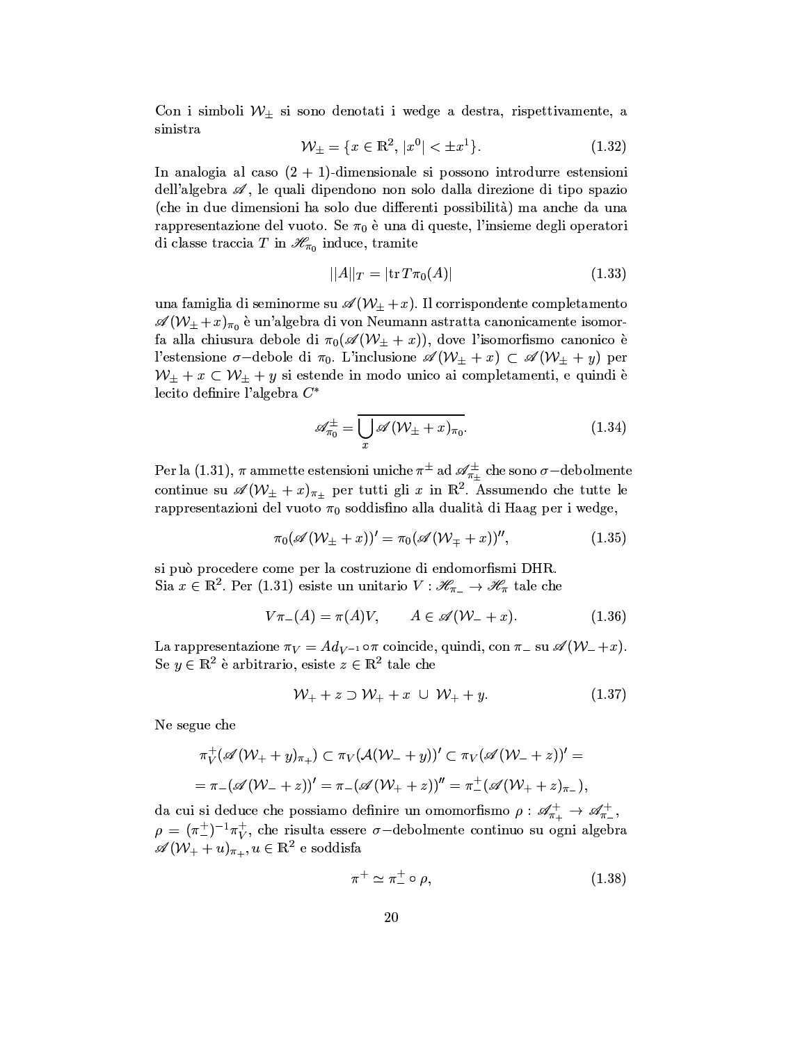Con i simboli $\mathcal{W}_\pm$ si sono denotati i wedge a destra, rispettivamente, a sinistra

$$\mathcal{W}_\pm = \{x \in \mathbb{R}^2,\, |x^0| < \pm x^1\}. \tag{1.32}$$

In analogia al caso $(2+1)$-dimensionale si possono introdurre estensioni dell'algebra $\mathscr{A}$, le quali dipendono non solo dalla direzione di tipo spazio (che in due dimensioni ha solo due differenti possibilità) ma anche da una rappresentazione del vuoto. Se $\pi_0$ è una di queste, l'insieme degli operatori di classe traccia $T$ in $\mathscr{H}_{\pi_0}$ induce, tramite

$$||A||_T = |\mathrm{tr}\, T\pi_0(A)| \tag{1.33}$$

una famiglia di seminorme su $\mathscr{A}(\mathcal{W}_\pm + x)$. Il corrispondente completamento $\mathscr{A}(\mathcal{W}_\pm + x)_{\pi_0}$ è un'algebra di von Neumann astratta canonicamente isomorfa alla chiusura debole di $\pi_0(\mathscr{A}(\mathcal{W}_\pm + x))$, dove l'isomorfismo canonico è l'estensione $\sigma-$debole di $\pi_0$. L'inclusione $\mathscr{A}(\mathcal{W}_\pm + x) \subset \mathscr{A}(\mathcal{W}_\pm + y)$ per $\mathcal{W}_\pm + x \subset \mathcal{W}_\pm + y$ si estende in modo unico ai completamenti, e quindi è lecito definire l'algebra $C^*$

$$\mathscr{A}^\pm_{\pi_0} = \overline{\bigcup_x \mathscr{A}(\mathcal{W}_\pm + x)_{\pi_0}}. \tag{1.34}$$

Per la (1.31), $\pi$ ammette estensioni uniche $\pi^\pm$ ad $\mathscr{A}^\pm_{\pi_\pm}$ che sono $\sigma-$debolmente continue su $\mathscr{A}(\mathcal{W}_\pm + x)_{\pi_\pm}$ per tutti gli $x$ in $\mathbb{R}^2$. Assumendo che tutte le rappresentazioni del vuoto $\pi_0$ soddisfino alla dualità di Haag per i wedge,

$$\pi_0(\mathscr{A}(\mathcal{W}_\pm + x))' = \pi_0(\mathscr{A}(\mathcal{W}_\mp + x))'', \tag{1.35}$$

si può procedere come per la costruzione di endomorfismi DHR.
Sia $x \in \mathbb{R}^2$. Per (1.31) esiste un unitario $V : \mathscr{H}_{\pi_-} \to \mathscr{H}_\pi$ tale che

$$V\pi_-(A) = \pi(A)V, \qquad A \in \mathscr{A}(\mathcal{W}_- + x). \tag{1.36}$$

La rappresentazione $\pi_V = Ad_{V^{-1}} \circ \pi$ coincide, quindi, con $\pi_-$ su $\mathscr{A}(\mathcal{W}_- + x)$. Se $y \in \mathbb{R}^2$ è arbitrario, esiste $z \in \mathbb{R}^2$ tale che

$$\mathcal{W}_+ + z \supset \mathcal{W}_+ + x \;\cup\; \mathcal{W}_+ + y. \tag{1.37}$$

Ne segue che

$$\begin{aligned}\pi_V^+(\mathscr{A}(\mathcal{W}_+ + y)_{\pi_+}) &\subset \pi_V(\mathcal{A}(\mathcal{W}_- + y))' \subset \pi_V(\mathscr{A}(\mathcal{W}_- + z))' = \\ = \pi_-(\mathscr{A}(\mathcal{W}_- + z))' &= \pi_-(\mathscr{A}(\mathcal{W}_+ + z))'' = \pi_-^+(\mathscr{A}(\mathcal{W}_+ + z)_{\pi_-}),\end{aligned}$$

da cui si deduce che possiamo definire un omomorfismo $\rho : \mathscr{A}^+_{\pi_+} \to \mathscr{A}^+_{\pi_-}$, $\rho = (\pi_-^+)^{-1}\pi_V^+$, che risulta essere $\sigma-$debolmente continuo su ogni algebra $\mathscr{A}(\mathcal{W}_+ + u)_{\pi_+}, u \in \mathbb{R}^2$ e soddisfa

$$\pi^+ \simeq \pi_-^+ \circ \rho, \tag{1.38}$$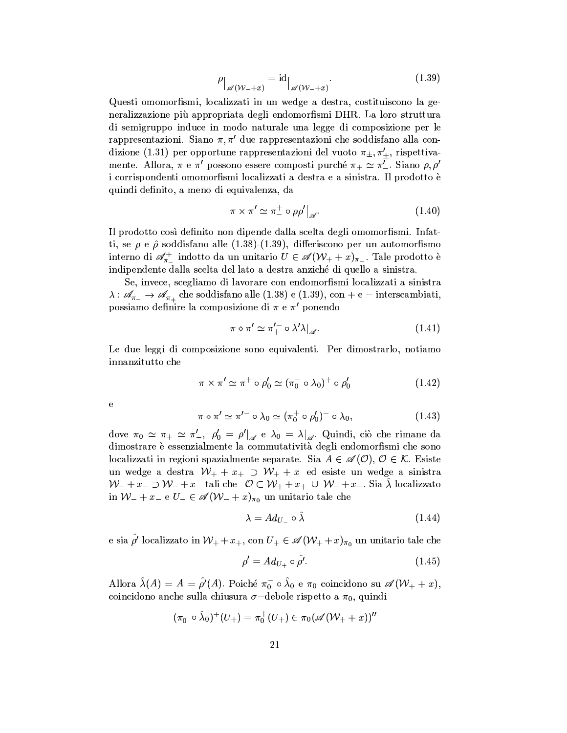$$\rho\big|_{\mathscr{A}(\mathcal{W}_-+x)} = \mathrm{id}\big|_{\mathscr{A}(\mathcal{W}_-+x)}. \tag{1.39}$$

Questi omomorfismi, localizzati in un wedge a destra, costituiscono la generalizzazione più appropriata degli endomorfismi DHR. La loro struttura di semigruppo induce in modo naturale una legge di composizione per le rappresentazioni. Siano $\pi, \pi'$ due rappresentazioni che soddisfano alla condizione (1.31) per opportune rappresentazioni del vuoto $\pi_\pm, \pi'_\pm$, rispettivamente. Allora, $\pi$ e $\pi'$ possono essere composti purché $\pi_+ \simeq \pi'_-$. Siano $\rho, \rho'$ i corrispondenti omomorfismi localizzati a destra e a sinistra. Il prodotto è quindi definito, a meno di equivalenza, da

$$\pi \times \pi' \simeq \pi_-^+ \circ \rho\rho'\big|_{\mathscr{A}}. \tag{1.40}$$

Il prodotto così definito non dipende dalla scelta degli omomorfismi. Infatti, se $\rho$ e $\hat{\rho}$ soddisfano alle (1.38)-(1.39), differiscono per un automorfismo interno di $\mathscr{A}_{\pi_-}^+$ indotto da un unitario $U \in \mathscr{A}(\mathcal{W}_+ + x)_{\pi_-}$. Tale prodotto è indipendente dalla scelta del lato a destra anziché di quello a sinistra.

Se, invece, scegliamo di lavorare con endomorfismi localizzati a sinistra $\lambda : \mathscr{A}_{\pi_-}^- \to \mathscr{A}_{\pi_+}^-$ che soddisfano alle (1.38) e (1.39), con + e − interscambiati, possiamo definire la composizione di $\pi$ e $\pi'$ ponendo

$$\pi \diamond \pi' \simeq \pi'^-_+ \circ \lambda'\lambda\big|_{\mathscr{A}}. \tag{1.41}$$

Le due leggi di composizione sono equivalenti. Per dimostrarlo, notiamo innanzitutto che

$$\pi \times \pi' \simeq \pi^+ \circ \rho_0' \simeq (\pi_0^- \circ \lambda_0)^+ \circ \rho_0' \tag{1.42}$$

e

$$\pi \diamond \pi' \simeq \pi'^- \circ \lambda_0 \simeq (\pi_0^+ \circ \rho_0')^- \circ \lambda_0, \tag{1.43}$$

dove $\pi_0 \simeq \pi_+ \simeq \pi'_-$, $\rho_0' = \rho'|_{\mathscr{A}}$ e $\lambda_0 = \lambda|_{\mathscr{A}}$. Quindi, ciò che rimane da dimostrare è essenzialmente la commutatività degli endomorfismi che sono localizzati in regioni spazialmente separate. Sia $A \in \mathscr{A}(\mathcal{O})$, $\mathcal{O} \in \mathcal{K}$. Esiste un wedge a destra $\mathcal{W}_+ + x_+ \supset \mathcal{W}_+ + x$ ed esiste un wedge a sinistra $\mathcal{W}_- + x_- \supset \mathcal{W}_- + x$ tali che $\mathcal{O} \subset \mathcal{W}_+ + x_+ \cup \mathcal{W}_- + x_-$. Sia $\hat{\lambda}$ localizzato in $\mathcal{W}_- + x_-$ e $U_- \in \mathscr{A}(\mathcal{W}_- + x)_{\pi_0}$ un unitario tale che

$$\lambda = Ad_{U_-} \circ \hat{\lambda} \tag{1.44}$$

e sia $\hat{\rho}'$ localizzato in $\mathcal{W}_+ + x_+$, con $U_+ \in \mathscr{A}(\mathcal{W}_+ + x)_{\pi_0}$ un unitario tale che

$$\rho' = Ad_{U_+} \circ \hat{\rho}'. \tag{1.45}$$

Allora $\hat{\lambda}(A) = A = \hat{\rho}'(A)$. Poiché $\pi_0^- \circ \hat{\lambda}_0$ e $\pi_0$ coincidono su $\mathscr{A}(\mathcal{W}_+ + x)$, coincidono anche sulla chiusura $\sigma-$debole rispetto a $\pi_0$, quindi

$$(\pi_0^- \circ \hat{\lambda}_0)^+(U_+) = \pi_0^+(U_+) \in \pi_0(\mathscr{A}(\mathcal{W}_+ + x))''$$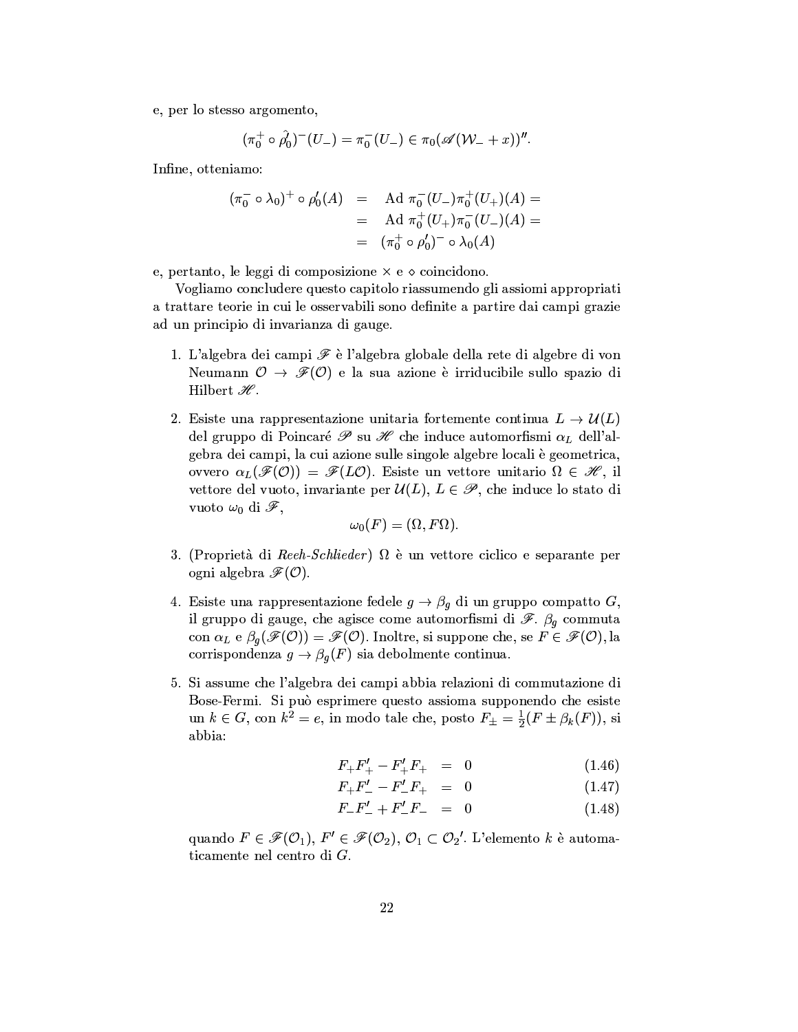e, per lo stesso argomento,

$$(\pi_0^+ \circ \hat{\rho_0})^-(U_-) = \pi_0^-(U_-) \in \pi_0(\mathscr{A}(\mathcal{W}_- + x))''.$$

Infine, otteniamo:

$$\begin{aligned}
(\pi_0^- \circ \lambda_0)^+ \circ \rho_0'(A) &= \text{Ad } \pi_0^-(U_-)\pi_0^+(U_+)(A) = \\
&= \text{Ad } \pi_0^+(U_+)\pi_0^-(U_-)(A) = \\
&= (\pi_0^+ \circ \rho_0')^- \circ \lambda_0(A)
\end{aligned}$$

e, pertanto, le leggi di composizione $\times$ e $\diamond$ coincidono.

Vogliamo concludere questo capitolo riassumendo gli assiomi appropriati a trattare teorie in cui le osservabili sono definite a partire dai campi grazie ad un principio di invarianza di gauge.

1. L'algebra dei campi $\mathscr{F}$ è l'algebra globale della rete di algebre di von Neumann $\mathcal{O} \to \mathscr{F}(\mathcal{O})$ e la sua azione è irriducibile sullo spazio di Hilbert $\mathscr{H}$.

2. Esiste una rappresentazione unitaria fortemente continua $L \to \mathcal{U}(L)$ del gruppo di Poincaré $\mathscr{P}$ su $\mathscr{H}$ che induce automorfismi $\alpha_L$ dell'algebra dei campi, la cui azione sulle singole algebre locali è geometrica, ovvero $\alpha_L(\mathscr{F}(\mathcal{O})) = \mathscr{F}(L\mathcal{O})$. Esiste un vettore unitario $\Omega \in \mathscr{H}$, il vettore del vuoto, invariante per $\mathcal{U}(L)$, $L \in \mathscr{P}$, che induce lo stato di vuoto $\omega_0$ di $\mathscr{F}$,
$$\omega_0(F) = (\Omega, F\Omega).$$

3. (Proprietà di *Reeh-Schlieder*) $\Omega$ è un vettore ciclico e separante per ogni algebra $\mathscr{F}(\mathcal{O})$.

4. Esiste una rappresentazione fedele $g \to \beta_g$ di un gruppo compatto $G$, il gruppo di gauge, che agisce come automorfismi di $\mathscr{F}$. $\beta_g$ commuta con $\alpha_L$ e $\beta_g(\mathscr{F}(\mathcal{O})) = \mathscr{F}(\mathcal{O})$. Inoltre, si suppone che, se $F \in \mathscr{F}(\mathcal{O})$, la corrispondenza $g \to \beta_g(F)$ sia debolmente continua.

5. Si assume che l'algebra dei campi abbia relazioni di commutazione di Bose-Fermi. Si può esprimere questo assioma supponendo che esiste un $k \in G$, con $k^2 = e$, in modo tale che, posto $F_\pm = \frac{1}{2}(F \pm \beta_k(F))$, si abbia:
$$F_+F'_+ - F'_+F_+ = 0 \tag{1.46}$$
$$F_+F'_- - F'_-F_+ = 0 \tag{1.47}$$
$$F_-F'_- + F'_-F_- = 0 \tag{1.48}$$
quando $F \in \mathscr{F}(\mathcal{O}_1)$, $F' \in \mathscr{F}(\mathcal{O}_2)$, $\mathcal{O}_1 \subset \mathcal{O}_2{}'$. L'elemento $k$ è automaticamente nel centro di $G$.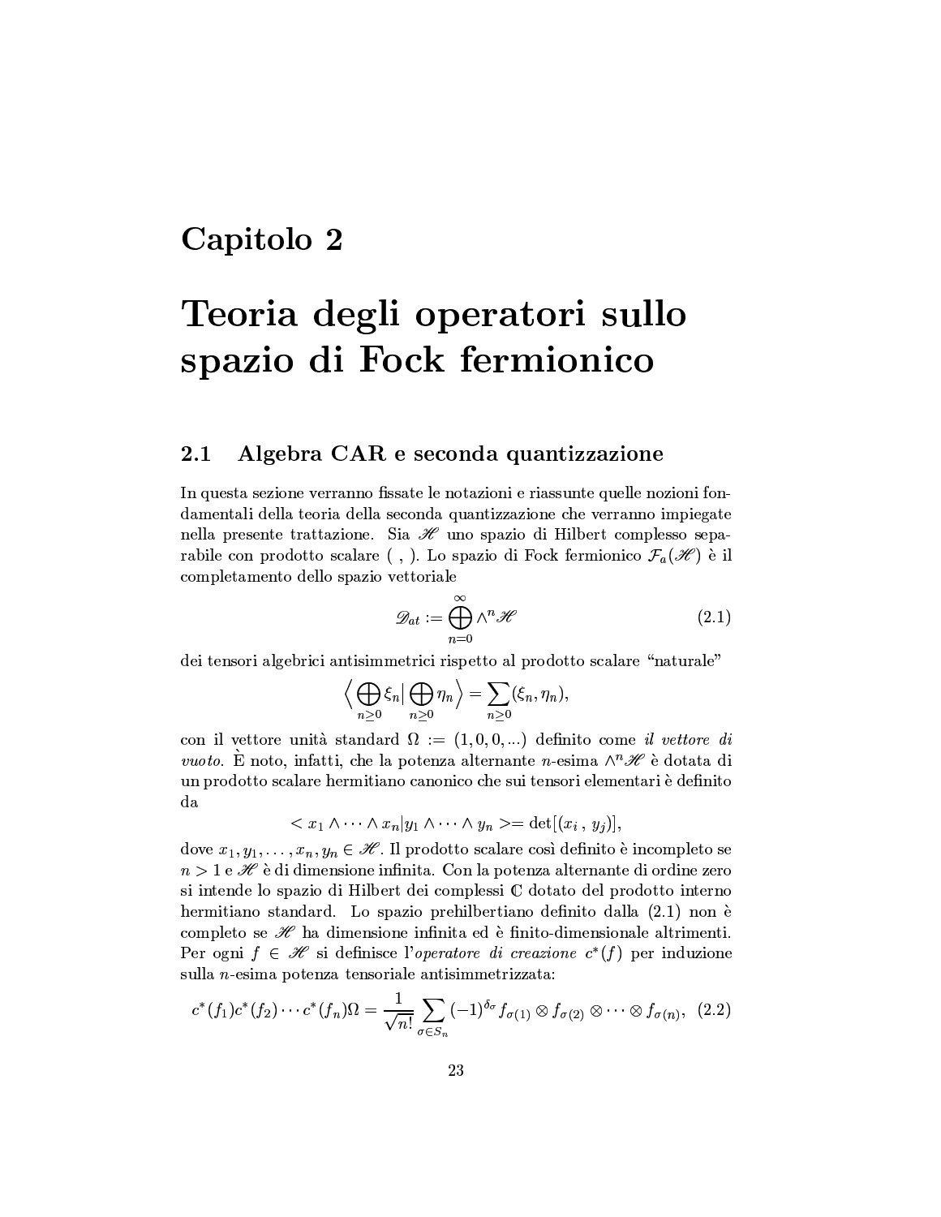# Capitolo 2

# Teoria degli operatori sullo spazio di Fock fermionico

## 2.1 Algebra CAR e seconda quantizzazione

In questa sezione verranno fissate le notazioni e riassunte quelle nozioni fondamentali della teoria della seconda quantizzazione che verranno impiegate nella presente trattazione. Sia $\mathscr{H}$ uno spazio di Hilbert complesso separabile con prodotto scalare $(\ ,\ )$. Lo spazio di Fock fermionico $\mathcal{F}_a(\mathscr{H})$ è il completamento dello spazio vettoriale

$$\mathscr{D}_{at} := \bigoplus_{n=0}^{\infty} \wedge^n \mathscr{H} \tag{2.1}$$

dei tensori algebrici antisimmetrici rispetto al prodotto scalare "naturale"

$$\Big\langle \bigoplus_{n\geq 0} \xi_n \Big| \bigoplus_{n\geq 0} \eta_n \Big\rangle = \sum_{n\geq 0} (\xi_n, \eta_n),$$

con il vettore unità standard $\Omega := (1, 0, 0, ...)$ definito come *il vettore di vuoto*. È noto, infatti, che la potenza alternante $n$-esima $\wedge^n \mathscr{H}$ è dotata di un prodotto scalare hermitiano canonico che sui tensori elementari è definito da

$$< x_1 \wedge \cdots \wedge x_n | y_1 \wedge \cdots \wedge y_n >= \det[(x_i\,,\, y_j)],$$

dove $x_1, y_1, \ldots, x_n, y_n \in \mathscr{H}$. Il prodotto scalare così definito è incompleto se $n > 1$ e $\mathscr{H}$ è di dimensione infinita. Con la potenza alternante di ordine zero si intende lo spazio di Hilbert dei complessi $\mathbb{C}$ dotato del prodotto interno hermitiano standard. Lo spazio prehilbertiano definito dalla (2.1) non è completo se $\mathscr{H}$ ha dimensione infinita ed è finito-dimensionale altrimenti. Per ogni $f \in \mathscr{H}$ si definisce l'*operatore di creazione* $c^*(f)$ per induzione sulla $n$-esima potenza tensoriale antisimmetrizzata:

$$c^*(f_1)c^*(f_2)\cdots c^*(f_n)\Omega = \frac{1}{\sqrt{n!}} \sum_{\sigma \in S_n} (-1)^{\delta_\sigma} f_{\sigma(1)} \otimes f_{\sigma(2)} \otimes \cdots \otimes f_{\sigma(n)}, \tag{2.2}$$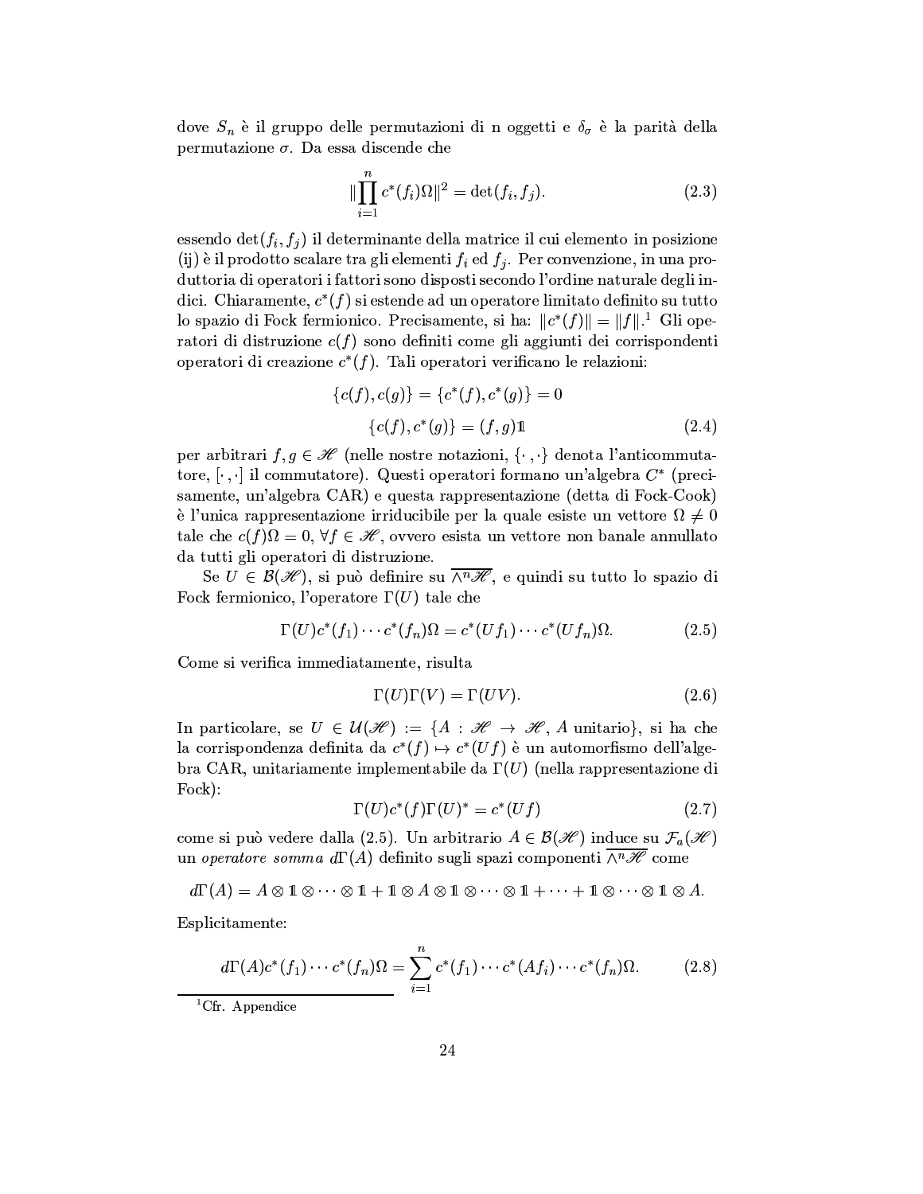dove $S_n$ è il gruppo delle permutazioni di n oggetti e $\delta_\sigma$ è la parità della permutazione $\sigma$. Da essa discende che

$$\|\prod_{i=1}^{n} c^*(f_i)\Omega\|^2 = \det(f_i, f_j). \tag{2.3}$$

essendo $\det(f_i, f_j)$ il determinante della matrice il cui elemento in posizione (ij) è il prodotto scalare tra gli elementi $f_i$ ed $f_j$. Per convenzione, in una produttoria di operatori i fattori sono disposti secondo l'ordine naturale degli indici. Chiaramente, $c^*(f)$ si estende ad un operatore limitato definito su tutto lo spazio di Fock fermionico. Precisamente, si ha: $\|c^*(f)\| = \|f\|$.[1] Gli operatori di distruzione $c(f)$ sono definiti come gli aggiunti dei corrispondenti operatori di creazione $c^*(f)$. Tali operatori verificano le relazioni:

$$\begin{aligned} \{c(f), c(g)\} = \{c^*(f), c^*(g)\} = 0 \\ \{c(f), c^*(g)\} = (f, g)\mathbb{1} \end{aligned} \tag{2.4}$$

per arbitrari $f, g \in \mathscr{H}$ (nelle nostre notazioni, $\{\cdot,\cdot\}$ denota l'anticommutatore, $[\cdot,\cdot]$ il commutatore). Questi operatori formano un'algebra $C^*$ (precisamente, un'algebra CAR) e questa rappresentazione (detta di Fock-Cook) è l'unica rappresentazione irriducibile per la quale esiste un vettore $\Omega \neq 0$ tale che $c(f)\Omega = 0$, $\forall f \in \mathscr{H}$, ovvero esista un vettore non banale annullato da tutti gli operatori di distruzione.

Se $U \in \mathcal{B}(\mathscr{H})$, si può definire su $\overline{\wedge^n \mathscr{H}}$, e quindi su tutto lo spazio di Fock fermionico, l'operatore $\Gamma(U)$ tale che

$$\Gamma(U)c^*(f_1)\cdots c^*(f_n)\Omega = c^*(Uf_1)\cdots c^*(Uf_n)\Omega. \tag{2.5}$$

Come si verifica immediatamente, risulta

$$\Gamma(U)\Gamma(V) = \Gamma(UV). \tag{2.6}$$

In particolare, se $U \in \mathcal{U}(\mathscr{H}) := \{A : \mathscr{H} \to \mathscr{H},\ A \text{ unitario}\}$, si ha che la corrispondenza definita da $c^*(f) \mapsto c^*(Uf)$ è un automorfismo dell'algebra CAR, unitariamente implementabile da $\Gamma(U)$ (nella rappresentazione di Fock):

$$\Gamma(U)c^*(f)\Gamma(U)^* = c^*(Uf) \tag{2.7}$$

come si può vedere dalla (2.5). Un arbitrario $A \in \mathcal{B}(\mathscr{H})$ induce su $\mathcal{F}_a(\mathscr{H})$ un *operatore somma* $d\Gamma(A)$ definito sugli spazi componenti $\overline{\wedge^n \mathscr{H}}$ come

$$d\Gamma(A) = A \otimes \mathbb{1} \otimes \cdots \otimes \mathbb{1} + \mathbb{1} \otimes A \otimes \mathbb{1} \otimes \cdots \otimes \mathbb{1} + \cdots + \mathbb{1} \otimes \cdots \otimes \mathbb{1} \otimes A.$$

Esplicitamente:

$$d\Gamma(A)c^*(f_1)\cdots c^*(f_n)\Omega = \sum_{i=1}^{n} c^*(f_1)\cdots c^*(Af_i)\cdots c^*(f_n)\Omega. \tag{2.8}$$

[1] Cfr. Appendice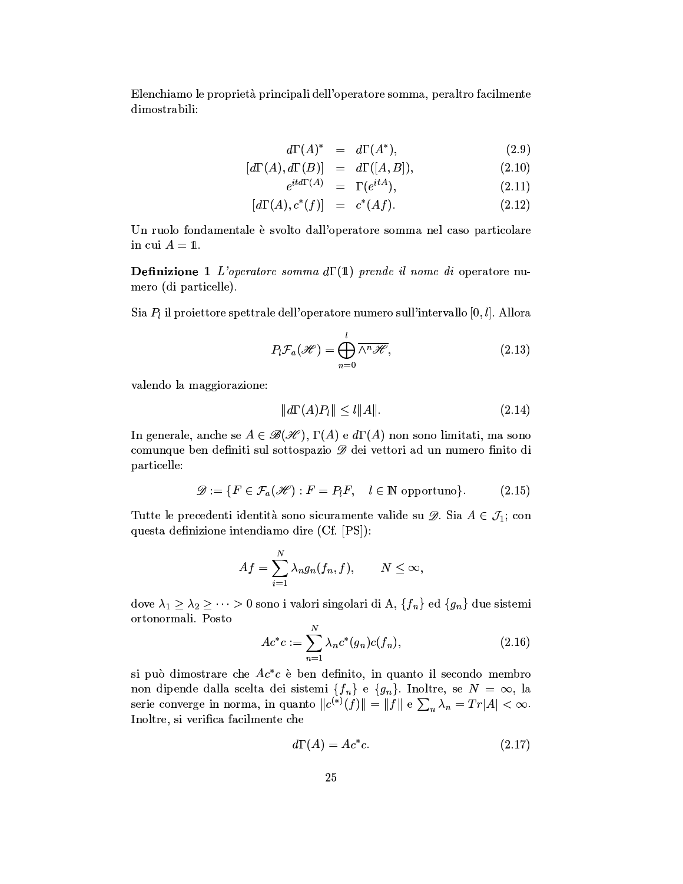Elenchiamo le proprietà principali dell'operatore somma, peraltro facilmente dimostrabili:

$$
\begin{aligned}
d\Gamma(A)^* &= d\Gamma(A^*), && (2.9)\\
[d\Gamma(A), d\Gamma(B)] &= d\Gamma([A,B]), && (2.10)\\
e^{itd\Gamma(A)} &= \Gamma(e^{itA}), && (2.11)\\
[d\Gamma(A), c^*(f)] &= c^*(Af). && (2.12)
\end{aligned}
$$

Un ruolo fondamentale è svolto dall'operatore somma nel caso particolare in cui $A = \mathbb{1}$.

**Definizione 1** *L'operatore somma $d\Gamma(\mathbb{1})$ prende il nome di* operatore numero (di particelle).

Sia $P_l$ il proiettore spettrale dell'operatore numero sull'intervallo $[0, l]$. Allora

$$
P_l \mathcal{F}_a(\mathscr{H}) = \bigoplus_{n=0}^{l} \overline{\wedge^n \mathscr{H}}, \tag{2.13}
$$

valendo la maggiorazione:

$$
\| d\Gamma(A) P_l \| \leq l \|A\|. \tag{2.14}
$$

In generale, anche se $A \in \mathscr{B}(\mathscr{H})$, $\Gamma(A)$ e $d\Gamma(A)$ non sono limitati, ma sono comunque ben definiti sul sottospazio $\mathscr{D}$ dei vettori ad un numero finito di particelle:

$$
\mathscr{D} := \{ F \in \mathcal{F}_a(\mathscr{H}) : F = P_l F, \quad l \in \mathbb{N} \text{ opportuno} \}. \tag{2.15}
$$

Tutte le precedenti identità sono sicuramente valide su $\mathscr{D}$. Sia $A \in \mathcal{J}_1$; con questa definizione intendiamo dire (Cf. [PS]):

$$
Af = \sum_{i=1}^{N} \lambda_n g_n (f_n, f), \qquad N \leq \infty,
$$

dove $\lambda_1 \geq \lambda_2 \geq \cdots > 0$ sono i valori singolari di A, $\{f_n\}$ ed $\{g_n\}$ due sistemi ortonormali. Posto

$$
Ac^*c := \sum_{n=1}^{N} \lambda_n c^*(g_n) c(f_n), \tag{2.16}
$$

si può dimostrare che $Ac^*c$ è ben definito, in quanto il secondo membro non dipende dalla scelta dei sistemi $\{f_n\}$ e $\{g_n\}$. Inoltre, se $N = \infty$, la serie converge in norma, in quanto $\|c^{(*)}(f)\| = \|f\|$ e $\sum_n \lambda_n = Tr|A| < \infty$. Inoltre, si verifica facilmente che

$$
d\Gamma(A) = Ac^*c. \tag{2.17}
$$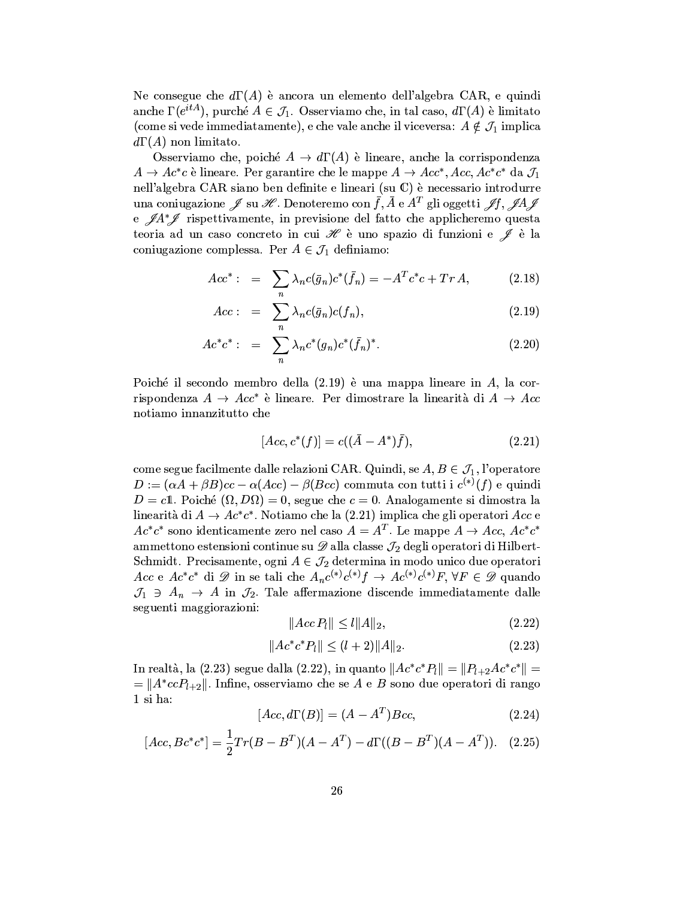Ne consegue che $d\Gamma(A)$ è ancora un elemento dell'algebra CAR, e quindi anche $\Gamma(e^{itA})$, purché $A \in \mathcal{J}_1$. Osserviamo che, in tal caso, $d\Gamma(A)$ è limitato (come si vede immediatamente), e che vale anche il viceversa: $A \notin \mathcal{J}_1$ implica $d\Gamma(A)$ non limitato.

Osserviamo che, poiché $A \to d\Gamma(A)$ è lineare, anche la corrispondenza $A \to Ac^*c$ è lineare. Per garantire che le mappe $A \to Acc^*, Acc, Ac^*c^*$ da $\mathcal{J}_1$ nell'algebra CAR siano ben definite e lineari (su $\mathbb{C}$) è necessario introdurre una coniugazione $\mathscr{J}$ su $\mathscr{H}$. Denoteremo con $\bar{f}, \bar{A}$ e $A^T$ gli oggetti $\mathscr{J}f$, $\mathscr{J}A\mathscr{J}$ e $\mathscr{J}A^*\mathscr{J}$ rispettivamente, in previsione del fatto che applicheremo questa teoria ad un caso concreto in cui $\mathscr{H}$ è uno spazio di funzioni e $\mathscr{J}$ è la coniugazione complessa. Per $A \in \mathcal{J}_1$ definiamo:

$$Acc^* := \sum_n \lambda_n c(\bar{g}_n) c^*(\bar{f}_n) = -A^T c^* c + Tr\, A, \tag{2.18}$$

$$Acc := \sum_n \lambda_n c(\bar{g}_n) c(f_n), \tag{2.19}$$

$$Ac^*c^* := \sum_n \lambda_n c^*(g_n) c^*(\bar{f}_n)^*. \tag{2.20}$$

Poiché il secondo membro della (2.19) è una mappa lineare in $A$, la corrispondenza $A \to Acc^*$ è lineare. Per dimostrare la linearità di $A \to Acc$ notiamo innanzitutto che

$$[Acc, c^*(f)] = c((\bar{A} - A^*)\bar{f}), \tag{2.21}$$

come segue facilmente dalle relazioni CAR. Quindi, se $A, B \in \mathcal{J}_1$, l'operatore $D := (\alpha A + \beta B)cc - \alpha(Acc) - \beta(Bcc)$ commuta con tutti i $c^{(*)}(f)$ e quindi $D = c\mathbb{1}$. Poiché $(\Omega, D\Omega) = 0$, segue che $c = 0$. Analogamente si dimostra la linearità di $A \to Ac^*c^*$. Notiamo che la (2.21) implica che gli operatori $Acc$ e $Ac^*c^*$ sono identicamente zero nel caso $A = A^T$. Le mappe $A \to Acc$, $Ac^*c^*$ ammettono estensioni continue su $\mathscr{D}$ alla classe $\mathcal{J}_2$ degli operatori di Hilbert-Schmidt. Precisamente, ogni $A \in \mathcal{J}_2$ determina in modo unico due operatori $Acc$ e $Ac^*c^*$ di $\mathscr{D}$ in se tali che $A_n c^{(*)} c^{(*)} f \to Ac^{(*)} c^{(*)} F$, $\forall F \in \mathscr{D}$ quando $\mathcal{J}_1 \ni A_n \to A$ in $\mathcal{J}_2$. Tale affermazione discende immediatamente dalle seguenti maggiorazioni:

$$\|Acc\, P_l\| \le l \|A\|_2, \tag{2.22}$$

$$\|Ac^*c^* P_l\| \le (l+2)\|A\|_2. \tag{2.23}$$

In realtà, la (2.23) segue dalla (2.22), in quanto $\|Ac^*c^*P_l\| = \|P_{l+2}Ac^*c^*\| = \|A^*ccP_{l+2}\|$. Infine, osserviamo che se $A$ e $B$ sono due operatori di rango 1 si ha:

$$[Acc, d\Gamma(B)] = (A - A^T)Bcc, \tag{2.24}$$

$$[Acc, Bc^*c^*] = \frac{1}{2} Tr(B - B^T)(A - A^T) - d\Gamma((B - B^T)(A - A^T)). \tag{2.25}$$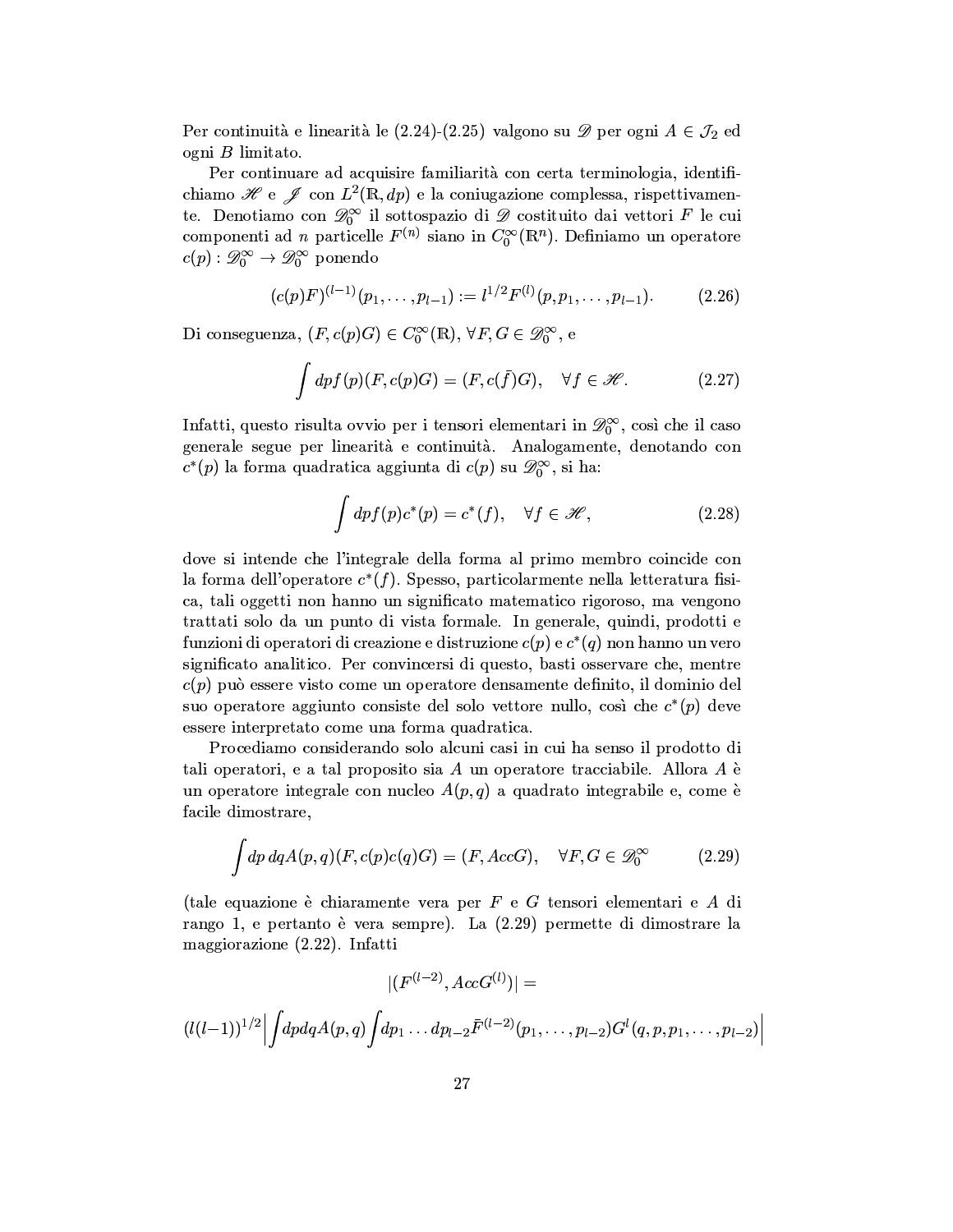Per continuità e linearità le (2.24)-(2.25) valgono su $\mathscr{D}$ per ogni $A \in \mathcal{J}_2$ ed ogni $B$ limitato.

Per continuare ad acquisire familiarità con certa terminologia, identifichiamo $\mathscr{H}$ e $\mathscr{J}$ con $L^2(\mathbb{R}, dp)$ e la coniugazione complessa, rispettivamente. Denotiamo con $\mathscr{D}_0^\infty$ il sottospazio di $\mathscr{D}$ costituito dai vettori $F$ le cui componenti ad $n$ particelle $F^{(n)}$ siano in $C_0^\infty(\mathbb{R}^n)$. Definiamo un operatore $c(p) : \mathscr{D}_0^\infty \to \mathscr{D}_0^\infty$ ponendo

$$(c(p)F)^{(l-1)}(p_1, \ldots, p_{l-1}) := l^{1/2} F^{(l)}(p, p_1, \ldots, p_{l-1}). \tag{2.26}$$

Di conseguenza, $(F, c(p)G) \in C_0^\infty(\mathbb{R})$, $\forall F, G \in \mathscr{D}_0^\infty$, e

$$\int dp f(p)(F, c(p)G) = (F, c(\bar{f})G), \quad \forall f \in \mathscr{H}. \tag{2.27}$$

Infatti, questo risulta ovvio per i tensori elementari in $\mathscr{D}_0^\infty$, così che il caso generale segue per linearità e continuità. Analogamente, denotando con $c^*(p)$ la forma quadratica aggiunta di $c(p)$ su $\mathscr{D}_0^\infty$, si ha:

$$\int dp f(p) c^*(p) = c^*(f), \quad \forall f \in \mathscr{H}, \tag{2.28}$$

dove si intende che l'integrale della forma al primo membro coincide con la forma dell'operatore $c^*(f)$. Spesso, particolarmente nella letteratura fisica, tali oggetti non hanno un significato matematico rigoroso, ma vengono trattati solo da un punto di vista formale. In generale, quindi, prodotti e funzioni di operatori di creazione e distruzione $c(p)$ e $c^*(q)$ non hanno un vero significato analitico. Per convincersi di questo, basti osservare che, mentre $c(p)$ può essere visto come un operatore densamente definito, il dominio del suo operatore aggiunto consiste del solo vettore nullo, così che $c^*(p)$ deve essere interpretato come una forma quadratica.

Procediamo considerando solo alcuni casi in cui ha senso il prodotto di tali operatori, e a tal proposito sia $A$ un operatore tracciabile. Allora $A$ è un operatore integrale con nucleo $A(p,q)$ a quadrato integrabile e, come è facile dimostrare,

$$\int dp\, dq A(p,q)(F, c(p)c(q)G) = (F, AccG), \quad \forall F, G \in \mathscr{D}_0^\infty \tag{2.29}$$

(tale equazione è chiaramente vera per $F$ e $G$ tensori elementari e $A$ di rango 1, e pertanto è vera sempre). La (2.29) permette di dimostrare la maggiorazione (2.22). Infatti

$$|(F^{(l-2)}, AccG^{(l)})| =$$

$$(l(l-1))^{1/2} \left| \int dp dq A(p,q) \int dp_1 \ldots dp_{l-2} \bar{F}^{(l-2)}(p_1, \ldots, p_{l-2}) G^l(q, p, p_1, \ldots, p_{l-2}) \right|$$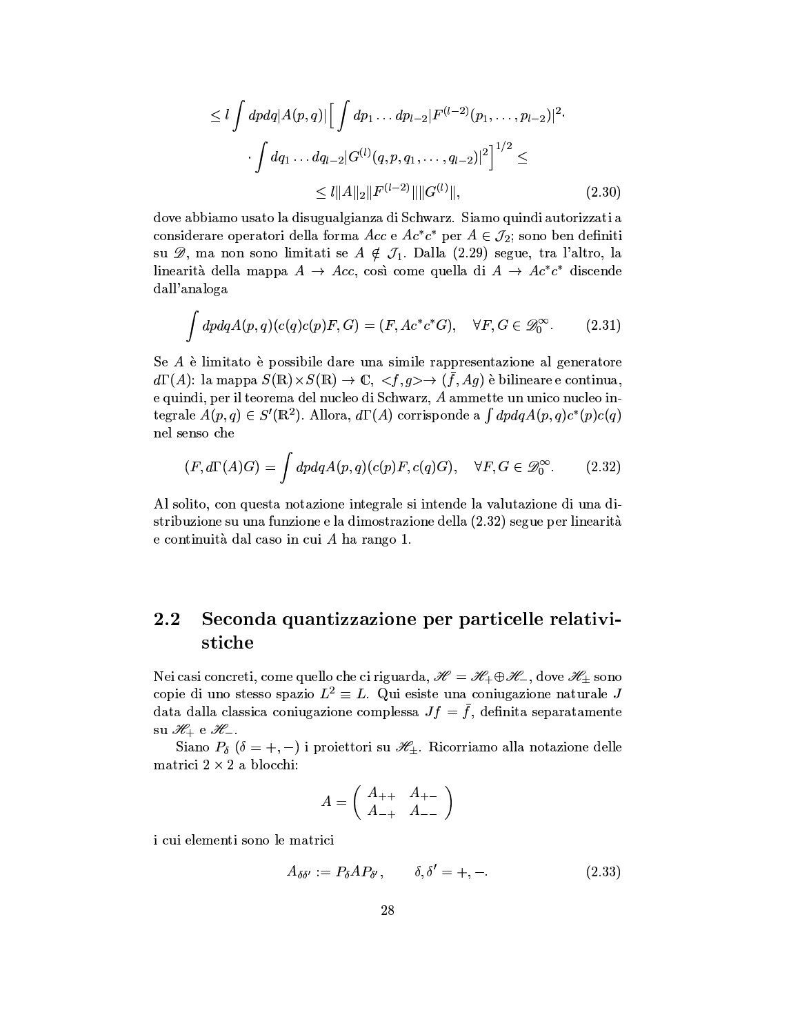$$\leq l \int dpdq |A(p,q)| \Big[ \int dp_1 \dots dp_{l-2} |F^{(l-2)}(p_1, \dots, p_{l-2})|^2 \cdot$$

$$\cdot \int dq_1 \dots dq_{l-2} |G^{(l)}(q,p,q_1,\dots,q_{l-2})|^2 \Big]^{1/2} \leq$$

$$\leq l \|A\|_2 \|F^{(l-2)}\| \|G^{(l)}\|, \tag{2.30}$$

dove abbiamo usato la disugualgianza di Schwarz. Siamo quindi autorizzati a considerare operatori della forma $Acc$ e $Ac^*c^*$ per $A \in \mathcal{J}_2$; sono ben definiti su $\mathscr{D}$, ma non sono limitati se $A \notin \mathcal{J}_1$. Dalla (2.29) segue, tra l'altro, la linearità della mappa $A \to Acc$, così come quella di $A \to Ac^*c^*$ discende dall'analoga

$$\int dpdq A(p,q)(c(q)c(p)F, G) = (F, Ac^*c^*G), \quad \forall F, G \in \mathscr{D}_0^\infty. \tag{2.31}$$

Se $A$ è limitato è possibile dare una simile rappresentazione al generatore $d\Gamma(A)$: la mappa $S(\mathbb{R}) \times S(\mathbb{R}) \to \mathbb{C}$, $<f,g> \to (\bar{f}, Ag)$ è bilineare e continua, e quindi, per il teorema del nucleo di Schwarz, $A$ ammette un unico nucleo integrale $A(p,q) \in S'(\mathbb{R}^2)$. Allora, $d\Gamma(A)$ corrisponde a $\int dpdq A(p,q) c^*(p) c(q)$ nel senso che

$$(F, d\Gamma(A)G) = \int dpdq A(p,q)(c(p)F, c(q)G), \quad \forall F, G \in \mathscr{D}_0^\infty. \tag{2.32}$$

Al solito, con questa notazione integrale si intende la valutazione di una distribuzione su una funzione e la dimostrazione della (2.32) segue per linearità e continuità dal caso in cui $A$ ha rango 1.

## 2.2 Seconda quantizzazione per particelle relativistiche

Nei casi concreti, come quello che ci riguarda, $\mathscr{H} = \mathscr{H}_+ \oplus \mathscr{H}_-$, dove $\mathscr{H}_\pm$ sono copie di uno stesso spazio $L^2 \equiv L$. Qui esiste una coniugazione naturale $J$ data dalla classica coniugazione complessa $Jf = \bar{f}$, definita separatamente su $\mathscr{H}_+$ e $\mathscr{H}_-$.

Siano $P_\delta$ ($\delta = +, -$) i proiettori su $\mathscr{H}_\pm$. Ricorriamo alla notazione delle matrici $2 \times 2$ a blocchi:

$$A = \begin{pmatrix} A_{++} & A_{+-} \\ A_{-+} & A_{--} \end{pmatrix}$$

i cui elementi sono le matrici

$$A_{\delta\delta'} := P_\delta A P_{\delta'}, \qquad \delta, \delta' = +, -. \tag{2.33}$$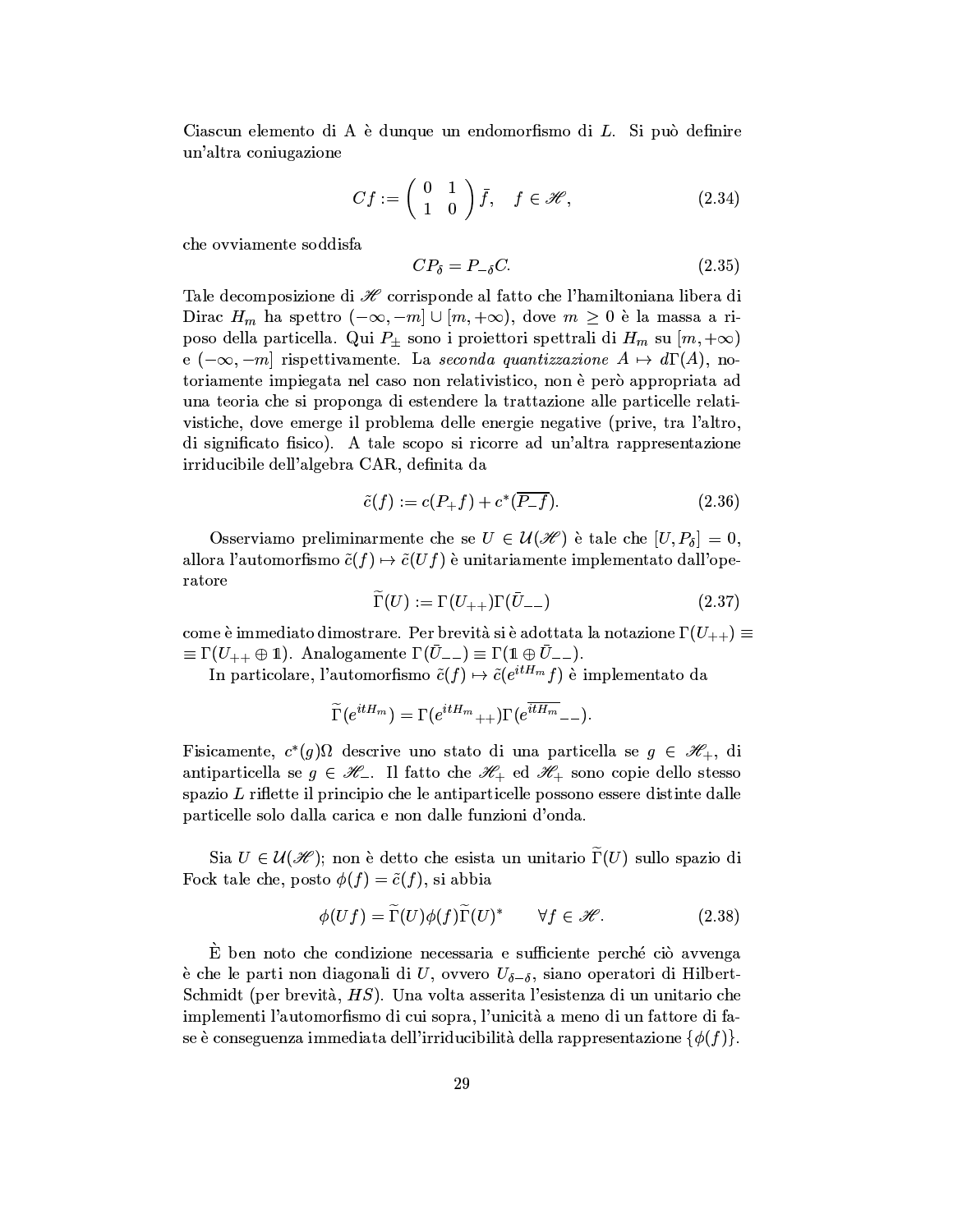Ciascun elemento di A è dunque un endomorfismo di $L$. Si può definire un'altra coniugazione

$$Cf := \begin{pmatrix} 0 & 1 \\ 1 & 0 \end{pmatrix} \bar{f}, \quad f \in \mathscr{H}, \tag{2.34}$$

che ovviamente soddisfa

$$CP_\delta = P_{-\delta}C. \tag{2.35}$$

Tale decomposizione di $\mathscr{H}$ corrisponde al fatto che l'hamiltoniana libera di Dirac $H_m$ ha spettro $(-\infty, -m] \cup [m, +\infty)$, dove $m \geq 0$ è la massa a riposo della particella. Qui $P_\pm$ sono i proiettori spettrali di $H_m$ su $[m, +\infty)$ e $(-\infty, -m]$ rispettivamente. La *seconda quantizzazione* $A \mapsto d\Gamma(A)$, notoriamente impiegata nel caso non relativistico, non è però appropriata ad una teoria che si proponga di estendere la trattazione alle particelle relativistiche, dove emerge il problema delle energie negative (prive, tra l'altro, di significato fisico). A tale scopo si ricorre ad un'altra rappresentazione irriducibile dell'algebra CAR, definita da

$$\tilde{c}(f) := c(P_+ f) + c^*(\overline{P_- f}). \tag{2.36}$$

Osserviamo preliminarmente che se $U \in \mathcal{U}(\mathscr{H})$ è tale che $[U, P_\delta] = 0$, allora l'automorfismo $\tilde{c}(f) \mapsto \tilde{c}(Uf)$ è unitariamente implementato dall'operatore

$$\widetilde{\Gamma}(U) := \Gamma(U_{++})\Gamma(\bar{U}_{--}) \tag{2.37}$$

come è immediato dimostrare. Per brevità si è adottata la notazione $\Gamma(U_{++}) \equiv$ $\equiv \Gamma(U_{++} \oplus \mathbb{1})$. Analogamente $\Gamma(\bar{U}_{--}) \equiv \Gamma(\mathbb{1} \oplus \bar{U}_{--})$.

In particolare, l'automorfismo $\tilde{c}(f) \mapsto \tilde{c}(e^{itH_m} f)$ è implementato da

$$\widetilde{\Gamma}(e^{itH_m}) = \Gamma(e^{itH_m}{}_{++})\Gamma(\overline{e^{itH_m}}{}_{--}).$$

Fisicamente, $c^*(g)\Omega$ descrive uno stato di una particella se $g \in \mathscr{H}_+$, di antiparticella se $g \in \mathscr{H}_-$. Il fatto che $\mathscr{H}_+$ ed $\mathscr{H}_+$ sono copie dello stesso spazio $L$ riflette il principio che le antiparticelle possono essere distinte dalle particelle solo dalla carica e non dalle funzioni d'onda.

Sia $U \in \mathcal{U}(\mathscr{H})$; non è detto che esista un unitario $\widetilde{\Gamma}(U)$ sullo spazio di Fock tale che, posto $\phi(f) = \tilde{c}(f)$, si abbia

$$\phi(Uf) = \widetilde{\Gamma}(U)\phi(f)\widetilde{\Gamma}(U)^* \qquad \forall f \in \mathscr{H}. \tag{2.38}$$

È ben noto che condizione necessaria e sufficiente perché ciò avvenga è che le parti non diagonali di $U$, ovvero $U_{\delta-\delta}$, siano operatori di Hilbert-Schmidt (per brevità, $HS$). Una volta asserita l'esistenza di un unitario che implementi l'automorfismo di cui sopra, l'unicità a meno di un fattore di fase è conseguenza immediata dell'irriducibilità della rappresentazione $\{\phi(f)\}$.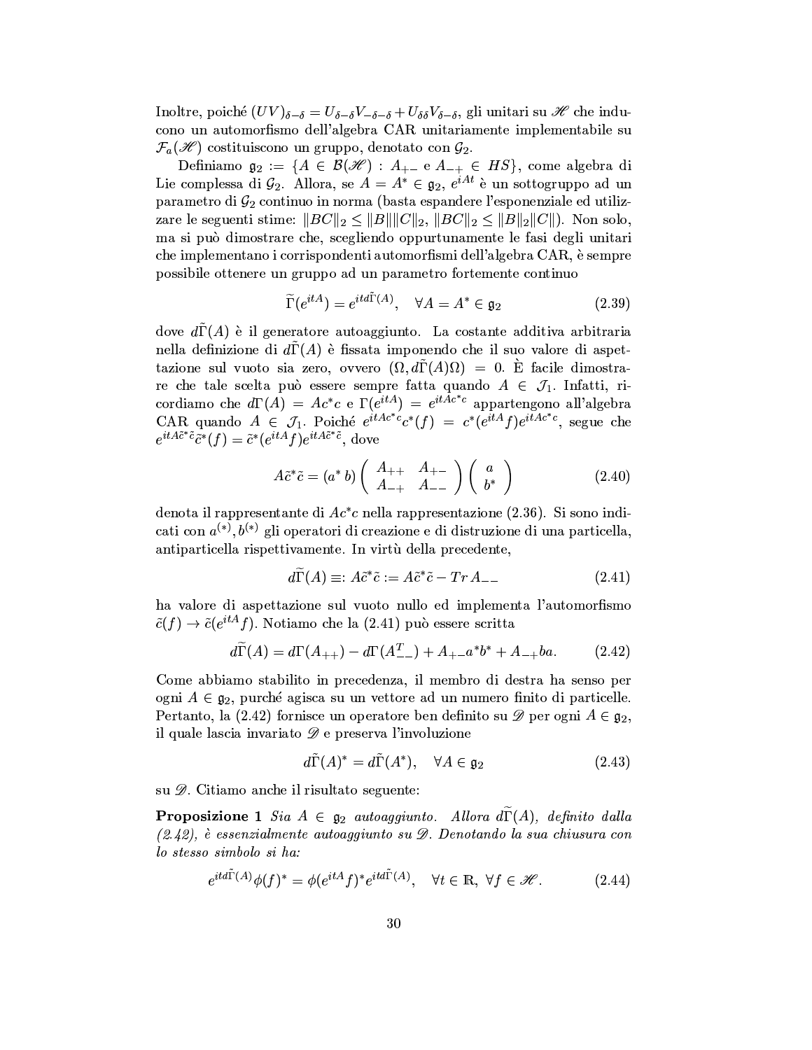Inoltre, poiché $(UV)_{\delta-\delta} = U_{\delta-\delta}V_{-\delta-\delta} + U_{\delta\delta}V_{\delta-\delta}$, gli unitari su $\mathscr{H}$ che inducono un automorfismo dell'algebra CAR unitariamente implementabile su $\mathcal{F}_a(\mathscr{H})$ costituiscono un gruppo, denotato con $\mathcal{G}_2$.

Definiamo $\mathfrak{g}_2 := \{A \in \mathcal{B}(\mathscr{H}) : A_{+-} \text{ e } A_{-+} \in HS\}$, come algebra di Lie complessa di $\mathcal{G}_2$. Allora, se $A = A^* \in \mathfrak{g}_2$, $e^{iAt}$ è un sottogruppo ad un parametro di $\mathcal{G}_2$ continuo in norma (basta espandere l'esponenziale ed utilizzare le seguenti stime: $\|BC\|_2 \leq \|B\|\|C\|_2$, $\|BC\|_2 \leq \|B\|_2\|C\|$). Non solo, ma si può dimostrare che, scegliendo opportunamente le fasi degli unitari che implementano i corrispondenti automorfismi dell'algebra CAR, è sempre possibile ottenere un gruppo ad un parametro fortemente continuo

$$\widetilde{\Gamma}(e^{itA}) = e^{itd\tilde{\Gamma}(A)}, \quad \forall A = A^* \in \mathfrak{g}_2 \tag{2.39}$$

dove $d\tilde{\Gamma}(A)$ è il generatore autoaggiunto. La costante additiva arbitraria nella definizione di $d\tilde{\Gamma}(A)$ è fissata imponendo che il suo valore di aspettazione sul vuoto sia zero, ovvero $(\Omega, d\tilde{\Gamma}(A)\Omega) = 0$. È facile dimostrare che tale scelta può essere sempre fatta quando $A \in \mathcal{J}_1$. Infatti, ricordiamo che $d\Gamma(A) = Ac^*c$ e $\Gamma(e^{itA}) = e^{itAc^*c}$ appartengono all'algebra CAR quando $A \in \mathcal{J}_1$. Poiché $e^{itAc^*c}c^*(f) = c^*(e^{itA}f)e^{itAc^*c}$, segue che $e^{itA\tilde{c}^*\tilde{c}}\tilde{c}^*(f) = \tilde{c}^*(e^{itA}f)e^{itA\tilde{c}^*\tilde{c}}$, dove

$$A\tilde{c}^*\tilde{c} = (a^* \, b)\begin{pmatrix} A_{++} & A_{+-} \\ A_{-+} & A_{--} \end{pmatrix}\begin{pmatrix} a \\ b^* \end{pmatrix} \tag{2.40}$$

denota il rappresentante di $Ac^*c$ nella rappresentazione (2.36). Si sono indicati con $a^{(*)}, b^{(*)}$ gli operatori di creazione e di distruzione di una particella, antiparticella rispettivamente. In virtù della precedente,

$$d\widetilde{\Gamma}(A) \equiv: A\tilde{c}^*\tilde{c} := A\tilde{c}^*\tilde{c} - Tr\, A_{--} \tag{2.41}$$

ha valore di aspettazione sul vuoto nullo ed implementa l'automorfismo $\tilde{c}(f) \to \tilde{c}(e^{itA}f)$. Notiamo che la (2.41) può essere scritta

$$d\widetilde{\Gamma}(A) = d\Gamma(A_{++}) - d\Gamma(A_{--}^T) + A_{+-}a^*b^* + A_{-+}ba. \tag{2.42}$$

Come abbiamo stabilito in precedenza, il membro di destra ha senso per ogni $A \in \mathfrak{g}_2$, purché agisca su un vettore ad un numero finito di particelle. Pertanto, la (2.42) fornisce un operatore ben definito su $\mathscr{D}$ per ogni $A \in \mathfrak{g}_2$, il quale lascia invariato $\mathscr{D}$ e preserva l'involuzione

$$d\tilde{\Gamma}(A)^* = d\tilde{\Gamma}(A^*), \quad \forall A \in \mathfrak{g}_2 \tag{2.43}$$

su $\mathscr{D}$. Citiamo anche il risultato seguente:

**Proposizione 1** *Sia $A \in \mathfrak{g}_2$ autoaggiunto. Allora $d\widetilde{\Gamma}(A)$, definito dalla (2.42), è essenzialmente autoaggiunto su $\mathscr{D}$. Denotando la sua chiusura con lo stesso simbolo si ha:*

$$e^{itd\tilde{\Gamma}(A)}\phi(f)^* = \phi(e^{itA}f)^*e^{itd\tilde{\Gamma}(A)}, \quad \forall t \in \mathbb{R},\ \forall f \in \mathscr{H}. \tag{2.44}$$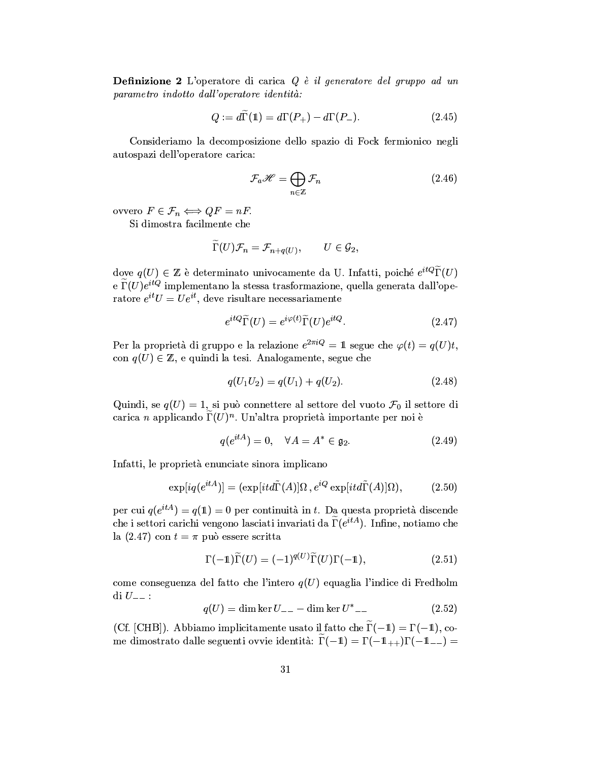**Definizione 2** L'operatore di carica $Q$ *è il generatore del gruppo ad un parametro indotto dall'operatore identità:*

$$Q := d\widetilde{\Gamma}(\mathbb{1}) = d\Gamma(P_+) - d\Gamma(P_-). \tag{2.45}$$

Consideriamo la decomposizione dello spazio di Fock fermionico negli autospazi dell'operatore carica:

$$\mathcal{F}_a\mathscr{H} = \bigoplus_{n\in\mathbb{Z}} \mathcal{F}_n \tag{2.46}$$

ovvero $F \in \mathcal{F}_n \Longleftrightarrow QF = nF$.

Si dimostra facilmente che

$$\widetilde{\Gamma}(U)\mathcal{F}_n = \mathcal{F}_{n+q(U)}, \qquad U \in \mathcal{G}_2,$$

dove $q(U) \in \mathbb{Z}$ è determinato univocamente da U. Infatti, poiché $e^{itQ}\widetilde{\Gamma}(U)$ e $\widetilde{\Gamma}(U)e^{itQ}$ implementano la stessa trasformazione, quella generata dall'operatore $e^{it}U = Ue^{it}$, deve risultare necessariamente

$$e^{itQ}\widetilde{\Gamma}(U) = e^{i\varphi(t)}\widetilde{\Gamma}(U)e^{itQ}. \tag{2.47}$$

Per la proprietà di gruppo e la relazione $e^{2\pi iQ} = \mathbb{1}$ segue che $\varphi(t) = q(U)t$, con $q(U) \in \mathbb{Z}$, e quindi la tesi. Analogamente, segue che

$$q(U_1U_2) = q(U_1) + q(U_2). \tag{2.48}$$

Quindi, se $q(U) = 1$, si può connettere al settore del vuoto $\mathcal{F}_0$ il settore di carica $n$ applicando $\widetilde{\Gamma}(U)^n$. Un'altra proprietà importante per noi è

$$q(e^{itA}) = 0, \quad \forall A = A^* \in \mathfrak{g}_2. \tag{2.49}$$

Infatti, le proprietà enunciate sinora implicano

$$\exp[iq(e^{itA})] = (\exp[itd\tilde{\Gamma}(A)]\Omega\,, e^{iQ}\exp[itd\tilde{\Gamma}(A)]\Omega), \tag{2.50}$$

per cui $q(e^{itA}) = q(\mathbb{1}) = 0$ per continuità in $t$. Da questa proprietà discende che i settori carichi vengono lasciati invariati da $\widetilde{\Gamma}(e^{itA})$. Infine, notiamo che la (2.47) con $t = \pi$ può essere scritta

$$\Gamma(-\mathbb{1})\widetilde{\Gamma}(U) = (-1)^{q(U)}\widetilde{\Gamma}(U)\Gamma(-\mathbb{1}), \tag{2.51}$$

come conseguenza del fatto che l'intero $q(U)$ equaglia l'indice di Fredholm di $U_{--}$ :

$$q(U) = \dim\ker U_{--} - \dim\ker U^*{}_{--} \tag{2.52}$$

(Cf. [CHB]). Abbiamo implicitamente usato il fatto che $\widetilde{\Gamma}(-\mathbb{1}) = \Gamma(-\mathbb{1})$, come dimostrato dalle seguenti ovvie identità: $\widetilde{\Gamma}(-\mathbb{1}) = \Gamma(-\mathbb{1}_{++})\Gamma(-\mathbb{1}_{--}) =$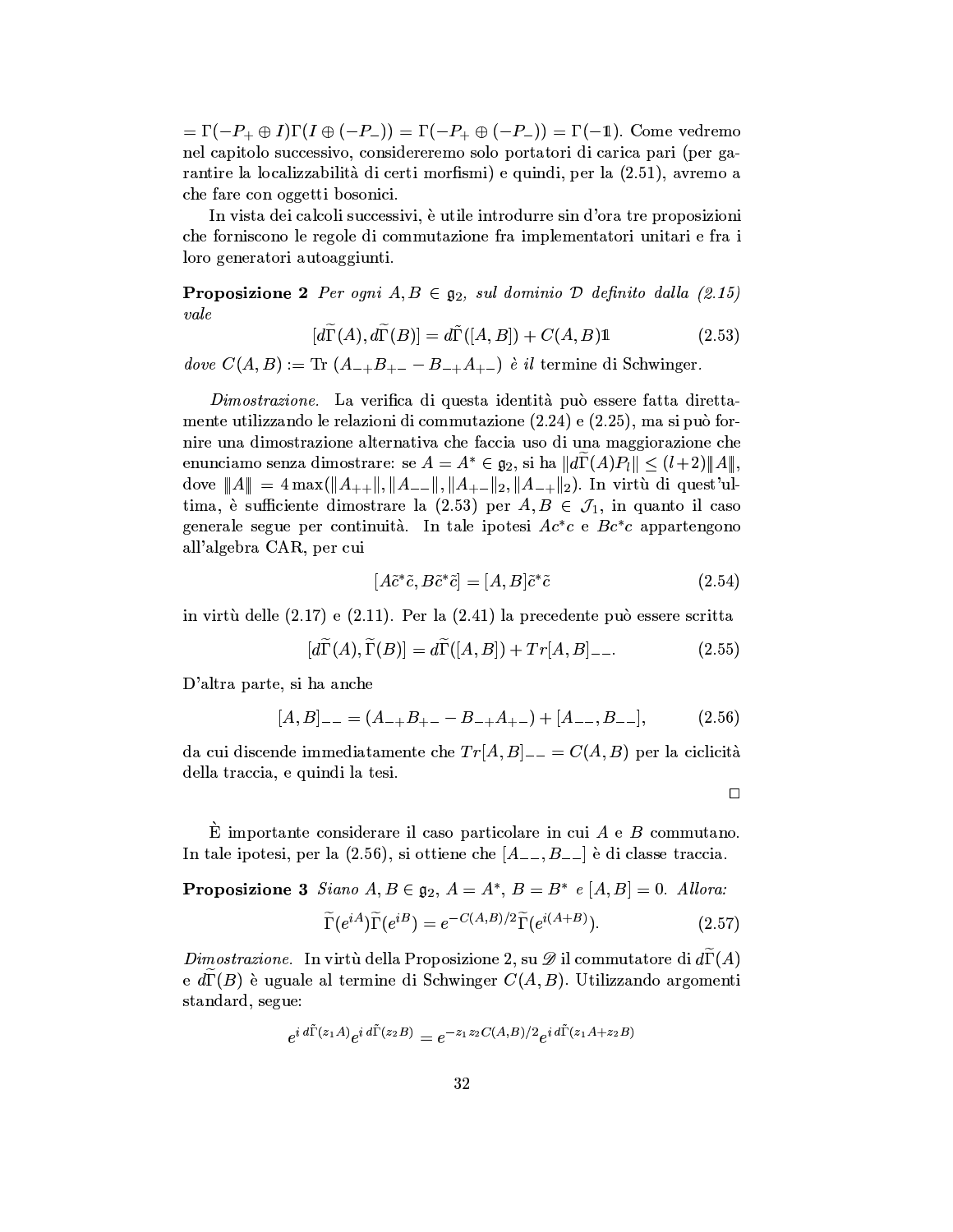$= \Gamma(-P_+ \oplus I)\Gamma(I \oplus (-P_-)) = \Gamma(-P_+ \oplus (-P_-)) = \Gamma(-\mathbb{1})$. Come vedremo nel capitolo successivo, considereremo solo portatori di carica pari (per garantire la localizzabilità di certi morfismi) e quindi, per la (2.51), avremo a che fare con oggetti bosonici.

In vista dei calcoli successivi, è utile introdurre sin d'ora tre proposizioni che forniscono le regole di commutazione fra implementatori unitari e fra i loro generatori autoaggiunti.

**Proposizione 2** *Per ogni $A, B \in \mathfrak{g}_2$, sul dominio $\mathcal{D}$ definito dalla (2.15) vale*

$$[d\widetilde{\Gamma}(A), d\widetilde{\Gamma}(B)] = d\widetilde{\Gamma}([A,B]) + C(A,B)\mathbb{1} \tag{2.53}$$

*dove $C(A,B) := \mathrm{Tr}\ (A_{-+}B_{+-} - B_{-+}A_{+-})$ è il* termine di Schwinger.

*Dimostrazione.* La verifica di questa identità può essere fatta direttamente utilizzando le relazioni di commutazione (2.24) e (2.25), ma si può fornire una dimostrazione alternativa che faccia uso di una maggiorazione che enunciamo senza dimostrare: se $A = A^* \in \mathfrak{g}_2$, si ha $\|d\widetilde{\Gamma}(A)P_l\| \leq (l+2)\|\!|A|\!\|$, dove $\|\!|A|\!\| = 4\max(\|A_{++}\|, \|A_{--}\|, \|A_{+-}\|_2, \|A_{-+}\|_2)$. In virtù di quest'ultima, è sufficiente dimostrare la (2.53) per $A, B \in \mathcal{J}_1$, in quanto il caso generale segue per continuità. In tale ipotesi $Ac^*c$ e $Bc^*c$ appartengono all'algebra CAR, per cui

$$[A\tilde{c}^*\tilde{c}, B\tilde{c}^*\tilde{c}] = [A,B]\tilde{c}^*\tilde{c} \tag{2.54}$$

in virtù delle (2.17) e (2.11). Per la (2.41) la precedente può essere scritta

$$[d\widetilde{\Gamma}(A), \widetilde{\Gamma}(B)] = d\widetilde{\Gamma}([A,B]) + Tr[A,B]_{--}. \tag{2.55}$$

D'altra parte, si ha anche

$$[A,B]_{--} = (A_{-+}B_{+-} - B_{-+}A_{+-}) + [A_{--}, B_{--}], \tag{2.56}$$

da cui discende immediatamente che $Tr[A,B]_{--} = C(A,B)$ per la ciclicità della traccia, e quindi la tesi.

□

È importante considerare il caso particolare in cui $A$ e $B$ commutano. In tale ipotesi, per la (2.56), si ottiene che $[A_{--}, B_{--}]$ è di classe traccia.

**Proposizione 3** *Siano $A, B \in \mathfrak{g}_2$, $A = A^*$, $B = B^*$ e $[A,B] = 0$. Allora:*

$$\widetilde{\Gamma}(e^{iA})\widetilde{\Gamma}(e^{iB}) = e^{-C(A,B)/2}\widetilde{\Gamma}(e^{i(A+B)}). \tag{2.57}$$

*Dimostrazione.* In virtù della Proposizione 2, su $\mathscr{D}$ il commutatore di $d\widetilde{\Gamma}(A)$ e $d\widetilde{\Gamma}(B)$ è uguale al termine di Schwinger $C(A,B)$. Utilizzando argomenti standard, segue:

$$e^{i\, d\tilde{\Gamma}(z_1 A)}e^{i\, d\tilde{\Gamma}(z_2 B)} = e^{-z_1 z_2 C(A,B)/2}e^{i\, d\tilde{\Gamma}(z_1 A + z_2 B)}$$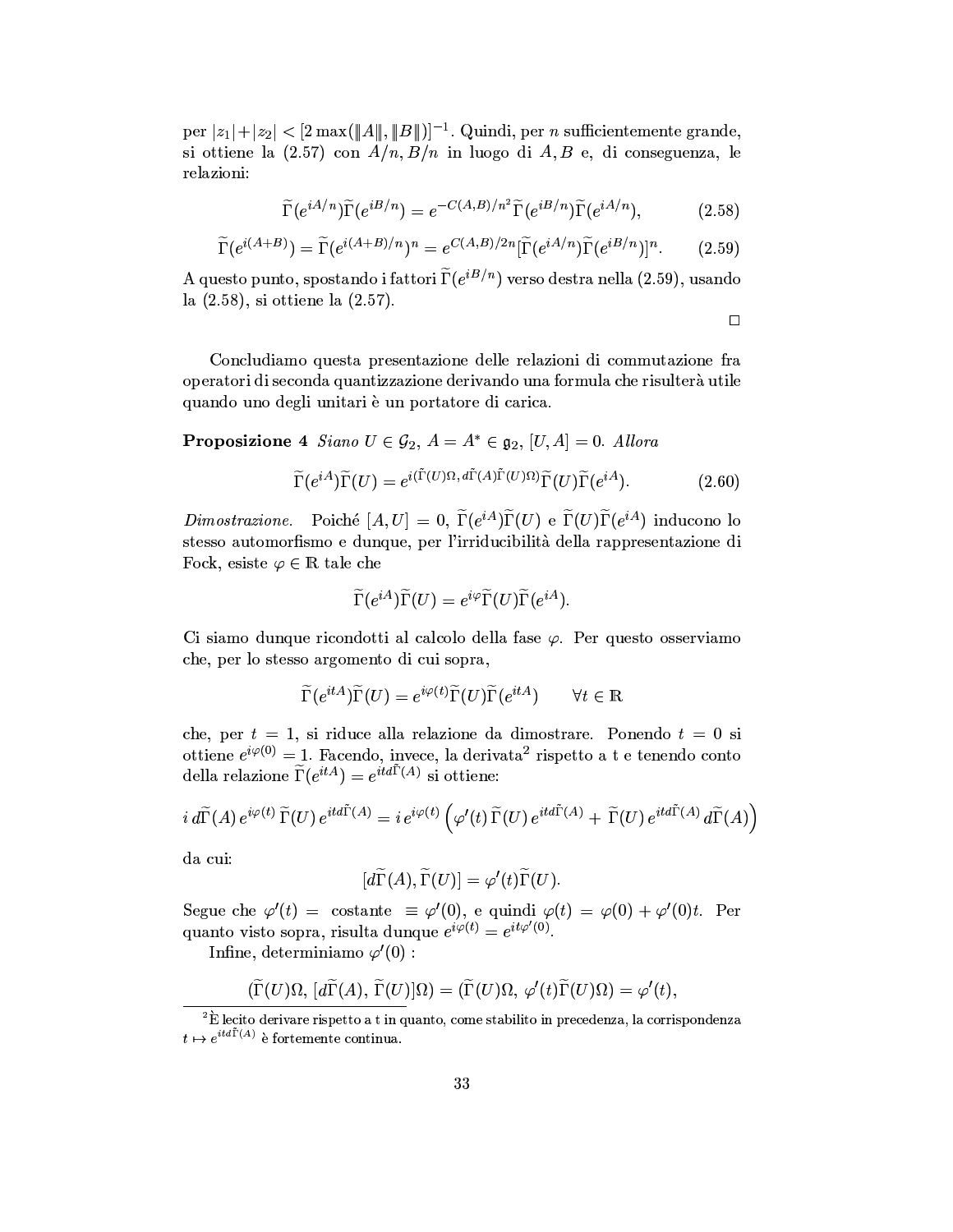per $|z_1|+|z_2| < [2\max(\|A\|, \|B\|)]^{-1}$. Quindi, per $n$ sufficientemente grande, si ottiene la (2.57) con $A/n, B/n$ in luogo di $A, B$ e, di conseguenza, le relazioni:

$$\widetilde{\Gamma}(e^{iA/n})\widetilde{\Gamma}(e^{iB/n}) = e^{-C(A,B)/n^2}\widetilde{\Gamma}(e^{iB/n})\widetilde{\Gamma}(e^{iA/n}), \tag{2.58}$$

$$\widetilde{\Gamma}(e^{i(A+B)}) = \widetilde{\Gamma}(e^{i(A+B)/n})^n = e^{C(A,B)/2n}[\widetilde{\Gamma}(e^{iA/n})\widetilde{\Gamma}(e^{iB/n})]^n. \tag{2.59}$$

A questo punto, spostando i fattori $\widetilde{\Gamma}(e^{iB/n})$ verso destra nella (2.59), usando la (2.58), si ottiene la (2.57).

□

Concludiamo questa presentazione delle relazioni di commutazione fra operatori di seconda quantizzazione derivando una formula che risulterà utile quando uno degli unitari è un portatore di carica.

**Proposizione 4** *Siano $U \in \mathcal{G}_2$, $A = A^* \in \mathfrak{g}_2$, $[U, A] = 0$. Allora*

$$\widetilde{\Gamma}(e^{iA})\widetilde{\Gamma}(U) = e^{i(\tilde{\Gamma}(U)\Omega,\, d\tilde{\Gamma}(A)\tilde{\Gamma}(U)\Omega)}\widetilde{\Gamma}(U)\widetilde{\Gamma}(e^{iA}). \tag{2.60}$$

*Dimostrazione.* Poiché $[A, U] = 0$, $\widetilde{\Gamma}(e^{iA})\widetilde{\Gamma}(U)$ e $\widetilde{\Gamma}(U)\widetilde{\Gamma}(e^{iA})$ inducono lo stesso automorfismo e dunque, per l'irriducibilità della rappresentazione di Fock, esiste $\varphi \in \mathbb{R}$ tale che

$$\widetilde{\Gamma}(e^{iA})\widetilde{\Gamma}(U) = e^{i\varphi}\widetilde{\Gamma}(U)\widetilde{\Gamma}(e^{iA}).$$

Ci siamo dunque ricondotti al calcolo della fase $\varphi$. Per questo osserviamo che, per lo stesso argomento di cui sopra,

$$\widetilde{\Gamma}(e^{itA})\widetilde{\Gamma}(U) = e^{i\varphi(t)}\widetilde{\Gamma}(U)\widetilde{\Gamma}(e^{itA}) \qquad \forall t \in \mathbb{R}$$

che, per $t = 1$, si riduce alla relazione da dimostrare. Ponendo $t = 0$ si ottiene $e^{i\varphi(0)} = 1$. Facendo, invece, la derivata[2] rispetto a t e tenendo conto della relazione $\widetilde{\Gamma}(e^{itA}) = e^{itd\tilde{\Gamma}(A)}$ si ottiene:

$$i\, d\widetilde{\Gamma}(A)\, e^{i\varphi(t)}\, \widetilde{\Gamma}(U)\, e^{itd\tilde{\Gamma}(A)} = i\, e^{i\varphi(t)} \left(\varphi'(t)\, \widetilde{\Gamma}(U)\, e^{itd\tilde{\Gamma}(A)} + \widetilde{\Gamma}(U)\, e^{itd\tilde{\Gamma}(A)}\, d\widetilde{\Gamma}(A)\right)$$

da cui:

$$[d\widetilde{\Gamma}(A), \widetilde{\Gamma}(U)] = \varphi'(t)\widetilde{\Gamma}(U).$$

Segue che $\varphi'(t) =$ costante $\equiv \varphi'(0)$, e quindi $\varphi(t) = \varphi(0) + \varphi'(0)t$. Per quanto visto sopra, risulta dunque $e^{i\varphi(t)} = e^{it\varphi'(0)}$.

Infine, determiniamo $\varphi'(0)$ :

$$(\widetilde{\Gamma}(U)\Omega,\, [d\widetilde{\Gamma}(A),\, \widetilde{\Gamma}(U)]\Omega) = (\widetilde{\Gamma}(U)\Omega,\, \varphi'(t)\widetilde{\Gamma}(U)\Omega) = \varphi'(t),$$

---

[2] È lecito derivare rispetto a t in quanto, come stabilito in precedenza, la corrispondenza $t \mapsto e^{itd\tilde{\Gamma}(A)}$ è fortemente continua.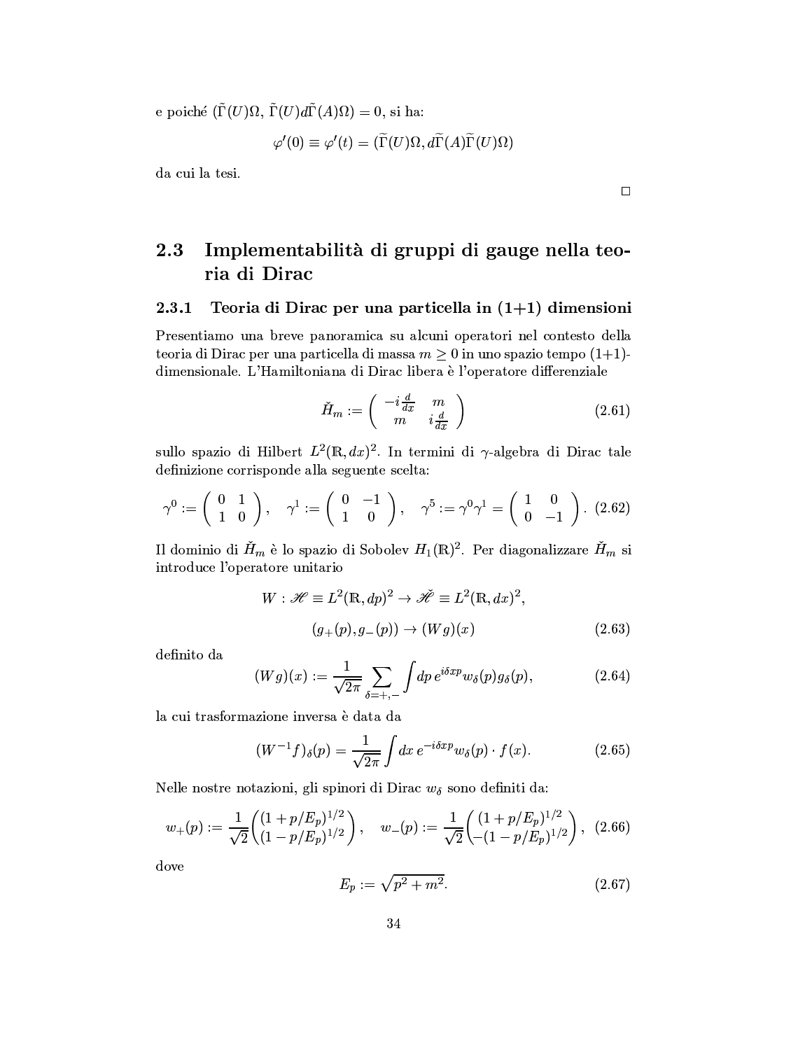e poiché $(\tilde{\Gamma}(U)\Omega, \tilde{\Gamma}(U)d\tilde{\Gamma}(A)\Omega) = 0$, si ha:

$$\varphi'(0) \equiv \varphi'(t) = (\widetilde{\Gamma}(U)\Omega, d\widetilde{\Gamma}(A)\widetilde{\Gamma}(U)\Omega)$$

da cui la tesi.

□

## 2.3 Implementabilità di gruppi di gauge nella teoria di Dirac

### 2.3.1 Teoria di Dirac per una particella in (1+1) dimensioni

Presentiamo una breve panoramica su alcuni operatori nel contesto della teoria di Dirac per una particella di massa $m \geq 0$ in uno spazio tempo (1+1)-dimensionale. L'Hamiltoniana di Dirac libera è l'operatore differenziale

$$\check{H}_m := \begin{pmatrix} -i\frac{d}{dx} & m \\ m & i\frac{d}{dx} \end{pmatrix} \tag{2.61}$$

sullo spazio di Hilbert $L^2(\mathbb{R}, dx)^2$. In termini di $\gamma$-algebra di Dirac tale definizione corrisponde alla seguente scelta:

$$\gamma^0 := \begin{pmatrix} 0 & 1 \\ 1 & 0 \end{pmatrix}, \quad \gamma^1 := \begin{pmatrix} 0 & -1 \\ 1 & 0 \end{pmatrix}, \quad \gamma^5 := \gamma^0\gamma^1 = \begin{pmatrix} 1 & 0 \\ 0 & -1 \end{pmatrix}. \tag{2.62}$$

Il dominio di $\check{H}_m$ è lo spazio di Sobolev $H_1(\mathbb{R})^2$. Per diagonalizzare $\check{H}_m$ si introduce l'operatore unitario

$$W : \mathscr{H} \equiv L^2(\mathbb{R}, dp)^2 \to \check{\mathscr{H}} \equiv L^2(\mathbb{R}, dx)^2,$$
$$(g_+(p), g_-(p)) \to (Wg)(x) \tag{2.63}$$

definito da

$$(Wg)(x) := \frac{1}{\sqrt{2\pi}} \sum_{\delta=+,-} \int dp\, e^{i\delta xp} w_\delta(p) g_\delta(p), \tag{2.64}$$

la cui trasformazione inversa è data da

$$(W^{-1}f)_\delta(p) = \frac{1}{\sqrt{2\pi}} \int dx\, e^{-i\delta xp} w_\delta(p) \cdot f(x). \tag{2.65}$$

Nelle nostre notazioni, gli spinori di Dirac $w_\delta$ sono definiti da:

$$w_+(p) := \frac{1}{\sqrt{2}} \begin{pmatrix} (1 + p/E_p)^{1/2} \\ (1 - p/E_p)^{1/2} \end{pmatrix}, \quad w_-(p) := \frac{1}{\sqrt{2}} \begin{pmatrix} (1 + p/E_p)^{1/2} \\ -(1 - p/E_p)^{1/2} \end{pmatrix}, \tag{2.66}$$

dove

$$E_p := \sqrt{p^2 + m^2}. \tag{2.67}$$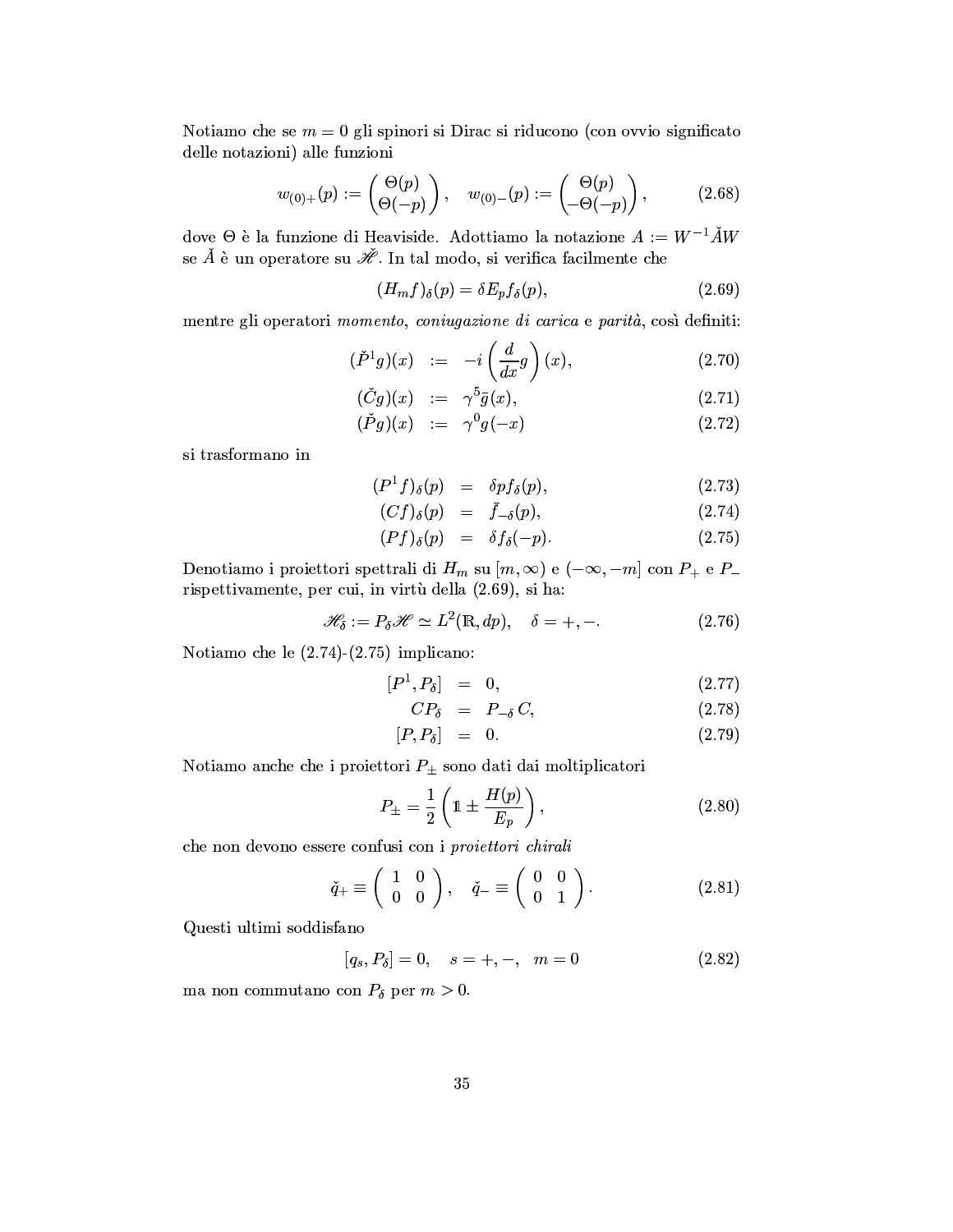Notiamo che se $m = 0$ gli spinori si Dirac si riducono (con ovvio significato delle notazioni) alle funzioni

$$w_{(0)+}(p) := \begin{pmatrix} \Theta(p) \\ \Theta(-p) \end{pmatrix}, \quad w_{(0)-}(p) := \begin{pmatrix} \Theta(p) \\ -\Theta(-p) \end{pmatrix}, \tag{2.68}$$

dove $\Theta$ è la funzione di Heaviside. Adottiamo la notazione $A := W^{-1}\check{A}W$ se $\check{A}$ è un operatore su $\check{\mathscr{H}}$. In tal modo, si verifica facilmente che

$$(H_m f)_\delta(p) = \delta E_p f_\delta(p), \tag{2.69}$$

mentre gli operatori *momento*, *coniugazione di carica* e *parità*, così definiti:

$$\begin{aligned}
(\check{P}^1 g)(x) &:= -i\left(\frac{d}{dx}g\right)(x), & (2.70)\\
(\check{C}g)(x) &:= \gamma^5 \bar{g}(x), & (2.71)\\
(\check{P}g)(x) &:= \gamma^0 g(-x) & (2.72)
\end{aligned}$$

si trasformano in

$$\begin{aligned}
(P^1 f)_\delta(p) &= \delta p f_\delta(p), & (2.73)\\
(Cf)_\delta(p) &= \bar{f}_{-\delta}(p), & (2.74)\\
(Pf)_\delta(p) &= \delta f_\delta(-p). & (2.75)
\end{aligned}$$

Denotiamo i proiettori spettrali di $H_m$ su $[m, \infty)$ e $(-\infty, -m]$ con $P_+$ e $P_-$ rispettivamente, per cui, in virtù della (2.69), si ha:

$$\mathscr{H}_\delta := P_\delta \mathscr{H} \simeq L^2(\mathbb{R}, dp), \quad \delta = +, -. \tag{2.76}$$

Notiamo che le (2.74)-(2.75) implicano:

$$\begin{aligned}
[P^1, P_\delta] &= 0, & (2.77)\\
C P_\delta &= P_{-\delta}\, C, & (2.78)\\
[P, P_\delta] &= 0. & (2.79)
\end{aligned}$$

Notiamo anche che i proiettori $P_\pm$ sono dati dai moltiplicatori

$$P_\pm = \frac{1}{2}\left(\mathbb{1} \pm \frac{H(p)}{E_p}\right), \tag{2.80}$$

che non devono essere confusi con i *proiettori chirali*

$$\check{q}_+ \equiv \begin{pmatrix} 1 & 0 \\ 0 & 0 \end{pmatrix}, \quad \check{q}_- \equiv \begin{pmatrix} 0 & 0 \\ 0 & 1 \end{pmatrix}. \tag{2.81}$$

Questi ultimi soddisfano

$$[q_s, P_\delta] = 0, \quad s = +, -, \quad m = 0 \tag{2.82}$$

ma non commutano con $P_\delta$ per $m > 0$.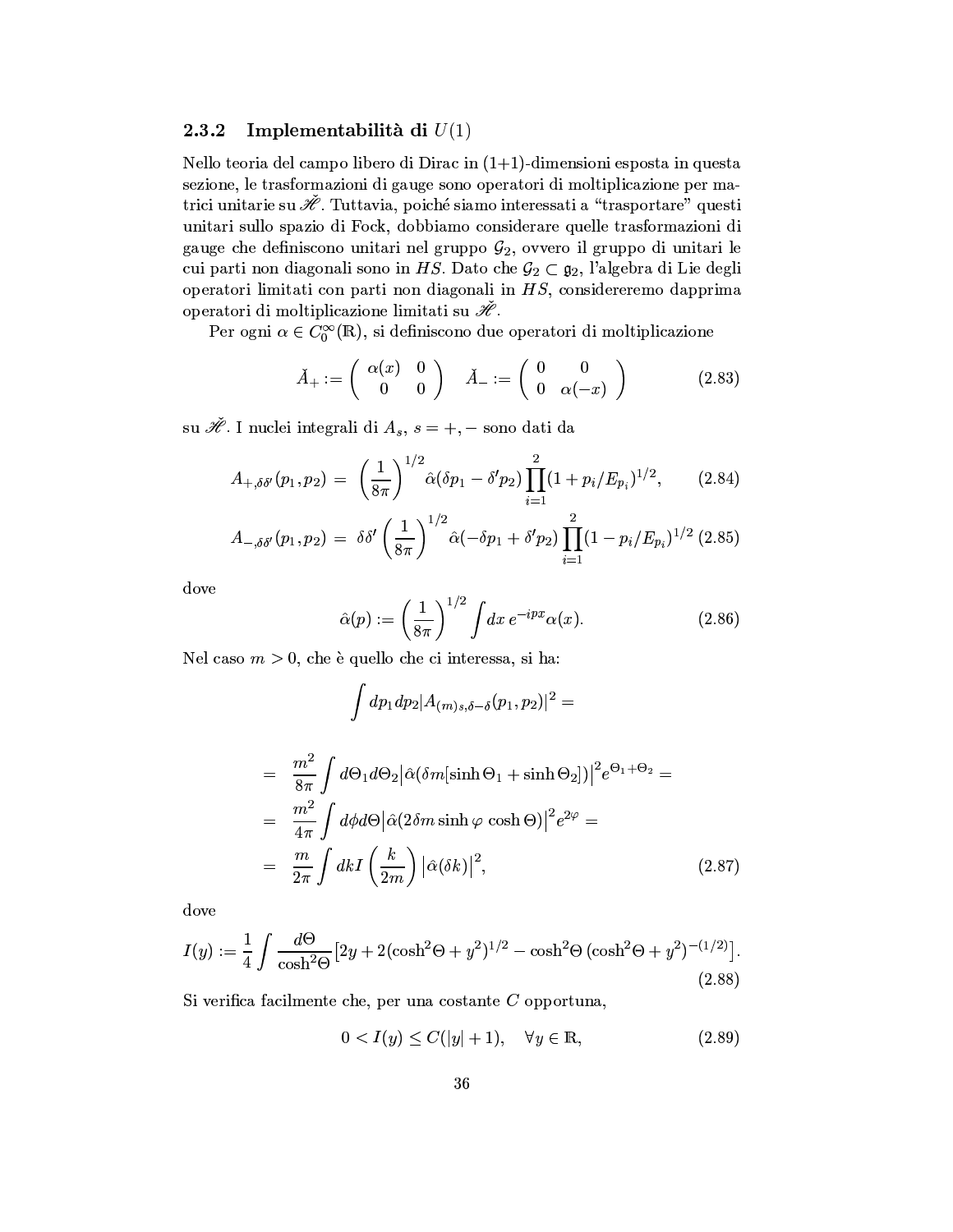### 2.3.2 Implementabilità di $U(1)$

Nello teoria del campo libero di Dirac in (1+1)-dimensioni esposta in questa sezione, le trasformazioni di gauge sono operatori di moltiplicazione per matrici unitarie su $\check{\mathscr{H}}$. Tuttavia, poiché siamo interessati a "trasportare" questi unitari sullo spazio di Fock, dobbiamo considerare quelle trasformazioni di gauge che definiscono unitari nel gruppo $\mathcal{G}_2$, ovvero il gruppo di unitari le cui parti non diagonali sono in $HS$. Dato che $\mathcal{G}_2 \subset \mathfrak{g}_2$, l'algebra di Lie degli operatori limitati con parti non diagonali in $HS$, considereremo dapprima operatori di moltiplicazione limitati su $\check{\mathscr{H}}$.

Per ogni $\alpha \in C_0^\infty(\mathbb{R})$, si definiscono due operatori di moltiplicazione

$$\check{A}_+ := \begin{pmatrix} \alpha(x) & 0 \\ 0 & 0 \end{pmatrix} \quad \check{A}_- := \begin{pmatrix} 0 & 0 \\ 0 & \alpha(-x) \end{pmatrix} \tag{2.83}$$

su $\check{\mathscr{H}}$. I nuclei integrali di $A_s$, $s = +, -$ sono dati da

$$A_{+,\delta\delta'}(p_1, p_2) = \left(\frac{1}{8\pi}\right)^{1/2} \hat{\alpha}(\delta p_1 - \delta' p_2) \prod_{i=1}^{2} (1 + p_i/E_{p_i})^{1/2}, \tag{2.84}$$

$$A_{-,\delta\delta'}(p_1, p_2) = \delta\delta' \left(\frac{1}{8\pi}\right)^{1/2} \hat{\alpha}(-\delta p_1 + \delta' p_2) \prod_{i=1}^{2} (1 - p_i/E_{p_i})^{1/2} \tag{2.85}$$

dove

$$\hat{\alpha}(p) := \left(\frac{1}{8\pi}\right)^{1/2} \int dx\, e^{-ipx} \alpha(x). \tag{2.86}$$

Nel caso $m > 0$, che è quello che ci interessa, si ha:

$$\int dp_1 dp_2 |A_{(m)s,\delta-\delta}(p_1, p_2)|^2 =$$

$$\begin{aligned}
&= \frac{m^2}{8\pi} \int d\Theta_1 d\Theta_2 \left|\hat{\alpha}(\delta m[\sinh\Theta_1 + \sinh\Theta_2])\right|^2 e^{\Theta_1 + \Theta_2} = \\
&= \frac{m^2}{4\pi} \int d\phi d\Theta \left|\hat{\alpha}(2\delta m \sinh\varphi \cosh\Theta)\right|^2 e^{2\varphi} = \\
&= \frac{m}{2\pi} \int dk\, I\left(\frac{k}{2m}\right) \left|\hat{\alpha}(\delta k)\right|^2,
\end{aligned} \tag{2.87}$$

dove

$$I(y) := \frac{1}{4} \int \frac{d\Theta}{\cosh^2\Theta} \left[2y + 2(\cosh^2\Theta + y^2)^{1/2} - \cosh^2\Theta\, (\cosh^2\Theta + y^2)^{-(1/2)}\right]. \tag{2.88}$$

Si verifica facilmente che, per una costante $C$ opportuna,

$$0 < I(y) \leq C(|y| + 1), \quad \forall y \in \mathbb{R}, \tag{2.89}$$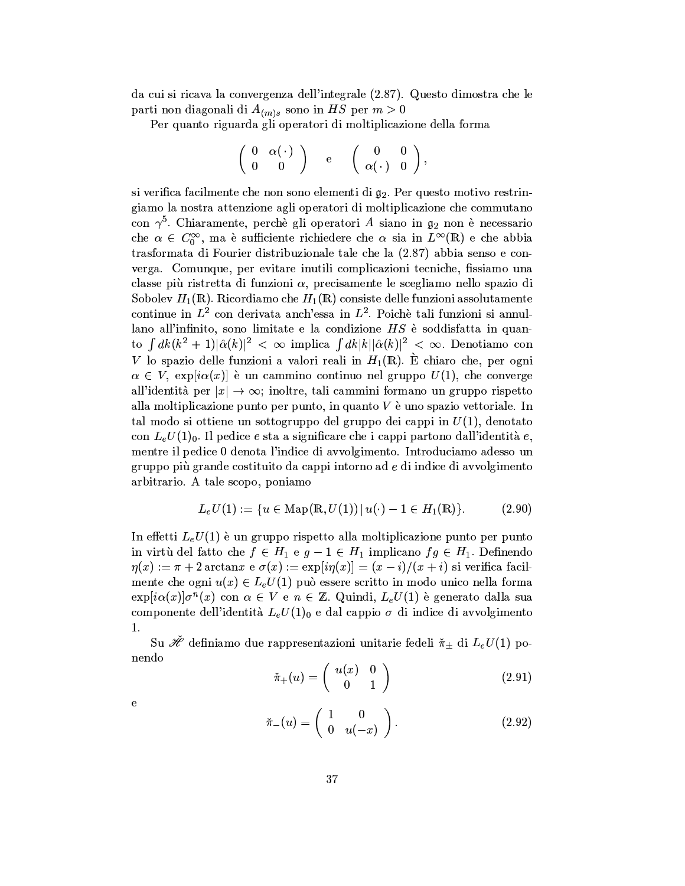da cui si ricava la convergenza dell'integrale (2.87). Questo dimostra che le parti non diagonali di $A_{(m)s}$ sono in $HS$ per $m > 0$

Per quanto riguarda gli operatori di moltiplicazione della forma

$$\begin{pmatrix} 0 & \alpha(\cdot) \\ 0 & 0 \end{pmatrix} \quad \text{e} \quad \begin{pmatrix} 0 & 0 \\ \alpha(\cdot) & 0 \end{pmatrix},$$

si verifica facilmente che non sono elementi di $\mathfrak{g}_2$. Per questo motivo restringiamo la nostra attenzione agli operatori di moltiplicazione che commutano con $\gamma^5$. Chiaramente, perchè gli operatori $A$ siano in $\mathfrak{g}_2$ non è necessario che $\alpha \in C_0^\infty$, ma è sufficiente richiedere che $\alpha$ sia in $L^\infty(\mathbb{R})$ e che abbia trasformata di Fourier distribuzionale tale che la (2.87) abbia senso e converga. Comunque, per evitare inutili complicazioni tecniche, fissiamo una classe più ristretta di funzioni $\alpha$, precisamente le scegliamo nello spazio di Sobolev $H_1(\mathbb{R})$. Ricordiamo che $H_1(\mathbb{R})$ consiste delle funzioni assolutamente continue in $L^2$ con derivata anch'essa in $L^2$. Poichè tali funzioni si annullano all'infinito, sono limitate e la condizione $HS$ è soddisfatta in quanto $\int dk(k^2+1)|\hat{\alpha}(k)|^2 < \infty$ implica $\int dk|k||\hat{\alpha}(k)|^2 < \infty$. Denotiamo con $V$ lo spazio delle funzioni a valori reali in $H_1(\mathbb{R})$. È chiaro che, per ogni $\alpha \in V$, $\exp[i\alpha(x)]$ è un cammino continuo nel gruppo $U(1)$, che converge all'identità per $|x| \to \infty$; inoltre, tali cammini formano un gruppo rispetto alla moltiplicazione punto per punto, in quanto $V$ è uno spazio vettoriale. In tal modo si ottiene un sottogruppo del gruppo dei cappi in $U(1)$, denotato con $L_eU(1)_0$. Il pedice $e$ sta a significare che i cappi partono dall'identità $e$, mentre il pedice 0 denota l'indice di avvolgimento. Introduciamo adesso un gruppo più grande costituito da cappi intorno ad $e$ di indice di avvolgimento arbitrario. A tale scopo, poniamo

$$L_eU(1) := \{u \in \mathrm{Map}(\mathbb{R}, U(1)) \,|\, u(\cdot) - 1 \in H_1(\mathbb{R})\}. \tag{2.90}$$

In effetti $L_eU(1)$ è un gruppo rispetto alla moltiplicazione punto per punto in virtù del fatto che $f \in H_1$ e $g - 1 \in H_1$ implicano $fg \in H_1$. Definendo $\eta(x) := \pi + 2\arctan x$ e $\sigma(x) := \exp[i\eta(x)] = (x-i)/(x+i)$ si verifica facilmente che ogni $u(x) \in L_eU(1)$ può essere scritto in modo unico nella forma $\exp[i\alpha(x)]\sigma^n(x)$ con $\alpha \in V$ e $n \in \mathbb{Z}$. Quindi, $L_eU(1)$ è generato dalla sua componente dell'identità $L_eU(1)_0$ e dal cappio $\sigma$ di indice di avvolgimento 1.

Su $\mathscr{H}$ definiamo due rappresentazioni unitarie fedeli $\check{\pi}_\pm$ di $L_eU(1)$ ponendo

$$\check{\pi}_+(u) = \begin{pmatrix} u(x) & 0 \\ 0 & 1 \end{pmatrix} \tag{2.91}$$

e

$$\check{\pi}_-(u) = \begin{pmatrix} 1 & 0 \\ 0 & u(-x) \end{pmatrix}. \tag{2.92}$$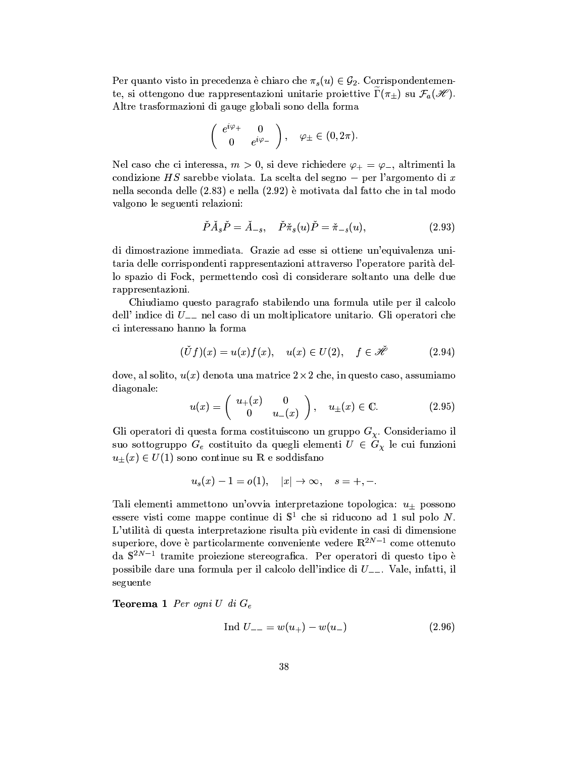Per quanto visto in precedenza è chiaro che $\pi_s(u) \in \mathcal{G}_2$. Corrispondentemente, si ottengono due rappresentazioni unitarie proiettive $\widetilde{\Gamma}(\pi_\pm)$ su $\mathcal{F}_a(\mathscr{H})$. Altre trasformazioni di gauge globali sono della forma

$$\left( \begin{array}{cc} e^{i\varphi_+} & 0 \\ 0 & e^{i\varphi_-} \end{array} \right), \quad \varphi_\pm \in (0, 2\pi).$$

Nel caso che ci interessa, $m > 0$, si deve richiedere $\varphi_+ = \varphi_-$, altrimenti la condizione $HS$ sarebbe violata. La scelta del segno $-$ per l'argomento di $x$ nella seconda delle (2.83) e nella (2.92) è motivata dal fatto che in tal modo valgono le seguenti relazioni:

$$\check{P}\check{A}_s\check{P} = \check{A}_{-s}, \quad \check{P}\check{\pi}_s(u)\check{P} = \check{\pi}_{-s}(u), \tag{2.93}$$

di dimostrazione immediata. Grazie ad esse si ottiene un'equivalenza unitaria delle corrispondenti rappresentazioni attraverso l'operatore parità dello spazio di Fock, permettendo così di considerare soltanto una delle due rappresentazioni.

Chiudiamo questo paragrafo stabilendo una formula utile per il calcolo dell' indice di $U_{--}$ nel caso di un moltiplicatore unitario. Gli operatori che ci interessano hanno la forma

$$(\check{U}f)(x) = u(x)f(x), \quad u(x) \in U(2), \quad f \in \check{\mathscr{H}} \tag{2.94}$$

dove, al solito, $u(x)$ denota una matrice $2 \times 2$ che, in questo caso, assumiamo diagonale:

$$u(x) = \left( \begin{array}{cc} u_+(x) & 0 \\ 0 & u_-(x) \end{array} \right), \quad u_\pm(x) \in \mathbb{C}. \tag{2.95}$$

Gli operatori di questa forma costituiscono un gruppo $G_\chi$. Consideriamo il suo sottogruppo $G_e$ costituito da quegli elementi $U \in G_\chi$ le cui funzioni $u_\pm(x) \in U(1)$ sono continue su $\mathbb{R}$ e soddisfano

$$u_s(x) - 1 = o(1), \quad |x| \to \infty, \quad s = +, -.$$

Tali elementi ammettono un'ovvia interpretazione topologica: $u_\pm$ possono essere visti come mappe continue di $\mathbb{S}^1$ che si riducono ad 1 sul polo $N$. L'utilità di questa interpretazione risulta più evidente in casi di dimensione superiore, dove è particolarmente conveniente vedere $\mathbb{R}^{2N-1}$ come ottenuto da $\mathbb{S}^{2N-1}$ tramite proiezione stereografica. Per operatori di questo tipo è possibile dare una formula per il calcolo dell'indice di $U_{--}$. Vale, infatti, il seguente

**Teorema 1** *Per ogni $U$ di $G_e$*

$$\text{Ind } U_{--} = w(u_+) - w(u_-) \tag{2.96}$$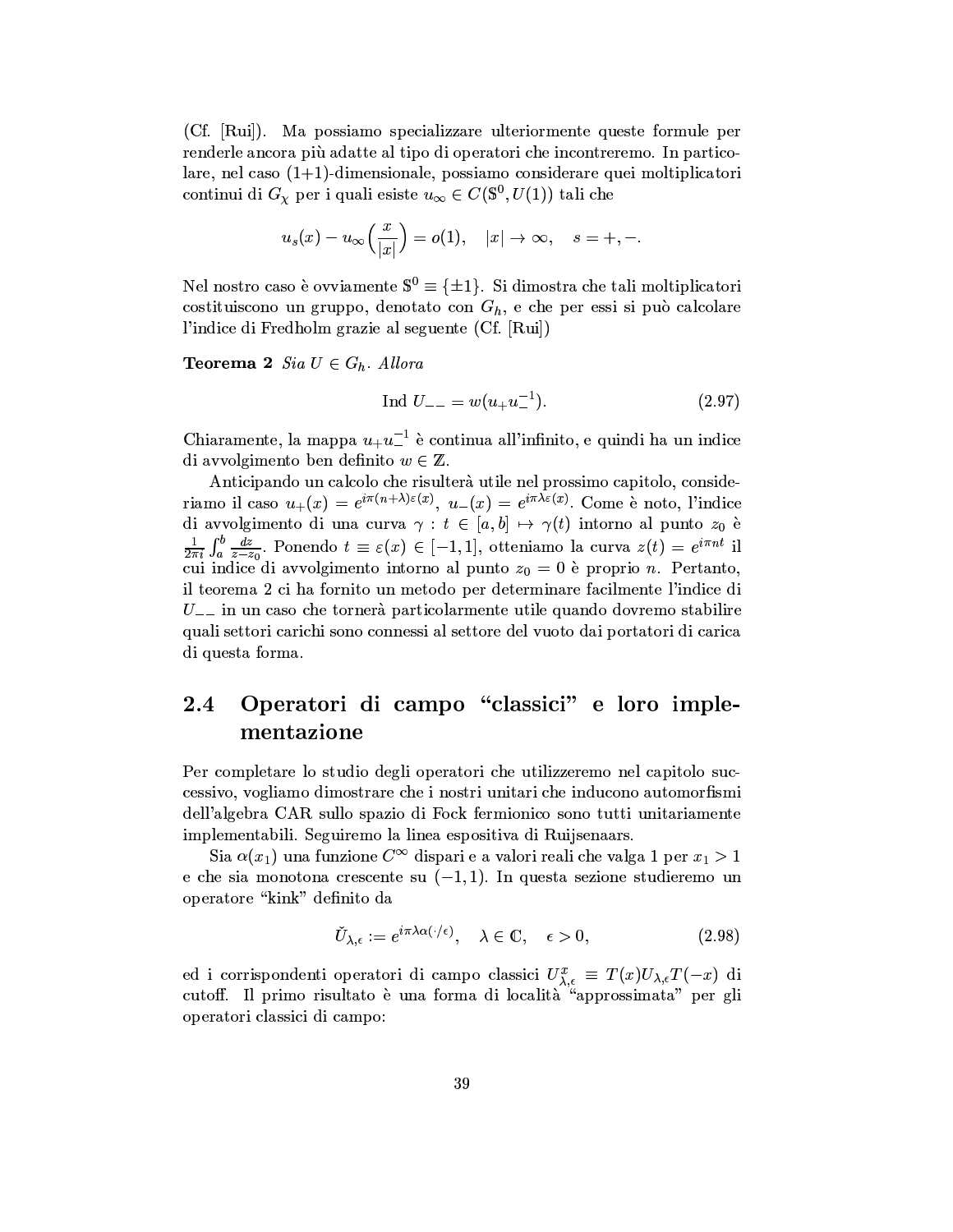(Cf. [Rui]). Ma possiamo specializzare ulteriormente queste formule per renderle ancora più adatte al tipo di operatori che incontreremo. In particolare, nel caso (1+1)-dimensionale, possiamo considerare quei moltiplicatori continui di $G_\chi$ per i quali esiste $u_\infty \in C(\mathbb{S}^0, U(1))$ tali che

$$u_s(x) - u_\infty\left(\frac{x}{|x|}\right) = o(1), \quad |x| \to \infty, \quad s = +, -.$$

Nel nostro caso è ovviamente $\mathbb{S}^0 \equiv \{\pm 1\}$. Si dimostra che tali moltiplicatori costituiscono un gruppo, denotato con $G_h$, e che per essi si può calcolare l'indice di Fredholm grazie al seguente (Cf. [Rui])

**Teorema 2** *Sia $U \in G_h$. Allora*

$$\text{Ind}\; U_{--} = w(u_+ u_-^{-1}). \tag{2.97}$$

Chiaramente, la mappa $u_+ u_-^{-1}$ è continua all'infinito, e quindi ha un indice di avvolgimento ben definito $w \in \mathbb{Z}$.

Anticipando un calcolo che risulterà utile nel prossimo capitolo, consideriamo il caso $u_+(x) = e^{i\pi(n+\lambda)\varepsilon(x)}$, $u_-(x) = e^{i\pi\lambda\varepsilon(x)}$. Come è noto, l'indice di avvolgimento di una curva $\gamma : t \in [a, b] \mapsto \gamma(t)$ intorno al punto $z_0$ è $\frac{1}{2\pi i}\int_a^b \frac{dz}{z - z_0}$. Ponendo $t \equiv \varepsilon(x) \in [-1, 1]$, otteniamo la curva $z(t) = e^{i\pi n t}$ il cui indice di avvolgimento intorno al punto $z_0 = 0$ è proprio $n$. Pertanto, il teorema 2 ci ha fornito un metodo per determinare facilmente l'indice di $U_{--}$ in un caso che tornerà particolarmente utile quando dovremo stabilire quali settori carichi sono connessi al settore del vuoto dai portatori di carica di questa forma.

## 2.4 Operatori di campo "classici" e loro implementazione

Per completare lo studio degli operatori che utilizzeremo nel capitolo successivo, vogliamo dimostrare che i nostri unitari che inducono automorfismi dell'algebra CAR sullo spazio di Fock fermionico sono tutti unitariamente implementabili. Seguiremo la linea espositiva di Ruijsenaars.

Sia $\alpha(x_1)$ una funzione $C^\infty$ dispari e a valori reali che valga 1 per $x_1 > 1$ e che sia monotona crescente su $(-1, 1)$. In questa sezione studieremo un operatore "kink" definito da

$$\check{U}_{\lambda,\epsilon} := e^{i\pi\lambda\alpha(\cdot/\epsilon)}, \quad \lambda \in \mathbb{C}, \quad \epsilon > 0, \tag{2.98}$$

ed i corrispondenti operatori di campo classici $U^x_{\lambda,\epsilon} \equiv T(x) U_{\lambda,\epsilon} T(-x)$ di cutoff. Il primo risultato è una forma di località "approssimata" per gli operatori classici di campo: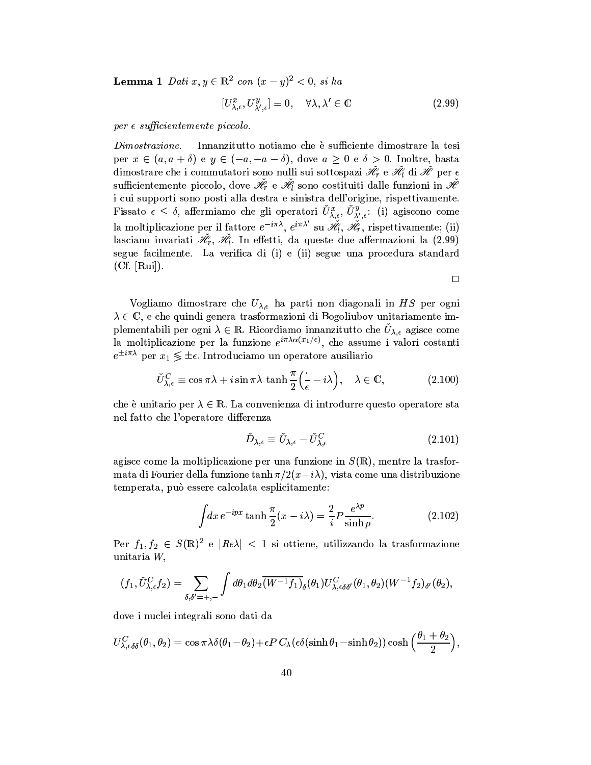**Lemma 1** *Dati $x, y \in \mathbb{R}^2$ con $(x-y)^2 < 0$, si ha*

$$[U^x_{\lambda,\epsilon}, U^y_{\lambda',\epsilon}] = 0, \quad \forall \lambda, \lambda' \in \mathbb{C} \tag{2.99}$$

*per $\epsilon$ sufficientemente piccolo.*

*Dimostrazione.* Innanzitutto notiamo che è sufficiente dimostrare la tesi per $x \in (a, a+\delta)$ e $y \in (-a, -a-\delta)$, dove $a \geq 0$ e $\delta > 0$. Inoltre, basta dimostrare che i commutatori sono nulli sui sottospazi $\mathscr{H}_r$ e $\mathscr{H}_l$ di $\mathscr{H}$ per $\epsilon$ sufficientemente piccolo, dove $\mathscr{H}_r$ e $\mathscr{H}_l$ sono costituiti dalle funzioni in $\mathscr{H}$ i cui supporti sono posti alla destra e sinistra dell'origine, rispettivamente. Fissato $\epsilon \leq \delta$, affermiamo che gli operatori $\check{U}^x_{\lambda,\epsilon}$, $\check{U}^y_{\lambda',\epsilon}$: (i) agiscono come la moltiplicazione per il fattore $e^{-i\pi\lambda}$, $e^{i\pi\lambda'}$ su $\check{\mathscr{H}}_l$, $\check{\mathscr{H}}_r$, rispettivamente; (ii) lasciano invariati $\check{\mathscr{H}}_r$, $\check{\mathscr{H}}_l$. In effetti, da queste due affermazioni la (2.99) segue facilmente. La verifica di (i) e (ii) segue una procedura standard (Cf. [Rui]).

□

Vogliamo dimostrare che $U_{\lambda,\epsilon}$ ha parti non diagonali in $HS$ per ogni $\lambda \in \mathbb{C}$, e che quindi genera trasformazioni di Bogoliubov unitariamente implementabili per ogni $\lambda \in \mathbb{R}$. Ricordiamo innanzitutto che $\check{U}_{\lambda,\epsilon}$ agisce come la moltiplicazione per la funzione $e^{i\pi\lambda\alpha(x_1/\epsilon)}$, che assume i valori costanti $e^{\pm i\pi\lambda}$ per $x_1 \lessgtr \pm\epsilon$. Introduciamo un operatore ausiliario

$$\check{U}^C_{\lambda,\epsilon} \equiv \cos \pi\lambda + i \sin \pi\lambda \, \tanh \frac{\pi}{2}\Big(\frac{\cdot}{\epsilon} - i\lambda\Big), \quad \lambda \in \mathbb{C}, \tag{2.100}$$

che è unitario per $\lambda \in \mathbb{R}$. La convenienza di introdurre questo operatore sta nel fatto che l'operatore differenza

$$\check{D}_{\lambda,\epsilon} \equiv \check{U}_{\lambda,\epsilon} - \check{U}^C_{\lambda,\epsilon} \tag{2.101}$$

agisce come la moltiplicazione per una funzione in $S(\mathbb{R})$, mentre la trasformata di Fourier della funzione $\tanh \pi/2(x - i\lambda)$, vista come una distribuzione temperata, può essere calcolata esplicitamente:

$$\int dx \, e^{-ipx} \tanh \frac{\pi}{2}(x - i\lambda) = \frac{2}{i} P \frac{e^{\lambda p}}{\sinh p}. \tag{2.102}$$

Per $f_1, f_2 \in S(\mathbb{R})^2$ e $|Re\lambda| < 1$ si ottiene, utilizzando la trasformazione unitaria $W$,

$$(f_1, \check{U}^C_{\lambda,\epsilon} f_2) = \sum_{\delta,\delta'=+,-} \int d\theta_1 d\theta_2 \overline{(W^{-1}f_1)}_\delta(\theta_1) U^C_{\lambda,\epsilon\delta\delta'}(\theta_1,\theta_2)(W^{-1}f_2)_{\delta'}(\theta_2),$$

dove i nuclei integrali sono dati da

$$U^C_{\lambda,\epsilon\delta\delta}(\theta_1,\theta_2) = \cos \pi\lambda\,\delta(\theta_1 - \theta_2) + \epsilon P\, C_\lambda(\epsilon\delta(\sinh\theta_1 - \sinh\theta_2)) \cosh\Big(\frac{\theta_1+\theta_2}{2}\Big),$$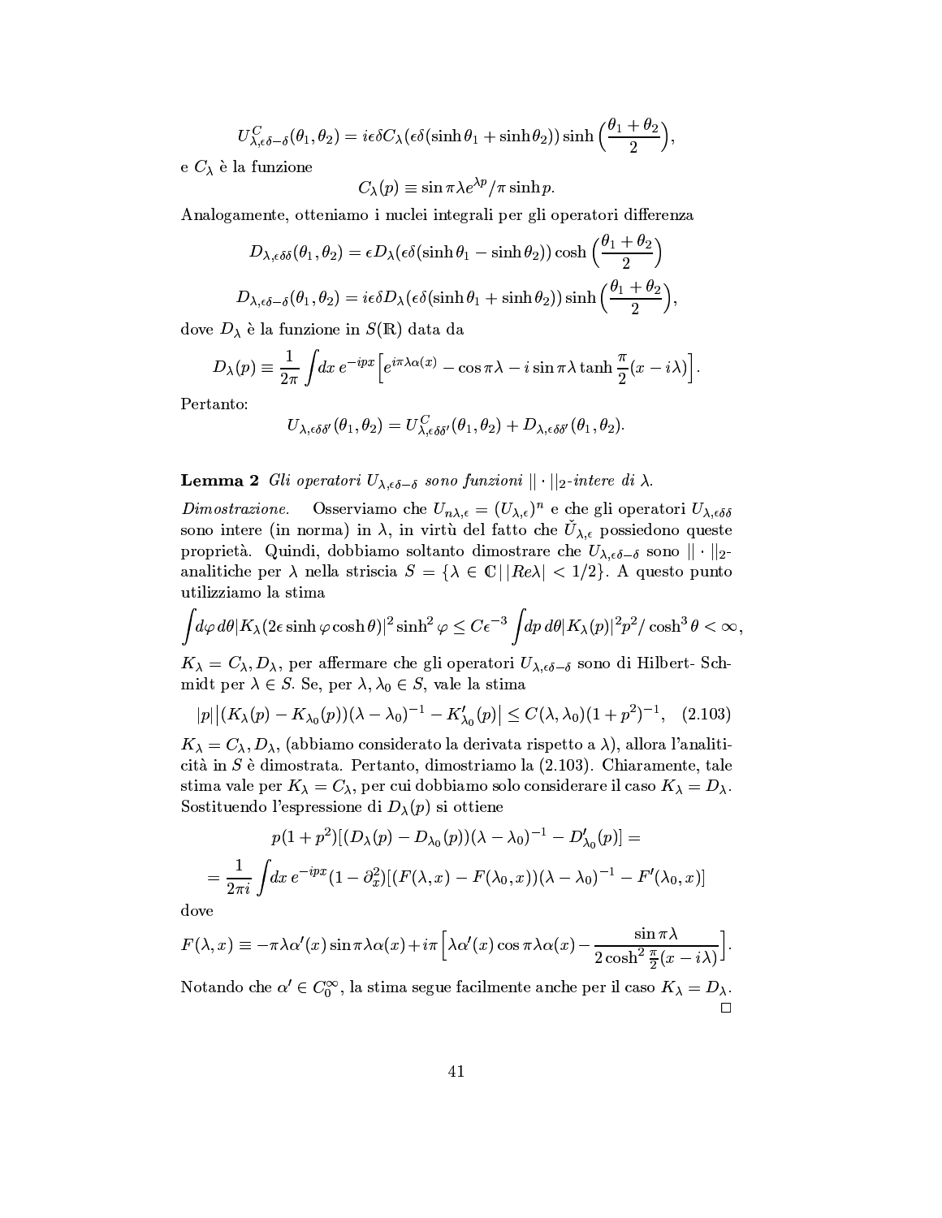$$U^C_{\lambda,\epsilon\delta-\delta}(\theta_1,\theta_2) = i\epsilon\delta C_\lambda(\epsilon\delta(\sinh\theta_1 + \sinh\theta_2))\sinh\Big(\frac{\theta_1+\theta_2}{2}\Big),$$

e $C_\lambda$ è la funzione

$$C_\lambda(p) \equiv \sin\pi\lambda e^{\lambda p}/\pi\sinh p.$$

Analogamente, otteniamo i nuclei integrali per gli operatori differenza

$$D_{\lambda,\epsilon\delta\delta}(\theta_1,\theta_2) = \epsilon D_\lambda(\epsilon\delta(\sinh\theta_1 - \sinh\theta_2))\cosh\Big(\frac{\theta_1+\theta_2}{2}\Big)$$

$$D_{\lambda,\epsilon\delta-\delta}(\theta_1,\theta_2) = i\epsilon\delta D_\lambda(\epsilon\delta(\sinh\theta_1 + \sinh\theta_2))\sinh\Big(\frac{\theta_1+\theta_2}{2}\Big),$$

dove $D_\lambda$ è la funzione in $S(\mathbb{R})$ data da

$$D_\lambda(p) \equiv \frac{1}{2\pi}\int dx\, e^{-ipx}\Big[e^{i\pi\lambda\alpha(x)} - \cos\pi\lambda - i\sin\pi\lambda\tanh\frac{\pi}{2}(x-i\lambda)\Big].$$

Pertanto:

$$U_{\lambda,\epsilon\delta\delta'}(\theta_1,\theta_2) = U^C_{\lambda,\epsilon\delta\delta'}(\theta_1,\theta_2) + D_{\lambda,\epsilon\delta\delta'}(\theta_1,\theta_2).$$

**Lemma 2** *Gli operatori $U_{\lambda,\epsilon\delta-\delta}$ sono funzioni $||\cdot||_2$-intere di $\lambda$.*

*Dimostrazione.* Osserviamo che $U_{n\lambda,\epsilon} = (U_{\lambda,\epsilon})^n$ e che gli operatori $U_{\lambda,\epsilon\delta\delta}$ sono intere (in norma) in $\lambda$, in virtù del fatto che $\check{U}_{\lambda,\epsilon}$ possiedono queste proprietà. Quindi, dobbiamo soltanto dimostrare che $U_{\lambda,\epsilon\delta-\delta}$ sono $||\cdot||_2$-analitiche per $\lambda$ nella striscia $S = \{\lambda \in \mathbb{C} \,|\, |Re\lambda| < 1/2\}$. A questo punto utilizziamo la stima

$$\int d\varphi\, d\theta |K_\lambda(2\epsilon\sinh\varphi\cosh\theta)|^2\sinh^2\varphi \leq C\epsilon^{-3}\int dp\, d\theta |K_\lambda(p)|^2 p^2/\cosh^3\theta < \infty,$$

$K_\lambda = C_\lambda, D_\lambda$, per affermare che gli operatori $U_{\lambda,\epsilon\delta-\delta}$ sono di Hilbert- Schmidt per $\lambda \in S$. Se, per $\lambda, \lambda_0 \in S$, vale la stima

$$|p|\big|(K_\lambda(p) - K_{\lambda_0}(p))(\lambda-\lambda_0)^{-1} - K'_{\lambda_0}(p)\big| \leq C(\lambda,\lambda_0)(1+p^2)^{-1}, \quad (2.103)$$

$K_\lambda = C_\lambda, D_\lambda$, (abbiamo considerato la derivata rispetto a $\lambda$), allora l'analiticità in $S$ è dimostrata. Pertanto, dimostriamo la (2.103). Chiaramente, tale stima vale per $K_\lambda = C_\lambda$, per cui dobbiamo solo considerare il caso $K_\lambda = D_\lambda$. Sostituendo l'espressione di $D_\lambda(p)$ si ottiene

$$p(1+p^2)[(D_\lambda(p) - D_{\lambda_0}(p))(\lambda-\lambda_0)^{-1} - D'_{\lambda_0}(p)] =$$

$$= \frac{1}{2\pi i}\int dx\, e^{-ipx}(1-\partial_x^2)[(F(\lambda,x) - F(\lambda_0,x))(\lambda-\lambda_0)^{-1} - F'(\lambda_0,x)]$$

dove

$$F(\lambda,x) \equiv -\pi\lambda\alpha'(x)\sin\pi\lambda\alpha(x) + i\pi\Big[\lambda\alpha'(x)\cos\pi\lambda\alpha(x) - \frac{\sin\pi\lambda}{2\cosh^2\frac{\pi}{2}(x-i\lambda)}\Big].$$

Notando che $\alpha' \in C_0^\infty$, la stima segue facilmente anche per il caso $K_\lambda = D_\lambda$. □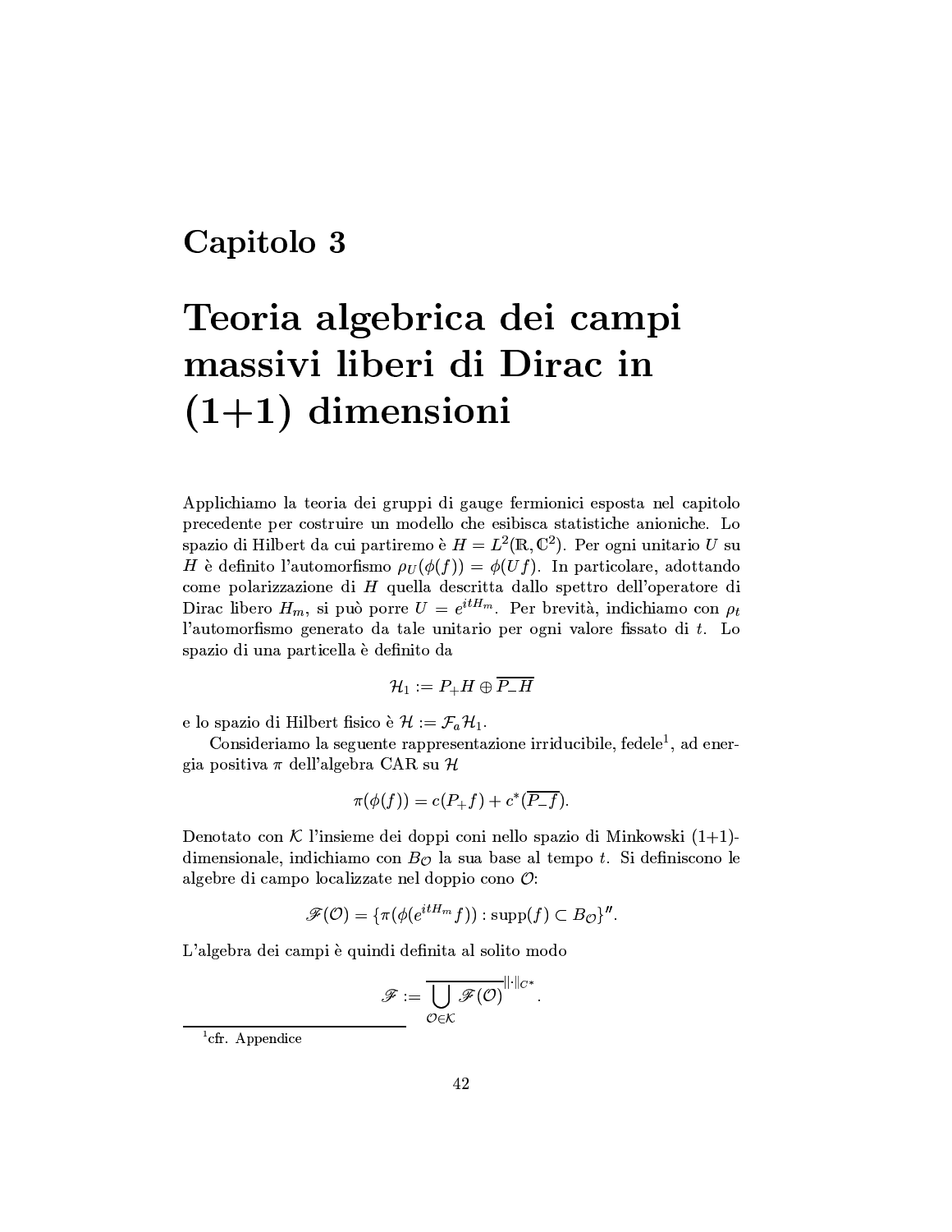# Capitolo 3

# Teoria algebrica dei campi massivi liberi di Dirac in (1+1) dimensioni

Applichiamo la teoria dei gruppi di gauge fermionici esposta nel capitolo precedente per costruire un modello che esibisca statistiche anioniche. Lo spazio di Hilbert da cui partiremo è $H = L^2(\mathbb{R}, \mathbb{C}^2)$. Per ogni unitario $U$ su $H$ è definito l'automorfismo $\rho_U(\phi(f)) = \phi(Uf)$. In particolare, adottando come polarizzazione di $H$ quella descritta dallo spettro dell'operatore di Dirac libero $H_m$, si può porre $U = e^{itH_m}$. Per brevità, indichiamo con $\rho_t$ l'automorfismo generato da tale unitario per ogni valore fissato di $t$. Lo spazio di una particella è definito da

$$\mathcal{H}_1 := P_+H \oplus \overline{P_-H}$$

e lo spazio di Hilbert fisico è $\mathcal{H} := \mathcal{F}_a\mathcal{H}_1$.

Consideriamo la seguente rappresentazione irriducibile, fedele[1], ad energia positiva $\pi$ dell'algebra CAR su $\mathcal{H}$

$$\pi(\phi(f)) = c(P_+f) + c^*(\overline{P_-f}).$$

Denotato con $\mathcal{K}$ l'insieme dei doppi coni nello spazio di Minkowski (1+1)-dimensionale, indichiamo con $B_{\mathcal{O}}$ la sua base al tempo $t$. Si definiscono le algebre di campo localizzate nel doppio cono $\mathcal{O}$:

$$\mathscr{F}(\mathcal{O}) = \{\pi(\phi(e^{itH_m}f)) : \mathrm{supp}(f) \subset B_{\mathcal{O}}\}''.$$

L'algebra dei campi è quindi definita al solito modo

$$\mathscr{F} := \overline{\bigcup_{\mathcal{O}\in\mathcal{K}} \mathscr{F}(\mathcal{O})}^{\|\cdot\|_{C^*}}.$$

[1] cfr. Appendice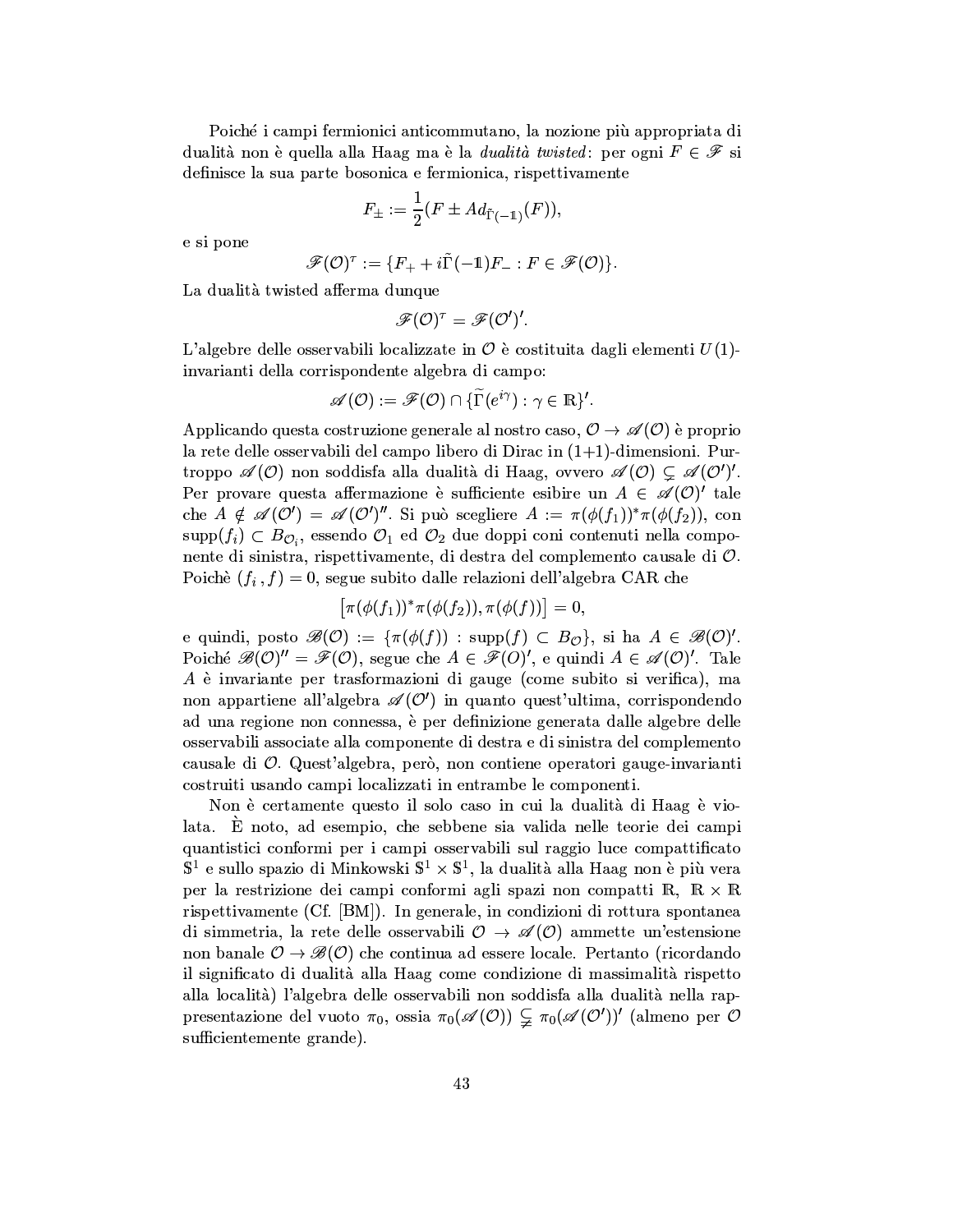Poiché i campi fermionici anticommutano, la nozione più appropriata di dualità non è quella alla Haag ma è la *dualità twisted*: per ogni $F \in \mathscr{F}$ si definisce la sua parte bosonica e fermionica, rispettivamente

$$F_{\pm} := \frac{1}{2}(F \pm Ad_{\tilde{\Gamma}(-\mathbb{1})}(F)),$$

e si pone

$$\mathscr{F}(\mathcal{O})^{\tau} := \{F_{+} + i\tilde{\Gamma}(-\mathbb{1})F_{-} : F \in \mathscr{F}(\mathcal{O})\}.$$

La dualità twisted afferma dunque

$$\mathscr{F}(\mathcal{O})^{\tau} = \mathscr{F}(\mathcal{O}')'.$$

L'algebre delle osservabili localizzate in $\mathcal{O}$ è costituita dagli elementi $U(1)$-invarianti della corrispondente algebra di campo:

$$\mathscr{A}(\mathcal{O}) := \mathscr{F}(\mathcal{O}) \cap \{\widetilde{\Gamma}(e^{i\gamma}) : \gamma \in \mathbb{R}\}'.$$

Applicando questa costruzione generale al nostro caso, $\mathcal{O} \to \mathscr{A}(\mathcal{O})$ è proprio la rete delle osservabili del campo libero di Dirac in (1+1)-dimensioni. Purtroppo $\mathscr{A}(\mathcal{O})$ non soddisfa alla dualità di Haag, ovvero $\mathscr{A}(\mathcal{O}) \subsetneq \mathscr{A}(\mathcal{O}')'$. Per provare questa affermazione è sufficiente esibire un $A \in \mathscr{A}(\mathcal{O})'$ tale che $A \notin \mathscr{A}(\mathcal{O}') = \mathscr{A}(\mathcal{O}')''$. Si può scegliere $A := \pi(\phi(f_1))^*\pi(\phi(f_2))$, con $\mathrm{supp}(f_i) \subset B_{\mathcal{O}_i}$, essendo $\mathcal{O}_1$ ed $\mathcal{O}_2$ due doppi coni contenuti nella componente di sinistra, rispettivamente, di destra del complemento causale di $\mathcal{O}$. Poichè $(f_i, f) = 0$, segue subito dalle relazioni dell'algebra CAR che

$$\left[\pi(\phi(f_1))^*\pi(\phi(f_2)), \pi(\phi(f))\right] = 0,$$

e quindi, posto $\mathscr{B}(\mathcal{O}) := \{\pi(\phi(f)) : \mathrm{supp}(f) \subset B_{\mathcal{O}}\}$, si ha $A \in \mathscr{B}(\mathcal{O})'$. Poiché $\mathscr{B}(\mathcal{O})'' = \mathscr{F}(\mathcal{O})$, segue che $A \in \mathscr{F}(O)'$, e quindi $A \in \mathscr{A}(\mathcal{O})'$. Tale $A$ è invariante per trasformazioni di gauge (come subito si verifica), ma non appartiene all'algebra $\mathscr{A}(\mathcal{O}')$ in quanto quest'ultima, corrispondendo ad una regione non connessa, è per definizione generata dalle algebre delle osservabili associate alla componente di destra e di sinistra del complemento causale di $\mathcal{O}$. Quest'algebra, però, non contiene operatori gauge-invarianti costruiti usando campi localizzati in entrambe le componenti.

Non è certamente questo il solo caso in cui la dualità di Haag è violata. È noto, ad esempio, che sebbene sia valida nelle teorie dei campi quantistici conformi per i campi osservabili sul raggio luce compattificato $\mathbb{S}^1$ e sullo spazio di Minkowski $\mathbb{S}^1 \times \mathbb{S}^1$, la dualità alla Haag non è più vera per la restrizione dei campi conformi agli spazi non compatti $\mathbb{R}$, $\mathbb{R} \times \mathbb{R}$ rispettivamente (Cf. [BM]). In generale, in condizioni di rottura spontanea di simmetria, la rete delle osservabili $\mathcal{O} \to \mathscr{A}(\mathcal{O})$ ammette un'estensione non banale $\mathcal{O} \to \mathscr{B}(\mathcal{O})$ che continua ad essere locale. Pertanto (ricordando il significato di dualità alla Haag come condizione di massimalità rispetto alla località) l'algebra delle osservabili non soddisfa alla dualità nella rappresentazione del vuoto $\pi_0$, ossia $\pi_0(\mathscr{A}(\mathcal{O})) \subsetneq \pi_0(\mathscr{A}(\mathcal{O}'))'$ (almeno per $\mathcal{O}$ sufficientemente grande).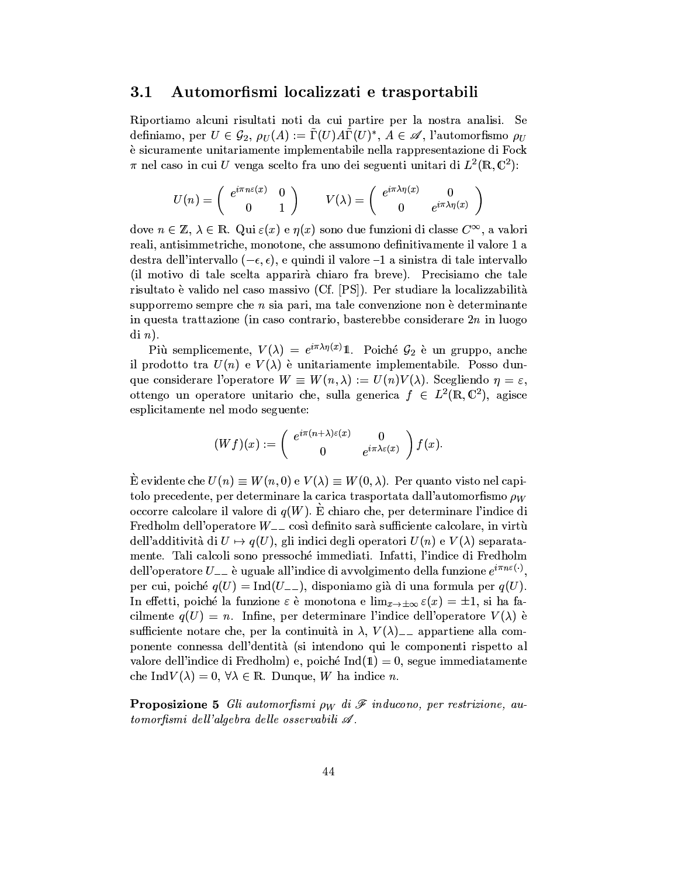## 3.1 Automorfismi localizzati e trasportabili

Riportiamo alcuni risultati noti da cui partire per la nostra analisi. Se definiamo, per $U \in \mathcal{G}_2$, $\rho_U(A) := \tilde{\Gamma}(U)A\tilde{\Gamma}(U)^*$, $A \in \mathscr{A}$, l'automorfismo $\rho_U$ è sicuramente unitariamente implementabile nella rappresentazione di Fock $\pi$ nel caso in cui $U$ venga scelto fra uno dei seguenti unitari di $L^2(\mathbb{R}, \mathbb{C}^2)$:

$$U(n) = \begin{pmatrix} e^{i\pi n\varepsilon(x)} & 0 \\ 0 & 1 \end{pmatrix} \qquad V(\lambda) = \begin{pmatrix} e^{i\pi\lambda\eta(x)} & 0 \\ 0 & e^{i\pi\lambda\eta(x)} \end{pmatrix}$$

dove $n \in \mathbb{Z}$, $\lambda \in \mathbb{R}$. Qui $\varepsilon(x)$ e $\eta(x)$ sono due funzioni di classe $C^\infty$, a valori reali, antisimmetriche, monotone, che assumono definitivamente il valore 1 a destra dell'intervallo $(-\epsilon, \epsilon)$, e quindi il valore $-1$ a sinistra di tale intervallo (il motivo di tale scelta apparirà chiaro fra breve). Precisiamo che tale risultato è valido nel caso massivo (Cf. [PS]). Per studiare la localizzabilità supporremo sempre che $n$ sia pari, ma tale convenzione non è determinante in questa trattazione (in caso contrario, basterebbe considerare $2n$ in luogo di $n$).

Più semplicemente, $V(\lambda) = e^{i\pi\lambda\eta(x)}\mathbb{1}$. Poiché $\mathcal{G}_2$ è un gruppo, anche il prodotto tra $U(n)$ e $V(\lambda)$ è unitariamente implementabile. Posso dunque considerare l'operatore $W \equiv W(n, \lambda) := U(n)V(\lambda)$. Scegliendo $\eta = \varepsilon$, ottengo un operatore unitario che, sulla generica $f \in L^2(\mathbb{R}, \mathbb{C}^2)$, agisce esplicitamente nel modo seguente:

$$(Wf)(x) := \begin{pmatrix} e^{i\pi(n+\lambda)\varepsilon(x)} & 0 \\ 0 & e^{i\pi\lambda\varepsilon(x)} \end{pmatrix} f(x).$$

È evidente che $U(n) \equiv W(n, 0)$ e $V(\lambda) \equiv W(0, \lambda)$. Per quanto visto nel capitolo precedente, per determinare la carica trasportata dall'automorfismo $\rho_W$ occorre calcolare il valore di $q(W)$. È chiaro che, per determinare l'indice di Fredholm dell'operatore $W_{--}$ così definito sarà sufficiente calcolare, in virtù dell'additività di $U \mapsto q(U)$, gli indici degli operatori $U(n)$ e $V(\lambda)$ separatamente. Tali calcoli sono pressoché immediati. Infatti, l'indice di Fredholm dell'operatore $U_{--}$ è uguale all'indice di avvolgimento della funzione $e^{i\pi n\varepsilon(\cdot)}$, per cui, poiché $q(U) = \text{Ind}(U_{--})$, disponiamo già di una formula per $q(U)$. In effetti, poiché la funzione $\varepsilon$ è monotona e $\lim_{x\to\pm\infty} \varepsilon(x) = \pm 1$, si ha facilmente $q(U) = n$. Infine, per determinare l'indice dell'operatore $V(\lambda)$ è sufficiente notare che, per la continuità in $\lambda$, $V(\lambda)_{--}$ appartiene alla componente connessa dell'dentità (si intendono qui le componenti rispetto al valore dell'indice di Fredholm) e, poiché $\text{Ind}(\mathbb{1}) = 0$, segue immediatamente che $\text{Ind}V(\lambda) = 0$, $\forall \lambda \in \mathbb{R}$. Dunque, $W$ ha indice $n$.

**Proposizione 5** *Gli automorfismi $\rho_W$ di $\mathscr{F}$ inducono, per restrizione, automorfismi dell'algebra delle osservabili $\mathscr{A}$.*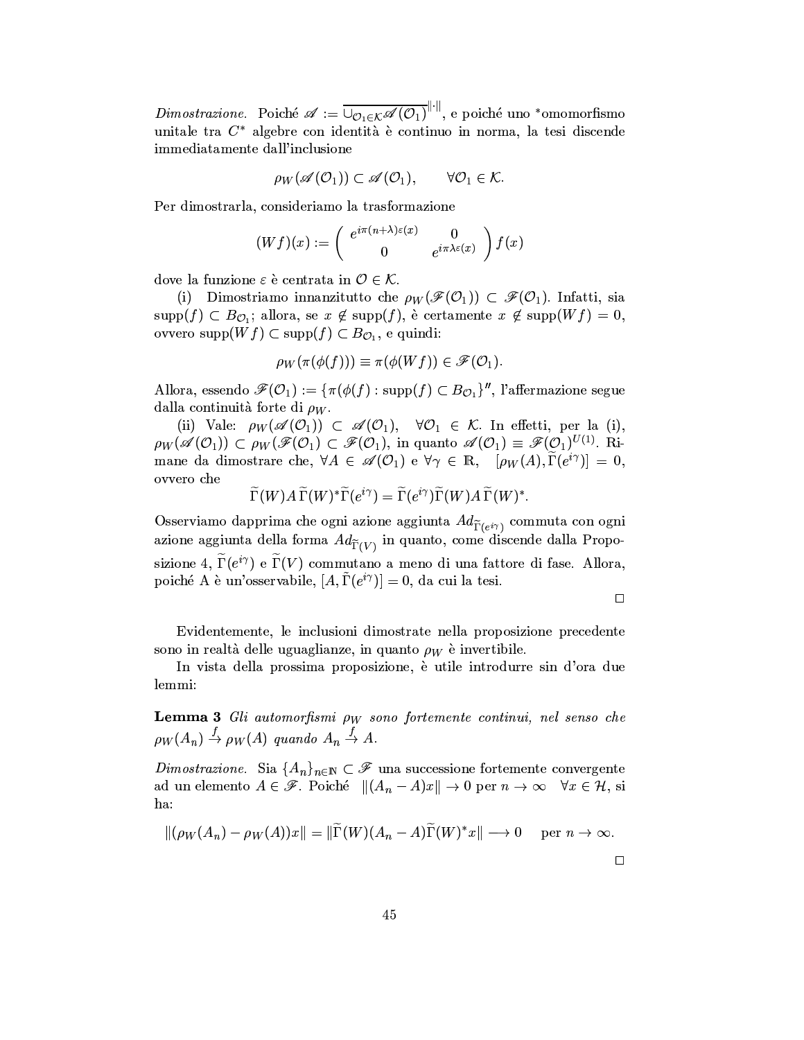*Dimostrazione.* Poiché $\mathscr{A} := \overline{\cup_{\mathcal{O}_1 \in \mathcal{K}} \mathscr{A}(\mathcal{O}_1)}^{\|\cdot\|}$, e poiché uno *omomorfismo unitale tra $C^*$ algebre con identità è continuo in norma, la tesi discende immediatamente dall'inclusione

$$\rho_W(\mathscr{A}(\mathcal{O}_1)) \subset \mathscr{A}(\mathcal{O}_1), \qquad \forall \mathcal{O}_1 \in \mathcal{K}.$$

Per dimostrarla, consideriamo la trasformazione

$$(Wf)(x) := \begin{pmatrix} e^{i\pi(n+\lambda)\varepsilon(x)} & 0 \\ 0 & e^{i\pi\lambda\varepsilon(x)} \end{pmatrix} f(x)$$

dove la funzione $\varepsilon$ è centrata in $\mathcal{O} \in \mathcal{K}$.

(i) Dimostriamo innanzitutto che $\rho_W(\mathscr{F}(\mathcal{O}_1)) \subset \mathscr{F}(\mathcal{O}_1)$. Infatti, sia $\mathrm{supp}(f) \subset B_{\mathcal{O}_1}$; allora, se $x \notin \mathrm{supp}(f)$, è certamente $x \notin \mathrm{supp}(Wf) = 0$, ovvero $\mathrm{supp}(Wf) \subset \mathrm{supp}(f) \subset B_{\mathcal{O}_1}$, e quindi:

$$\rho_W(\pi(\phi(f))) \equiv \pi(\phi(Wf)) \in \mathscr{F}(\mathcal{O}_1).$$

Allora, essendo $\mathscr{F}(\mathcal{O}_1) := \{\pi(\phi(f) : \mathrm{supp}(f) \subset B_{\mathcal{O}_1}\}''$, l'affermazione segue dalla continuità forte di $\rho_W$.

(ii) Vale: $\rho_W(\mathscr{A}(\mathcal{O}_1)) \subset \mathscr{A}(\mathcal{O}_1), \quad \forall \mathcal{O}_1 \in \mathcal{K}$. In effetti, per la (i), $\rho_W(\mathscr{A}(\mathcal{O}_1)) \subset \rho_W(\mathscr{F}(\mathcal{O}_1) \subset \mathscr{F}(\mathcal{O}_1)$, in quanto $\mathscr{A}(\mathcal{O}_1) \equiv \mathscr{F}(\mathcal{O}_1)^{U(1)}$. Rimane da dimostrare che, $\forall A \in \mathscr{A}(\mathcal{O}_1)$ e $\forall \gamma \in \mathbb{R}$, $[\rho_W(A), \widetilde{\Gamma}(e^{i\gamma})] = 0$, ovvero che

$$\widetilde{\Gamma}(W) A \widetilde{\Gamma}(W)^* \widetilde{\Gamma}(e^{i\gamma}) = \widetilde{\Gamma}(e^{i\gamma}) \widetilde{\Gamma}(W) A \widetilde{\Gamma}(W)^*.$$

Osserviamo dapprima che ogni azione aggiunta $Ad_{\widetilde{\Gamma}(e^{i\gamma})}$ commuta con ogni azione aggiunta della forma $Ad_{\widetilde{\Gamma}(V)}$ in quanto, come discende dalla Proposizione 4, $\widetilde{\Gamma}(e^{i\gamma})$ e $\widetilde{\Gamma}(V)$ commutano a meno di una fattore di fase. Allora, poiché A è un'osservabile, $[A, \widetilde{\Gamma}(e^{i\gamma})] = 0$, da cui la tesi.

□

Evidentemente, le inclusioni dimostrate nella proposizione precedente sono in realtà delle uguaglianze, in quanto $\rho_W$ è invertibile.

In vista della prossima proposizione, è utile introdurre sin d'ora due lemmi:

**Lemma 3** *Gli automorfismi $\rho_W$ sono fortemente continui, nel senso che $\rho_W(A_n) \xrightarrow{f} \rho_W(A)$ quando $A_n \xrightarrow{f} A$.*

*Dimostrazione.* Sia $\{A_n\}_{n \in \mathbb{N}} \subset \mathscr{F}$ una successione fortemente convergente ad un elemento $A \in \mathscr{F}$. Poiché $\|(A_n - A)x\| \to 0$ per $n \to \infty \quad \forall x \in \mathcal{H}$, si ha:

$$\|(\rho_W(A_n) - \rho_W(A))x\| = \|\widetilde{\Gamma}(W)(A_n - A)\widetilde{\Gamma}(W)^* x\| \longrightarrow 0 \quad \text{per } n \to \infty.$$

□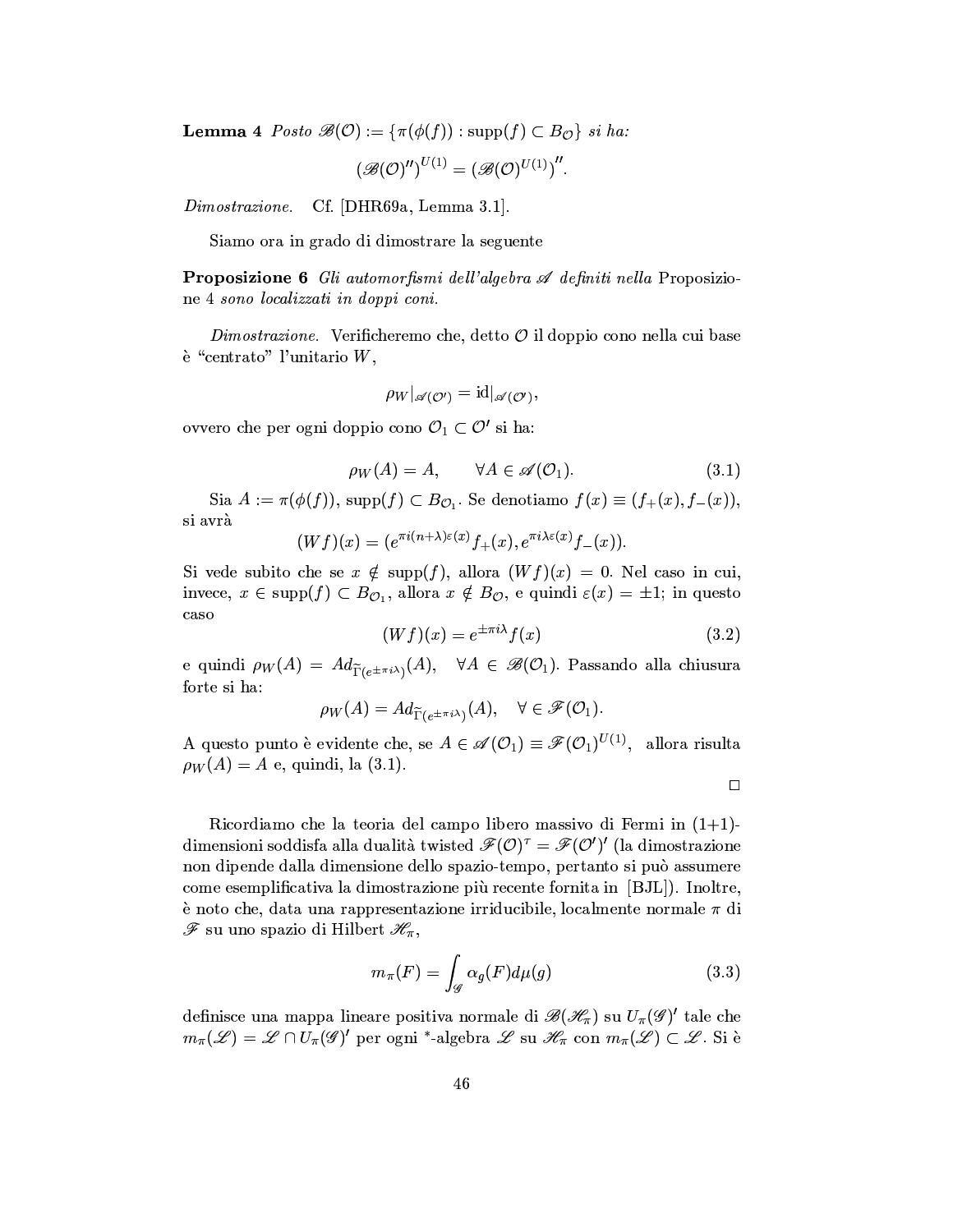**Lemma 4** *Posto* $\mathscr{B}(\mathcal{O}) := \{\pi(\phi(f)) : \mathrm{supp}(f) \subset B_{\mathcal{O}}\}$ *si ha:*

$$(\mathscr{B}(\mathcal{O})'')^{U(1)} = (\mathscr{B}(\mathcal{O})^{U(1)})''.$$

*Dimostrazione.* Cf. [DHR69a, Lemma 3.1].

Siamo ora in grado di dimostrare la seguente

**Proposizione 6** *Gli automorfismi dell'algebra* $\mathscr{A}$ *definiti nella* Proposizione 4 *sono localizzati in doppi coni.*

*Dimostrazione.* Verificheremo che, detto $\mathcal{O}$ il doppio cono nella cui base è "centrato" l'unitario $W$,

$$\rho_W|_{\mathscr{A}(\mathcal{O}')} = \mathrm{id}|_{\mathscr{A}(\mathcal{O}')},$$

ovvero che per ogni doppio cono $\mathcal{O}_1 \subset \mathcal{O}'$ si ha:

$$\rho_W(A) = A, \qquad \forall A \in \mathscr{A}(\mathcal{O}_1). \tag{3.1}$$

Sia $A := \pi(\phi(f))$, $\mathrm{supp}(f) \subset B_{\mathcal{O}_1}$. Se denotiamo $f(x) \equiv (f_+(x), f_-(x))$, si avrà

$$(Wf)(x) = (e^{\pi i(n+\lambda)\varepsilon(x)} f_+(x), e^{\pi i \lambda \varepsilon(x)} f_-(x)).$$

Si vede subito che se $x \notin \mathrm{supp}(f)$, allora $(Wf)(x) = 0$. Nel caso in cui, invece, $x \in \mathrm{supp}(f) \subset B_{\mathcal{O}_1}$, allora $x \notin B_{\mathcal{O}}$, e quindi $\varepsilon(x) = \pm 1$; in questo caso

$$(Wf)(x) = e^{\pm \pi i \lambda} f(x) \tag{3.2}$$

e quindi $\rho_W(A) = Ad_{\widetilde{\Gamma}(e^{\pm\pi i\lambda})}(A), \quad \forall A \in \mathscr{B}(\mathcal{O}_1)$. Passando alla chiusura forte si ha:

$$\rho_W(A) = Ad_{\widetilde{\Gamma}(e^{\pm\pi i\lambda})}(A), \quad \forall \in \mathscr{F}(\mathcal{O}_1).$$

A questo punto è evidente che, se $A \in \mathscr{A}(\mathcal{O}_1) \equiv \mathscr{F}(\mathcal{O}_1)^{U(1)}$, allora risulta $\rho_W(A) = A$ e, quindi, la (3.1).

□

Ricordiamo che la teoria del campo libero massivo di Fermi in (1+1)-dimensioni soddisfa alla dualità twisted $\mathscr{F}(\mathcal{O})^\tau = \mathscr{F}(\mathcal{O}')'$ (la dimostrazione non dipende dalla dimensione dello spazio-tempo, pertanto si può assumere come esemplificativa la dimostrazione più recente fornita in [BJL]). Inoltre, è noto che, data una rappresentazione irriducibile, localmente normale $\pi$ di $\mathscr{F}$ su uno spazio di Hilbert $\mathscr{H}_\pi$,

$$m_\pi(F) = \int_{\mathscr{G}} \alpha_g(F) d\mu(g) \tag{3.3}$$

definisce una mappa lineare positiva normale di $\mathscr{B}(\mathscr{H}_\pi)$ su $U_\pi(\mathscr{G})'$ tale che $m_\pi(\mathscr{L}) = \mathscr{L} \cap U_\pi(\mathscr{G})'$ per ogni *-algebra $\mathscr{L}$ su $\mathscr{H}_\pi$ con $m_\pi(\mathscr{L}) \subset \mathscr{L}$. Si è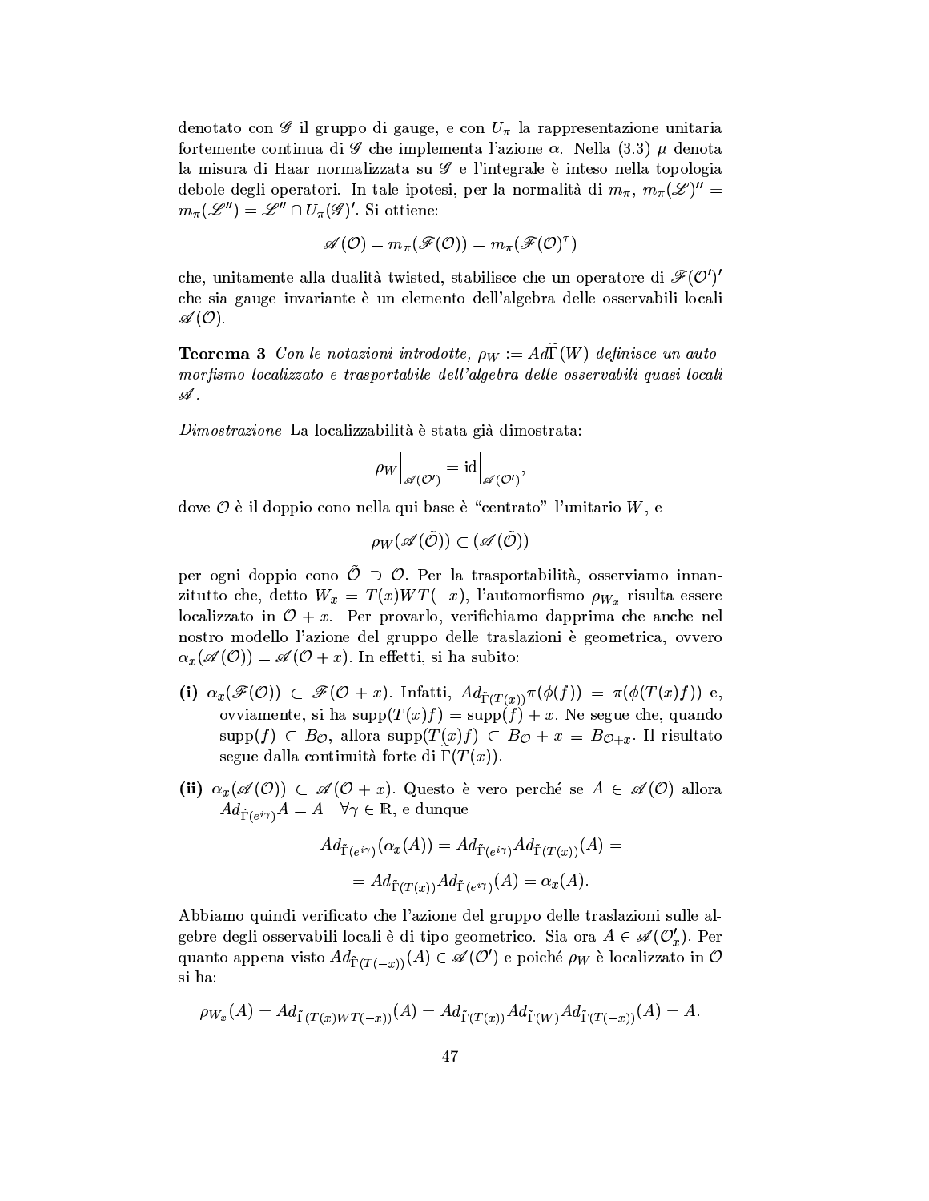denotato con $\mathscr{G}$ il gruppo di gauge, e con $U_\pi$ la rappresentazione unitaria fortemente continua di $\mathscr{G}$ che implementa l'azione $\alpha$. Nella (3.3) $\mu$ denota la misura di Haar normalizzata su $\mathscr{G}$ e l'integrale è inteso nella topologia debole degli operatori. In tale ipotesi, per la normalità di $m_\pi$, $m_\pi(\mathscr{L})'' = m_\pi(\mathscr{L}'') = \mathscr{L}'' \cap U_\pi(\mathscr{G})'$. Si ottiene:

$$\mathscr{A}(\mathcal{O}) = m_\pi(\mathscr{F}(\mathcal{O})) = m_\pi(\mathscr{F}(\mathcal{O})^\tau)$$

che, unitamente alla dualità twisted, stabilisce che un operatore di $\mathscr{F}(\mathcal{O}')'$ che sia gauge invariante è un elemento dell'algebra delle osservabili locali $\mathscr{A}(\mathcal{O})$.

**Teorema 3** *Con le notazioni introdotte, $\rho_W := Ad\widetilde{\Gamma}(W)$ definisce un automorfismo localizzato e trasportabile dell'algebra delle osservabili quasi locali $\mathscr{A}$.*

*Dimostrazione* La localizzabilità è stata già dimostrata:

$$\rho_W\Big|_{\mathscr{A}(\mathcal{O}')} = \mathrm{id}\Big|_{\mathscr{A}(\mathcal{O}')},$$

dove $\mathcal{O}$ è il doppio cono nella qui base è "centrato" l'unitario $W$, e

$$\rho_W(\mathscr{A}(\tilde{\mathcal{O}})) \subset (\mathscr{A}(\tilde{\mathcal{O}}))$$

per ogni doppio cono $\tilde{\mathcal{O}} \supset \mathcal{O}$. Per la trasportabilità, osserviamo innanzitutto che, detto $W_x = T(x)WT(-x)$, l'automorfismo $\rho_{W_x}$ risulta essere localizzato in $\mathcal{O} + x$. Per provarlo, verifichiamo dapprima che anche nel nostro modello l'azione del gruppo delle traslazioni è geometrica, ovvero $\alpha_x(\mathscr{A}(\mathcal{O})) = \mathscr{A}(\mathcal{O} + x)$. In effetti, si ha subito:

**(i)** $\alpha_x(\mathscr{F}(\mathcal{O})) \subset \mathscr{F}(\mathcal{O} + x)$. Infatti, $Ad_{\tilde{\Gamma}(T(x))}\pi(\phi(f)) = \pi(\phi(T(x)f))$ e, ovviamente, si ha $\mathrm{supp}(T(x)f) = \mathrm{supp}(f) + x$. Ne segue che, quando $\mathrm{supp}(f) \subset B_{\mathcal{O}}$, allora $\mathrm{supp}(T(x)f) \subset B_{\mathcal{O}} + x \equiv B_{\mathcal{O}+x}$. Il risultato segue dalla continuità forte di $\tilde{\Gamma}(T(x))$.

**(ii)** $\alpha_x(\mathscr{A}(\mathcal{O})) \subset \mathscr{A}(\mathcal{O} + x)$. Questo è vero perché se $A \in \mathscr{A}(\mathcal{O})$ allora $Ad_{\tilde{\Gamma}(e^{i\gamma})}A = A \quad \forall \gamma \in \mathbb{R}$, e dunque

$$\begin{aligned} Ad_{\tilde{\Gamma}(e^{i\gamma})}(\alpha_x(A)) &= Ad_{\tilde{\Gamma}(e^{i\gamma})}Ad_{\tilde{\Gamma}(T(x))}(A) = \\ &= Ad_{\tilde{\Gamma}(T(x))}Ad_{\tilde{\Gamma}(e^{i\gamma})}(A) = \alpha_x(A). \end{aligned}$$

Abbiamo quindi verificato che l'azione del gruppo delle traslazioni sulle algebre degli osservabili locali è di tipo geometrico. Sia ora $A \in \mathscr{A}(\mathcal{O}_x')$. Per quanto appena visto $Ad_{\tilde{\Gamma}(T(-x))}(A) \in \mathscr{A}(\mathcal{O}')$ e poiché $\rho_W$ è localizzato in $\mathcal{O}$ si ha:

$$\rho_{W_x}(A) = Ad_{\tilde{\Gamma}(T(x)WT(-x))}(A) = Ad_{\tilde{\Gamma}(T(x))}Ad_{\tilde{\Gamma}(W)}Ad_{\tilde{\Gamma}(T(-x))}(A) = A.$$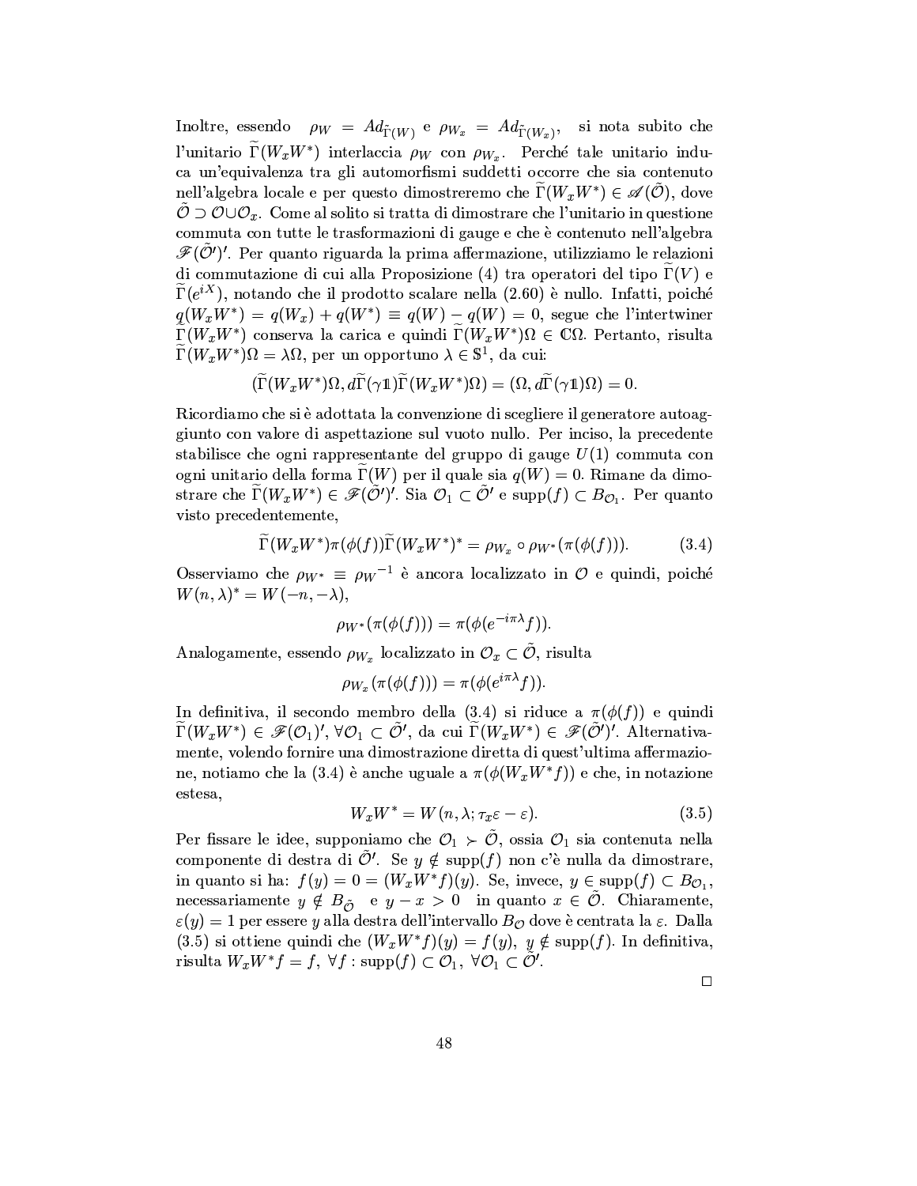Inoltre, essendo $\rho_W = Ad_{\tilde{\Gamma}(W)}$ e $\rho_{W_x} = Ad_{\tilde{\Gamma}(W_x)}$, si nota subito che l'unitario $\widetilde{\Gamma}(W_x W^*)$ interlaccia $\rho_W$ con $\rho_{W_x}$. Perché tale unitario induca un'equivalenza tra gli automorfismi suddetti occorre che sia contenuto nell'algebra locale e per questo dimostreremo che $\widetilde{\Gamma}(W_x W^*) \in \mathscr{A}(\tilde{\mathcal{O}})$, dove $\tilde{\mathcal{O}} \supset \mathcal{O} \cup \mathcal{O}_x$. Come al solito si tratta di dimostrare che l'unitario in questione commuta con tutte le trasformazioni di gauge e che è contenuto nell'algebra $\mathscr{F}(\tilde{\mathcal{O}}')'$. Per quanto riguarda la prima affermazione, utilizziamo le relazioni di commutazione di cui alla Proposizione (4) tra operatori del tipo $\widetilde{\Gamma}(V)$ e $\widetilde{\Gamma}(e^{iX})$, notando che il prodotto scalare nella (2.60) è nullo. Infatti, poiché $q(W_x W^*) = q(W_x) + q(W^*) \equiv q(W) - q(W) = 0$, segue che l'intertwiner $\widetilde{\Gamma}(W_x W^*)$ conserva la carica e quindi $\widetilde{\Gamma}(W_x W^*)\Omega \in \mathbb{C}\Omega$. Pertanto, risulta $\widetilde{\Gamma}(W_x W^*)\Omega = \lambda\Omega$, per un opportuno $\lambda \in \mathbb{S}^1$, da cui:

$$(\widetilde{\Gamma}(W_x W^*)\Omega, d\widetilde{\Gamma}(\gamma \mathbb{1})\widetilde{\Gamma}(W_x W^*)\Omega) = (\Omega, d\widetilde{\Gamma}(\gamma \mathbb{1})\Omega) = 0.$$

Ricordiamo che si è adottata la convenzione di scegliere il generatore autoaggiunto con valore di aspettazione sul vuoto nullo. Per inciso, la precedente stabilisce che ogni rappresentante del gruppo di gauge $U(1)$ commuta con ogni unitario della forma $\widetilde{\Gamma}(W)$ per il quale sia $q(W) = 0$. Rimane da dimostrare che $\widetilde{\Gamma}(W_x W^*) \in \mathscr{F}(\tilde{\mathcal{O}}')'$. Sia $\mathcal{O}_1 \subset \tilde{\mathcal{O}}'$ e $\mathrm{supp}(f) \subset B_{\mathcal{O}_1}$. Per quanto visto precedentemente,

$$\widetilde{\Gamma}(W_x W^*)\pi(\phi(f))\widetilde{\Gamma}(W_x W^*)^* = \rho_{W_x} \circ \rho_{W^*}(\pi(\phi(f))). \tag{3.4}$$

Osserviamo che $\rho_{W^*} \equiv {\rho_W}^{-1}$ è ancora localizzato in $\mathcal{O}$ e quindi, poiché $W(n, \lambda)^* = W(-n, -\lambda)$,

$$\rho_{W^*}(\pi(\phi(f))) = \pi(\phi(e^{-i\pi\lambda} f)).$$

Analogamente, essendo $\rho_{W_x}$ localizzato in $\mathcal{O}_x \subset \tilde{\mathcal{O}}$, risulta

$$\rho_{W_x}(\pi(\phi(f))) = \pi(\phi(e^{i\pi\lambda} f)).$$

In definitiva, il secondo membro della (3.4) si riduce a $\pi(\phi(f))$ e quindi $\widetilde{\Gamma}(W_x W^*) \in \mathscr{F}(\mathcal{O}_1)'$, $\forall \mathcal{O}_1 \subset \tilde{\mathcal{O}}'$, da cui $\widetilde{\Gamma}(W_x W^*) \in \mathscr{F}(\tilde{\mathcal{O}}')'$. Alternativamente, volendo fornire una dimostrazione diretta di quest'ultima affermazione, notiamo che la (3.4) è anche uguale a $\pi(\phi(W_x W^* f))$ e che, in notazione estesa,

$$W_x W^* = W(n, \lambda; \tau_x \varepsilon - \varepsilon). \tag{3.5}$$

Per fissare le idee, supponiamo che $\mathcal{O}_1 \succ \tilde{\mathcal{O}}$, ossia $\mathcal{O}_1$ sia contenuta nella componente di destra di $\tilde{\mathcal{O}}'$. Se $y \notin \mathrm{supp}(f)$ non c'è nulla da dimostrare, in quanto si ha: $f(y) = 0 = (W_x W^* f)(y)$. Se, invece, $y \in \mathrm{supp}(f) \subset B_{\mathcal{O}_1}$, necessariamente $y \notin B_{\tilde{\mathcal{O}}}$ e $y - x > 0$ in quanto $x \in \tilde{\mathcal{O}}$. Chiaramente, $\varepsilon(y) = 1$ per essere $y$ alla destra dell'intervallo $B_{\mathcal{O}}$ dove è centrata la $\varepsilon$. Dalla (3.5) si ottiene quindi che $(W_x W^* f)(y) = f(y)$, $y \notin \mathrm{supp}(f)$. In definitiva, risulta $W_x W^* f = f$, $\forall f : \mathrm{supp}(f) \subset \mathcal{O}_1$, $\forall \mathcal{O}_1 \subset \tilde{\mathcal{O}}'$.

□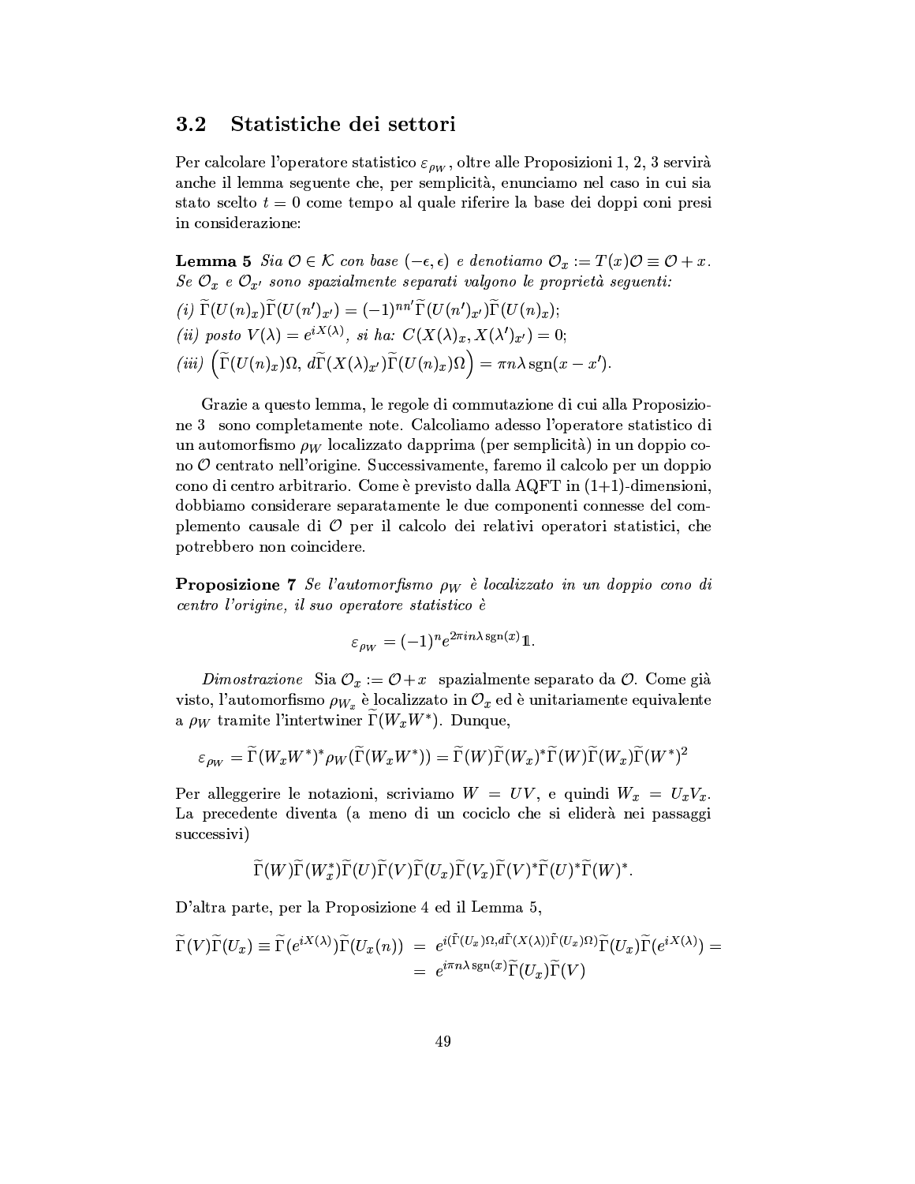## 3.2 Statistiche dei settori

Per calcolare l'operatore statistico $\varepsilon_{\rho_W}$, oltre alle Proposizioni 1, 2, 3 servirà anche il lemma seguente che, per semplicità, enunciamo nel caso in cui sia stato scelto $t = 0$ come tempo al quale riferire la base dei doppi coni presi in considerazione:

**Lemma 5** *Sia $\mathcal{O} \in \mathcal{K}$ con base $(-\epsilon, \epsilon)$ e denotiamo $\mathcal{O}_x := T(x)\mathcal{O} \equiv \mathcal{O} + x$. Se $\mathcal{O}_x$ e $\mathcal{O}_{x'}$ sono spazialmente separati valgono le proprietà seguenti:*

*(i)* $\widetilde{\Gamma}(U(n)_x)\widetilde{\Gamma}(U(n')_{x'}) = (-1)^{nn'}\widetilde{\Gamma}(U(n')_{x'})\widetilde{\Gamma}(U(n)_x)$;

*(ii) posto* $V(\lambda) = e^{iX(\lambda)}$, *si ha:* $C(X(\lambda)_x, X(\lambda')_{x'}) = 0$;

*(iii)* $\left(\widetilde{\Gamma}(U(n)_x)\Omega,\, d\widetilde{\Gamma}(X(\lambda)_{x'})\widetilde{\Gamma}(U(n)_x)\Omega\right) = \pi n \lambda \operatorname{sgn}(x - x')$.

Grazie a questo lemma, le regole di commutazione di cui alla Proposizione 3 sono completamente note. Calcoliamo adesso l'operatore statistico di un automorfismo $\rho_W$ localizzato dapprima (per semplicità) in un doppio cono $\mathcal{O}$ centrato nell'origine. Successivamente, faremo il calcolo per un doppio cono di centro arbitrario. Come è previsto dalla AQFT in (1+1)-dimensioni, dobbiamo considerare separatamente le due componenti connesse del complemento causale di $\mathcal{O}$ per il calcolo dei relativi operatori statistici, che potrebbero non coincidere.

**Proposizione 7** *Se l'automorfismo $\rho_W$ è localizzato in un doppio cono di centro l'origine, il suo operatore statistico è*

$$\varepsilon_{\rho_W} = (-1)^n e^{2\pi i n \lambda \operatorname{sgn}(x)} \mathbb{1}.$$

*Dimostrazione* Sia $\mathcal{O}_x := \mathcal{O} + x$ spazialmente separato da $\mathcal{O}$. Come già visto, l'automorfismo $\rho_{W_x}$ è localizzato in $\mathcal{O}_x$ ed è unitariamente equivalente a $\rho_W$ tramite l'intertwiner $\widetilde{\Gamma}(W_x W^*)$. Dunque,

$$\varepsilon_{\rho_W} = \widetilde{\Gamma}(W_x W^*)^* \rho_W(\widetilde{\Gamma}(W_x W^*)) = \widetilde{\Gamma}(W)\widetilde{\Gamma}(W_x)^*\widetilde{\Gamma}(W)\widetilde{\Gamma}(W_x)\widetilde{\Gamma}(W^*)^2$$

Per alleggerire le notazioni, scriviamo $W = UV$, e quindi $W_x = U_x V_x$. La precedente diventa (a meno di un cociclo che si eliderà nei passaggi successivi)

$$\widetilde{\Gamma}(W)\widetilde{\Gamma}(W_x^*)\widetilde{\Gamma}(U)\widetilde{\Gamma}(V)\widetilde{\Gamma}(U_x)\widetilde{\Gamma}(V_x)\widetilde{\Gamma}(V)^*\widetilde{\Gamma}(U)^*\widetilde{\Gamma}(W)^*.$$

D'altra parte, per la Proposizione 4 ed il Lemma 5,

$$\begin{aligned}\widetilde{\Gamma}(V)\widetilde{\Gamma}(U_x) \equiv \widetilde{\Gamma}(e^{iX(\lambda)})\widetilde{\Gamma}(U_x(n)) &= e^{i(\widetilde{\Gamma}(U_x)\Omega, d\widetilde{\Gamma}(X(\lambda))\widetilde{\Gamma}(U_x)\Omega)}\widetilde{\Gamma}(U_x)\widetilde{\Gamma}(e^{iX(\lambda)}) = \\ &= e^{i\pi n\lambda \operatorname{sgn}(x)}\widetilde{\Gamma}(U_x)\widetilde{\Gamma}(V)\end{aligned}$$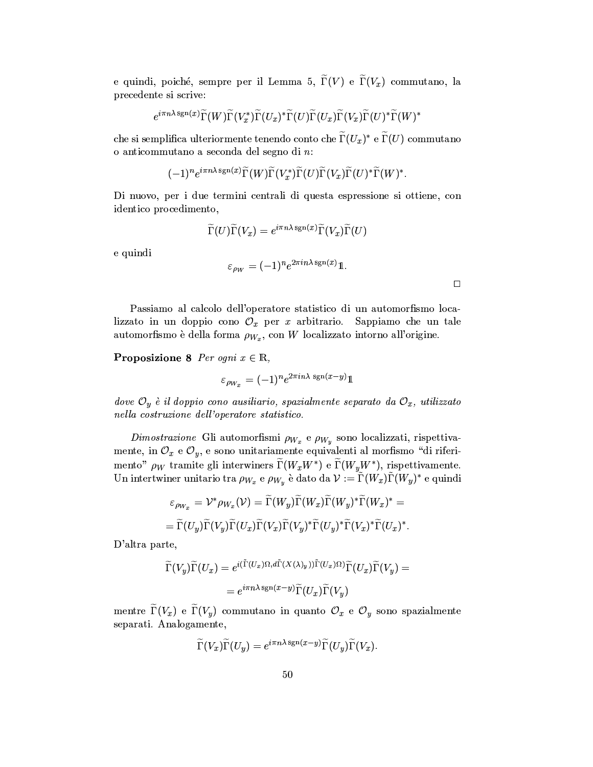e quindi, poiché, sempre per il Lemma 5, $\widetilde{\Gamma}(V)$ e $\widetilde{\Gamma}(V_x)$ commutano, la precedente si scrive:

$$e^{i\pi n\lambda\,\mathrm{sgn}(x)}\widetilde{\Gamma}(W)\widetilde{\Gamma}(V_x^*)\widetilde{\Gamma}(U_x)^*\widetilde{\Gamma}(U)\widetilde{\Gamma}(U_x)\widetilde{\Gamma}(V_x)\widetilde{\Gamma}(U)^*\widetilde{\Gamma}(W)^*$$

che si semplifica ulteriormente tenendo conto che $\widetilde{\Gamma}(U_x)^*$ e $\widetilde{\Gamma}(U)$ commutano o anticommutano a seconda del segno di $n$:

$$(-1)^n e^{i\pi n\lambda\,\mathrm{sgn}(x)}\widetilde{\Gamma}(W)\widetilde{\Gamma}(V_x^*)\widetilde{\Gamma}(U)\widetilde{\Gamma}(V_x)\widetilde{\Gamma}(U)^*\widetilde{\Gamma}(W)^*.$$

Di nuovo, per i due termini centrali di questa espressione si ottiene, con identico procedimento,

$$\widetilde{\Gamma}(U)\widetilde{\Gamma}(V_x) = e^{i\pi n\lambda\,\mathrm{sgn}(x)}\widetilde{\Gamma}(V_x)\widetilde{\Gamma}(U)$$

e quindi

$$\varepsilon_{\rho_W} = (-1)^n e^{2\pi i n\lambda\,\mathrm{sgn}(x)}\mathbb{1}.$$

□

Passiamo al calcolo dell'operatore statistico di un automorfismo localizzato in un doppio cono $\mathcal{O}_x$ per $x$ arbitrario. Sappiamo che un tale automorfismo è della forma $\rho_{W_x}$, con $W$ localizzato intorno all'origine.

**Proposizione 8** *Per ogni $x \in \mathbb{R}$,*

$$\varepsilon_{\rho_{W_x}} = (-1)^n e^{2\pi i n\lambda\ \mathrm{sgn}(x-y)}\mathbb{1}$$

*dove $\mathcal{O}_y$ è il doppio cono ausiliario, spazialmente separato da $\mathcal{O}_x$, utilizzato nella costruzione dell'operatore statistico.*

*Dimostrazione* Gli automorfismi $\rho_{W_x}$ e $\rho_{W_y}$ sono localizzati, rispettivamente, in $\mathcal{O}_x$ e $\mathcal{O}_y$, e sono unitariamente equivalenti al morfismo "di riferimento" $\rho_W$ tramite gli interwiners $\widetilde{\Gamma}(W_xW^*)$ e $\widetilde{\Gamma}(W_yW^*)$, rispettivamente. Un intertwiner unitario tra $\rho_{W_x}$ e $\rho_{W_y}$ è dato da $\mathcal{V} := \widetilde{\Gamma}(W_x)\widetilde{\Gamma}(W_y)^*$ e quindi

$$\varepsilon_{\rho_{W_x}} = \mathcal{V}^*\rho_{W_x}(\mathcal{V}) = \widetilde{\Gamma}(W_y)\widetilde{\Gamma}(W_x)\widetilde{\Gamma}(W_y)^*\widetilde{\Gamma}(W_x)^* =$$

$$= \widetilde{\Gamma}(U_y)\widetilde{\Gamma}(V_y)\widetilde{\Gamma}(U_x)\widetilde{\Gamma}(V_x)\widetilde{\Gamma}(V_y)^*\widetilde{\Gamma}(U_y)^*\widetilde{\Gamma}(V_x)^*\widetilde{\Gamma}(U_x)^*.$$

D'altra parte,

$$\widetilde{\Gamma}(V_y)\widetilde{\Gamma}(U_x) = e^{i(\tilde{\Gamma}(U_x)\Omega, d\tilde{\Gamma}(X(\lambda)_y))\tilde{\Gamma}(U_x)\Omega)}\widetilde{\Gamma}(U_x)\widetilde{\Gamma}(V_y) =$$

$$= e^{i\pi n\lambda\,\mathrm{sgn}(x-y)}\widetilde{\Gamma}(U_x)\widetilde{\Gamma}(V_y)$$

mentre $\widetilde{\Gamma}(V_x)$ e $\widetilde{\Gamma}(V_y)$ commutano in quanto $\mathcal{O}_x$ e $\mathcal{O}_y$ sono spazialmente separati. Analogamente,

$$\widetilde{\Gamma}(V_x)\widetilde{\Gamma}(U_y) = e^{i\pi n\lambda\,\mathrm{sgn}(x-y)}\widetilde{\Gamma}(U_y)\widetilde{\Gamma}(V_x).$$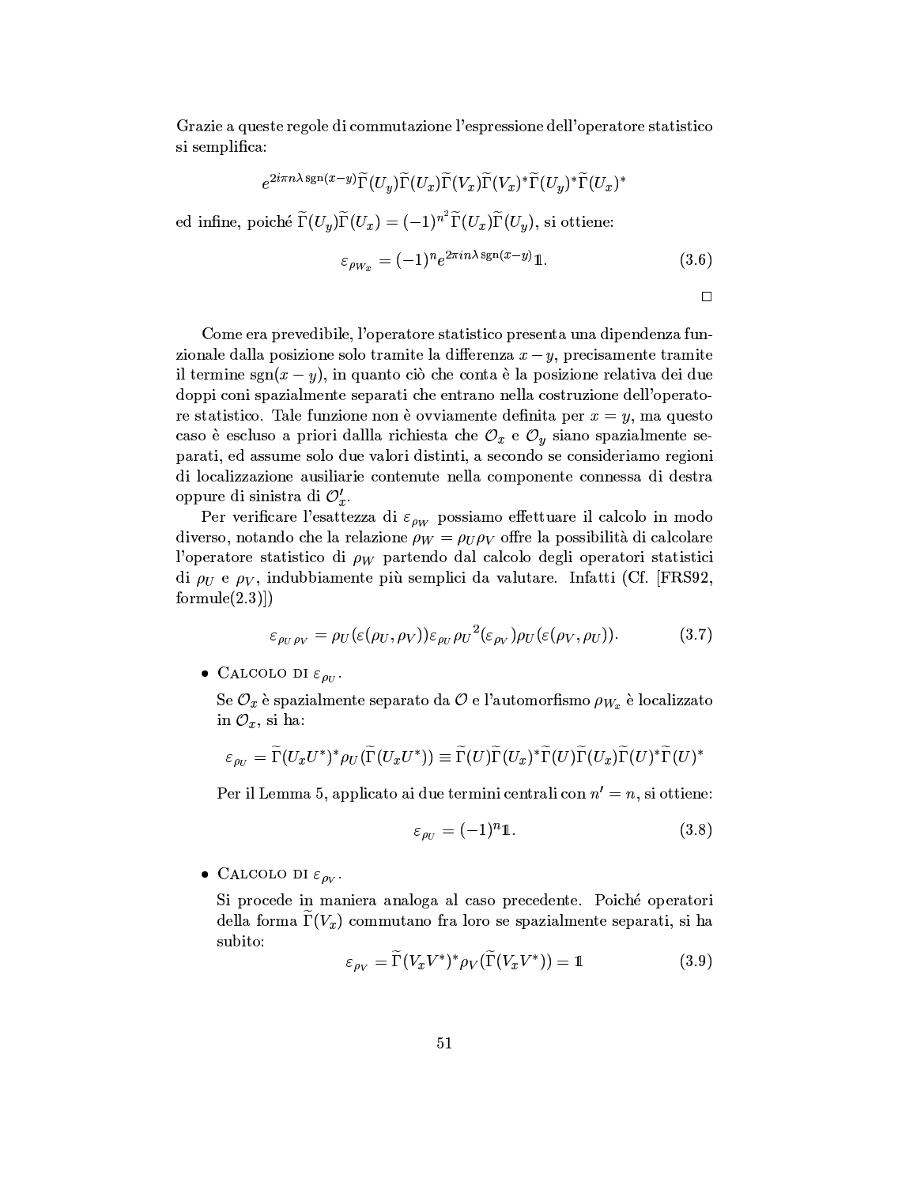Grazie a queste regole di commutazione l'espressione dell'operatore statistico si semplifica:

$$e^{2i\pi n\lambda\,\mathrm{sgn}(x-y)}\widetilde{\Gamma}(U_y)\widetilde{\Gamma}(U_x)\widetilde{\Gamma}(V_x)\widetilde{\Gamma}(V_x)^*\widetilde{\Gamma}(U_y)^*\widetilde{\Gamma}(U_x)^*$$

ed infine, poiché $\widetilde{\Gamma}(U_y)\widetilde{\Gamma}(U_x) = (-1)^{n^2}\widetilde{\Gamma}(U_x)\widetilde{\Gamma}(U_y)$, si ottiene:

$$\varepsilon_{\rho_{W_x}} = (-1)^n e^{2\pi i n\lambda\,\mathrm{sgn}(x-y)}\mathbb{1}. \tag{3.6}$$

□

Come era prevedibile, l'operatore statistico presenta una dipendenza funzionale dalla posizione solo tramite la differenza $x-y$, precisamente tramite il termine $\mathrm{sgn}(x-y)$, in quanto ciò che conta è la posizione relativa dei due doppi coni spazialmente separati che entrano nella costruzione dell'operatore statistico. Tale funzione non è ovviamente definita per $x=y$, ma questo caso è escluso a priori dallla richiesta che $\mathcal{O}_x$ e $\mathcal{O}_y$ siano spazialmente separati, ed assume solo due valori distinti, a secondo se consideriamo regioni di localizzazione ausiliarie contenute nella componente connessa di destra oppure di sinistra di $\mathcal{O}_x'$.

Per verificare l'esattezza di $\varepsilon_{\rho_W}$ possiamo effettuare il calcolo in modo diverso, notando che la relazione $\rho_W = \rho_U\rho_V$ offre la possibilità di calcolare l'operatore statistico di $\rho_W$ partendo dal calcolo degli operatori statistici di $\rho_U$ e $\rho_V$, indubbiamente più semplici da valutare. Infatti (Cf. [FRS92, formule(2.3)])

$$\varepsilon_{\rho_U\rho_V} = \rho_U(\varepsilon(\rho_U,\rho_V))\varepsilon_{\rho_U}{\rho_U}^2(\varepsilon_{\rho_V})\rho_U(\varepsilon(\rho_V,\rho_U)). \tag{3.7}$$

- **Calcolo di** $\varepsilon_{\rho_U}$.

  Se $\mathcal{O}_x$ è spazialmente separato da $\mathcal{O}$ e l'automorfismo $\rho_{W_x}$ è localizzato in $\mathcal{O}_x$, si ha:

  $$\varepsilon_{\rho_U} = \widetilde{\Gamma}(U_xU^*)^*\rho_U(\widetilde{\Gamma}(U_xU^*)) \equiv \widetilde{\Gamma}(U)\widetilde{\Gamma}(U_x)^*\widetilde{\Gamma}(U)\widetilde{\Gamma}(U_x)\widetilde{\Gamma}(U)^*\widetilde{\Gamma}(U)^*$$

  Per il Lemma 5, applicato ai due termini centrali con $n'=n$, si ottiene:

  $$\varepsilon_{\rho_U} = (-1)^n\mathbb{1}. \tag{3.8}$$

- **Calcolo di** $\varepsilon_{\rho_V}$.

  Si procede in maniera analoga al caso precedente. Poiché operatori della forma $\widetilde{\Gamma}(V_x)$ commutano fra loro se spazialmente separati, si ha subito:

  $$\varepsilon_{\rho_V} = \widetilde{\Gamma}(V_xV^*)^*\rho_V(\widetilde{\Gamma}(V_xV^*)) = \mathbb{1} \tag{3.9}$$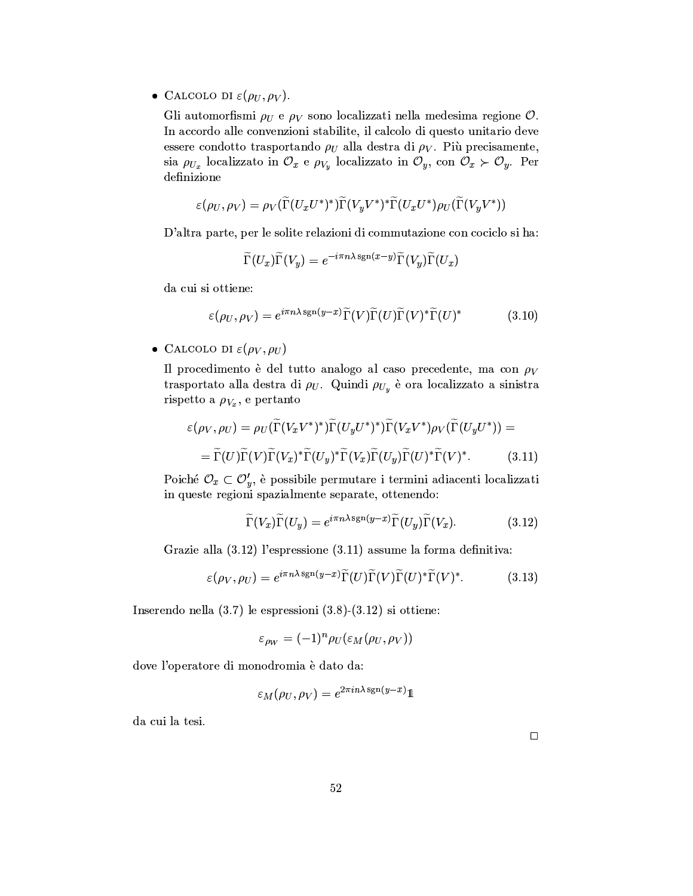- **Calcolo di $\varepsilon(\rho_U, \rho_V)$.**

  Gli automorfismi $\rho_U$ e $\rho_V$ sono localizzati nella medesima regione $\mathcal{O}$. In accordo alle convenzioni stabilite, il calcolo di questo unitario deve essere condotto trasportando $\rho_U$ alla destra di $\rho_V$. Più precisamente, sia $\rho_{U_x}$ localizzato in $\mathcal{O}_x$ e $\rho_{V_y}$ localizzato in $\mathcal{O}_y$, con $\mathcal{O}_x \succ \mathcal{O}_y$. Per definizione

  $$\varepsilon(\rho_U, \rho_V) = \rho_V(\widetilde{\Gamma}(U_x U^*)^*)\widetilde{\Gamma}(V_y V^*)^* \widetilde{\Gamma}(U_x U^*)\rho_U(\widetilde{\Gamma}(V_y V^*))$$

  D'altra parte, per le solite relazioni di commutazione con cociclo si ha:

  $$\widetilde{\Gamma}(U_x)\widetilde{\Gamma}(V_y) = e^{-i\pi n\lambda \,\mathrm{sgn}(x-y)}\widetilde{\Gamma}(V_y)\widetilde{\Gamma}(U_x)$$

  da cui si ottiene:

  $$\varepsilon(\rho_U, \rho_V) = e^{i\pi n\lambda \,\mathrm{sgn}(y-x)}\widetilde{\Gamma}(V)\widetilde{\Gamma}(U)\widetilde{\Gamma}(V)^*\widetilde{\Gamma}(U)^* \tag{3.10}$$

- **Calcolo di $\varepsilon(\rho_V, \rho_U)$**

  Il procedimento è del tutto analogo al caso precedente, ma con $\rho_V$ trasportato alla destra di $\rho_U$. Quindi $\rho_{U_y}$ è ora localizzato a sinistra rispetto a $\rho_{V_x}$, e pertanto

  $$\begin{aligned}\varepsilon(\rho_V, \rho_U) &= \rho_U(\widetilde{\Gamma}(V_x V^*)^*)\widetilde{\Gamma}(U_y U^*)^*)\widetilde{\Gamma}(V_x V^*)\rho_V(\widetilde{\Gamma}(U_y U^*)) = \\ &= \widetilde{\Gamma}(U)\widetilde{\Gamma}(V)\widetilde{\Gamma}(V_x)^*\widetilde{\Gamma}(U_y)^*\widetilde{\Gamma}(V_x)\widetilde{\Gamma}(U_y)\widetilde{\Gamma}(U)^*\widetilde{\Gamma}(V)^*. \end{aligned} \tag{3.11}$$

  Poiché $\mathcal{O}_x \subset \mathcal{O}'_y$, è possibile permutare i termini adiacenti localizzati in queste regioni spazialmente separate, ottenendo:

  $$\widetilde{\Gamma}(V_x)\widetilde{\Gamma}(U_y) = e^{i\pi n\lambda \,\mathrm{sgn}(y-x)}\widetilde{\Gamma}(U_y)\widetilde{\Gamma}(V_x). \tag{3.12}$$

  Grazie alla (3.12) l'espressione (3.11) assume la forma definitiva:

  $$\varepsilon(\rho_V, \rho_U) = e^{i\pi n\lambda \,\mathrm{sgn}(y-x)}\widetilde{\Gamma}(U)\widetilde{\Gamma}(V)\widetilde{\Gamma}(U)^*\widetilde{\Gamma}(V)^*. \tag{3.13}$$

Inserendo nella (3.7) le espressioni (3.8)-(3.12) si ottiene:

$$\varepsilon_{\rho_W} = (-1)^n \rho_U(\varepsilon_M(\rho_U, \rho_V))$$

dove l'operatore di monodromia è dato da:

$$\varepsilon_M(\rho_U, \rho_V) = e^{2\pi i n\lambda \,\mathrm{sgn}(y-x)}\mathbb{1}$$

da cui la tesi.

□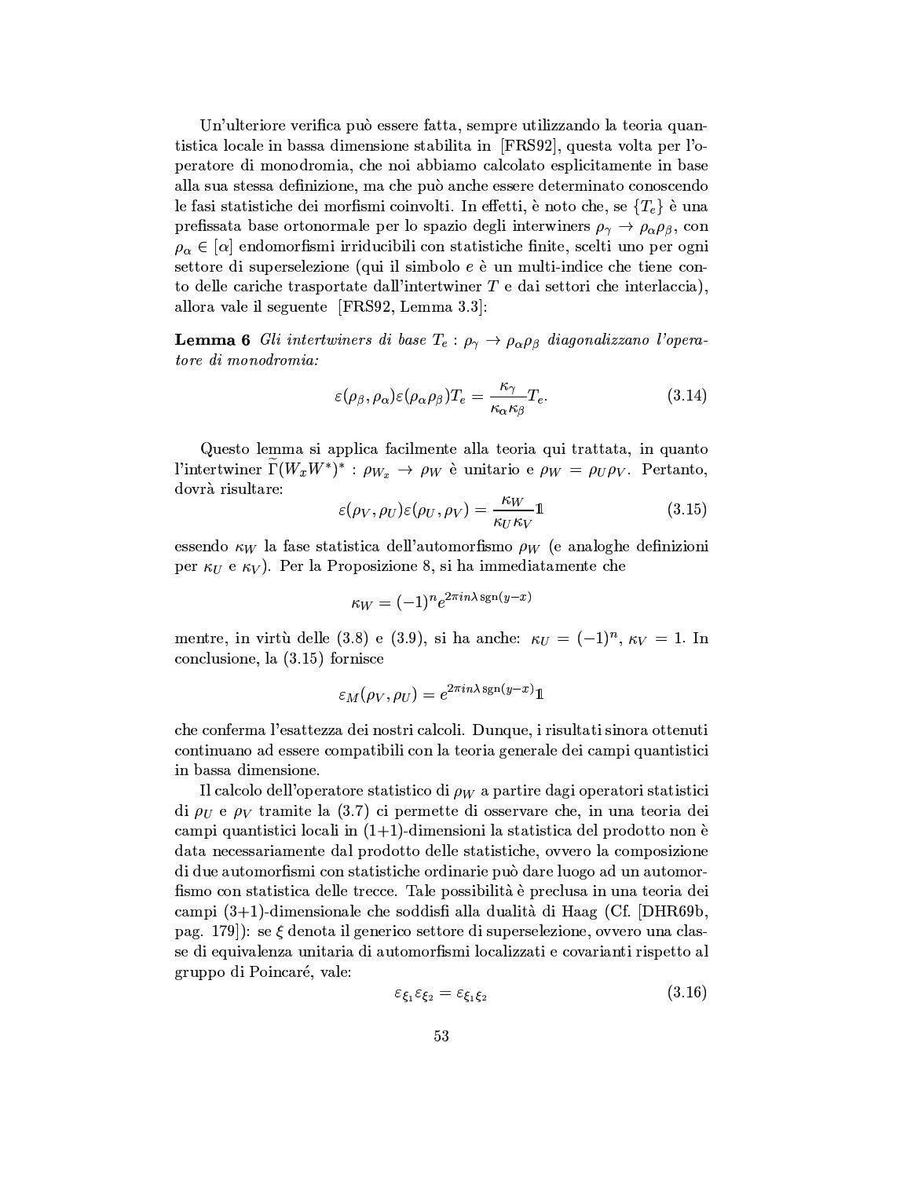Un'ulteriore verifica può essere fatta, sempre utilizzando la teoria quantistica locale in bassa dimensione stabilita in [FRS92], questa volta per l'operatore di monodromia, che noi abbiamo calcolato esplicitamente in base alla sua stessa definizione, ma che può anche essere determinato conoscendo le fasi statistiche dei morfismi coinvolti. In effetti, è noto che, se $\{T_e\}$ è una prefissata base ortonormale per lo spazio degli interwiners $\rho_\gamma \to \rho_\alpha \rho_\beta$, con $\rho_\alpha \in [\alpha]$ endomorfismi irriducibili con statistiche finite, scelti uno per ogni settore di superselezione (qui il simbolo $e$ è un multi-indice che tiene conto delle cariche trasportate dall'intertwiner $T$ e dai settori che interlaccia), allora vale il seguente [FRS92, Lemma 3.3]:

**Lemma 6** *Gli intertwiners di base $T_e : \rho_\gamma \to \rho_\alpha \rho_\beta$ diagonalizzano l'operatore di monodromia:*

$$\varepsilon(\rho_\beta, \rho_\alpha)\varepsilon(\rho_\alpha \rho_\beta) T_e = \frac{\kappa_\gamma}{\kappa_\alpha \kappa_\beta} T_e. \tag{3.14}$$

Questo lemma si applica facilmente alla teoria qui trattata, in quanto l'intertwiner $\widetilde{\Gamma}(W_x W^*)^* : \rho_{W_x} \to \rho_W$ è unitario e $\rho_W = \rho_U \rho_V$. Pertanto, dovrà risultare:

$$\varepsilon(\rho_V, \rho_U)\varepsilon(\rho_U, \rho_V) = \frac{\kappa_W}{\kappa_U \kappa_V} \mathbb{1} \tag{3.15}$$

essendo $\kappa_W$ la fase statistica dell'automorfismo $\rho_W$ (e analoghe definizioni per $\kappa_U$ e $\kappa_V$). Per la Proposizione 8, si ha immediatamente che

$$\kappa_W = (-1)^n e^{2\pi i n \lambda \,\mathrm{sgn}(y-x)}$$

mentre, in virtù delle (3.8) e (3.9), si ha anche: $\kappa_U = (-1)^n$, $\kappa_V = 1$. In conclusione, la (3.15) fornisce

$$\varepsilon_M(\rho_V, \rho_U) = e^{2\pi i n \lambda \,\mathrm{sgn}(y-x)} \mathbb{1}$$

che conferma l'esattezza dei nostri calcoli. Dunque, i risultati sinora ottenuti continuano ad essere compatibili con la teoria generale dei campi quantistici in bassa dimensione.

Il calcolo dell'operatore statistico di $\rho_W$ a partire dagli operatori statistici di $\rho_U$ e $\rho_V$ tramite la (3.7) ci permette di osservare che, in una teoria dei campi quantistici locali in (1+1)-dimensioni la statistica del prodotto non è data necessariamente dal prodotto delle statistiche, ovvero la composizione di due automorfismi con statistiche ordinarie può dare luogo ad un automorfismo con statistica delle trecce. Tale possibilità è preclusa in una teoria dei campi (3+1)-dimensionale che soddisfi alla dualità di Haag (Cf. [DHR69b, pag. 179]): se $\xi$ denota il generico settore di superselezione, ovvero una classe di equivalenza unitaria di automorfismi localizzati e covarianti rispetto al gruppo di Poincaré, vale:

$$\varepsilon_{\xi_1}\varepsilon_{\xi_2} = \varepsilon_{\xi_1 \xi_2} \tag{3.16}$$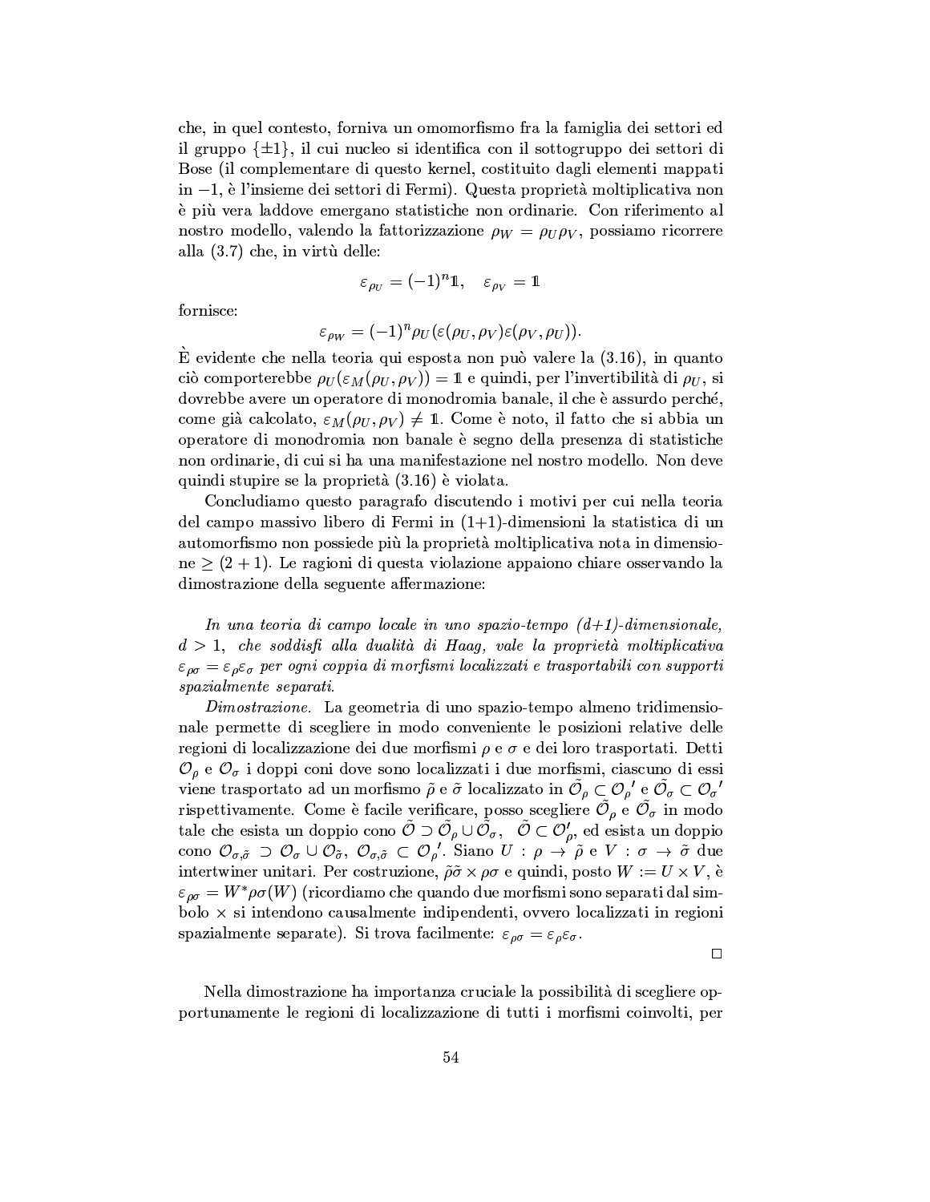che, in quel contesto, forniva un omomorfismo fra la famiglia dei settori ed il gruppo $\{\pm 1\}$, il cui nucleo si identifica con il sottogruppo dei settori di Bose (il complementare di questo kernel, costituito dagli elementi mappati in $-1$, è l'insieme dei settori di Fermi). Questa proprietà moltiplicativa non è più vera laddove emergano statistiche non ordinarie. Con riferimento al nostro modello, valendo la fattorizzazione $\rho_W = \rho_U \rho_V$, possiamo ricorrere alla (3.7) che, in virtù delle:

$$\varepsilon_{\rho_U} = (-1)^n \mathbb{1}, \quad \varepsilon_{\rho_V} = \mathbb{1}$$

fornisce:

$$\varepsilon_{\rho_W} = (-1)^n \rho_U(\varepsilon(\rho_U, \rho_V)\varepsilon(\rho_V, \rho_U)).$$

È evidente che nella teoria qui esposta non può valere la (3.16), in quanto ciò comporterebbe $\rho_U(\varepsilon_M(\rho_U, \rho_V)) = \mathbb{1}$ e quindi, per l'invertibilità di $\rho_U$, si dovrebbe avere un operatore di monodromia banale, il che è assurdo perché, come già calcolato, $\varepsilon_M(\rho_U, \rho_V) \neq \mathbb{1}$. Come è noto, il fatto che si abbia un operatore di monodromia non banale è segno della presenza di statistiche non ordinarie, di cui si ha una manifestazione nel nostro modello. Non deve quindi stupire se la proprietà (3.16) è violata.

Concludiamo questo paragrafo discutendo i motivi per cui nella teoria del campo massivo libero di Fermi in (1+1)-dimensioni la statistica di un automorfismo non possiede più la proprietà moltiplicativa nota in dimensione $\geq (2+1)$. Le ragioni di questa violazione appaiono chiare osservando la dimostrazione della seguente affermazione:

*In una teoria di campo locale in uno spazio-tempo (d+1)-dimensionale, $d > 1$, che soddisfi alla dualità di Haag, vale la proprietà moltiplicativa $\varepsilon_{\rho\sigma} = \varepsilon_\rho \varepsilon_\sigma$ per ogni coppia di morfismi localizzati e trasportabili con supporti spazialmente separati.*

*Dimostrazione.* La geometria di uno spazio-tempo almeno tridimensionale permette di scegliere in modo conveniente le posizioni relative delle regioni di localizzazione dei due morfismi $\rho$ e $\sigma$ e dei loro trasportati. Detti $\mathcal{O}_\rho$ e $\mathcal{O}_\sigma$ i doppi coni dove sono localizzati i due morfismi, ciascuno di essi viene trasportato ad un morfismo $\tilde{\rho}$ e $\tilde{\sigma}$ localizzato in $\tilde{\mathcal{O}}_\rho \subset \mathcal{O}_\rho{}'$ e $\tilde{\mathcal{O}}_\sigma \subset \mathcal{O}_\sigma{}'$ rispettivamente. Come è facile verificare, posso scegliere $\tilde{\mathcal{O}}_\rho$ e $\tilde{\mathcal{O}}_\sigma$ in modo tale che esista un doppio cono $\tilde{\mathcal{O}} \supset \tilde{\mathcal{O}}_\rho \cup \tilde{\mathcal{O}}_\sigma$, $\tilde{\mathcal{O}} \subset \mathcal{O}_\rho'$, ed esista un doppio cono $\mathcal{O}_{\sigma,\tilde{\sigma}} \supset \mathcal{O}_\sigma \cup \mathcal{O}_{\tilde{\sigma}}$, $\mathcal{O}_{\sigma,\tilde{\sigma}} \subset \mathcal{O}_\rho{}'$. Siano $U : \rho \to \tilde{\rho}$ e $V : \sigma \to \tilde{\sigma}$ due intertwiner unitari. Per costruzione, $\tilde{\rho}\tilde{\sigma} \times \rho\sigma$ e quindi, posto $W := U \times V$, è $\varepsilon_{\rho\sigma} = W^* \rho\sigma(W)$ (ricordiamo che quando due morfismi sono separati dal simbolo $\times$ si intendono causalmente indipendenti, ovvero localizzati in regioni spazialmente separate). Si trova facilmente: $\varepsilon_{\rho\sigma} = \varepsilon_\rho \varepsilon_\sigma$.

□

Nella dimostrazione ha importanza cruciale la possibilità di scegliere opportunamente le regioni di localizzazione di tutti i morfismi coinvolti, per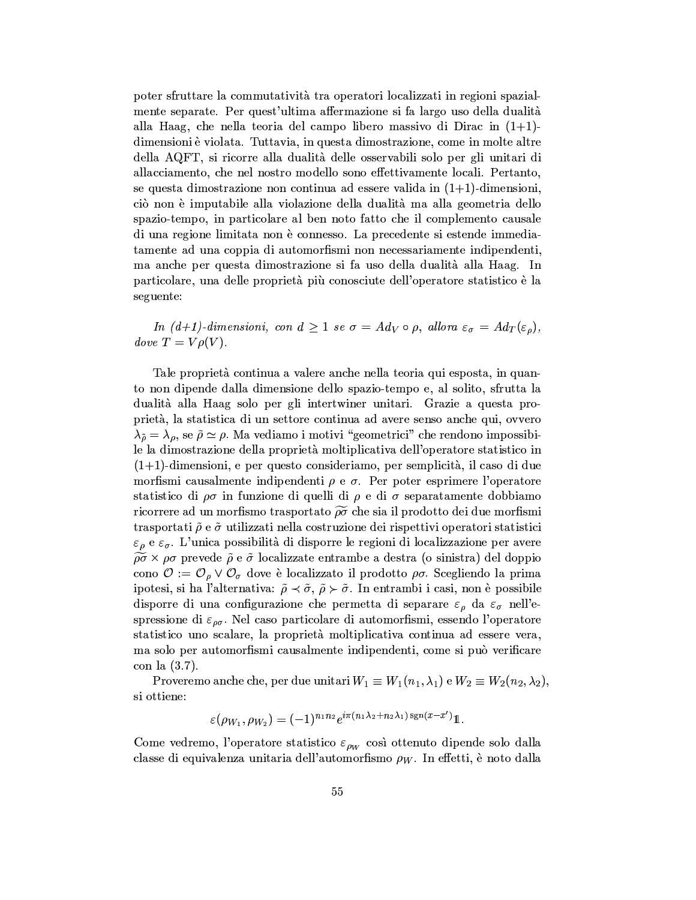poter sfruttare la commutatività tra operatori localizzati in regioni spazialmente separate. Per quest'ultima affermazione si fa largo uso della dualità alla Haag, che nella teoria del campo libero massivo di Dirac in (1+1)-dimensioni è violata. Tuttavia, in questa dimostrazione, come in molte altre della AQFT, si ricorre alla dualità delle osservabili solo per gli unitari di allacciamento, che nel nostro modello sono effettivamente locali. Pertanto, se questa dimostrazione non continua ad essere valida in (1+1)-dimensioni, ciò non è imputabile alla violazione della dualità ma alla geometria dello spazio-tempo, in particolare al ben noto fatto che il complemento causale di una regione limitata non è connesso. La precedente si estende immediatamente ad una coppia di automorfismi non necessariamente indipendenti, ma anche per questa dimostrazione si fa uso della dualità alla Haag. In particolare, una delle proprietà più conosciute dell'operatore statistico è la seguente:

*In (d+1)-dimensioni, con $d \geq 1$ se $\sigma = Ad_V \circ \rho$, allora $\varepsilon_\sigma = Ad_T(\varepsilon_\rho)$, dove $T = V\rho(V)$.*

Tale proprietà continua a valere anche nella teoria qui esposta, in quanto non dipende dalla dimensione dello spazio-tempo e, al solito, sfrutta la dualità alla Haag solo per gli intertwiner unitari. Grazie a questa proprietà, la statistica di un settore continua ad avere senso anche qui, ovvero $\lambda_{\tilde{\rho}} = \lambda_\rho$, se $\tilde{\rho} \simeq \rho$. Ma vediamo i motivi "geometrici" che rendono impossibile la dimostrazione della proprietà moltiplicativa dell'operatore statistico in (1+1)-dimensioni, e per questo consideriamo, per semplicità, il caso di due morfismi causalmente indipendenti $\rho$ e $\sigma$. Per poter esprimere l'operatore statistico di $\rho\sigma$ in funzione di quelli di $\rho$ e di $\sigma$ separatamente dobbiamo ricorrere ad un morfismo trasportato $\widetilde{\rho\sigma}$ che sia il prodotto dei due morfismi trasportati $\tilde{\rho}$ e $\tilde{\sigma}$ utilizzati nella costruzione dei rispettivi operatori statistici $\varepsilon_\rho$ e $\varepsilon_\sigma$. L'unica possibilità di disporre le regioni di localizzazione per avere $\widetilde{\rho\sigma} \times \rho\sigma$ prevede $\tilde{\rho}$ e $\tilde{\sigma}$ localizzate entrambe a destra (o sinistra) del doppio cono $\mathcal{O} := \mathcal{O}_\rho \vee \mathcal{O}_\sigma$ dove è localizzato il prodotto $\rho\sigma$. Scegliendo la prima ipotesi, si ha l'alternativa: $\tilde{\rho} \prec \tilde{\sigma}$, $\tilde{\rho} \succ \tilde{\sigma}$. In entrambi i casi, non è possibile disporre di una configurazione che permetta di separare $\varepsilon_\rho$ da $\varepsilon_\sigma$ nell'espressione di $\varepsilon_{\rho\sigma}$. Nel caso particolare di automorfismi, essendo l'operatore statistico uno scalare, la proprietà moltiplicativa continua ad essere vera, ma solo per automorfismi causalmente indipendenti, come si può verificare con la (3.7).

Proveremo anche che, per due unitari $W_1 \equiv W_1(n_1, \lambda_1)$ e $W_2 \equiv W_2(n_2, \lambda_2)$, si ottiene:

$$\varepsilon(\rho_{W_1}, \rho_{W_2}) = (-1)^{n_1 n_2} e^{i\pi(n_1\lambda_2 + n_2\lambda_1)\,\mathrm{sgn}(x-x')}\mathbb{1}.$$

Come vedremo, l'operatore statistico $\varepsilon_{\rho_W}$ così ottenuto dipende solo dalla classe di equivalenza unitaria dell'automorfismo $\rho_W$. In effetti, è noto dalla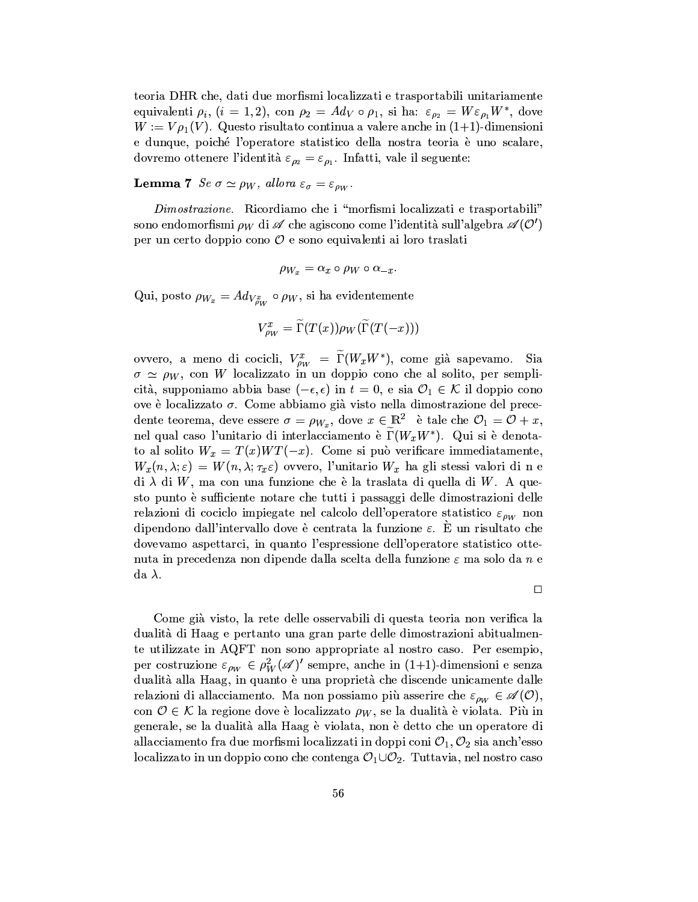teoria DHR che, dati due morfismi localizzati e trasportabili unitariamente equivalenti $\rho_i$, $(i = 1, 2)$, con $\rho_2 = Ad_V \circ \rho_1$, si ha: $\varepsilon_{\rho_2} = W \varepsilon_{\rho_1} W^*$, dove $W := V\rho_1(V)$. Questo risultato continua a valere anche in (1+1)-dimensioni e dunque, poiché l'operatore statistico della nostra teoria è uno scalare, dovremo ottenere l'identità $\varepsilon_{\rho_2} = \varepsilon_{\rho_1}$. Infatti, vale il seguente:

**Lemma 7** *Se $\sigma \simeq \rho_W$, allora $\varepsilon_\sigma = \varepsilon_{\rho_W}$.*

*Dimostrazione.* Ricordiamo che i "morfismi localizzati e trasportabili" sono endomorfismi $\rho_W$ di $\mathscr{A}$ che agiscono come l'identità sull'algebra $\mathscr{A}(\mathcal{O}')$ per un certo doppio cono $\mathcal{O}$ e sono equivalenti ai loro traslati

$$\rho_{W_x} = \alpha_x \circ \rho_W \circ \alpha_{-x}.$$

Qui, posto $\rho_{W_x} = Ad_{V^x_{\rho_W}} \circ \rho_W$, si ha evidentemente

$$V^x_{\rho_W} = \widetilde{\Gamma}(T(x))\rho_W(\widetilde{\Gamma}(T(-x)))$$

ovvero, a meno di cocicli, $V^x_{\rho_W} = \widetilde{\Gamma}(W_x W^*)$, come già sapevamo. Sia $\sigma \simeq \rho_W$, con $W$ localizzato in un doppio cono che al solito, per semplicità, supponiamo abbia base $(-\epsilon, \epsilon)$ in $t = 0$, e sia $\mathcal{O}_1 \in \mathcal{K}$ il doppio cono ove è localizzato $\sigma$. Come abbiamo già visto nella dimostrazione del precedente teorema, deve essere $\sigma = \rho_{W_x}$, dove $x \in \mathbb{R}^2$ è tale che $\mathcal{O}_1 = \mathcal{O} + x$, nel qual caso l'unitario di interlacciamento è $\widetilde{\Gamma}(W_x W^*)$. Qui si è denotato al solito $W_x = T(x)WT(-x)$. Come si può verificare immediatamente, $W_x(n, \lambda; \varepsilon) = W(n, \lambda; \tau_x \varepsilon)$ ovvero, l'unitario $W_x$ ha gli stessi valori di n e di $\lambda$ di $W$, ma con una funzione che è la traslata di quella di $W$. A questo punto è sufficiente notare che tutti i passaggi delle dimostrazioni delle relazioni di cociclo impiegate nel calcolo dell'operatore statistico $\varepsilon_{\rho_W}$ non dipendono dall'intervallo dove è centrata la funzione $\varepsilon$. È un risultato che dovevamo aspettarci, in quanto l'espressione dell'operatore statistico ottenuta in precedenza non dipende dalla scelta della funzione $\varepsilon$ ma solo da $n$ e da $\lambda$.

□

Come già visto, la rete delle osservabili di questa teoria non verifica la dualità di Haag e pertanto una gran parte delle dimostrazioni abitualmente utilizzate in AQFT non sono appropriate al nostro caso. Per esempio, per costruzione $\varepsilon_{\rho_W} \in \rho_W^2(\mathscr{A})'$ sempre, anche in (1+1)-dimensioni e senza dualità alla Haag, in quanto è una proprietà che discende unicamente dalle relazioni di allacciamento. Ma non possiamo più asserire che $\varepsilon_{\rho_W} \in \mathscr{A}(\mathcal{O})$, con $\mathcal{O} \in \mathcal{K}$ la regione dove è localizzato $\rho_W$, se la dualità è violata. Più in generale, se la dualità alla Haag è violata, non è detto che un operatore di allacciamento fra due morfismi localizzati in doppi coni $\mathcal{O}_1, \mathcal{O}_2$ sia anch'esso localizzato in un doppio cono che contenga $\mathcal{O}_1 \cup \mathcal{O}_2$. Tuttavia, nel nostro caso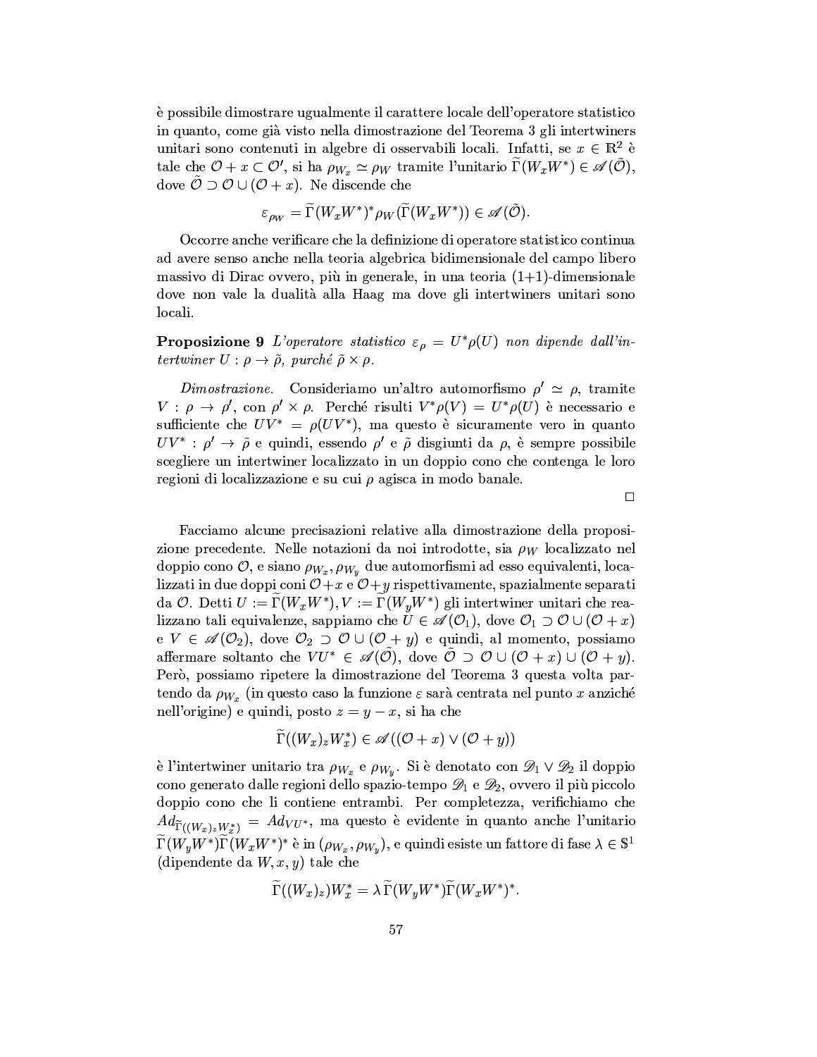è possibile dimostrare ugualmente il carattere locale dell'operatore statistico in quanto, come già visto nella dimostrazione del Teorema 3 gli intertwiners unitari sono contenuti in algebre di osservabili locali. Infatti, se $x \in \mathbb{R}^2$ è tale che $\mathcal{O} + x \subset \mathcal{O}'$, si ha $\rho_{W_x} \simeq \rho_W$ tramite l'unitario $\widetilde{\Gamma}(W_x W^*) \in \mathscr{A}(\tilde{\mathcal{O}})$, dove $\tilde{\mathcal{O}} \supset \mathcal{O} \cup (\mathcal{O} + x)$. Ne discende che

$$\varepsilon_{\rho_W} = \widetilde{\Gamma}(W_x W^*)^* \rho_W(\widetilde{\Gamma}(W_x W^*)) \in \mathscr{A}(\tilde{\mathcal{O}}).$$

Occorre anche verificare che la definizione di operatore statistico continua ad avere senso anche nella teoria algebrica bidimensionale del campo libero massivo di Dirac ovvero, più in generale, in una teoria (1+1)-dimensionale dove non vale la dualità alla Haag ma dove gli intertwiners unitari sono locali.

**Proposizione 9** *L'operatore statistico $\varepsilon_\rho = U^* \rho(U)$ non dipende dall'intertwiner $U : \rho \to \tilde{\rho}$, purché $\tilde{\rho} \times \rho$.*

*Dimostrazione.* Consideriamo un'altro automorfismo $\rho' \simeq \rho$, tramite $V : \rho \to \rho'$, con $\rho' \times \rho$. Perché risulti $V^* \rho(V) = U^* \rho(U)$ è necessario e sufficiente che $UV^* = \rho(UV^*)$, ma questo è sicuramente vero in quanto $UV^* : \rho' \to \tilde{\rho}$ e quindi, essendo $\rho'$ e $\tilde{\rho}$ disgiunti da $\rho$, è sempre possibile scegliere un intertwiner localizzato in un doppio cono che contenga le loro regioni di localizzazione e su cui $\rho$ agisca in modo banale.

□

Facciamo alcune precisazioni relative alla dimostrazione della proposizione precedente. Nelle notazioni da noi introdotte, sia $\rho_W$ localizzato nel doppio cono $\mathcal{O}$, e siano $\rho_{W_x}, \rho_{W_y}$ due automorfismi ad esso equivalenti, localizzati in due doppi coni $\mathcal{O} + x$ e $\mathcal{O} + y$ rispettivamente, spazialmente separati da $\mathcal{O}$. Detti $U := \widetilde{\Gamma}(W_x W^*), V := \widetilde{\Gamma}(W_y W^*)$ gli intertwiner unitari che realizzano tali equivalenze, sappiamo che $U \in \mathscr{A}(\mathcal{O}_1)$, dove $\mathcal{O}_1 \supset \mathcal{O} \cup (\mathcal{O} + x)$ e $V \in \mathscr{A}(\mathcal{O}_2)$, dove $\mathcal{O}_2 \supset \mathcal{O} \cup (\mathcal{O} + y)$ e quindi, al momento, possiamo affermare soltanto che $VU^* \in \mathscr{A}(\tilde{\mathcal{O}})$, dove $\tilde{\mathcal{O}} \supset \mathcal{O} \cup (\mathcal{O} + x) \cup (\mathcal{O} + y)$. Però, possiamo ripetere la dimostrazione del Teorema 3 questa volta partendo da $\rho_{W_x}$ (in questo caso la funzione $\varepsilon$ sarà centrata nel punto $x$ anziché nell'origine) e quindi, posto $z = y - x$, si ha che

$$\widetilde{\Gamma}((W_x)_z W_x^*) \in \mathscr{A}((\mathcal{O} + x) \vee (\mathcal{O} + y))$$

è l'intertwiner unitario tra $\rho_{W_x}$ e $\rho_{W_y}$. Si è denotato con $\mathscr{D}_1 \vee \mathscr{D}_2$ il doppio cono generato dalle regioni dello spazio-tempo $\mathscr{D}_1$ e $\mathscr{D}_2$, ovvero il più piccolo doppio cono che li contiene entrambi. Per completezza, verifichiamo che $Ad_{\widetilde{\Gamma}((W_x)_z W_x^*)} = Ad_{VU^*}$, ma questo è evidente in quanto anche l'unitario $\widetilde{\Gamma}(W_y W^*) \widetilde{\Gamma}(W_x W^*)^*$ è in $(\rho_{W_x}, \rho_{W_y})$, e quindi esiste un fattore di fase $\lambda \in \mathbb{S}^1$ (dipendente da $W, x, y$) tale che

$$\widetilde{\Gamma}((W_x)_z) W_x^* = \lambda \widetilde{\Gamma}(W_y W^*) \widetilde{\Gamma}(W_x W^*)^*.$$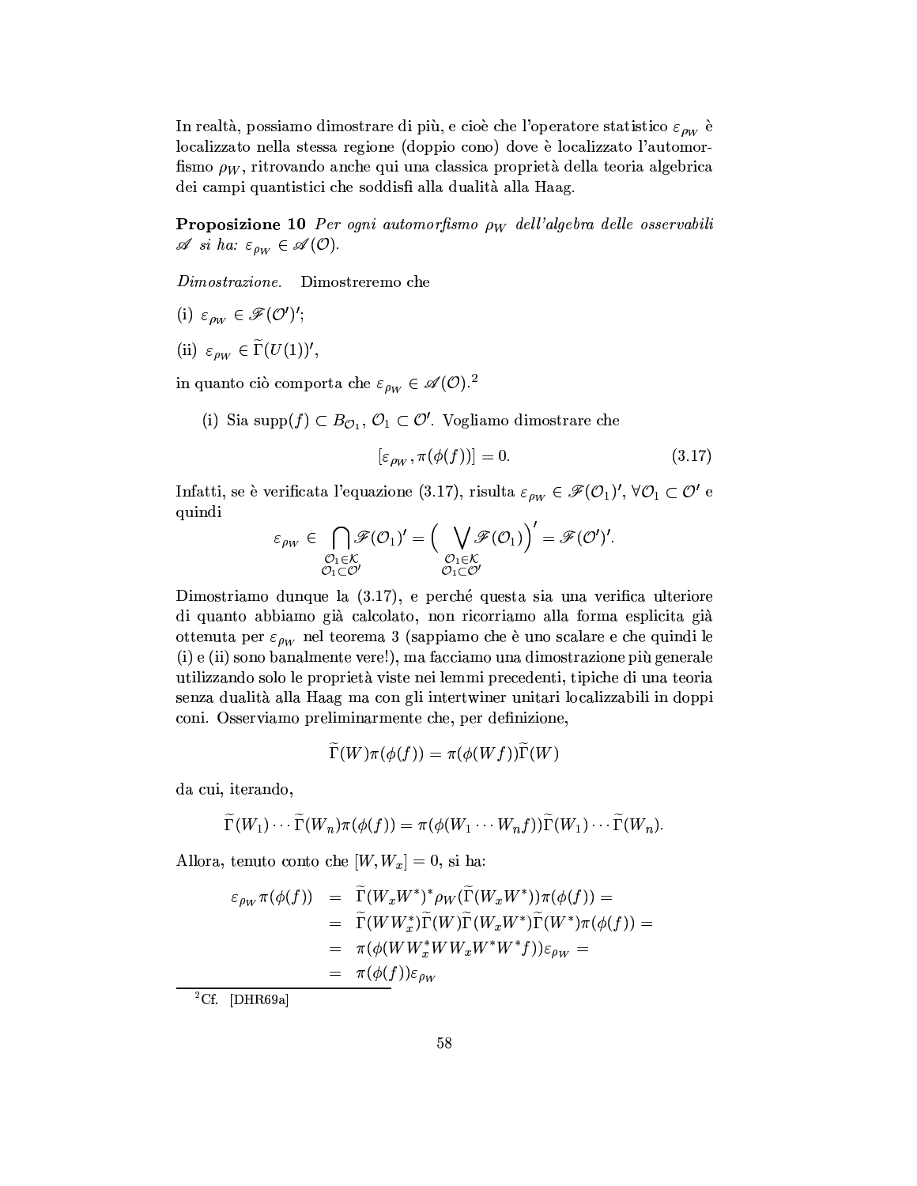In realtà, possiamo dimostrare di più, e cioè che l'operatore statistico $\varepsilon_{\rho_W}$ è localizzato nella stessa regione (doppio cono) dove è localizzato l'automorfismo $\rho_W$, ritrovando anche qui una classica proprietà della teoria algebrica dei campi quantistici che soddisfi alla dualità alla Haag.

**Proposizione 10** *Per ogni automorfismo $\rho_W$ dell'algebra delle osservabili $\mathscr{A}$ si ha: $\varepsilon_{\rho_W} \in \mathscr{A}(\mathcal{O})$.*

*Dimostrazione.* Dimostreremo che

(i) $\varepsilon_{\rho_W} \in \mathscr{F}(\mathcal{O}')'$;

(ii) $\varepsilon_{\rho_W} \in \widetilde{\Gamma}(U(1))'$,

in quanto ciò comporta che $\varepsilon_{\rho_W} \in \mathscr{A}(\mathcal{O})$.[2]

(i) Sia $\mathrm{supp}(f) \subset B_{\mathcal{O}_1}$, $\mathcal{O}_1 \subset \mathcal{O}'$. Vogliamo dimostrare che

$$[\varepsilon_{\rho_W}, \pi(\phi(f))] = 0. \tag{3.17}$$

Infatti, se è verificata l'equazione (3.17), risulta $\varepsilon_{\rho_W} \in \mathscr{F}(\mathcal{O}_1)'$, $\forall \mathcal{O}_1 \subset \mathcal{O}'$ e quindi

$$\varepsilon_{\rho_W} \in \bigcap_{\substack{\mathcal{O}_1 \in \mathcal{K} \\ \mathcal{O}_1 \subset \mathcal{O}'}} \mathscr{F}(\mathcal{O}_1)' = \Big( \bigvee_{\substack{\mathcal{O}_1 \in \mathcal{K} \\ \mathcal{O}_1 \subset \mathcal{O}'}} \mathscr{F}(\mathcal{O}_1) \Big)' = \mathscr{F}(\mathcal{O}')'.$$

Dimostriamo dunque la (3.17), e perché questa sia una verifica ulteriore di quanto abbiamo già calcolato, non ricorriamo alla forma esplicita già ottenuta per $\varepsilon_{\rho_W}$ nel teorema 3 (sappiamo che è uno scalare e che quindi le (i) e (ii) sono banalmente vere!), ma facciamo una dimostrazione più generale utilizzando solo le proprietà viste nei lemmi precedenti, tipiche di una teoria senza dualità alla Haag ma con gli intertwiner unitari localizzabili in doppi coni. Osserviamo preliminarmente che, per definizione,

$$\widetilde{\Gamma}(W)\pi(\phi(f)) = \pi(\phi(Wf))\widetilde{\Gamma}(W)$$

da cui, iterando,

$$\widetilde{\Gamma}(W_1)\cdots\widetilde{\Gamma}(W_n)\pi(\phi(f)) = \pi(\phi(W_1\cdots W_n f))\widetilde{\Gamma}(W_1)\cdots\widetilde{\Gamma}(W_n).$$

Allora, tenuto conto che $[W, W_x] = 0$, si ha:

$$\begin{aligned}
\varepsilon_{\rho_W}\pi(\phi(f)) &= \widetilde{\Gamma}(W_x W^*)^* \rho_W(\widetilde{\Gamma}(W_x W^*))\pi(\phi(f)) = \\
&= \widetilde{\Gamma}(W W_x^*)\widetilde{\Gamma}(W)\widetilde{\Gamma}(W_x W^*)\widetilde{\Gamma}(W^*)\pi(\phi(f)) = \\
&= \pi(\phi(W W_x^* W W_x W^* W^* f))\varepsilon_{\rho_W} = \\
&= \pi(\phi(f))\varepsilon_{\rho_W}
\end{aligned}$$

---

[2] Cf. [DHR69a]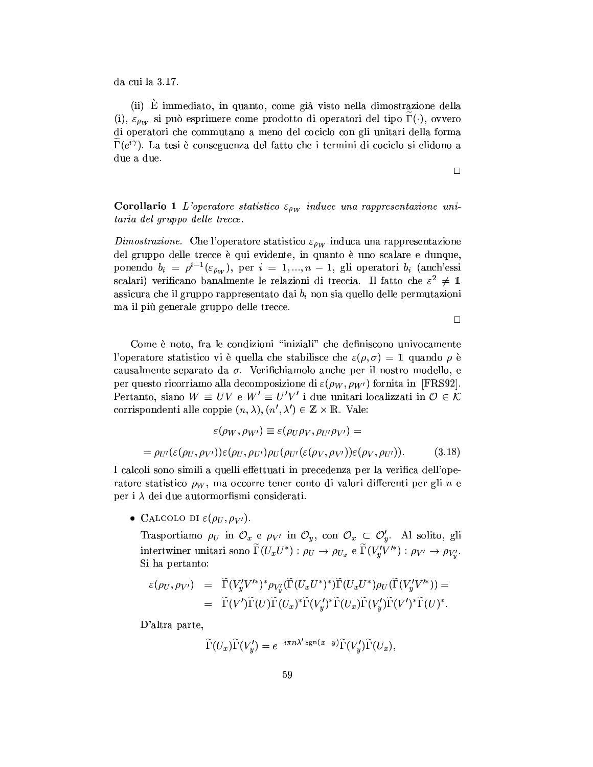da cui la 3.17.

(ii) È immediato, in quanto, come già visto nella dimostrazione della (i), $\varepsilon_{\rho_W}$ si può esprimere come prodotto di operatori del tipo $\widetilde{\Gamma}(\cdot)$, ovvero di operatori che commutano a meno del cociclo con gli unitari della forma $\widetilde{\Gamma}(e^{i\gamma})$. La tesi è conseguenza del fatto che i termini di cociclo si elidono a due a due.

□

**Corollario 1** *L'operatore statistico $\varepsilon_{\rho_W}$ induce una rappresentazione unitaria del gruppo delle trecce.*

*Dimostrazione.* Che l'operatore statistico $\varepsilon_{\rho_W}$ induca una rappresentazione del gruppo delle trecce è qui evidente, in quanto è uno scalare e dunque, ponendo $b_i = \rho^{i-1}(\varepsilon_{\rho_W})$, per $i = 1, ..., n-1$, gli operatori $b_i$ (anch'essi scalari) verificano banalmente le relazioni di treccia. Il fatto che $\varepsilon^2 \neq \mathbb{1}$ assicura che il gruppo rappresentato dai $b_i$ non sia quello delle permutazioni ma il più generale gruppo delle trecce.

□

Come è noto, fra le condizioni "iniziali" che definiscono univocamente l'operatore statistico vi è quella che stabilisce che $\varepsilon(\rho, \sigma) = \mathbb{1}$ quando $\rho$ è causalmente separato da $\sigma$. Verifichiamolo anche per il nostro modello, e per questo ricorriamo alla decomposizione di $\varepsilon(\rho_W, \rho_{W'})$ fornita in [FRS92]. Pertanto, siano $W \equiv UV$ e $W' \equiv U'V'$ i due unitari localizzati in $\mathcal{O} \in \mathcal{K}$ corrispondenti alle coppie $(n, \lambda), (n', \lambda') \in \mathbb{Z} \times \mathbb{R}$. Vale:

$$\varepsilon(\rho_W, \rho_{W'}) \equiv \varepsilon(\rho_U \rho_V, \rho_{U'} \rho_{V'}) =$$

$$= \rho_{U'}(\varepsilon(\rho_U, \rho_{V'}))\varepsilon(\rho_U, \rho_{U'})\rho_U(\rho_{U'}(\varepsilon(\rho_V, \rho_{V'}))\varepsilon(\rho_V, \rho_{U'})). \tag{3.18}$$

I calcoli sono simili a quelli effettuati in precedenza per la verifica dell'operatore statistico $\rho_W$, ma occorre tener conto di valori differenti per gli $n$ e per i $\lambda$ dei due autormorfismi considerati.

- Calcolo di $\varepsilon(\rho_U, \rho_{V'})$.

  Trasportiamo $\rho_U$ in $\mathcal{O}_x$ e $\rho_{V'}$ in $\mathcal{O}_y$, con $\mathcal{O}_x \subset \mathcal{O}'_y$. Al solito, gli intertwiner unitari sono $\widetilde{\Gamma}(U_x U^*) : \rho_U \to \rho_{U_x}$ e $\widetilde{\Gamma}(V'_y V'^*) : \rho_{V'} \to \rho_{V'_y}$. Si ha pertanto:

  $$\begin{aligned} \varepsilon(\rho_U, \rho_{V'}) &= \widetilde{\Gamma}(V'_y V'^*)^* \rho_{V'_y}(\widetilde{\Gamma}(U_x U^*)^*)\widetilde{\Gamma}(U_x U^*)\rho_U(\widetilde{\Gamma}(V'_y V'^*)) = \\ &= \widetilde{\Gamma}(V')\widetilde{\Gamma}(U)\widetilde{\Gamma}(U_x)^*\widetilde{\Gamma}(V'_y)^*\widetilde{\Gamma}(U_x)\widetilde{\Gamma}(V'_y)\widetilde{\Gamma}(V')^*\widetilde{\Gamma}(U)^*. \end{aligned}$$

  D'altra parte,

  $$\widetilde{\Gamma}(U_x)\widetilde{\Gamma}(V'_y) = e^{-i\pi n \lambda' \operatorname{sgn}(x-y)}\widetilde{\Gamma}(V'_y)\widetilde{\Gamma}(U_x),$$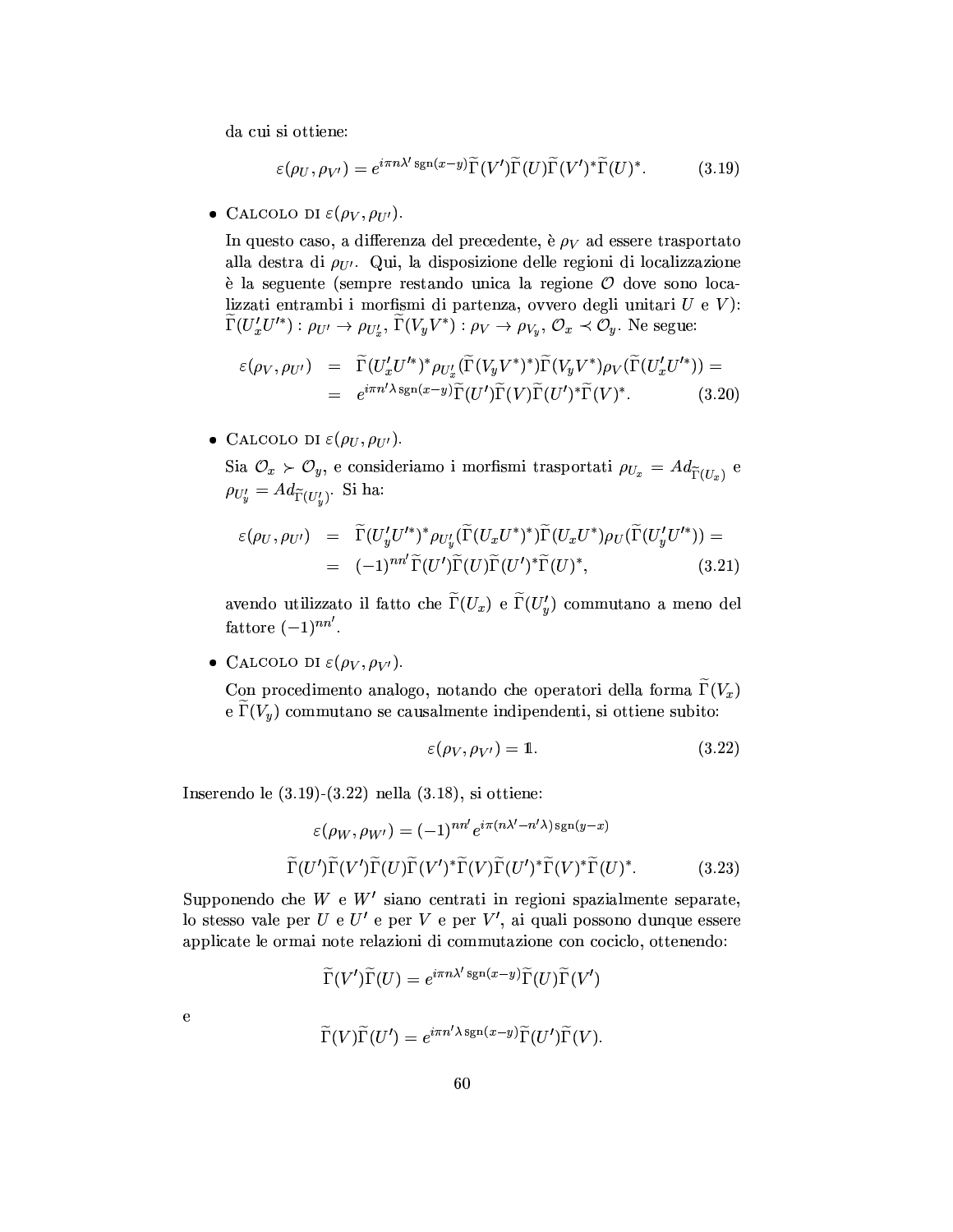da cui si ottiene:

$$\varepsilon(\rho_U, \rho_{V'}) = e^{i\pi n\lambda' \operatorname{sgn}(x-y)} \widetilde{\Gamma}(V')\widetilde{\Gamma}(U)\widetilde{\Gamma}(V')^*\widetilde{\Gamma}(U)^*. \tag{3.19}$$

- Calcolo di $\varepsilon(\rho_V, \rho_{U'})$.

  In questo caso, a differenza del precedente, è $\rho_V$ ad essere trasportato alla destra di $\rho_{U'}$. Qui, la disposizione delle regioni di localizzazione è la seguente (sempre restando unica la regione $\mathcal{O}$ dove sono localizzati entrambi i morfismi di partenza, ovvero degli unitari $U$ e $V$): $\widetilde{\Gamma}(U'_x U'^*) : \rho_{U'} \to \rho_{U'_x}$, $\widetilde{\Gamma}(V_y V^*) : \rho_V \to \rho_{V_y}$, $\mathcal{O}_x \prec \mathcal{O}_y$. Ne segue:

$$\begin{aligned}\varepsilon(\rho_V, \rho_{U'}) &= \widetilde{\Gamma}(U'_x U'^*)^* \rho_{U'_x}(\widetilde{\Gamma}(V_y V^*)^*)\widetilde{\Gamma}(V_y V^*)\rho_V(\widetilde{\Gamma}(U'_x U'^*)) = \\ &= e^{i\pi n'\lambda \operatorname{sgn}(x-y)}\widetilde{\Gamma}(U')\widetilde{\Gamma}(V)\widetilde{\Gamma}(U')^*\widetilde{\Gamma}(V)^*. \end{aligned} \tag{3.20}$$

- Calcolo di $\varepsilon(\rho_U, \rho_{U'})$.

  Sia $\mathcal{O}_x \succ \mathcal{O}_y$, e consideriamo i morfismi trasportati $\rho_{U_x} = Ad_{\widetilde{\Gamma}(U_x)}$ e $\rho_{U'_y} = Ad_{\widetilde{\Gamma}(U'_y)}$. Si ha:

$$\begin{aligned}\varepsilon(\rho_U, \rho_{U'}) &= \widetilde{\Gamma}(U'_y U'^*)^* \rho_{U'_y}(\widetilde{\Gamma}(U_x U^*)^*)\widetilde{\Gamma}(U_x U^*)\rho_U(\widetilde{\Gamma}(U'_y U'^*)) = \\ &= (-1)^{nn'}\widetilde{\Gamma}(U')\widetilde{\Gamma}(U)\widetilde{\Gamma}(U')^*\widetilde{\Gamma}(U)^*, \end{aligned} \tag{3.21}$$

  avendo utilizzato il fatto che $\widetilde{\Gamma}(U_x)$ e $\widetilde{\Gamma}(U'_y)$ commutano a meno del fattore $(-1)^{nn'}$.

- Calcolo di $\varepsilon(\rho_V, \rho_{V'})$.

  Con procedimento analogo, notando che operatori della forma $\widetilde{\Gamma}(V_x)$ e $\widetilde{\Gamma}(V_y)$ commutano se causalmente indipendenti, si ottiene subito:

$$\varepsilon(\rho_V, \rho_{V'}) = \mathbb{1}. \tag{3.22}$$

Inserendo le (3.19)-(3.22) nella (3.18), si ottiene:

$$\varepsilon(\rho_W, \rho_{W'}) = (-1)^{nn'} e^{i\pi(n\lambda' - n'\lambda)\operatorname{sgn}(y-x)}$$

$$\widetilde{\Gamma}(U')\widetilde{\Gamma}(V')\widetilde{\Gamma}(U)\widetilde{\Gamma}(V')^*\widetilde{\Gamma}(V)\widetilde{\Gamma}(U')^*\widetilde{\Gamma}(V)^*\widetilde{\Gamma}(U)^*. \tag{3.23}$$

Supponendo che $W$ e $W'$ siano centrati in regioni spazialmente separate, lo stesso vale per $U$ e $U'$ e per $V$ e per $V'$, ai quali possono dunque essere applicate le ormai note relazioni di commutazione con cociclo, ottenendo:

$$\widetilde{\Gamma}(V')\widetilde{\Gamma}(U) = e^{i\pi n\lambda' \operatorname{sgn}(x-y)}\widetilde{\Gamma}(U)\widetilde{\Gamma}(V')$$

e

$$\widetilde{\Gamma}(V)\widetilde{\Gamma}(U') = e^{i\pi n'\lambda \operatorname{sgn}(x-y)}\widetilde{\Gamma}(U')\widetilde{\Gamma}(V).$$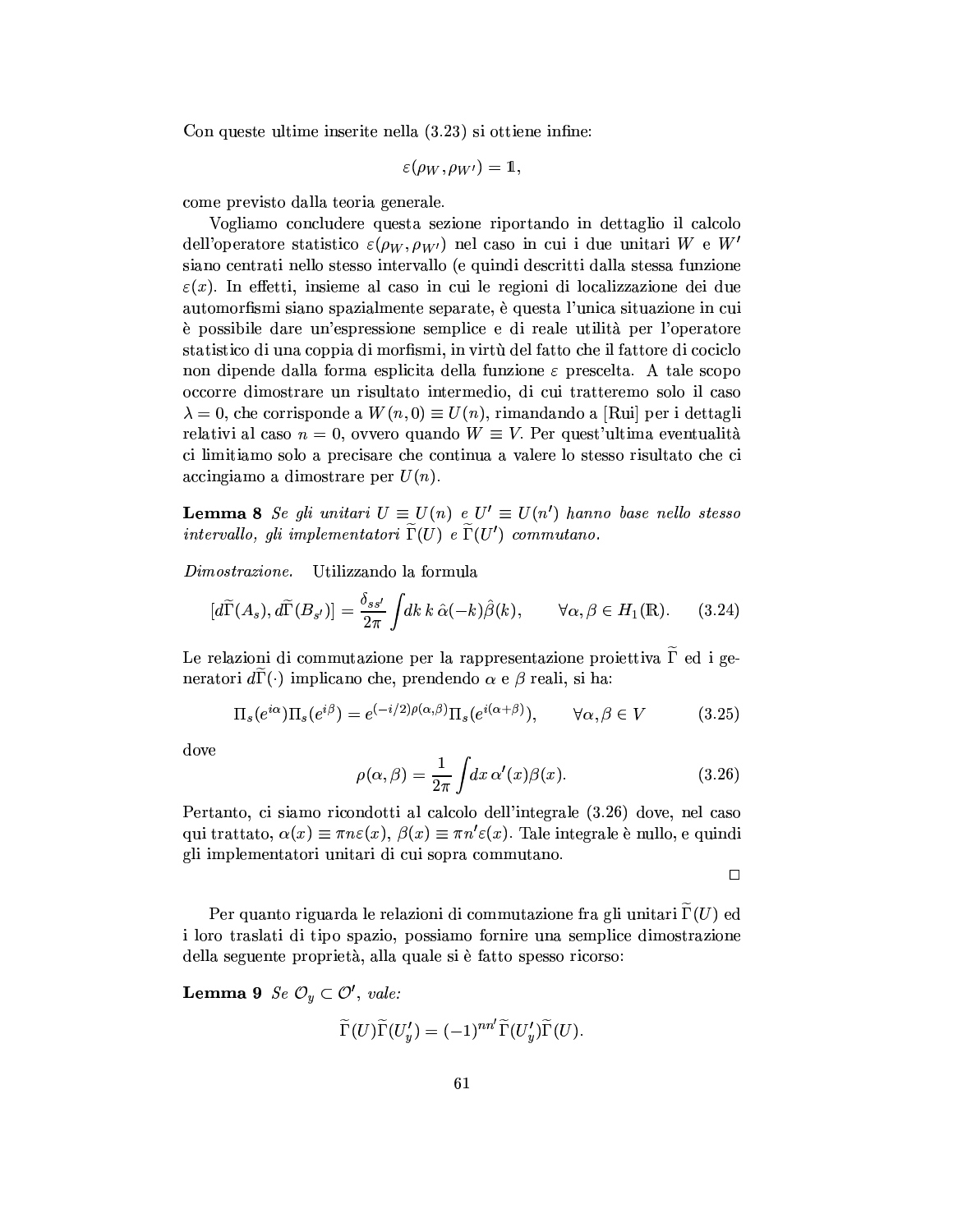Con queste ultime inserite nella (3.23) si ottiene infine:

$$\varepsilon(\rho_W, \rho_{W'}) = \mathbb{1},$$

come previsto dalla teoria generale.

Vogliamo concludere questa sezione riportando in dettaglio il calcolo dell'operatore statistico $\varepsilon(\rho_W, \rho_{W'})$ nel caso in cui i due unitari $W$ e $W'$ siano centrati nello stesso intervallo (e quindi descritti dalla stessa funzione $\varepsilon(x)$. In effetti, insieme al caso in cui le regioni di localizzazione dei due automorfismi siano spazialmente separate, è questa l'unica situazione in cui è possibile dare un'espressione semplice e di reale utilità per l'operatore statistico di una coppia di morfismi, in virtù del fatto che il fattore di cociclo non dipende dalla forma esplicita della funzione $\varepsilon$ prescelta. A tale scopo occorre dimostrare un risultato intermedio, di cui tratteremo solo il caso $\lambda = 0$, che corrisponde a $W(n,0) \equiv U(n)$, rimandando a [Rui] per i dettagli relativi al caso $n = 0$, ovvero quando $W \equiv V$. Per quest'ultima eventualità ci limitiamo solo a precisare che continua a valere lo stesso risultato che ci accingiamo a dimostrare per $U(n)$.

**Lemma 8** *Se gli unitari $U \equiv U(n)$ e $U' \equiv U(n')$ hanno base nello stesso intervallo, gli implementatori $\widetilde{\Gamma}(U)$ e $\widetilde{\Gamma}(U')$ commutano.*

*Dimostrazione.* Utilizzando la formula

$$[d\widetilde{\Gamma}(A_s), d\widetilde{\Gamma}(B_{s'})] = \frac{\delta_{ss'}}{2\pi} \int dk\, k\, \hat{\alpha}(-k)\hat{\beta}(k), \qquad \forall \alpha, \beta \in H_1(\mathbb{R}). \tag{3.24}$$

Le relazioni di commutazione per la rappresentazione proiettiva $\widetilde{\Gamma}$ ed i generatori $d\widetilde{\Gamma}(\cdot)$ implicano che, prendendo $\alpha$ e $\beta$ reali, si ha:

$$\Pi_s(e^{i\alpha})\Pi_s(e^{i\beta}) = e^{(-i/2)\rho(\alpha,\beta)}\Pi_s(e^{i(\alpha+\beta)}), \qquad \forall \alpha, \beta \in V \tag{3.25}$$

dove

$$\rho(\alpha, \beta) = \frac{1}{2\pi} \int dx\, \alpha'(x)\beta(x). \tag{3.26}$$

Pertanto, ci siamo ricondotti al calcolo dell'integrale (3.26) dove, nel caso qui trattato, $\alpha(x) \equiv \pi n \varepsilon(x)$, $\beta(x) \equiv \pi n' \varepsilon(x)$. Tale integrale è nullo, e quindi gli implementatori unitari di cui sopra commutano.

□

Per quanto riguarda le relazioni di commutazione fra gli unitari $\widetilde{\Gamma}(U)$ ed i loro traslati di tipo spazio, possiamo fornire una semplice dimostrazione della seguente proprietà, alla quale si è fatto spesso ricorso:

**Lemma 9** *Se $\mathcal{O}_y \subset \mathcal{O}'$, vale:*

$$\widetilde{\Gamma}(U)\widetilde{\Gamma}(U'_y) = (-1)^{nn'}\widetilde{\Gamma}(U'_y)\widetilde{\Gamma}(U).$$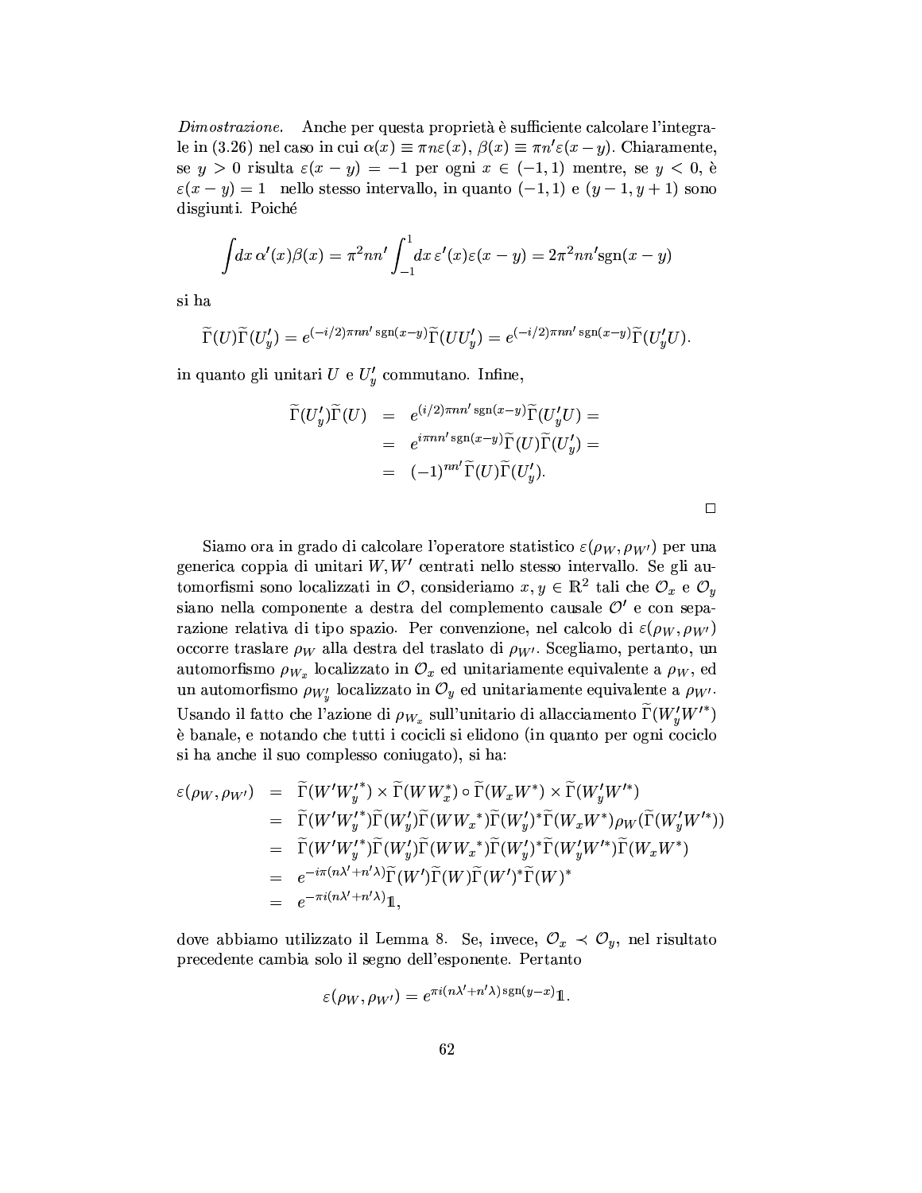*Dimostrazione.* Anche per questa proprietà è sufficiente calcolare l'integrale in (3.26) nel caso in cui $\alpha(x) \equiv \pi n \varepsilon(x)$, $\beta(x) \equiv \pi n' \varepsilon(x-y)$. Chiaramente, se $y > 0$ risulta $\varepsilon(x-y) = -1$ per ogni $x \in (-1,1)$ mentre, se $y < 0$, è $\varepsilon(x-y) = 1$ nello stesso intervallo, in quanto $(-1,1)$ e $(y-1, y+1)$ sono disgiunti. Poiché

$$\int dx\, \alpha'(x)\beta(x) = \pi^2 n n' \int_{-1}^{1} dx\, \varepsilon'(x)\varepsilon(x-y) = 2\pi^2 n n' \mathrm{sgn}(x-y)$$

si ha

$$\widetilde{\Gamma}(U)\widetilde{\Gamma}(U'_y) = e^{(-i/2)\pi n n' \,\mathrm{sgn}(x-y)}\widetilde{\Gamma}(UU'_y) = e^{(-i/2)\pi n n' \,\mathrm{sgn}(x-y)}\widetilde{\Gamma}(U'_y U).$$

in quanto gli unitari $U$ e $U'_y$ commutano. Infine,

$$\begin{aligned}
\widetilde{\Gamma}(U'_y)\widetilde{\Gamma}(U) &= e^{(i/2)\pi n n' \,\mathrm{sgn}(x-y)}\widetilde{\Gamma}(U'_y U) = \\
&= e^{i\pi n n' \,\mathrm{sgn}(x-y)}\widetilde{\Gamma}(U)\widetilde{\Gamma}(U'_y) = \\
&= (-1)^{nn'}\widetilde{\Gamma}(U)\widetilde{\Gamma}(U'_y).
\end{aligned}$$

□

Siamo ora in grado di calcolare l'operatore statistico $\varepsilon(\rho_W, \rho_{W'})$ per una generica coppia di unitari $W, W'$ centrati nello stesso intervallo. Se gli automorfismi sono localizzati in $\mathcal{O}$, consideriamo $x, y \in \mathbb{R}^2$ tali che $\mathcal{O}_x$ e $\mathcal{O}_y$ siano nella componente a destra del complemento causale $\mathcal{O}'$ e con separazione relativa di tipo spazio. Per convenzione, nel calcolo di $\varepsilon(\rho_W, \rho_{W'})$ occorre traslare $\rho_W$ alla destra del traslato di $\rho_{W'}$. Scegliamo, pertanto, un automorfismo $\rho_{W_x}$ localizzato in $\mathcal{O}_x$ ed unitariamente equivalente a $\rho_W$, ed un automorfismo $\rho_{W'_y}$ localizzato in $\mathcal{O}_y$ ed unitariamente equivalente a $\rho_{W'}$. Usando il fatto che l'azione di $\rho_{W_x}$ sull'unitario di allacciamento $\widetilde{\Gamma}(W'_y W'^*)$ è banale, e notando che tutti i cocicli si elidono (in quanto per ogni cociclo si ha anche il suo complesso coniugato), si ha:

$$\begin{aligned}
\varepsilon(\rho_W, \rho_{W'}) &= \widetilde{\Gamma}(W' W'^*_y) \times \widetilde{\Gamma}(W W^*_x) \circ \widetilde{\Gamma}(W_x W^*) \times \widetilde{\Gamma}(W'_y W'^*) \\
&= \widetilde{\Gamma}(W' W'^*_y)\widetilde{\Gamma}(W'_y)\widetilde{\Gamma}(W W_x{}^*)\widetilde{\Gamma}(W'_y)^*\widetilde{\Gamma}(W_x W^*)\rho_W(\widetilde{\Gamma}(W'_y W'^*)) \\
&= \widetilde{\Gamma}(W' W'^*_y)\widetilde{\Gamma}(W'_y)\widetilde{\Gamma}(W W_x{}^*)\widetilde{\Gamma}(W'_y)^*\widetilde{\Gamma}(W'_y W'^*)\widetilde{\Gamma}(W_x W^*) \\
&= e^{-i\pi(n\lambda' + n'\lambda)}\widetilde{\Gamma}(W')\widetilde{\Gamma}(W)\widetilde{\Gamma}(W')^*\widetilde{\Gamma}(W)^* \\
&= e^{-\pi i(n\lambda' + n'\lambda)}\mathbb{1},
\end{aligned}$$

dove abbiamo utilizzato il Lemma 8. Se, invece, $\mathcal{O}_x \prec \mathcal{O}_y$, nel risultato precedente cambia solo il segno dell'esponente. Pertanto

$$\varepsilon(\rho_W, \rho_{W'}) = e^{\pi i(n\lambda' + n'\lambda)\,\mathrm{sgn}(y-x)}\mathbb{1}.$$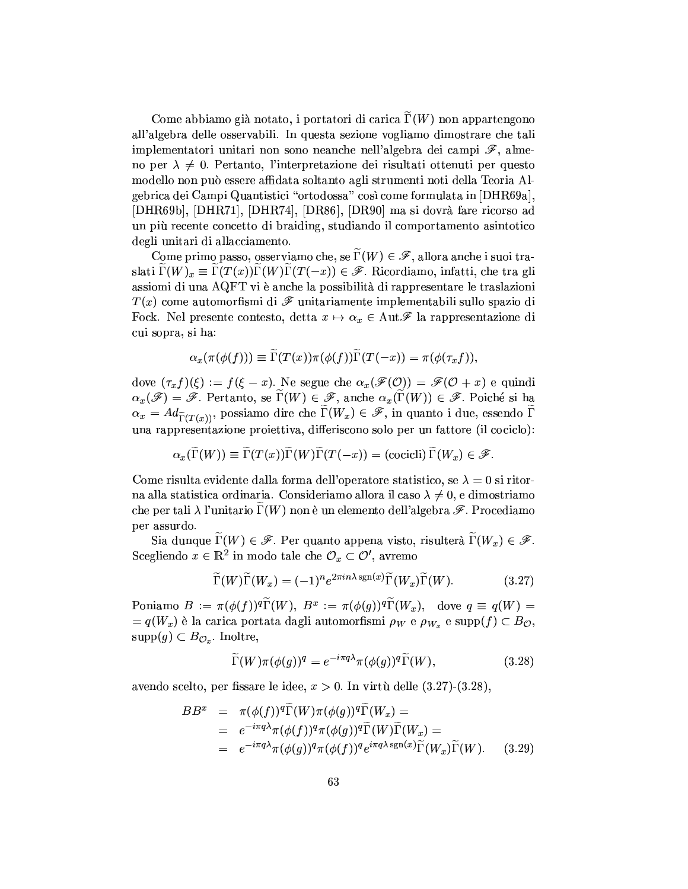Come abbiamo già notato, i portatori di carica $\widetilde{\Gamma}(W)$ non appartengono all'algebra delle osservabili. In questa sezione vogliamo dimostrare che tali implementatori unitari non sono neanche nell'algebra dei campi $\mathscr{F}$, almeno per $\lambda \neq 0$. Pertanto, l'interpretazione dei risultati ottenuti per questo modello non può essere affidata soltanto agli strumenti noti della Teoria Algebrica dei Campi Quantistici "ortodossa" così come formulata in [DHR69a], [DHR69b], [DHR71], [DHR74], [DR86], [DR90] ma si dovrà fare ricorso ad un più recente concetto di braiding, studiando il comportamento asintotico degli unitari di allacciamento.

Come primo passo, osserviamo che, se $\widetilde{\Gamma}(W) \in \mathscr{F}$, allora anche i suoi traslati $\widetilde{\Gamma}(W)_x \equiv \widetilde{\Gamma}(T(x))\widetilde{\Gamma}(W)\widetilde{\Gamma}(T(-x)) \in \mathscr{F}$. Ricordiamo, infatti, che tra gli assiomi di una AQFT vi è anche la possibilità di rappresentare le traslazioni $T(x)$ come automorfismi di $\mathscr{F}$ unitariamente implementabili sullo spazio di Fock. Nel presente contesto, detta $x \mapsto \alpha_x \in \mathrm{Aut}\mathscr{F}$ la rappresentazione di cui sopra, si ha:

$$\alpha_x(\pi(\phi(f))) \equiv \widetilde{\Gamma}(T(x))\pi(\phi(f))\widetilde{\Gamma}(T(-x)) = \pi(\phi(\tau_x f)),$$

dove $(\tau_x f)(\xi) := f(\xi - x)$. Ne segue che $\alpha_x(\mathscr{F}(\mathcal{O})) = \mathscr{F}(\mathcal{O} + x)$ e quindi $\alpha_x(\mathscr{F}) = \mathscr{F}$. Pertanto, se $\widetilde{\Gamma}(W) \in \mathscr{F}$, anche $\alpha_x(\widetilde{\Gamma}(W)) \in \mathscr{F}$. Poiché si ha $\alpha_x = Ad_{\widetilde{\Gamma}(T(x))}$, possiamo dire che $\widetilde{\Gamma}(W_x) \in \mathscr{F}$, in quanto i due, essendo $\widetilde{\Gamma}$ una rappresentazione proiettiva, differiscono solo per un fattore (il cociclo):

$$\alpha_x(\widetilde{\Gamma}(W)) \equiv \widetilde{\Gamma}(T(x))\widetilde{\Gamma}(W)\widetilde{\Gamma}(T(-x)) = (\text{cocicli})\,\widetilde{\Gamma}(W_x) \in \mathscr{F}.$$

Come risulta evidente dalla forma dell'operatore statistico, se $\lambda = 0$ si ritorna alla statistica ordinaria. Consideriamo allora il caso $\lambda \neq 0$, e dimostriamo che per tali $\lambda$ l'unitario $\widetilde{\Gamma}(W)$ non è un elemento dell'algebra $\mathscr{F}$. Procediamo per assurdo.

Sia dunque $\widetilde{\Gamma}(W) \in \mathscr{F}$. Per quanto appena visto, risulterà $\widetilde{\Gamma}(W_x) \in \mathscr{F}$. Scegliendo $x \in \mathbb{R}^2$ in modo tale che $\mathcal{O}_x \subset \mathcal{O}'$, avremo

$$\widetilde{\Gamma}(W)\widetilde{\Gamma}(W_x) = (-1)^n e^{2\pi i n\lambda\,\mathrm{sgn}(x)}\widetilde{\Gamma}(W_x)\widetilde{\Gamma}(W). \tag{3.27}$$

Poniamo $B := \pi(\phi(f))^q\widetilde{\Gamma}(W)$, $B^x := \pi(\phi(g))^q\widetilde{\Gamma}(W_x)$, dove $q \equiv q(W) = q(W_x)$ è la carica portata dagli automorfismi $\rho_W$ e $\rho_{W_x}$ e $\mathrm{supp}(f) \subset B_{\mathcal{O}}$, $\mathrm{supp}(g) \subset B_{\mathcal{O}_x}$. Inoltre,

$$\widetilde{\Gamma}(W)\pi(\phi(g))^q = e^{-i\pi q\lambda}\pi(\phi(g))^q\widetilde{\Gamma}(W), \tag{3.28}$$

avendo scelto, per fissare le idee, $x > 0$. In virtù delle (3.27)-(3.28),

$$\begin{aligned}
BB^x &= \pi(\phi(f))^q\widetilde{\Gamma}(W)\pi(\phi(g))^q\widetilde{\Gamma}(W_x) = \\
&= e^{-i\pi q\lambda}\pi(\phi(f))^q\pi(\phi(g))^q\widetilde{\Gamma}(W)\widetilde{\Gamma}(W_x) = \\
&= e^{-i\pi q\lambda}\pi(\phi(g))^q\pi(\phi(f))^q e^{i\pi q\lambda\,\mathrm{sgn}(x)}\widetilde{\Gamma}(W_x)\widetilde{\Gamma}(W).
\end{aligned} \tag{3.29}$$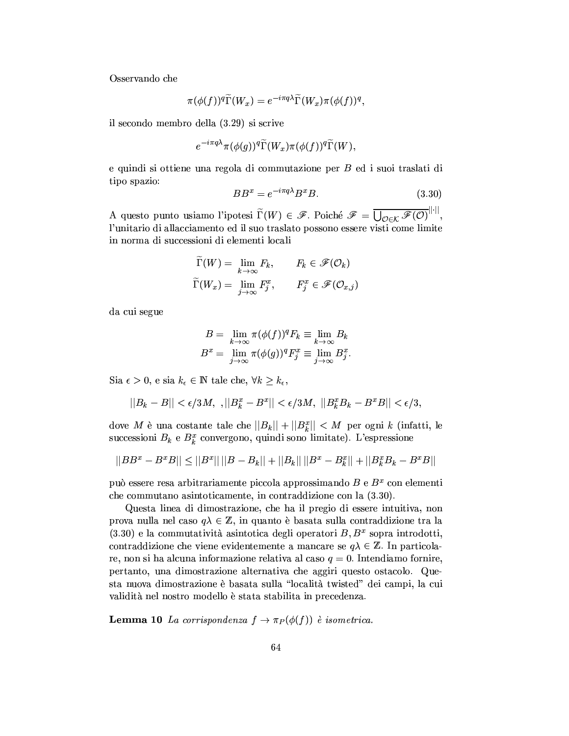Osservando che

$$\pi(\phi(f))^q \widetilde{\Gamma}(W_x) = e^{-i\pi q\lambda} \widetilde{\Gamma}(W_x) \pi(\phi(f))^q,$$

il secondo membro della (3.29) si scrive

$$e^{-i\pi q\lambda} \pi(\phi(g))^q \widetilde{\Gamma}(W_x) \pi(\phi(f))^q \widetilde{\Gamma}(W),$$

e quindi si ottiene una regola di commutazione per $B$ ed i suoi traslati di tipo spazio:

$$BB^x = e^{-i\pi q\lambda} B^x B. \tag{3.30}$$

A questo punto usiamo l'ipotesi $\widetilde{\Gamma}(W) \in \mathscr{F}$. Poiché $\mathscr{F} = \overline{\bigcup_{\mathcal{O}\in\mathcal{K}} \mathscr{F}(\mathcal{O})}^{||\cdot||}$, l'unitario di allacciamento ed il suo traslato possono essere visti come limite in norma di successioni di elementi locali

$$\begin{aligned}
\widetilde{\Gamma}(W) &= \lim_{k\to\infty} F_k, \qquad F_k \in \mathscr{F}(\mathcal{O}_k) \\
\widetilde{\Gamma}(W_x) &= \lim_{j\to\infty} F_j^x, \qquad F_j^x \in \mathscr{F}(\mathcal{O}_{x,j})
\end{aligned}$$

da cui segue

$$\begin{aligned}
B &= \lim_{k\to\infty} \pi(\phi(f))^q F_k \equiv \lim_{k\to\infty} B_k \\
B^x &= \lim_{j\to\infty} \pi(\phi(g))^q F_j^x \equiv \lim_{j\to\infty} B_j^x.
\end{aligned}$$

Sia $\epsilon > 0$, e sia $k_\epsilon \in \mathbb{N}$ tale che, $\forall k \geq k_\epsilon$,

$$||B_k - B|| < \epsilon/3M, \;\, ,||B_k^x - B^x|| < \epsilon/3M, \;\, ||B_k^x B_k - B^x B|| < \epsilon/3,$$

dove $M$ è una costante tale che $||B_k|| + ||B_k^x|| < M$ per ogni $k$ (infatti, le successioni $B_k$ e $B_k^x$ convergono, quindi sono limitate). L'espressione

$$||BB^x - B^x B|| \leq ||B^x||\,||B - B_k|| + ||B_k||\,||B^x - B_k^x|| + ||B_k^x B_k - B^x B||$$

può essere resa arbitrariamente piccola approssimando $B$ e $B^x$ con elementi che commutano asintoticamente, in contraddizione con la (3.30).

Questa linea di dimostrazione, che ha il pregio di essere intuitiva, non prova nulla nel caso $q\lambda \in \mathbb{Z}$, in quanto è basata sulla contraddizione tra la (3.30) e la commutatività asintotica degli operatori $B, B^x$ sopra introdotti, contraddizione che viene evidentemente a mancare se $q\lambda \in \mathbb{Z}$. In particolare, non si ha alcuna informazione relativa al caso $q = 0$. Intendiamo fornire, pertanto, una dimostrazione alternativa che aggiri questo ostacolo. Questa nuova dimostrazione è basata sulla "località twisted" dei campi, la cui validità nel nostro modello è stata stabilita in precedenza.

**Lemma 10** *La corrispondenza* $f \to \pi_P(\phi(f))$ *è isometrica.*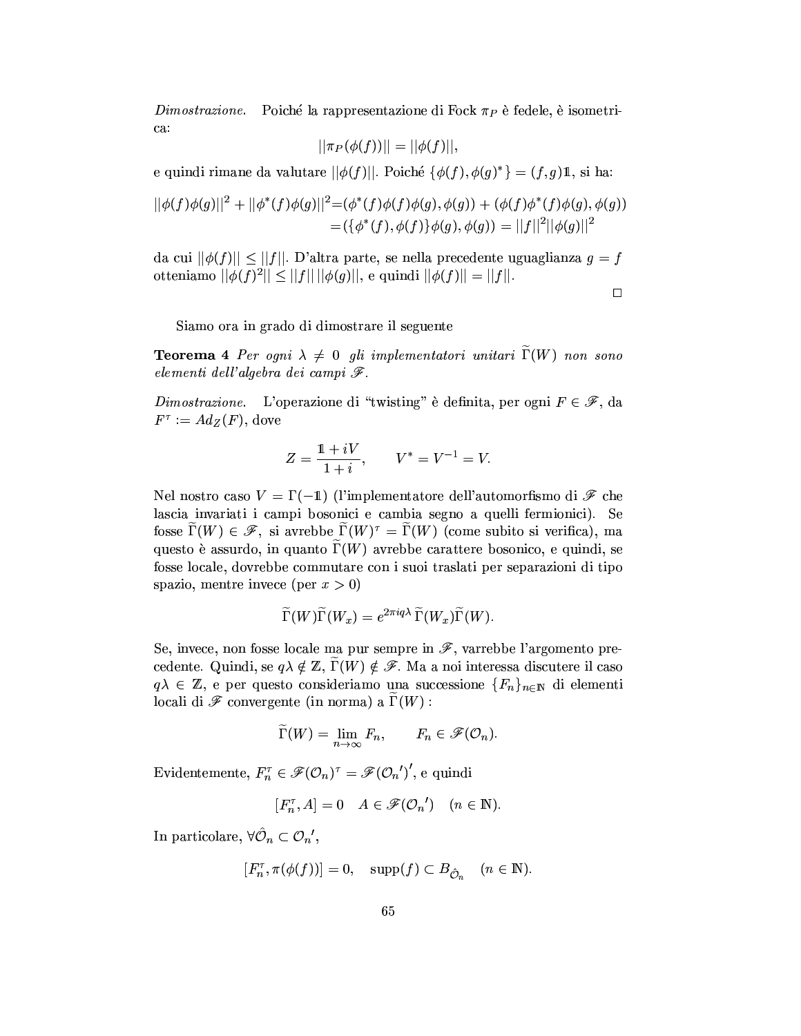*Dimostrazione.* Poiché la rappresentazione di Fock $\pi_P$ è fedele, è isometrica:

$$||\pi_P(\phi(f))|| = ||\phi(f)||,$$

e quindi rimane da valutare $||\phi(f)||$. Poiché $\{\phi(f), \phi(g)^*\} = (f,g)\mathbb{1}$, si ha:

$$\begin{aligned}||\phi(f)\phi(g)||^2 + ||\phi^*(f)\phi(g)||^2 &= (\phi^*(f)\phi(f)\phi(g), \phi(g)) + (\phi(f)\phi^*(f)\phi(g), \phi(g)) \\ &= (\{\phi^*(f), \phi(f)\}\phi(g), \phi(g)) = ||f||^2||\phi(g)||^2\end{aligned}$$

da cui $||\phi(f)|| \leq ||f||$. D'altra parte, se nella precedente uguaglianza $g = f$ otteniamo $||\phi(f)^2|| \leq ||f||\,||\phi(g)||$, e quindi $||\phi(f)|| = ||f||$.

□

Siamo ora in grado di dimostrare il seguente

**Teorema 4** *Per ogni* $\lambda \neq 0$ *gli implementatori unitari* $\widetilde{\Gamma}(W)$ *non sono elementi dell'algebra dei campi* $\mathscr{F}$.

*Dimostrazione.* L'operazione di "twisting" è definita, per ogni $F \in \mathscr{F}$, da $F^\tau := Ad_Z(F)$, dove

$$Z = \frac{\mathbb{1} + iV}{1+i}, \qquad V^* = V^{-1} = V.$$

Nel nostro caso $V = \Gamma(-\mathbb{1})$ (l'implementatore dell'automorfismo di $\mathscr{F}$ che lascia invariati i campi bosonici e cambia segno a quelli fermionici). Se fosse $\widetilde{\Gamma}(W) \in \mathscr{F}$, si avrebbe $\widetilde{\Gamma}(W)^\tau = \widetilde{\Gamma}(W)$ (come subito si verifica), ma questo è assurdo, in quanto $\widetilde{\Gamma}(W)$ avrebbe carattere bosonico, e quindi, se fosse locale, dovrebbe commutare con i suoi traslati per separazioni di tipo spazio, mentre invece (per $x > 0$)

$$\widetilde{\Gamma}(W)\widetilde{\Gamma}(W_x) = e^{2\pi iq\lambda}\,\widetilde{\Gamma}(W_x)\widetilde{\Gamma}(W).$$

Se, invece, non fosse locale ma pur sempre in $\mathscr{F}$, varrebbe l'argomento precedente. Quindi, se $q\lambda \notin \mathbb{Z}$, $\widetilde{\Gamma}(W) \notin \mathscr{F}$. Ma a noi interessa discutere il caso $q\lambda \in \mathbb{Z}$, e per questo consideriamo una successione $\{F_n\}_{n\in\mathbb{N}}$ di elementi locali di $\mathscr{F}$ convergente (in norma) a $\widetilde{\Gamma}(W)$ :

$$\widetilde{\Gamma}(W) = \lim_{n\to\infty} F_n, \qquad F_n \in \mathscr{F}(\mathcal{O}_n).$$

Evidentemente, $F_n^\tau \in \mathscr{F}(\mathcal{O}_n)^\tau = \mathscr{F}(\mathcal{O}_n{}')'$, e quindi

$$[F_n^\tau, A] = 0 \quad A \in \mathscr{F}(\mathcal{O}_n{}') \quad (n \in \mathbb{N}).$$

In particolare, $\forall \hat{\mathcal{O}}_n \subset \mathcal{O}_n{}'$,

$$[F_n^\tau, \pi(\phi(f))] = 0, \quad \operatorname{supp}(f) \subset B_{\hat{\mathcal{O}}_n} \quad (n \in \mathbb{N}).$$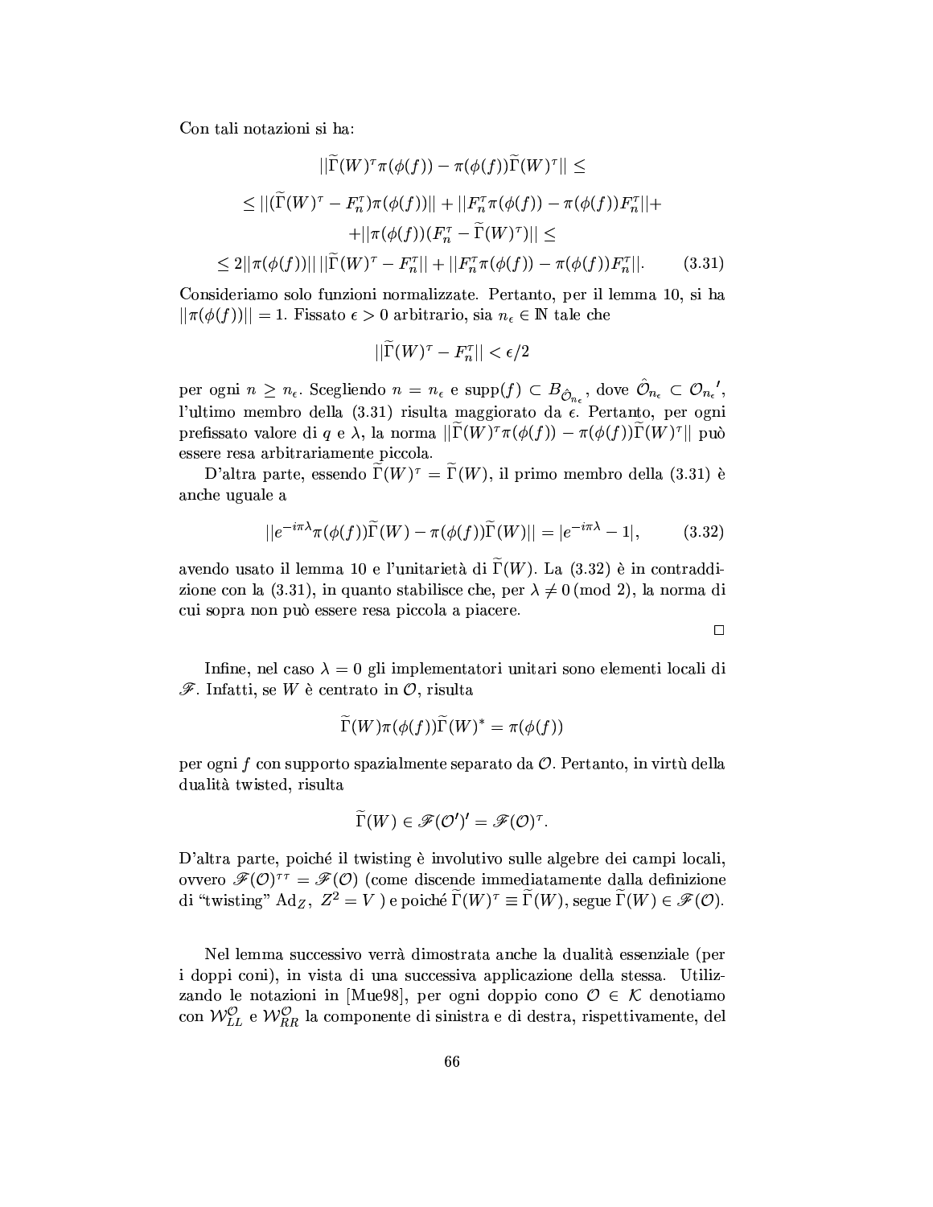Con tali notazioni si ha:

$$
\begin{aligned}
&||\widetilde{\Gamma}(W)^\tau \pi(\phi(f)) - \pi(\phi(f))\widetilde{\Gamma}(W)^\tau|| \leq \\
&\leq ||(\widetilde{\Gamma}(W)^\tau - F_n^\tau)\pi(\phi(f))|| + ||F_n^\tau \pi(\phi(f)) - \pi(\phi(f))F_n^\tau|| + \\
&\quad + ||\pi(\phi(f))(F_n^\tau - \widetilde{\Gamma}(W)^\tau)|| \leq \\
&\leq 2||\pi(\phi(f))|| \, ||\widetilde{\Gamma}(W)^\tau - F_n^\tau|| + ||F_n^\tau \pi(\phi(f)) - \pi(\phi(f))F_n^\tau||. \qquad (3.31)
\end{aligned}
$$

Consideriamo solo funzioni normalizzate. Pertanto, per il lemma 10, si ha $||\pi(\phi(f))|| = 1$. Fissato $\epsilon > 0$ arbitrario, sia $n_\epsilon \in \mathbb{N}$ tale che

$$||\widetilde{\Gamma}(W)^\tau - F_n^\tau|| < \epsilon/2$$

per ogni $n \geq n_\epsilon$. Scegliendo $n = n_\epsilon$ e $\text{supp}(f) \subset B_{\hat{\mathcal{O}}_{n_\epsilon}}$, dove $\hat{\mathcal{O}}_{n_\epsilon} \subset \mathcal{O}_{n_\epsilon}{}'$, l'ultimo membro della (3.31) risulta maggiorato da $\epsilon$. Pertanto, per ogni prefissato valore di $q$ e $\lambda$, la norma $||\widetilde{\Gamma}(W)^\tau \pi(\phi(f)) - \pi(\phi(f))\widetilde{\Gamma}(W)^\tau||$ può essere resa arbitrariamente piccola.

D'altra parte, essendo $\widetilde{\Gamma}(W)^\tau = \widetilde{\Gamma}(W)$, il primo membro della (3.31) è anche uguale a

$$||e^{-i\pi\lambda}\pi(\phi(f))\widetilde{\Gamma}(W) - \pi(\phi(f))\widetilde{\Gamma}(W)|| = |e^{-i\pi\lambda} - 1|, \qquad (3.32)$$

avendo usato il lemma 10 e l'unitarietà di $\widetilde{\Gamma}(W)$. La (3.32) è in contraddizione con la (3.31), in quanto stabilisce che, per $\lambda \neq 0 \,(\text{mod } 2)$, la norma di cui sopra non può essere resa piccola a piacere.

□

Infine, nel caso $\lambda = 0$ gli implementatori unitari sono elementi locali di $\mathscr{F}$. Infatti, se $W$ è centrato in $\mathcal{O}$, risulta

$$\widetilde{\Gamma}(W)\pi(\phi(f))\widetilde{\Gamma}(W)^* = \pi(\phi(f))$$

per ogni $f$ con supporto spazialmente separato da $\mathcal{O}$. Pertanto, in virtù della dualità twisted, risulta

$$\widetilde{\Gamma}(W) \in \mathscr{F}(\mathcal{O}')' = \mathscr{F}(\mathcal{O})^\tau.$$

D'altra parte, poiché il twisting è involutivo sulle algebre dei campi locali, ovvero $\mathscr{F}(\mathcal{O})^{\tau\tau} = \mathscr{F}(\mathcal{O})$ (come discende immediatamente dalla definizione di "twisting" $\text{Ad}_Z$, $Z^2 = V$ ) e poiché $\widetilde{\Gamma}(W)^\tau \equiv \widetilde{\Gamma}(W)$, segue $\widetilde{\Gamma}(W) \in \mathscr{F}(\mathcal{O})$.

Nel lemma successivo verrà dimostrata anche la dualità essenziale (per i doppi coni), in vista di una successiva applicazione della stessa. Utilizzando le notazioni in [Mue98], per ogni doppio cono $\mathcal{O} \in \mathcal{K}$ denotiamo con $\mathcal{W}_{LL}^{\mathcal{O}}$ e $\mathcal{W}_{RR}^{\mathcal{O}}$ la componente di sinistra e di destra, rispettivamente, del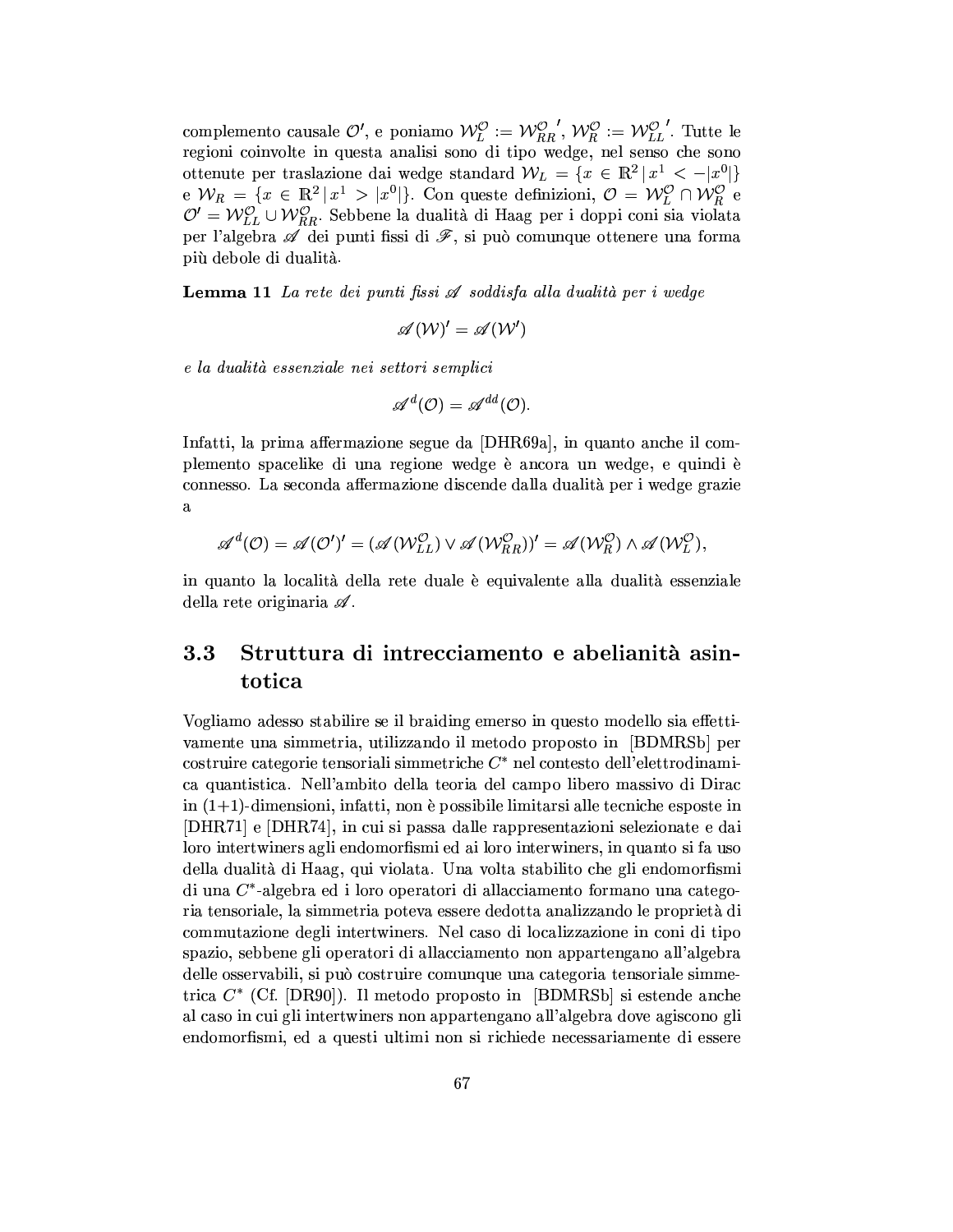complemento causale $\mathcal{O}'$, e poniamo $\mathcal{W}_L^{\mathcal{O}} := \mathcal{W}_{RR}^{\mathcal{O}}{}'$, $\mathcal{W}_R^{\mathcal{O}} := \mathcal{W}_{LL}^{\mathcal{O}}{}'$. Tutte le regioni coinvolte in questa analisi sono di tipo wedge, nel senso che sono ottenute per traslazione dai wedge standard $\mathcal{W}_L = \{x \in \mathbb{R}^2 \,|\, x^1 < -|x^0|\}$ e $\mathcal{W}_R = \{x \in \mathbb{R}^2 \,|\, x^1 > |x^0|\}$. Con queste definizioni, $\mathcal{O} = \mathcal{W}_L^{\mathcal{O}} \cap \mathcal{W}_R^{\mathcal{O}}$ e $\mathcal{O}' = \mathcal{W}_{LL}^{\mathcal{O}} \cup \mathcal{W}_{RR}^{\mathcal{O}}$. Sebbene la dualità di Haag per i doppi coni sia violata per l'algebra $\mathscr{A}$ dei punti fissi di $\mathscr{F}$, si può comunque ottenere una forma più debole di dualità.

**Lemma 11** *La rete dei punti fissi $\mathscr{A}$ soddisfa alla dualità per i wedge*

$$\mathscr{A}(\mathcal{W})' = \mathscr{A}(\mathcal{W}')$$

*e la dualità essenziale nei settori semplici*

$$\mathscr{A}^d(\mathcal{O}) = \mathscr{A}^{dd}(\mathcal{O}).$$

Infatti, la prima affermazione segue da [DHR69a], in quanto anche il complemento spacelike di una regione wedge è ancora un wedge, e quindi è connesso. La seconda affermazione discende dalla dualità per i wedge grazie a

$$\mathscr{A}^d(\mathcal{O}) = \mathscr{A}(\mathcal{O}')' = (\mathscr{A}(\mathcal{W}_{LL}^{\mathcal{O}}) \vee \mathscr{A}(\mathcal{W}_{RR}^{\mathcal{O}}))' = \mathscr{A}(\mathcal{W}_R^{\mathcal{O}}) \wedge \mathscr{A}(\mathcal{W}_L^{\mathcal{O}}),$$

in quanto la località della rete duale è equivalente alla dualità essenziale della rete originaria $\mathscr{A}$.

## 3.3 Struttura di intrecciamento e abelianità asintotica

Vogliamo adesso stabilire se il braiding emerso in questo modello sia effettivamente una simmetria, utilizzando il metodo proposto in [BDMRSb] per costruire categorie tensoriali simmetriche $C^*$ nel contesto dell'elettrodinamica quantistica. Nell'ambito della teoria del campo libero massivo di Dirac in (1+1)-dimensioni, infatti, non è possibile limitarsi alle tecniche esposte in [DHR71] e [DHR74], in cui si passa dalle rappresentazioni selezionate e dai loro intertwiners agli endomorfismi ed ai loro interwiners, in quanto si fa uso della dualità di Haag, qui violata. Una volta stabilito che gli endomorfismi di una $C^*$-algebra ed i loro operatori di allacciamento formano una categoria tensoriale, la simmetria poteva essere dedotta analizzando le proprietà di commutazione degli intertwiners. Nel caso di localizzazione in coni di tipo spazio, sebbene gli operatori di allacciamento non appartengano all'algebra delle osservabili, si può costruire comunque una categoria tensoriale simmetrica $C^*$ (Cf. [DR90]). Il metodo proposto in [BDMRSb] si estende anche al caso in cui gli intertwiners non appartengano all'algebra dove agiscono gli endomorfismi, ed a questi ultimi non si richiede necessariamente di essere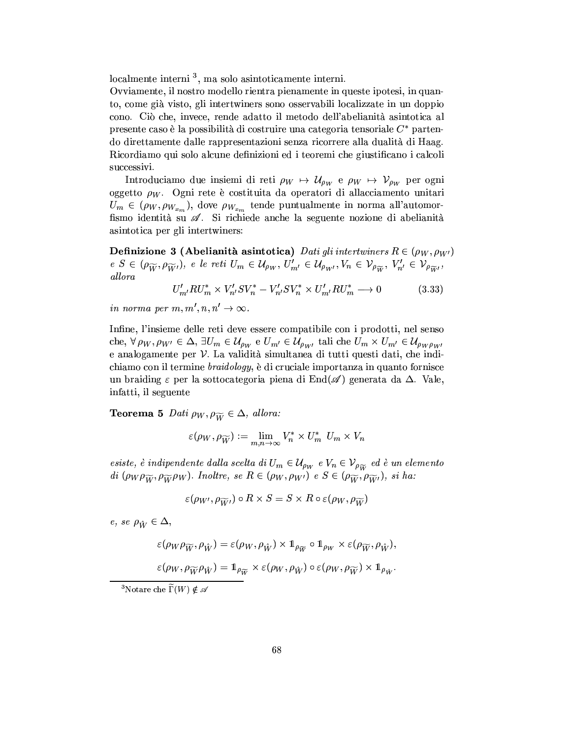localmente interni [3], ma solo asintoticamente interni.
Ovviamente, il nostro modello rientra pienamente in queste ipotesi, in quanto, come già visto, gli intertwiners sono osservabili localizzate in un doppio cono. Ciò che, invece, rende adatto il metodo dell'abelianità asintotica al presente caso è la possibilità di costruire una categoria tensoriale $C^*$ partendo direttamente dalle rappresentazioni senza ricorrere alla dualità di Haag. Ricordiamo qui solo alcune definizioni ed i teoremi che giustificano i calcoli successivi.

Introduciamo due insiemi di reti $\rho_W \mapsto \mathcal{U}_{\rho_W}$ e $\rho_W \mapsto \mathcal{V}_{\rho_W}$ per ogni oggetto $\rho_W$. Ogni rete è costituita da operatori di allacciamento unitari $U_m \in (\rho_W, \rho_{W_{x_m}})$, dove $\rho_{W_{x_m}}$ tende puntualmente in norma all'automorfismo identità su $\mathscr{A}$. Si richiede anche la seguente nozione di abelianità asintotica per gli intertwiners:

**Definizione 3 (Abelianità asintotica)** *Dati gli intertwiners $R \in (\rho_W, \rho_{W'})$ e $S \in (\rho_{\widetilde{W}}, \rho_{\widetilde{W}'})$, e le reti $U_m \in \mathcal{U}_{\rho_W}$, $U'_{m'} \in \mathcal{U}_{\rho_{W'}}, V_n \in \mathcal{V}_{\rho_{\widetilde{W}}}$, $V'_{n'} \in \mathcal{V}_{\rho_{\widetilde{W}'}}$, allora*

$$U'_{m'} R U^*_m \times V'_{n'} S V^*_n - V'_{n'} S V^*_n \times U'_{m'} R U^*_m \longrightarrow 0 \qquad (3.33)$$

*in norma per $m, m', n, n' \to \infty$.*

Infine, l'insieme delle reti deve essere compatibile con i prodotti, nel senso che, $\forall\, \rho_W, \rho_{W'} \in \Delta$, $\exists U_m \in \mathcal{U}_{\rho_W}$ e $U_{m'} \in \mathcal{U}_{\rho_{W'}}$ tali che $U_m \times U_{m'} \in \mathcal{U}_{\rho_W \rho_{W'}}$ e analogamente per $\mathcal{V}$. La validità simultanea di tutti questi dati, che indichiamo con il termine *braidology*, è di cruciale importanza in quanto fornisce un braiding $\varepsilon$ per la sottocategoria piena di $\mathrm{End}(\mathscr{A})$ generata da $\Delta$. Vale, infatti, il seguente

**Teorema 5** *Dati $\rho_W, \rho_{\widetilde{W}} \in \Delta$, allora:*

$$\varepsilon(\rho_W, \rho_{\widetilde{W}}) := \lim_{m,n \to \infty} V^*_n \times U^*_m \;\, U_m \times V_n$$

*esiste, è indipendente dalla scelta di $U_m \in \mathcal{U}_{\rho_W}$ e $V_n \in \mathcal{V}_{\rho_{\widetilde{W}}}$ ed è un elemento di $(\rho_W \rho_{\widetilde{W}}, \rho_{\widetilde{W}} \rho_W)$. Inoltre, se $R \in (\rho_W, \rho_{W'})$ e $S \in (\rho_{\widetilde{W}}, \rho_{\widetilde{W}'})$, si ha:*

$$\varepsilon(\rho_{W'}, \rho_{\widetilde{W}'}) \circ R \times S = S \times R \circ \varepsilon(\rho_W, \rho_{\widetilde{W}})$$

*e, se $\rho_{\hat{W}} \in \Delta$,*

$$\varepsilon(\rho_W \rho_{\widetilde{W}}, \rho_{\hat{W}}) = \varepsilon(\rho_W, \rho_{\hat{W}}) \times \mathbb{1}_{\rho_{\widetilde{W}}} \circ \mathbb{1}_{\rho_W} \times \varepsilon(\rho_{\widetilde{W}}, \rho_{\hat{W}}),$$

$$\varepsilon(\rho_W, \rho_{\widetilde{W}} \rho_{\hat{W}}) = \mathbb{1}_{\rho_{\widetilde{W}}} \times \varepsilon(\rho_W, \rho_{\hat{W}}) \circ \varepsilon(\rho_W, \rho_{\widetilde{W}}) \times \mathbb{1}_{\rho_{\hat{W}}}.$$

[3] Notare che $\widetilde{\Gamma}(W) \notin \mathscr{A}$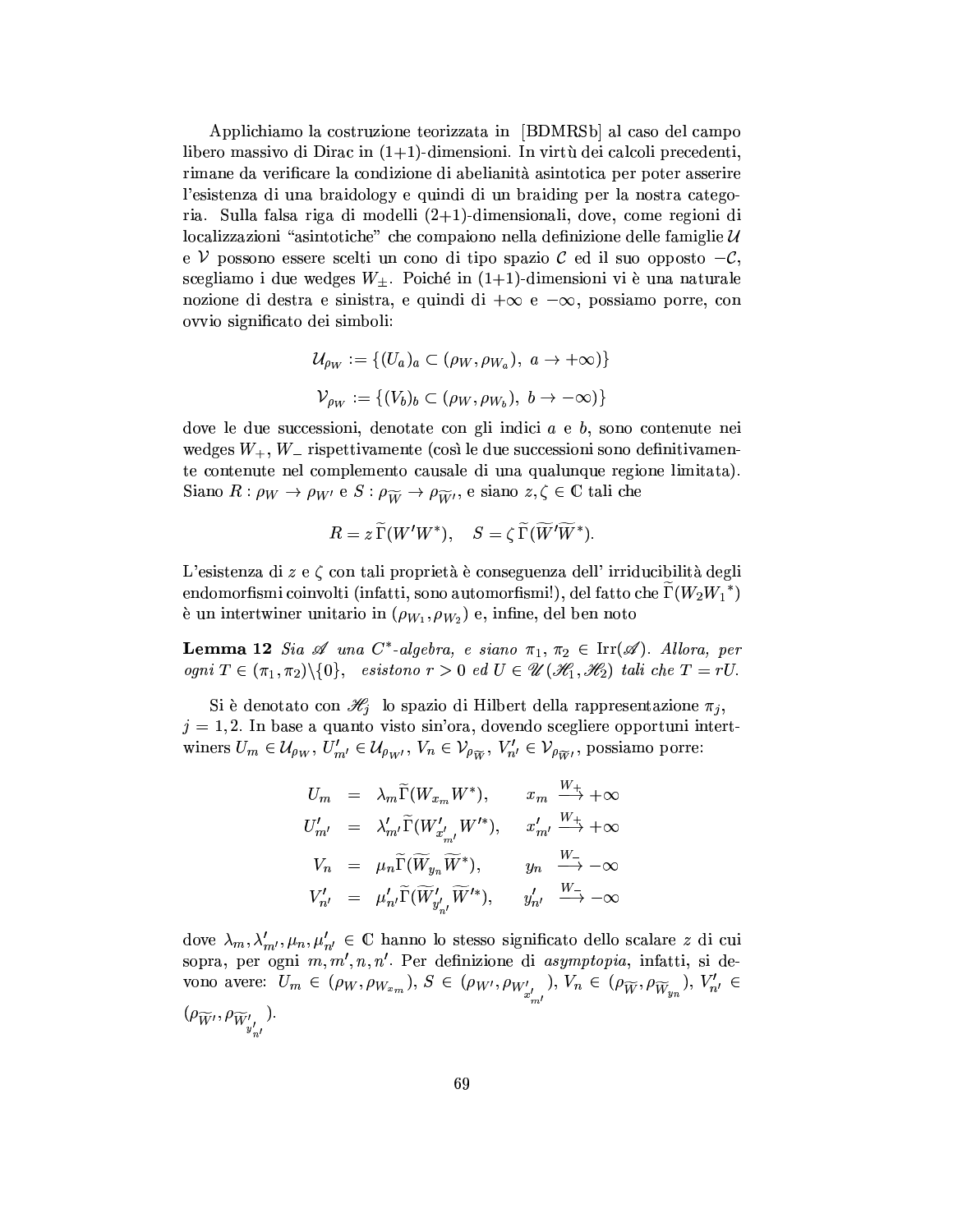Applichiamo la costruzione teorizzata in [BDMRSb] al caso del campo libero massivo di Dirac in (1+1)-dimensioni. In virtù dei calcoli precedenti, rimane da verificare la condizione di abelianità asintotica per poter asserire l'esistenza di una braidology e quindi di un braiding per la nostra categoria. Sulla falsa riga di modelli (2+1)-dimensionali, dove, come regioni di localizzazioni "asintotiche" che compaiono nella definizione delle famiglie $\mathcal{U}$ e $\mathcal{V}$ possono essere scelti un cono di tipo spazio $\mathcal{C}$ ed il suo opposto $-\mathcal{C}$, scegliamo i due wedges $W_\pm$. Poiché in (1+1)-dimensioni vi è una naturale nozione di destra e sinistra, e quindi di $+\infty$ e $-\infty$, possiamo porre, con ovvio significato dei simboli:

$$\mathcal{U}_{\rho_W} := \{(U_a)_a \subset (\rho_W, \rho_{W_a}),\ a \to +\infty)\}$$

$$\mathcal{V}_{\rho_W} := \{(V_b)_b \subset (\rho_W, \rho_{W_b}),\ b \to -\infty)\}$$

dove le due successioni, denotate con gli indici $a$ e $b$, sono contenute nei wedges $W_+$, $W_-$ rispettivamente (così le due successioni sono definitivamente contenute nel complemento causale di una qualunque regione limitata). Siano $R : \rho_W \to \rho_{W'}$ e $S : \rho_{\widetilde{W}} \to \rho_{\widetilde{W}'}$, e siano $z, \zeta \in \mathbb{C}$ tali che

$$R = z\,\widetilde{\Gamma}(W'W^*), \quad S = \zeta\,\widetilde{\Gamma}(\widetilde{W}'\widetilde{W}^*).$$

L'esistenza di $z$ e $\zeta$ con tali proprietà è conseguenza dell' irriducibilità degli endomorfismi coinvolti (infatti, sono automorfismi!), del fatto che $\widetilde{\Gamma}(W_2 {W_1}^*)$ è un intertwiner unitario in $(\rho_{W_1}, \rho_{W_2})$ e, infine, del ben noto

**Lemma 12** *Sia $\mathscr{A}$ una $C^*$-algebra, e siano $\pi_1, \pi_2 \in \mathrm{Irr}(\mathscr{A})$. Allora, per ogni $T \in (\pi_1, \pi_2)\backslash\{0\}$, esistono $r > 0$ ed $U \in \mathscr{U}(\mathscr{H}_1, \mathscr{H}_2)$ tali che $T = rU$.*

Si è denotato con $\mathscr{H}_j$ lo spazio di Hilbert della rappresentazione $\pi_j$, $j = 1, 2$. In base a quanto visto sin'ora, dovendo scegliere opportuni intertwiners $U_m \in \mathcal{U}_{\rho_W}$, $U'_{m'} \in \mathcal{U}_{\rho_{W'}}$, $V_n \in \mathcal{V}_{\rho_{\widetilde{W}}}$, $V'_{n'} \in \mathcal{V}_{\rho_{\widetilde{W}'}}$, possiamo porre:

$$\begin{aligned}
U_m &= \lambda_m \widetilde{\Gamma}(W_{x_m} W^*), & x_m &\xrightarrow{W_+} +\infty \\
U'_{m'} &= \lambda'_{m'} \widetilde{\Gamma}(W'_{x'_{m'}} W'^*), & x'_{m'} &\xrightarrow{W_+} +\infty \\
V_n &= \mu_n \widetilde{\Gamma}(\widetilde{W}_{y_n} \widetilde{W}^*), & y_n &\xrightarrow{W_-} -\infty \\
V'_{n'} &= \mu'_{n'} \widetilde{\Gamma}(\widetilde{W}'_{y'_{n'}} \widetilde{W}'^*), & y'_{n'} &\xrightarrow{W_-} -\infty
\end{aligned}$$

dove $\lambda_m, \lambda'_{m'}, \mu_n, \mu'_{n'} \in \mathbb{C}$ hanno lo stesso significato dello scalare $z$ di cui sopra, per ogni $m, m', n, n'$. Per definizione di *asymptopia*, infatti, si devono avere: $U_m \in (\rho_W, \rho_{W_{x_m}})$, $S \in (\rho_{W'}, \rho_{W'_{x'_{m'}}})$, $V_n \in (\rho_{\widetilde{W}}, \rho_{\widetilde{W}_{y_n}})$, $V'_{n'} \in (\rho_{\widetilde{W}'}, \rho_{\widetilde{W}'_{y'_{n'}}})$.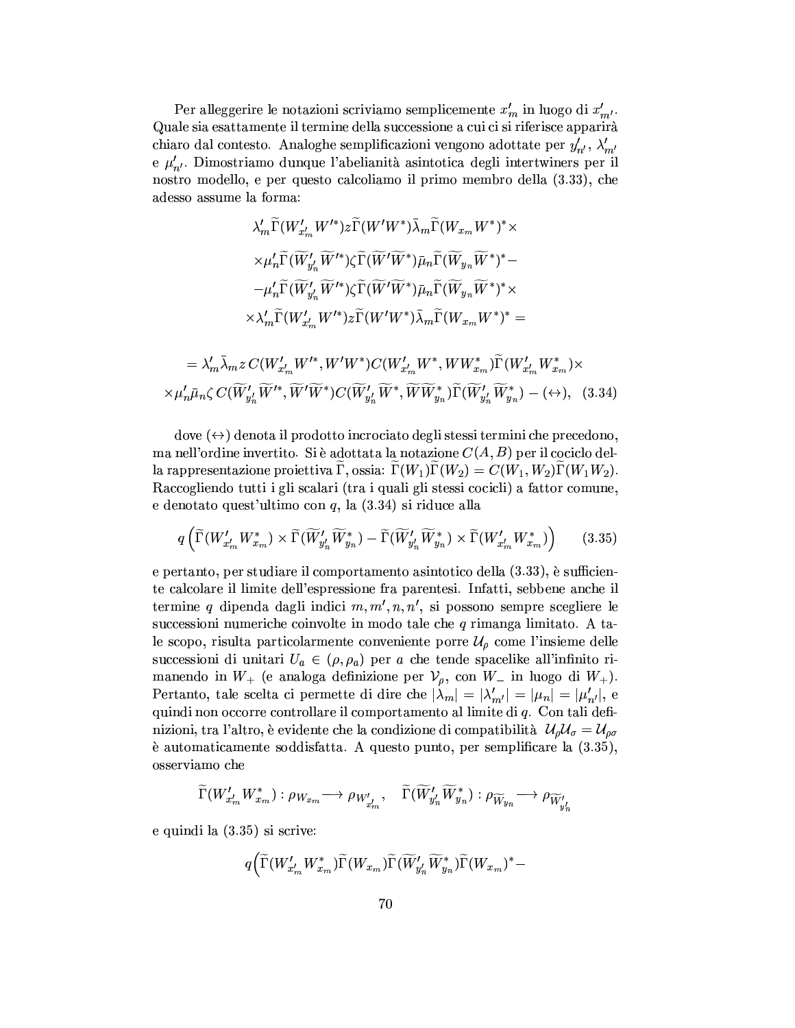Per alleggerire le notazioni scriviamo semplicemente $x'_m$ in luogo di $x'_{m'}$. Quale sia esattamente il termine della successione a cui ci si riferisce apparirà chiaro dal contesto. Analoghe semplificazioni vengono adottate per $y'_{n'}$, $\lambda'_{m'}$ e $\mu'_{n'}$. Dimostriamo dunque l'abelianità asintotica degli intertwiners per il nostro modello, e per questo calcoliamo il primo membro della (3.33), che adesso assume la forma:

$$
\begin{gathered}
\lambda'_m \widetilde{\Gamma}(W'_{x'_m} W'^*) z \widetilde{\Gamma}(W'W^*) \bar{\lambda}_m \widetilde{\Gamma}(W_{x_m} W^*)^* \times \\
\times \mu'_n \widetilde{\Gamma}(\widetilde{W}'_{y'_n} \widetilde{W}'^*) \zeta \widetilde{\Gamma}(\widetilde{W}'\widetilde{W}^*) \bar{\mu}_n \widetilde{\Gamma}(\widetilde{W}_{y_n} \widetilde{W}^*)^* - \\
- \mu'_n \widetilde{\Gamma}(\widetilde{W}'_{y'_n} \widetilde{W}'^*) \zeta \widetilde{\Gamma}(\widetilde{W}'\widetilde{W}^*) \bar{\mu}_n \widetilde{\Gamma}(\widetilde{W}_{y_n} \widetilde{W}^*)^* \times \\
\times \lambda'_m \widetilde{\Gamma}(W'_{x'_m} W'^*) z \widetilde{\Gamma}(W'W^*) \bar{\lambda}_m \widetilde{\Gamma}(W_{x_m} W^*)^* =
\end{gathered}
$$

$$
\begin{aligned}
&= \lambda'_m \bar{\lambda}_m z\, C(W'_{x'_m} W'^*, W'W^*) C(W'_{x'_m} W^*, W W^*_{x_m}) \widetilde{\Gamma}(W'_{x'_m} W^*_{x_m}) \times \\
&\times \mu'_n \bar{\mu}_n \zeta\, C(\widetilde{W}'_{y'_n} \widetilde{W}'^*, \widetilde{W}'\widetilde{W}^*) C(\widetilde{W}'_{y'_n} \widetilde{W}^*, \widetilde{W}\widetilde{W}^*_{y_n}) \widetilde{\Gamma}(\widetilde{W}'_{y'_n} \widetilde{W}^*_{y_n}) - (\leftrightarrow), \quad (3.34)
\end{aligned}
$$

dove $(\leftrightarrow)$ denota il prodotto incrociato degli stessi termini che precedono, ma nell'ordine invertito. Si è adottata la notazione $C(A, B)$ per il cociclo della rappresentazione proiettiva $\widetilde{\Gamma}$, ossia: $\widetilde{\Gamma}(W_1)\widetilde{\Gamma}(W_2) = C(W_1, W_2)\widetilde{\Gamma}(W_1 W_2)$. Raccogliendo tutti i gli scalari (tra i quali gli stessi cocicli) a fattor comune, e denotato quest'ultimo con $q$, la (3.34) si riduce alla

$$
q\left(\widetilde{\Gamma}(W'_{x'_m} W^*_{x_m}) \times \widetilde{\Gamma}(\widetilde{W}'_{y'_n} \widetilde{W}^*_{y_n}) - \widetilde{\Gamma}(\widetilde{W}'_{y'_n} \widetilde{W}^*_{y_n}) \times \widetilde{\Gamma}(W'_{x'_m} W^*_{x_m})\right) \qquad (3.35)
$$

e pertanto, per studiare il comportamento asintotico della (3.33), è sufficiente calcolare il limite dell'espressione fra parentesi. Infatti, sebbene anche il termine $q$ dipenda dagli indici $m, m', n, n'$, si possono sempre scegliere le successioni numeriche coinvolte in modo tale che $q$ rimanga limitato. A tale scopo, risulta particolarmente conveniente porre $\mathcal{U}_\rho$ come l'insieme delle successioni di unitari $U_a \in (\rho, \rho_a)$ per $a$ che tende spacelike all'infinito rimanendo in $W_+$ (e analoga definizione per $\mathcal{V}_\rho$, con $W_-$ in luogo di $W_+$). Pertanto, tale scelta ci permette di dire che $|\lambda_m| = |\lambda'_{m'}| = |\mu_n| = |\mu'_{n'}|$, e quindi non occorre controllare il comportamento al limite di $q$. Con tali definizioni, tra l'altro, è evidente che la condizione di compatibilità $\mathcal{U}_\rho \mathcal{U}_\sigma = \mathcal{U}_{\rho\sigma}$ è automaticamente soddisfatta. A questo punto, per semplificare la (3.35), osserviamo che

$$
\widetilde{\Gamma}(W'_{x'_m} W^*_{x_m}) : \rho_{W_{x_m}} \longrightarrow \rho_{W'_{x'_m}}, \quad \widetilde{\Gamma}(\widetilde{W}'_{y'_n} \widetilde{W}^*_{y_n}) : \rho_{\widetilde{W}_{y_n}} \longrightarrow \rho_{\widetilde{W}'_{y'_n}}
$$

e quindi la (3.35) si scrive:

$$
q\Big(\widetilde{\Gamma}(W'_{x'_m} W^*_{x_m}) \widetilde{\Gamma}(W_{x_m}) \widetilde{\Gamma}(\widetilde{W}'_{y'_n} \widetilde{W}^*_{y_n}) \widetilde{\Gamma}(W_{x_m})^* -
$$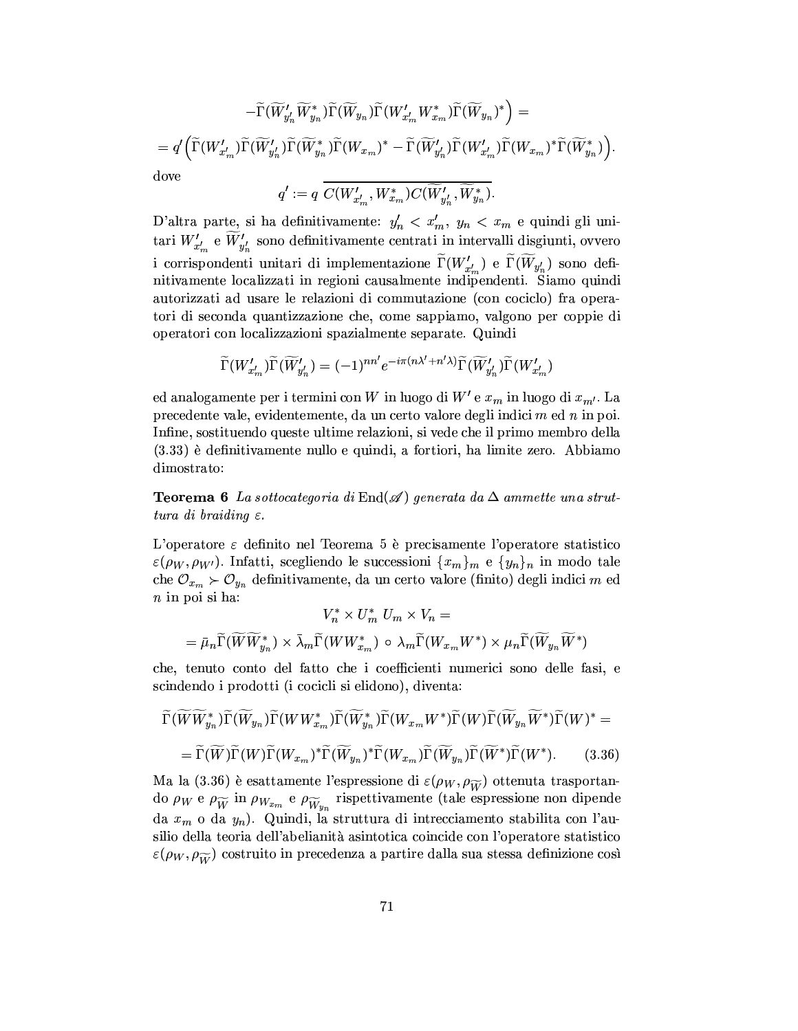$$-\widetilde{\Gamma}(\widetilde{W}'_{y'_n}\widetilde{W}^*_{y_n})\widetilde{\Gamma}(\widetilde{W}_{y_n})\widetilde{\Gamma}(W'_{x'_m}W^*_{x_m})\widetilde{\Gamma}(\widetilde{W}_{y_n})^*\Big) =$$

$$= q'\Big(\widetilde{\Gamma}(W'_{x'_m})\widetilde{\Gamma}(\widetilde{W}'_{y'_n})\widetilde{\Gamma}(\widetilde{W}^*_{y_n})\widetilde{\Gamma}(W_{x_m})^* - \widetilde{\Gamma}(\widetilde{W}'_{y'_n})\widetilde{\Gamma}(W'_{x'_m})\widetilde{\Gamma}(W_{x_m})^*\widetilde{\Gamma}(\widetilde{W}^*_{y_n})\Big).$$

dove

$$q' := q\ \overline{C(W'_{x'_m}, W^*_{x_m})C(\widetilde{W}'_{y'_n}, \widetilde{W}^*_{y_n})}.$$

D'altra parte, si ha definitivamente: $y'_n < x'_m$, $y_n < x_m$ e quindi gli unitari $W'_{x'_m}$ e $\widetilde{W}'_{y'_n}$ sono definitivamente centrati in intervalli disgiunti, ovvero i corrispondenti unitari di implementazione $\widetilde{\Gamma}(W'_{x'_m})$ e $\widetilde{\Gamma}(\widetilde{W}_{y'_n})$ sono definitivamente localizzati in regioni causalmente indipendenti. Siamo quindi autorizzati ad usare le relazioni di commutazione (con cociclo) fra operatori di seconda quantizzazione che, come sappiamo, valgono per coppie di operatori con localizzazioni spazialmente separate. Quindi

$$\widetilde{\Gamma}(W'_{x'_m})\widetilde{\Gamma}(\widetilde{W}'_{y'_n}) = (-1)^{nn'}e^{-i\pi(n\lambda'+n'\lambda)}\widetilde{\Gamma}(\widetilde{W}'_{y'_n})\widetilde{\Gamma}(W'_{x'_m})$$

ed analogamente per i termini con $W$ in luogo di $W'$ e $x_m$ in luogo di $x_{m'}$. La precedente vale, evidentemente, da un certo valore degli indici $m$ ed $n$ in poi. Infine, sostituendo queste ultime relazioni, si vede che il primo membro della (3.33) è definitivamente nullo e quindi, a fortiori, ha limite zero. Abbiamo dimostrato:

**Teorema 6** *La sottocategoria di* $\mathrm{End}(\mathscr{A})$ *generata da* $\Delta$ *ammette una struttura di braiding* $\varepsilon$.

L'operatore $\varepsilon$ definito nel Teorema 5 è precisamente l'operatore statistico $\varepsilon(\rho_W, \rho_{W'})$. Infatti, scegliendo le successioni $\{x_m\}_m$ e $\{y_n\}_n$ in modo tale che $\mathcal{O}_{x_m} \succ \mathcal{O}_{y_n}$ definitivamente, da un certo valore (finito) degli indici $m$ ed $n$ in poi si ha:

$$V_n^* \times U_m^*\ U_m \times V_n =$$

$$= \bar{\mu}_n\widetilde{\Gamma}(\widetilde{W}\widetilde{W}^*_{y_n}) \times \bar{\lambda}_m\widetilde{\Gamma}(WW^*_{x_m}) \circ \lambda_m\widetilde{\Gamma}(W_{x_m}W^*) \times \mu_n\widetilde{\Gamma}(\widetilde{W}_{y_n}\widetilde{W}^*)$$

che, tenuto conto del fatto che i coefficienti numerici sono delle fasi, e scindendo i prodotti (i cocicli si elidono), diventa:

$$\widetilde{\Gamma}(\widetilde{W}\widetilde{W}^*_{y_n})\widetilde{\Gamma}(\widetilde{W}_{y_n})\widetilde{\Gamma}(WW^*_{x_m})\widetilde{\Gamma}(\widetilde{W}^*_{y_n})\widetilde{\Gamma}(W_{x_m}W^*)\widetilde{\Gamma}(W)\widetilde{\Gamma}(\widetilde{W}_{y_n}\widetilde{W}^*)\widetilde{\Gamma}(W)^* =$$

$$= \widetilde{\Gamma}(\widetilde{W})\widetilde{\Gamma}(W)\widetilde{\Gamma}(W_{x_m})^*\widetilde{\Gamma}(\widetilde{W}_{y_n})^*\widetilde{\Gamma}(W_{x_m})\widetilde{\Gamma}(\widetilde{W}_{y_n})\widetilde{\Gamma}(\widetilde{W}^*)\widetilde{\Gamma}(W^*). \qquad (3.36)$$

Ma la (3.36) è esattamente l'espressione di $\varepsilon(\rho_W, \rho_{\widetilde{W}})$ ottenuta trasportando $\rho_W$ e $\rho_{\widetilde{W}}$ in $\rho_{W_{x_m}}$ e $\rho_{\widetilde{W}_{y_n}}$ rispettivamente (tale espressione non dipende da $x_m$ o da $y_n$). Quindi, la struttura di intrecciamento stabilita con l'ausilio della teoria dell'abelianità asintotica coincide con l'operatore statistico $\varepsilon(\rho_W, \rho_{\widetilde{W}})$ costruito in precedenza a partire dalla sua stessa definizione così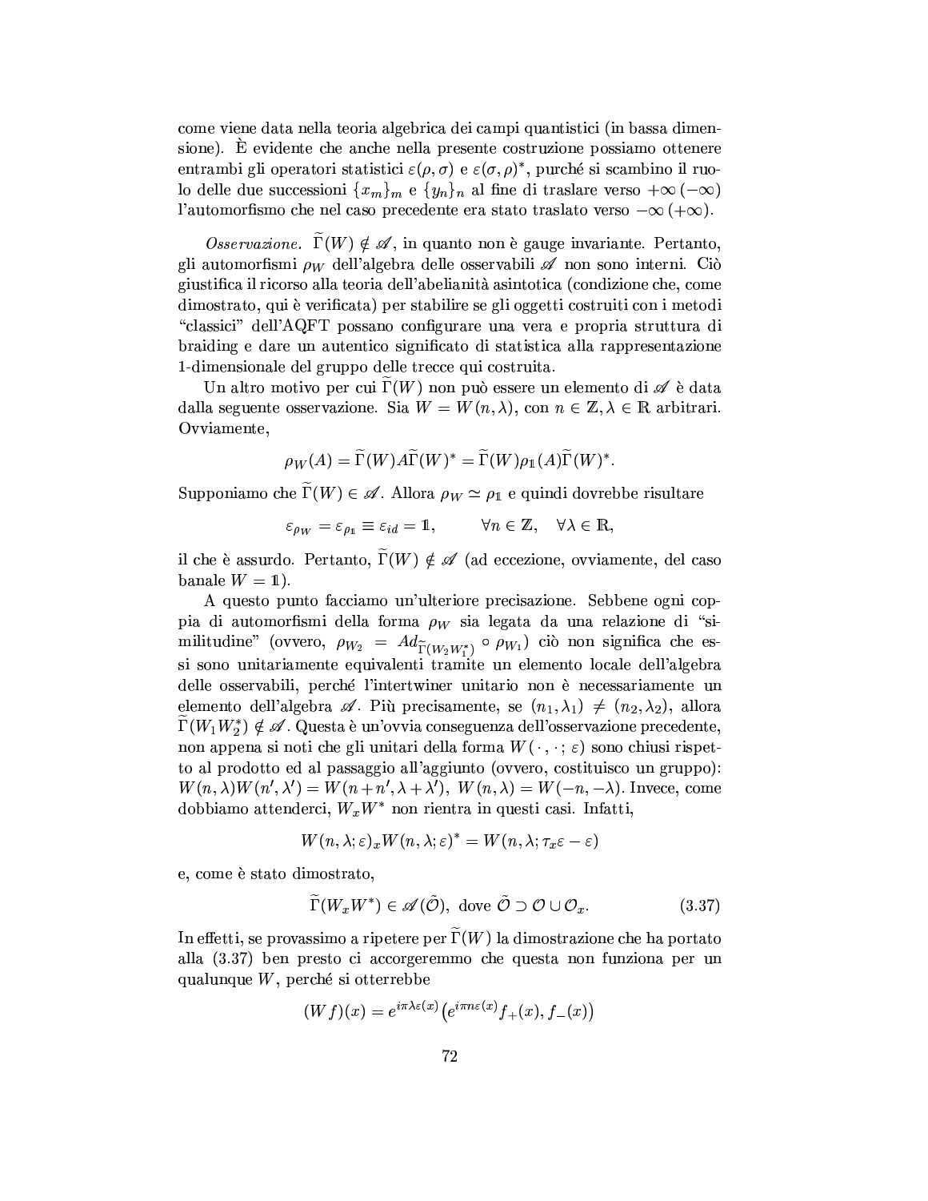come viene data nella teoria algebrica dei campi quantistici (in bassa dimensione). È evidente che anche nella presente costruzione possiamo ottenere entrambi gli operatori statistici $\varepsilon(\rho,\sigma)$ e $\varepsilon(\sigma,\rho)^*$, purché si scambino il ruolo delle due successioni $\{x_m\}_m$ e $\{y_n\}_n$ al fine di traslare verso $+\infty\,(-\infty)$ l'automorfismo che nel caso precedente era stato traslato verso $-\infty\,(+\infty)$.

*Osservazione.* $\widetilde{\Gamma}(W) \notin \mathscr{A}$, in quanto non è gauge invariante. Pertanto, gli automorfismi $\rho_W$ dell'algebra delle osservabili $\mathscr{A}$ non sono interni. Ciò giustifica il ricorso alla teoria dell'abelianità asintotica (condizione che, come dimostrato, qui è verificata) per stabilire se gli oggetti costruiti con i metodi "classici" dell'AQFT possano configurare una vera e propria struttura di braiding e dare un autentico significato di statistica alla rappresentazione 1-dimensionale del gruppo delle trecce qui costruita.

Un altro motivo per cui $\widetilde{\Gamma}(W)$ non può essere un elemento di $\mathscr{A}$ è data dalla seguente osservazione. Sia $W = W(n,\lambda)$, con $n \in \mathbb{Z}, \lambda \in \mathbb{R}$ arbitrari. Ovviamente,

$$\rho_W(A) = \widetilde{\Gamma}(W)A\widetilde{\Gamma}(W)^* = \widetilde{\Gamma}(W)\rho_{\mathbb{1}}(A)\widetilde{\Gamma}(W)^*.$$

Supponiamo che $\widetilde{\Gamma}(W) \in \mathscr{A}$. Allora $\rho_W \simeq \rho_{\mathbb{1}}$ e quindi dovrebbe risultare

$$\varepsilon_{\rho_W} = \varepsilon_{\rho_{\mathbb{1}}} \equiv \varepsilon_{id} = \mathbb{1}, \qquad \forall n \in \mathbb{Z}, \quad \forall \lambda \in \mathbb{R},$$

il che è assurdo. Pertanto, $\widetilde{\Gamma}(W) \notin \mathscr{A}$ (ad eccezione, ovviamente, del caso banale $W = \mathbb{1}$).

A questo punto facciamo un'ulteriore precisazione. Sebbene ogni coppia di automorfismi della forma $\rho_W$ sia legata da una relazione di "similitudine" (ovvero, $\rho_{W_2} = Ad_{\widetilde{\Gamma}(W_2 W_1^*)} \circ \rho_{W_1}$) ciò non significa che essi sono unitariamente equivalenti tramite un elemento locale dell'algebra delle osservabili, perché l'intertwiner unitario non è necessariamente un elemento dell'algebra $\mathscr{A}$. Più precisamente, se $(n_1,\lambda_1) \neq (n_2,\lambda_2)$, allora $\widetilde{\Gamma}(W_1 W_2^*) \notin \mathscr{A}$. Questa è un'ovvia conseguenza dell'osservazione precedente, non appena si noti che gli unitari della forma $W(\,\cdot\,,\cdot\,;\varepsilon)$ sono chiusi rispetto al prodotto ed al passaggio all'aggiunto (ovvero, costituiscono un gruppo): $W(n,\lambda)W(n',\lambda') = W(n+n',\lambda+\lambda')$, $W(n,\lambda) = W(-n,-\lambda)$. Invece, come dobbiamo attenderci, $W_x W^*$ non rientra in questi casi. Infatti,

$$W(n,\lambda;\varepsilon)_x W(n,\lambda;\varepsilon)^* = W(n,\lambda;\tau_x\varepsilon - \varepsilon)$$

e, come è stato dimostrato,

$$\widetilde{\Gamma}(W_x W^*) \in \mathscr{A}(\tilde{\mathcal{O}}), \text{ dove } \tilde{\mathcal{O}} \supset \mathcal{O} \cup \mathcal{O}_x. \tag{3.37}$$

In effetti, se provassimo a ripetere per $\widetilde{\Gamma}(W)$ la dimostrazione che ha portato alla (3.37) ben presto ci accorgeremmo che questa non funziona per un qualunque $W$, perché si otterrebbe

$$(Wf)(x) = e^{i\pi\lambda\varepsilon(x)}\big(e^{i\pi n\varepsilon(x)}f_+(x), f_-(x)\big)$$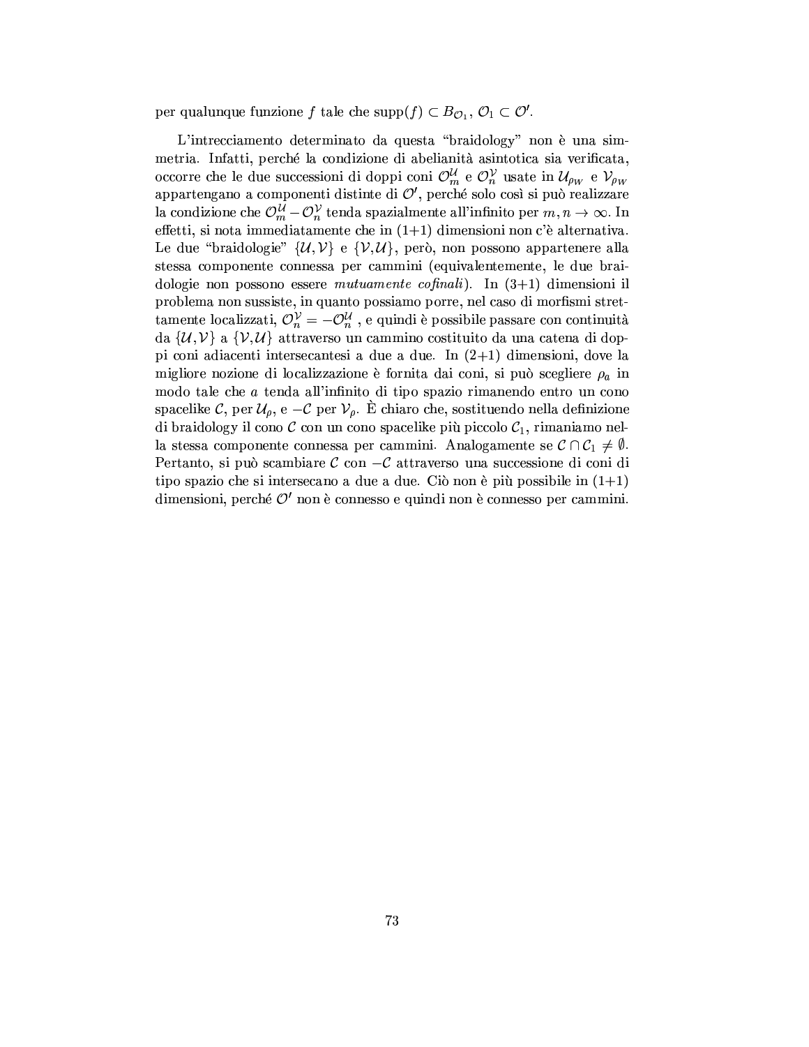per qualunque funzione $f$ tale che $\mathrm{supp}(f) \subset B_{\mathcal{O}_1}$, $\mathcal{O}_1 \subset \mathcal{O}'$.

L'intrecciamento determinato da questa "braidology" non è una simmetria. Infatti, perché la condizione di abelianità asintotica sia verificata, occorre che le due successioni di doppi coni $\mathcal{O}^{\mathcal{U}}_m$ e $\mathcal{O}^{\mathcal{V}}_n$ usate in $\mathcal{U}_{\rho W}$ e $\mathcal{V}_{\rho W}$ appartengano a componenti distinte di $\mathcal{O}'$, perché solo così si può realizzare la condizione che $\mathcal{O}^{\mathcal{U}}_m - \mathcal{O}^{\mathcal{V}}_n$ tenda spazialmente all'infinito per $m, n \to \infty$. In effetti, si nota immediatamente che in (1+1) dimensioni non c'è alternativa. Le due "braidologie" $\{\mathcal{U}, \mathcal{V}\}$ e $\{\mathcal{V}, \mathcal{U}\}$, però, non possono appartenere alla stessa componente connessa per cammini (equivalentemente, le due braidologie non possono essere *mutuamente cofinali*). In (3+1) dimensioni il problema non sussiste, in quanto possiamo porre, nel caso di morfismi strettamente localizzati, $\mathcal{O}^{\mathcal{V}}_n = -\mathcal{O}^{\mathcal{U}}_n$ , e quindi è possibile passare con continuità da $\{\mathcal{U}, \mathcal{V}\}$ a $\{\mathcal{V}, \mathcal{U}\}$ attraverso un cammino costituito da una catena di doppi coni adiacenti intersecantesi a due a due. In (2+1) dimensioni, dove la migliore nozione di localizzazione è fornita dai coni, si può scegliere $\rho_a$ in modo tale che $a$ tenda all'infinito di tipo spazio rimanendo entro un cono spacelike $\mathcal{C}$, per $\mathcal{U}_\rho$, e $-\mathcal{C}$ per $\mathcal{V}_\rho$. È chiaro che, sostituendo nella definizione di braidology il cono $\mathcal{C}$ con un cono spacelike più piccolo $\mathcal{C}_1$, rimaniamo nella stessa componente connessa per cammini. Analogamente se $\mathcal{C} \cap \mathcal{C}_1 \neq \emptyset$. Pertanto, si può scambiare $\mathcal{C}$ con $-\mathcal{C}$ attraverso una successione di coni di tipo spazio che si intersecano a due a due. Ciò non è più possibile in (1+1) dimensioni, perché $\mathcal{O}'$ non è connesso e quindi non è connesso per cammini.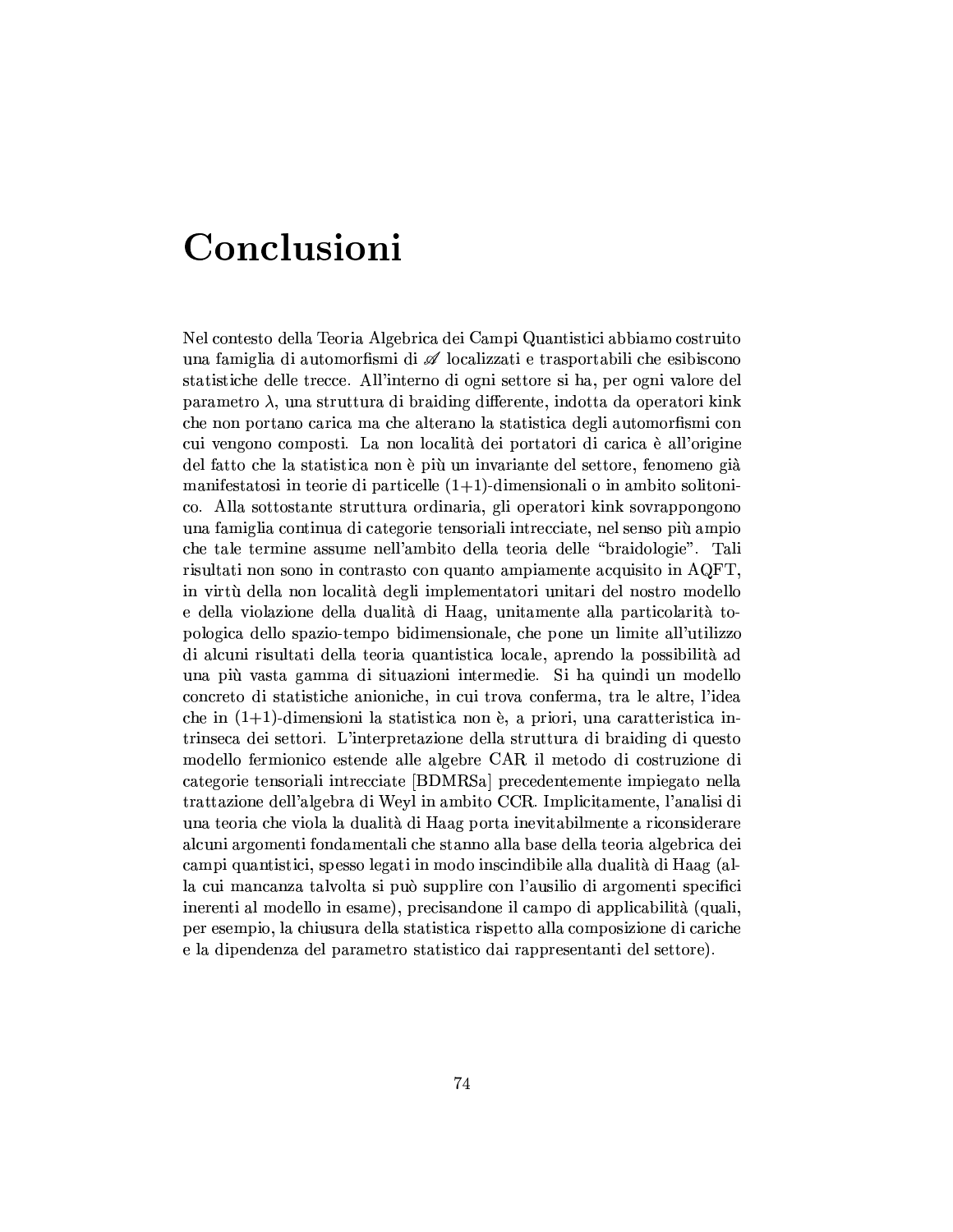# Conclusioni

Nel contesto della Teoria Algebrica dei Campi Quantistici abbiamo costruito una famiglia di automorfismi di $\mathscr{A}$ localizzati e trasportabili che esibiscono statistiche delle trecce. All'interno di ogni settore si ha, per ogni valore del parametro $\lambda$, una struttura di braiding differente, indotta da operatori kink che non portano carica ma che alterano la statistica degli automorfismi con cui vengono composti. La non località dei portatori di carica è all'origine del fatto che la statistica non è più un invariante del settore, fenomeno già manifestatosi in teorie di particelle (1+1)-dimensionali o in ambito solitonico. Alla sottostante struttura ordinaria, gli operatori kink sovrappongono una famiglia continua di categorie tensoriali intrecciate, nel senso più ampio che tale termine assume nell'ambito della teoria delle "braidologie". Tali risultati non sono in contrasto con quanto ampiamente acquisito in AQFT, in virtù della non località degli implementatori unitari del nostro modello e della violazione della dualità di Haag, unitamente alla particolarità topologica dello spazio-tempo bidimensionale, che pone un limite all'utilizzo di alcuni risultati della teoria quantistica locale, aprendo la possibilità ad una più vasta gamma di situazioni intermedie. Si ha quindi un modello concreto di statistiche anioniche, in cui trova conferma, tra le altre, l'idea che in (1+1)-dimensioni la statistica non è, a priori, una caratteristica intrinseca dei settori. L'interpretazione della struttura di braiding di questo modello fermionico estende alle algebre CAR il metodo di costruzione di categorie tensoriali intrecciate [BDMRSa] precedentemente impiegato nella trattazione dell'algebra di Weyl in ambito CCR. Implicitamente, l'analisi di una teoria che viola la dualità di Haag porta inevitabilmente a riconsiderare alcuni argomenti fondamentali che stanno alla base della teoria algebrica dei campi quantistici, spesso legati in modo inscindibile alla dualità di Haag (alla cui mancanza talvolta si può supplire con l'ausilio di argomenti specifici inerenti al modello in esame), precisandone il campo di applicabilità (quali, per esempio, la chiusura della statistica rispetto alla composizione di cariche e la dipendenza del parametro statistico dai rappresentanti del settore).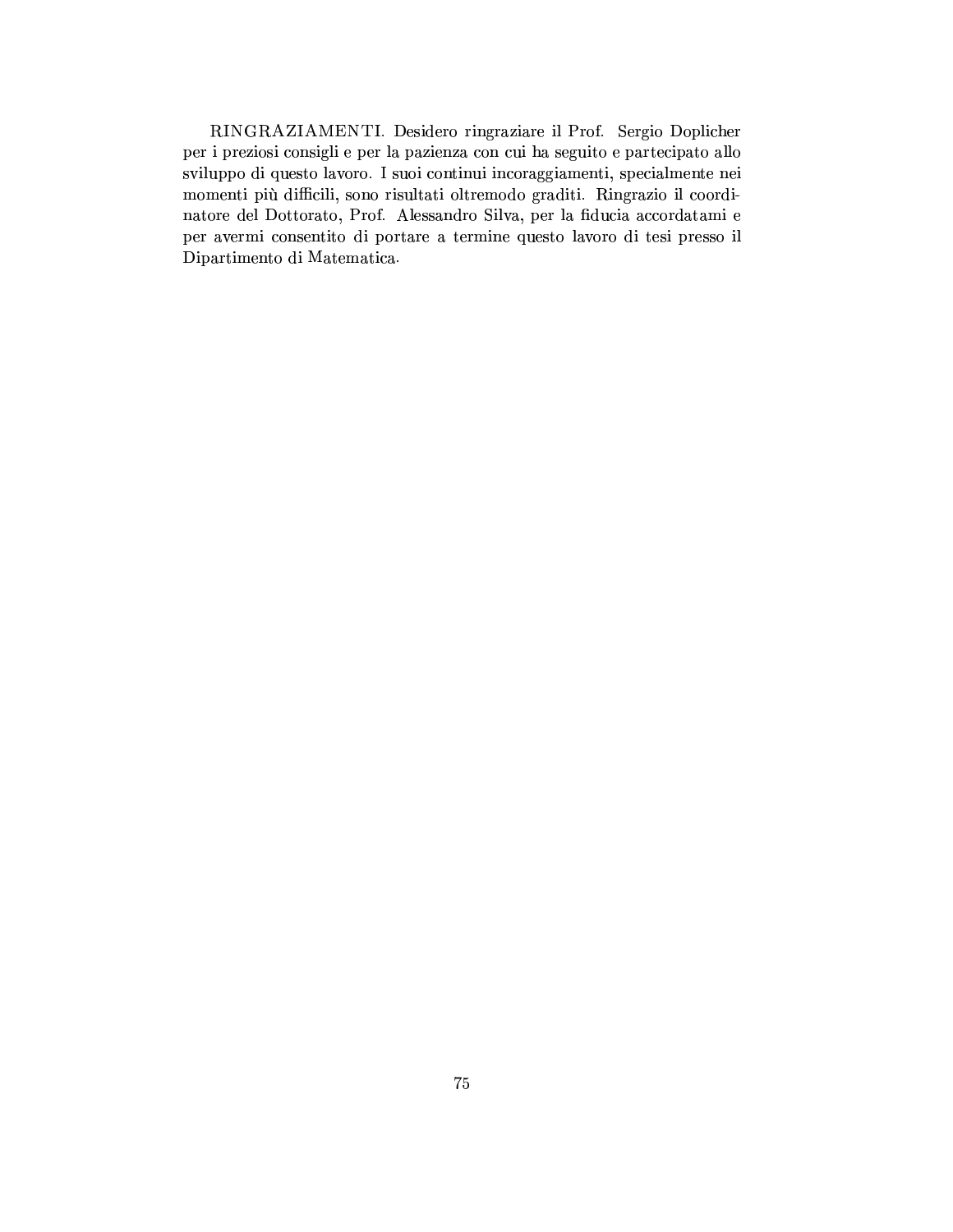RINGRAZIAMENTI. Desidero ringraziare il Prof. Sergio Doplicher per i preziosi consigli e per la pazienza con cui ha seguito e partecipato allo sviluppo di questo lavoro. I suoi continui incoraggiamenti, specialmente nei momenti più difficili, sono risultati oltremodo graditi. Ringrazio il coordinatore del Dottorato, Prof. Alessandro Silva, per la fiducia accordatami e per avermi consentito di portare a termine questo lavoro di tesi presso il Dipartimento di Matematica.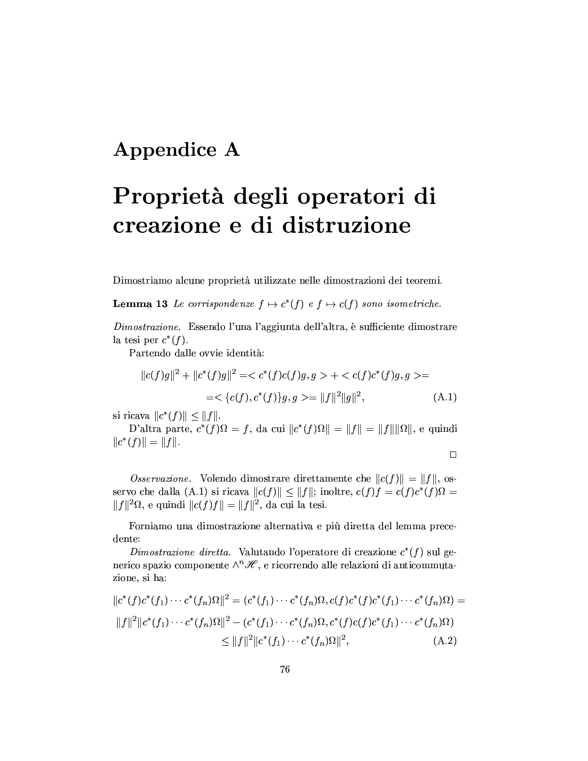# Appendice A

# Proprietà degli operatori di creazione e di distruzione

Dimostriamo alcune proprietà utilizzate nelle dimostrazioni dei teoremi.

**Lemma 13** *Le corrispondenze $f \mapsto c^*(f)$ e $f \mapsto c(f)$ sono isometriche.*

*Dimostrazione.* Essendo l'una l'aggiunta dell'altra, è sufficiente dimostrare la tesi per $c^*(f)$.

Partendo dalle ovvie identità:

$$\|c(f)g\|^2 + \|c^*(f)g\|^2 = < c^*(f)c(f)g, g > + < c(f)c^*(f)g, g >=$$

$$= < \{c(f), c^*(f)\}g, g >= \|f\|^2\|g\|^2, \tag{A.1}$$

si ricava $\|c^*(f)\| \leq \|f\|$.

D'altra parte, $c^*(f)\Omega = f$, da cui $\|c^*(f)\Omega\| = \|f\| = \|f\|\|\Omega\|$, e quindi $\|c^*(f)\| = \|f\|$.

□

*Osservazione.* Volendo dimostrare direttamente che $\|c(f)\| = \|f\|$, osservo che dalla (A.1) si ricava $\|c(f)\| \leq \|f\|$; inoltre, $c(f)f = c(f)c^*(f)\Omega = \|f\|^2\Omega$, e quindi $\|c(f)f\| = \|f\|^2$, da cui la tesi.

Forniamo una dimostrazione alternativa e più diretta del lemma precedente:

*Dimostrazione diretta.* Valutando l'operatore di creazione $c^*(f)$ sul generico spazio componente $\wedge^n \mathscr{H}$, e ricorrendo alle relazioni di anticommutazione, si ha:

$$\|c^*(f)c^*(f_1)\cdots c^*(f_n)\Omega\|^2 = (c^*(f_1)\cdots c^*(f_n)\Omega, c(f)c^*(f)c^*(f_1)\cdots c^*(f_n)\Omega) =$$

$$\|f\|^2\|c^*(f_1)\cdots c^*(f_n)\Omega\|^2 - (c^*(f_1)\cdots c^*(f_n)\Omega, c^*(f)c(f)c^*(f_1)\cdots c^*(f_n)\Omega)$$

$$\leq \|f\|^2\|c^*(f_1)\cdots c^*(f_n)\Omega\|^2, \tag{A.2}$$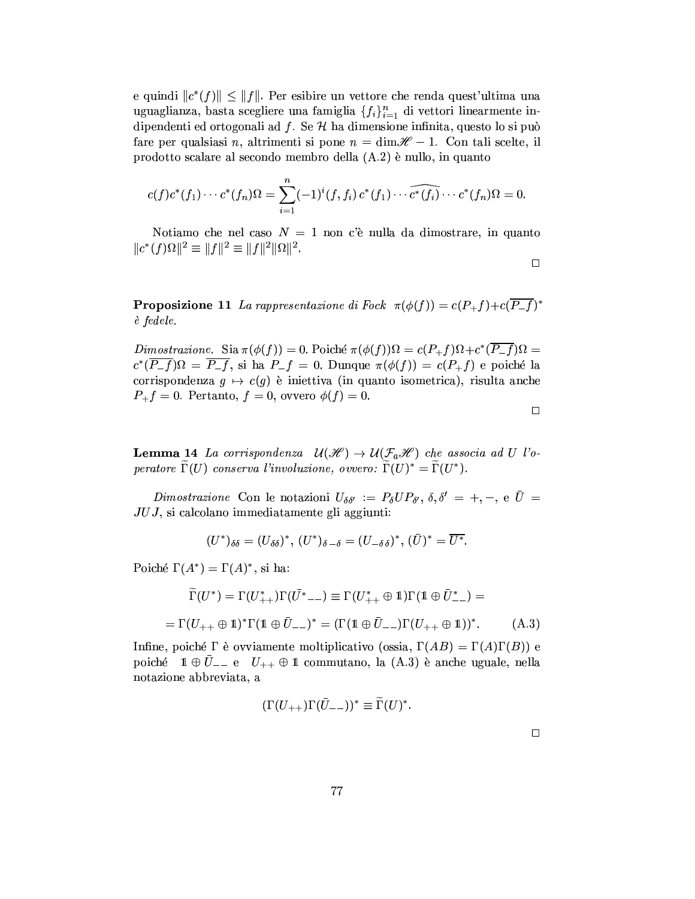e quindi $\|c^*(f)\| \leq \|f\|$. Per esibire un vettore che renda quest'ultima una uguaglianza, basta scegliere una famiglia $\{f_i\}_{i=1}^n$ di vettori linearmente indipendenti ed ortogonali ad $f$. Se $\mathcal{H}$ ha dimensione infinita, questo lo si può fare per qualsiasi $n$, altrimenti si pone $n = \dim\mathscr{H} - 1$. Con tali scelte, il prodotto scalare al secondo membro della (A.2) è nullo, in quanto

$$c(f)c^*(f_1)\cdots c^*(f_n)\Omega = \sum_{i=1}^{n}(-1)^i (f, f_i)\, c^*(f_1)\cdots \widehat{c^*(f_i)}\cdots c^*(f_n)\Omega = 0.$$

Notiamo che nel caso $N = 1$ non c'è nulla da dimostrare, in quanto $\|c^*(f)\Omega\|^2 \equiv \|f\|^2 \equiv \|f\|^2\|\Omega\|^2$.

□

**Proposizione 11** *La rappresentazione di Fock* $\pi(\phi(f)) = c(P_+f) + c(\overline{P_-f})^*$ *è fedele.*

*Dimostrazione.* Sia $\pi(\phi(f)) = 0$. Poiché $\pi(\phi(f))\Omega = c(P_+f)\Omega + c^*(\overline{P_-f})\Omega = c^*(\overline{P_-f})\Omega = \overline{P_-f}$, si ha $P_-f = 0$. Dunque $\pi(\phi(f)) = c(P_+f)$ e poiché la corrispondenza $g \mapsto c(g)$ è iniettiva (in quanto isometrica), risulta anche $P_+f = 0$. Pertanto, $f = 0$, ovvero $\phi(f) = 0$.

□

**Lemma 14** *La corrispondenza* $\mathcal{U}(\mathscr{H}) \to \mathcal{U}(\mathcal{F}_a\mathscr{H})$ *che associa ad* $U$ *l'operatore* $\widetilde{\Gamma}(U)$ *conserva l'involuzione, ovvero:* $\widetilde{\Gamma}(U)^* = \widetilde{\Gamma}(U^*)$.

*Dimostrazione* Con le notazioni $U_{\delta\delta'} := P_\delta U P_{\delta'}$, $\delta, \delta' = +, -$, e $\bar{U} = JUJ$, si calcolano immediatamente gli aggiunti:

$$(U^*)_{\delta\delta} = (U_{\delta\delta})^*,\ (U^*)_{\delta\,-\delta} = (U_{-\delta\,\delta})^*,\ (\bar{U})^* = \overline{U^*}.$$

Poiché $\Gamma(A^*) = \Gamma(A)^*$, si ha:

$$\widetilde{\Gamma}(U^*) = \Gamma(U^*_{++})\Gamma(\bar{U}^*{}_{--}) \equiv \Gamma(U^*_{++} \oplus \mathbb{1})\Gamma(\mathbb{1} \oplus \bar{U}^*_{--}) =$$

$$= \Gamma(U_{++} \oplus \mathbb{1})^*\Gamma(\mathbb{1} \oplus \bar{U}_{--})^* = (\Gamma(\mathbb{1} \oplus \bar{U}_{--})\Gamma(U_{++} \oplus \mathbb{1}))^*. \qquad \text{(A.3)}$$

Infine, poiché $\Gamma$ è ovviamente moltiplicativo (ossia, $\Gamma(AB) = \Gamma(A)\Gamma(B)$) e poiché $\mathbb{1} \oplus \bar{U}_{--}$ e $U_{++} \oplus \mathbb{1}$ commutano, la (A.3) è anche uguale, nella notazione abbreviata, a

$$(\Gamma(U_{++})\Gamma(\bar{U}_{--}))^* \equiv \widetilde{\Gamma}(U)^*.$$

□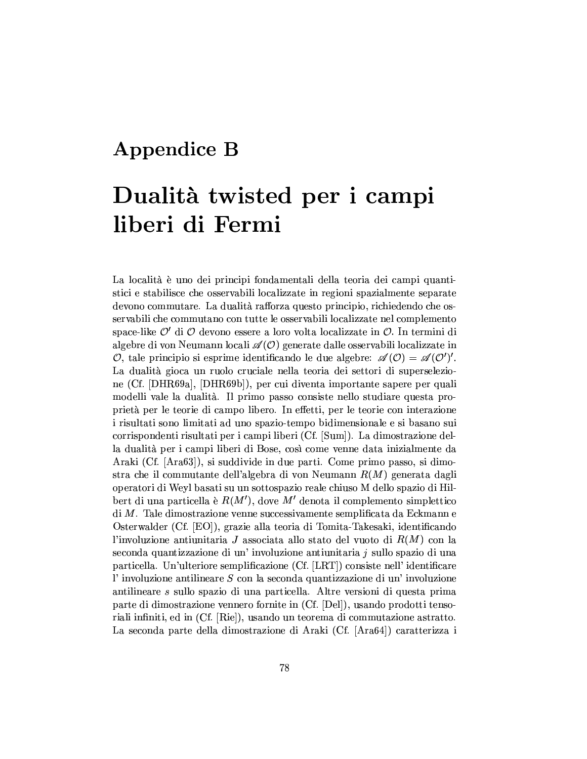# Appendice B

# Dualità twisted per i campi liberi di Fermi

La località è uno dei principi fondamentali della teoria dei campi quantistici e stabilisce che osservabili localizzate in regioni spazialmente separate devono commutare. La dualità rafforza questo principio, richiedendo che osservabili che commutano con tutte le osservabili localizzate nel complemento space-like $\mathcal{O}'$ di $\mathcal{O}$ devono essere a loro volta localizzate in $\mathcal{O}$. In termini di algebre di von Neumann locali $\mathscr{A}(\mathcal{O})$ generate dalle osservabili localizzate in $\mathcal{O}$, tale principio si esprime identificando le due algebre: $\mathscr{A}(\mathcal{O}) = \mathscr{A}(\mathcal{O}')'$. La dualità gioca un ruolo cruciale nella teoria dei settori di superselezione (Cf. [DHR69a], [DHR69b]), per cui diventa importante sapere per quali modelli vale la dualità. Il primo passo consiste nello studiare questa proprietà per le teorie di campo libero. In effetti, per le teorie con interazione i risultati sono limitati ad uno spazio-tempo bidimensionale e si basano sui corrispondenti risultati per i campi liberi (Cf. [Sum]). La dimostrazione della dualità per i campi liberi di Bose, così come venne data inizialmente da Araki (Cf. [Ara63]), si suddivide in due parti. Come primo passo, si dimostra che il commutante dell'algebra di von Neumann $R(M)$ generata dagli operatori di Weyl basati su un sottospazio reale chiuso M dello spazio di Hilbert di una particella è $R(M')$, dove $M'$ denota il complemento simplettico di $M$. Tale dimostrazione venne successivamente semplificata da Eckmann e Osterwalder (Cf. [EO]), grazie alla teoria di Tomita-Takesaki, identificando l'involuzione antiunitaria $J$ associata allo stato del vuoto di $R(M)$ con la seconda quantizzazione di un' involuzione antiunitaria $j$ sullo spazio di una particella. Un'ulteriore semplificazione (Cf. [LRT]) consiste nell' identificare l' involuzione antilineare $S$ con la seconda quantizzazione di un' involuzione antilineare $s$ sullo spazio di una particella. Altre versioni di questa prima parte di dimostrazione vennero fornite in (Cf. [Del]), usando prodotti tensoriali infiniti, ed in (Cf. [Rie]), usando un teorema di commutazione astratto. La seconda parte della dimostrazione di Araki (Cf. [Ara64]) caratterizza i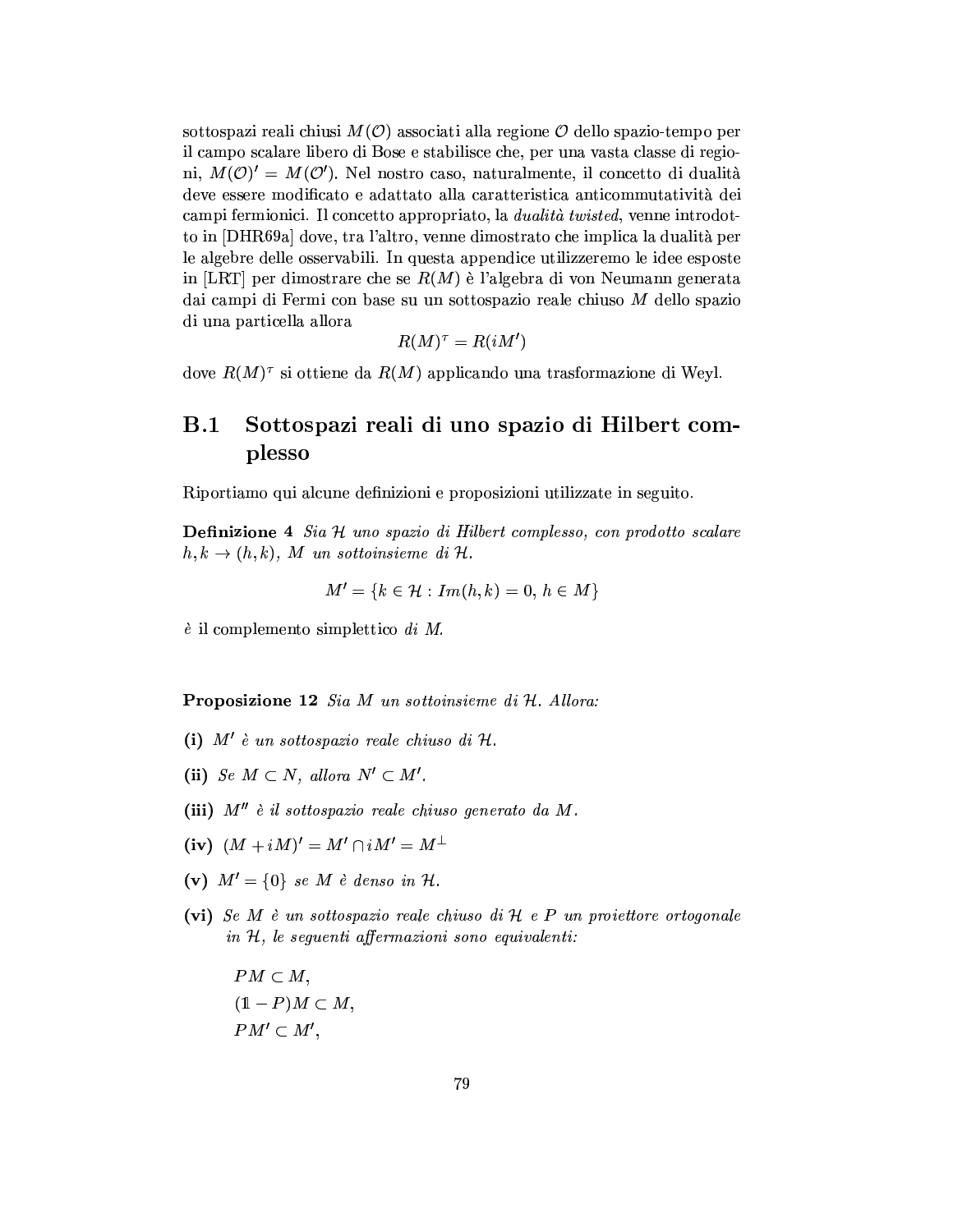sottospazi reali chiusi $M(\mathcal{O})$ associati alla regione $\mathcal{O}$ dello spazio-tempo per il campo scalare libero di Bose e stabilisce che, per una vasta classe di regioni, $M(\mathcal{O})' = M(\mathcal{O}')$. Nel nostro caso, naturalmente, il concetto di dualità deve essere modificato e adattato alla caratteristica anticommutatività dei campi fermionici. Il concetto appropriato, la *dualità twisted*, venne introdotto in [DHR69a] dove, tra l'altro, venne dimostrato che implica la dualità per le algebre delle osservabili. In questa appendice utilizzeremo le idee esposte in [LRT] per dimostrare che se $R(M)$ è l'algebra di von Neumann generata dai campi di Fermi con base su un sottospazio reale chiuso $M$ dello spazio di una particella allora

$$R(M)^\tau = R(iM')$$

dove $R(M)^\tau$ si ottiene da $R(M)$ applicando una trasformazione di Weyl.

## B.1 Sottospazi reali di uno spazio di Hilbert complesso

Riportiamo qui alcune definizioni e proposizioni utilizzate in seguito.

**Definizione 4** *Sia $\mathcal{H}$ uno spazio di Hilbert complesso, con prodotto scalare $h, k \to (h, k)$, $M$ un sottoinsieme di $\mathcal{H}$.*

$$M' = \{k \in \mathcal{H} : Im(h, k) = 0,\ h \in M\}$$

*è il* complemento simplettico *di M.*

**Proposizione 12** *Sia $M$ un sottoinsieme di $\mathcal{H}$. Allora:*

**(i)** *$M'$ è un sottospazio reale chiuso di $\mathcal{H}$.*

**(ii)** *Se $M \subset N$, allora $N' \subset M'$.*

**(iii)** *$M''$ è il sottospazio reale chiuso generato da $M$.*

**(iv)** $(M + iM)' = M' \cap iM' = M^\perp$

**(v)** *$M' = \{0\}$ se $M$ è denso in $\mathcal{H}$.*

**(vi)** *Se $M$ è un sottospazio reale chiuso di $\mathcal{H}$ e $P$ un proiettore ortogonale in $\mathcal{H}$, le seguenti affermazioni sono equivalenti:*

$PM \subset M$,

$(1 - P)M \subset M$,

$PM' \subset M'$,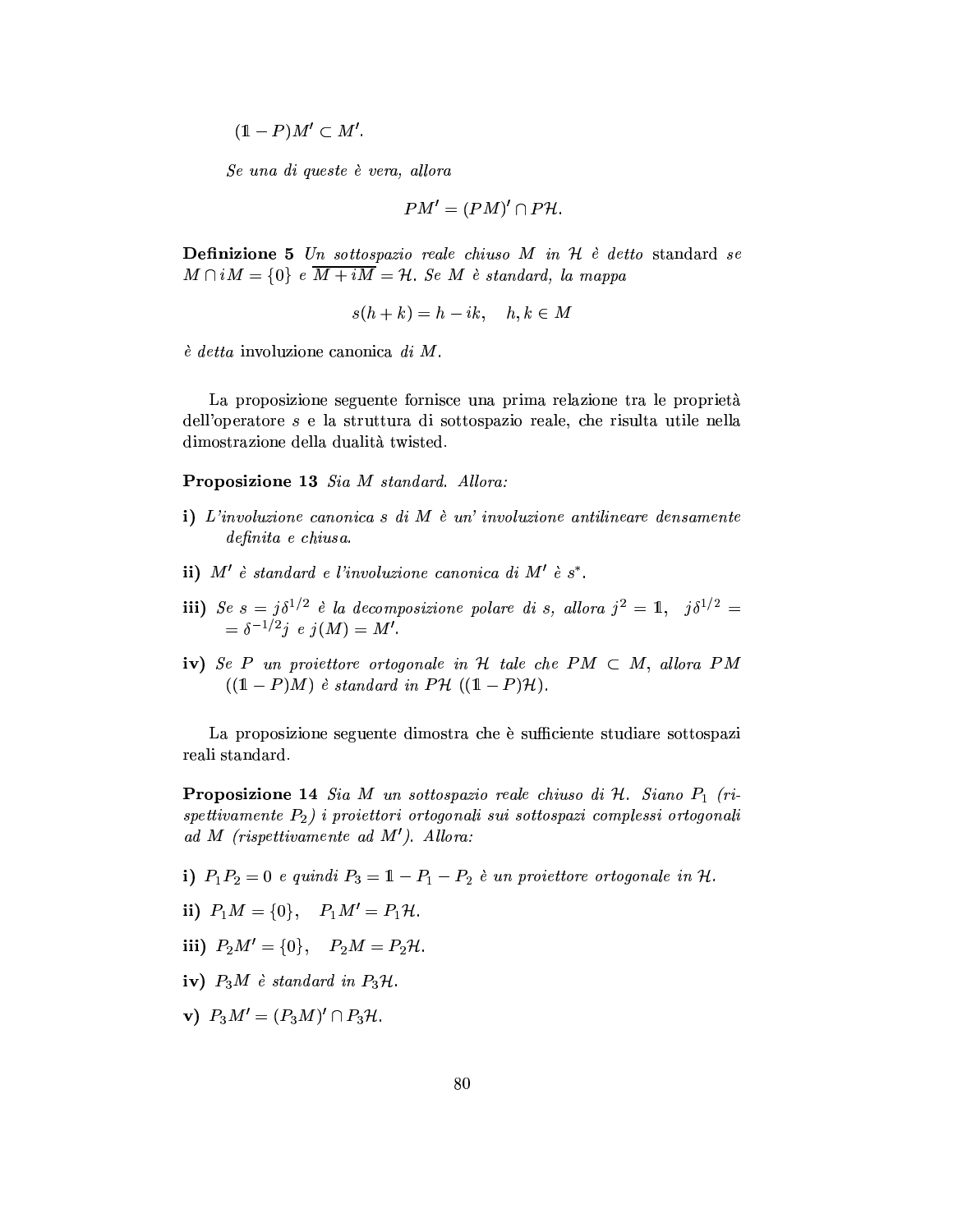$(\mathbb{1} - P)M' \subset M'$.

*Se una di queste è vera, allora*

$$PM' = (PM)' \cap P\mathcal{H}.$$

**Definizione 5** *Un sottospazio reale chiuso $M$ in $\mathcal{H}$ è detto* standard *se $M \cap iM = \{0\}$ e $\overline{M + iM} = \mathcal{H}$. Se $M$ è standard, la mappa*

$$s(h + k) = h - ik, \quad h, k \in M$$

*è detta* involuzione canonica *di $M$.*

La proposizione seguente fornisce una prima relazione tra le proprietà dell'operatore $s$ e la struttura di sottospazio reale, che risulta utile nella dimostrazione della dualità twisted.

**Proposizione 13** *Sia $M$ standard. Allora:*

**i)** *L'involuzione canonica $s$ di $M$ è un' involuzione antilineare densamente definita e chiusa.*

**ii)** *$M'$ è standard e l'involuzione canonica di $M'$ è $s^*$.*

**iii)** *Se $s = j\delta^{1/2}$ è la decomposizione polare di $s$, allora $j^2 = \mathbb{1}$, $j\delta^{1/2} = \delta^{-1/2}j$ e $j(M) = M'$.*

**iv)** *Se $P$ un proiettore ortogonale in $\mathcal{H}$ tale che $PM \subset M$, allora $PM$ ($(\mathbb{1} - P)M$) è standard in $P\mathcal{H}$ ($(\mathbb{1} - P)\mathcal{H}$).*

La proposizione seguente dimostra che è sufficiente studiare sottospazi reali standard.

**Proposizione 14** *Sia $M$ un sottospazio reale chiuso di $\mathcal{H}$. Siano $P_1$ (rispettivamente $P_2$) i proiettori ortogonali sui sottospazi complessi ortogonali ad $M$ (rispettivamente ad $M'$). Allora:*

**i)** *$P_1 P_2 = 0$ e quindi $P_3 = \mathbb{1} - P_1 - P_2$ è un proiettore ortogonale in $\mathcal{H}$.*

**ii)** *$P_1 M = \{0\}$, $\quad P_1 M' = P_1 \mathcal{H}$.*

**iii)** *$P_2 M' = \{0\}$, $\quad P_2 M = P_2 \mathcal{H}$.*

**iv)** *$P_3 M$ è standard in $P_3 \mathcal{H}$.*

**v)** *$P_3 M' = (P_3 M)' \cap P_3 \mathcal{H}$.*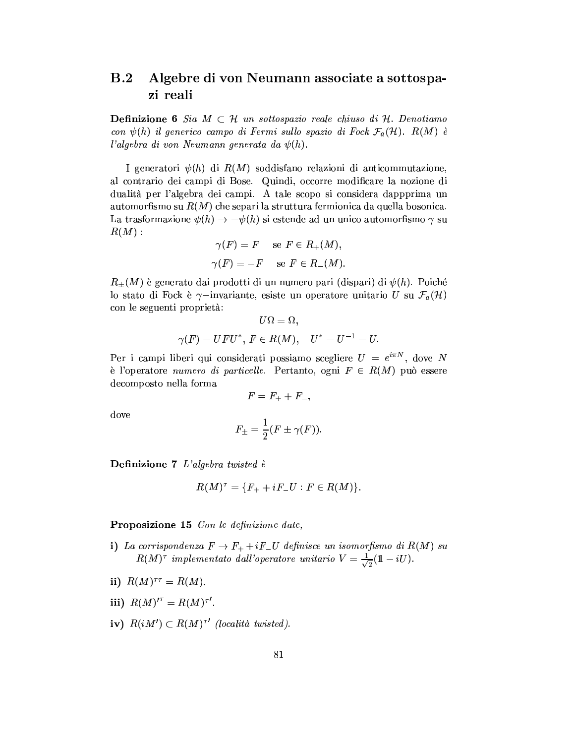## B.2 Algebre di von Neumann associate a sottospazi reali

**Definizione 6** *Sia $M \subset \mathcal{H}$ un sottospazio reale chiuso di $\mathcal{H}$. Denotiamo con $\psi(h)$ il generico campo di Fermi sullo spazio di Fock $\mathcal{F}_a(\mathcal{H})$. $R(M)$ è l'algebra di von Neumann generata da $\psi(h)$.*

I generatori $\psi(h)$ di $R(M)$ soddisfano relazioni di anticommutazione, al contrario dei campi di Bose. Quindi, occorre modificare la nozione di dualità per l'algebra dei campi. A tale scopo si considera dapppima un automorfismo su $R(M)$ che separi la struttura fermionica da quella bosonica. La trasformazione $\psi(h) \to -\psi(h)$ si estende ad un unico automorfismo $\gamma$ su $R(M)$ :

$$\gamma(F) = F \quad \text{se } F \in R_+(M),$$

$$\gamma(F) = -F \quad \text{se } F \in R_-(M).$$

$R_\pm(M)$ è generato dai prodotti di un numero pari (dispari) di $\psi(h)$. Poiché lo stato di Fock è $\gamma-$invariante, esiste un operatore unitario $U$ su $\mathcal{F}_a(\mathcal{H})$ con le seguenti proprietà:

$$U\Omega = \Omega,$$

$$\gamma(F) = UFU^*,\ F \in R(M), \quad U^* = U^{-1} = U.$$

Per i campi liberi qui considerati possiamo scegliere $U = e^{i\pi N}$, dove $N$ è l'operatore *numero di particelle*. Pertanto, ogni $F \in R(M)$ può essere decomposto nella forma

$$F = F_+ + F_-,$$

dove

$$F_\pm = \frac{1}{2}(F \pm \gamma(F)).$$

**Definizione 7** *L'algebra twisted è*

$$R(M)^\tau = \{F_+ + iF_-U : F \in R(M)\}.$$

**Proposizione 15** *Con le definizione date,*

**i)** *La corrispondenza $F \to F_+ + iF_-U$ definisce un isomorfismo di $R(M)$ su $R(M)^\tau$ implementato dall'operatore unitario $V = \frac{1}{\sqrt{2}}(\mathbb{1} - iU)$.*

**ii)** $R(M)^{\tau\tau} = R(M)$.

**iii)** $R(M)'^\tau = R(M)^{\tau\prime}$.

**iv)** $R(iM') \subset R(M)^{\tau\prime}$ *(località twisted).*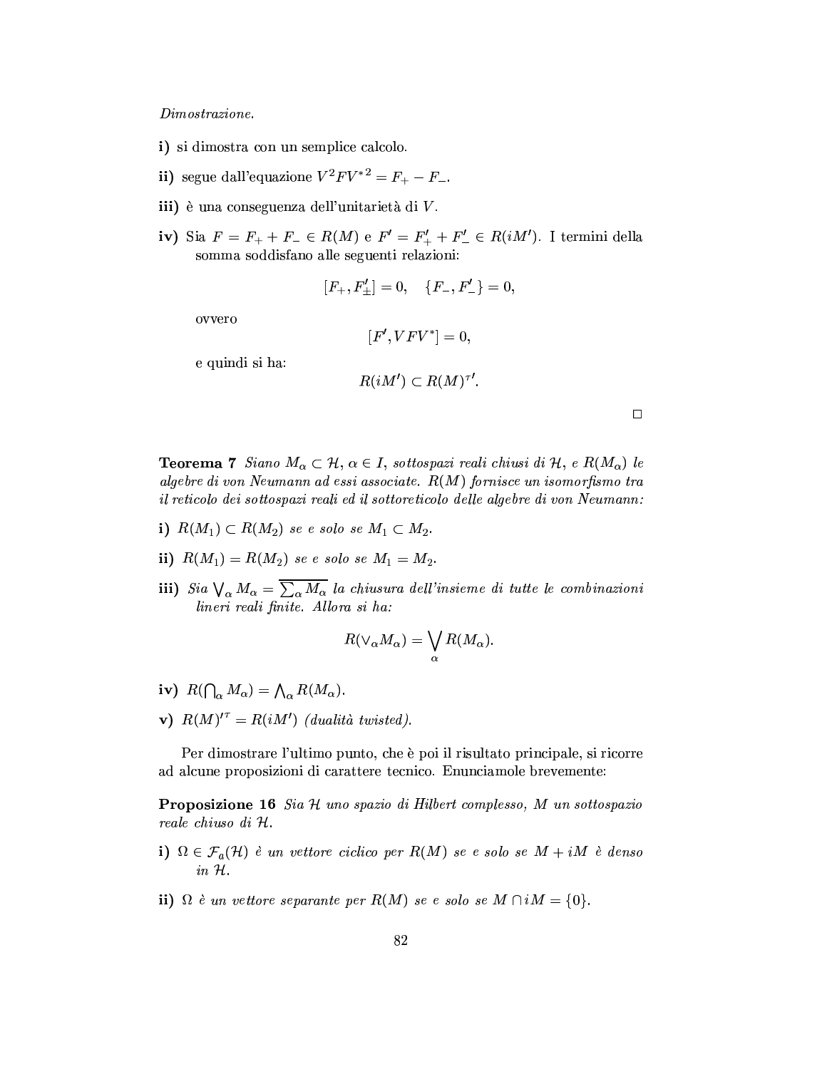*Dimostrazione.*

**i)** si dimostra con un semplice calcolo.

**ii)** segue dall'equazione $V^2 F V^{*2} = F_+ - F_-$.

**iii)** è una conseguenza dell'unitarietà di $V$.

**iv)** Sia $F = F_+ + F_- \in R(M)$ e $F' = F'_+ + F'_- \in R(iM')$. I termini della somma soddisfano alle seguenti relazioni:

$$[F_+, F'_\pm] = 0, \quad \{F_-, F'_-\} = 0,$$

ovvero

$$[F', VFV^*] = 0,$$

e quindi si ha:

$$R(iM') \subset R(M)^{\tau\prime}.$$

□

**Teorema 7** *Siano $M_\alpha \subset \mathcal{H}$, $\alpha \in I$, sottospazi reali chiusi di $\mathcal{H}$, e $R(M_\alpha)$ le algebre di von Neumann ad essi associate. $R(M)$ fornisce un isomorfismo tra il reticolo dei sottospazi reali ed il sottoreticolo delle algebre di von Neumann:*

**i)** *$R(M_1) \subset R(M_2)$ se e solo se $M_1 \subset M_2$.*

**ii)** *$R(M_1) = R(M_2)$ se e solo se $M_1 = M_2$.*

**iii)** *Sia $\bigvee_\alpha M_\alpha = \overline{\sum_\alpha M_\alpha}$ la chiusura dell'insieme di tutte le combinazioni lineri reali finite. Allora si ha:*

$$R(\vee_\alpha M_\alpha) = \bigvee_\alpha R(M_\alpha).$$

**iv)** *$R(\bigcap_\alpha M_\alpha) = \bigwedge_\alpha R(M_\alpha)$.*

**v)** *$R(M)'^\tau = R(iM')$ (dualità twisted).*

Per dimostrare l'ultimo punto, che è poi il risultato principale, si ricorre ad alcune proposizioni di carattere tecnico. Enunciamole brevemente:

**Proposizione 16** *Sia $\mathcal{H}$ uno spazio di Hilbert complesso, $M$ un sottospazio reale chiuso di $\mathcal{H}$.*

**i)** *$\Omega \in \mathcal{F}_a(\mathcal{H})$ è un vettore ciclico per $R(M)$ se e solo se $M + iM$ è denso in $\mathcal{H}$.*

**ii)** *$\Omega$ è un vettore separante per $R(M)$ se e solo se $M \cap iM = \{0\}$.*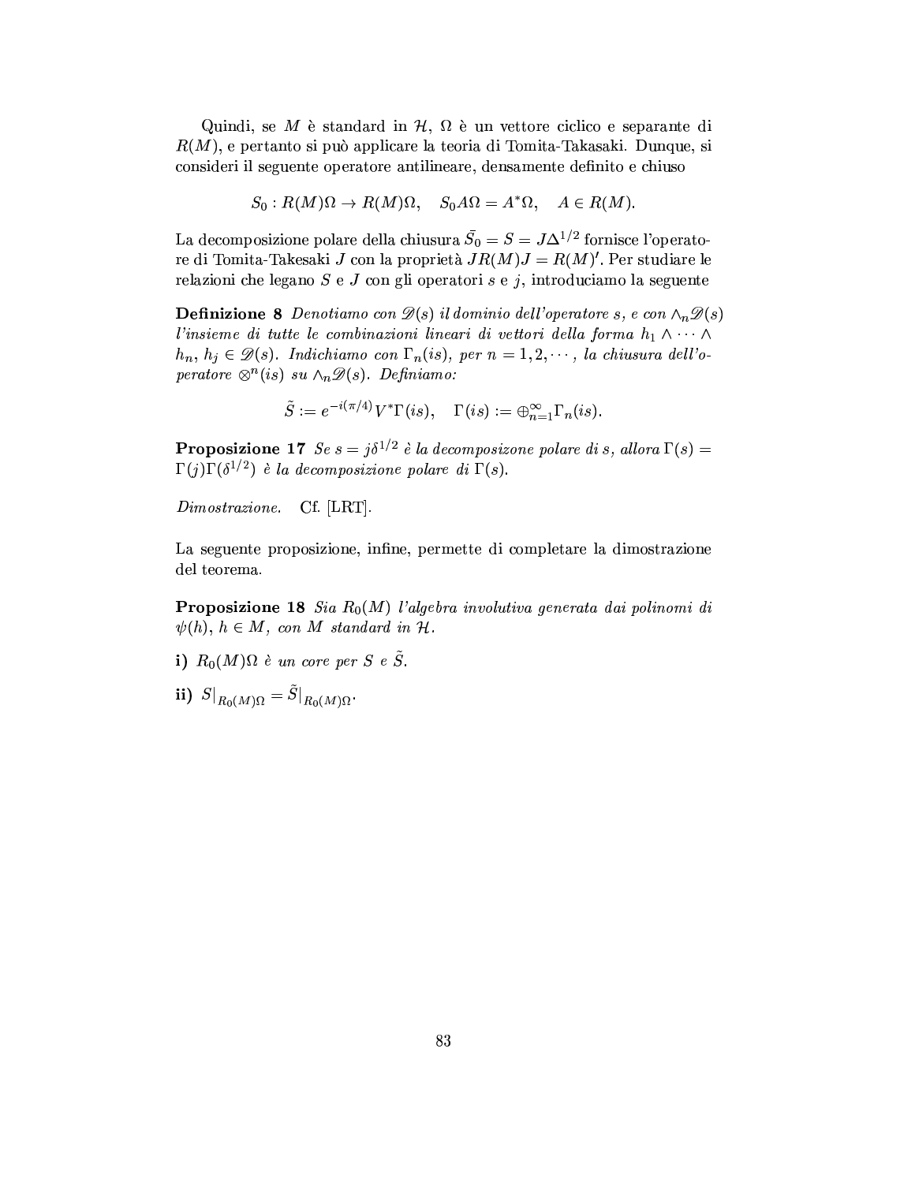Quindi, se $M$ è standard in $\mathcal{H}$, $\Omega$ è un vettore ciclico e separante di $R(M)$, e pertanto si può applicare la teoria di Tomita-Takasaki. Dunque, si consideri il seguente operatore antilineare, densamente definito e chiuso

$$S_0 : R(M)\Omega \to R(M)\Omega, \quad S_0 A\Omega = A^*\Omega, \quad A \in R(M).$$

La decomposizione polare della chiusura $\bar{S}_0 = S = J\Delta^{1/2}$ fornisce l'operatore di Tomita-Takesaki $J$ con la proprietà $JR(M)J = R(M)'$. Per studiare le relazioni che legano $S$ e $J$ con gli operatori $s$ e $j$, introduciamo la seguente

**Definizione 8** *Denotiamo con $\mathscr{D}(s)$ il dominio dell'operatore $s$, e con $\wedge_n \mathscr{D}(s)$ l'insieme di tutte le combinazioni lineari di vettori della forma $h_1 \wedge \cdots \wedge h_n$, $h_j \in \mathscr{D}(s)$. Indichiamo con $\Gamma_n(is)$, per $n = 1, 2, \cdots$, la chiusura dell'operatore $\otimes^n(is)$ su $\wedge_n \mathscr{D}(s)$. Definiamo:*

$$\tilde{S} := e^{-i(\pi/4)} V^* \Gamma(is), \quad \Gamma(is) := \oplus_{n=1}^{\infty} \Gamma_n(is).$$

**Proposizione 17** *Se $s = j\delta^{1/2}$ è la decomposizone polare di $s$, allora $\Gamma(s) = \Gamma(j)\Gamma(\delta^{1/2})$ è la decomposizione polare di $\Gamma(s)$.*

*Dimostrazione.* Cf. [LRT].

La seguente proposizione, infine, permette di completare la dimostrazione del teorema.

**Proposizione 18** *Sia $R_0(M)$ l'algebra involutiva generata dai polinomi di $\psi(h)$, $h \in M$, con $M$ standard in $\mathcal{H}$.*

**i)** *$R_0(M)\Omega$ è un core per $S$ e $\tilde{S}$.*

**ii)** $S|_{R_0(M)\Omega} = \tilde{S}|_{R_0(M)\Omega}$.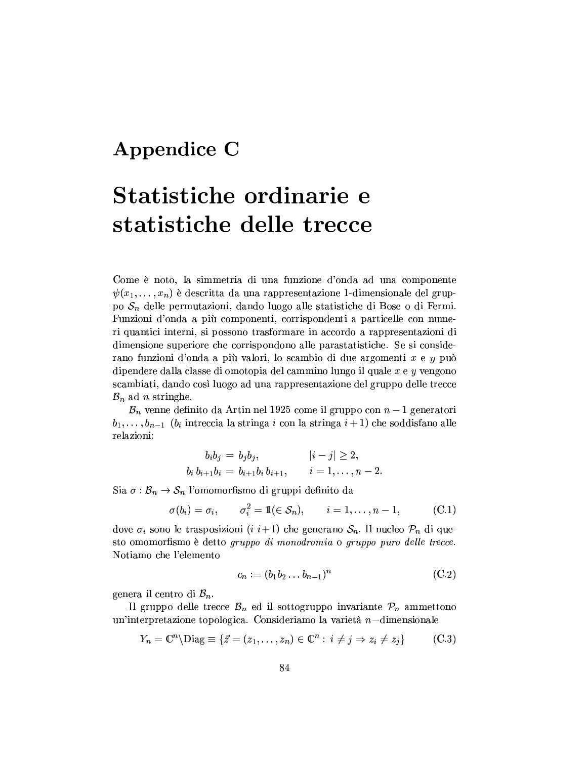# Appendice C

# Statistiche ordinarie e statistiche delle trecce

Come è noto, la simmetria di una funzione d'onda ad una componente $\psi(x_1, \ldots, x_n)$ è descritta da una rappresentazione 1-dimensionale del gruppo $\mathcal{S}_n$ delle permutazioni, dando luogo alle statistiche di Bose o di Fermi. Funzioni d'onda a più componenti, corrispondenti a particelle con numeri quantici interni, si possono trasformare in accordo a rappresentazioni di dimensione superiore che corrispondono alle parastatistiche. Se si considerano funzioni d'onda a più valori, lo scambio di due argomenti $x$ e $y$ può dipendere dalla classe di omotopia del cammino lungo il quale $x$ e $y$ vengono scambiati, dando così luogo ad una rappresentazione del gruppo delle trecce $\mathcal{B}_n$ ad $n$ stringhe.

$\mathcal{B}_n$ venne definito da Artin nel 1925 come il gruppo con $n-1$ generatori $b_1, \ldots, b_{n-1}$ ($b_i$ intreccia la stringa $i$ con la stringa $i+1$) che soddisfano alle relazioni:

$$
\begin{aligned}
b_i b_j &= b_j b_j, \qquad & |i-j| \geq 2, \\
b_i\, b_{i+1} b_i &= b_{i+1} b_i\, b_{i+1}, \qquad & i = 1, \ldots, n-2.
\end{aligned}
$$

Sia $\sigma : \mathcal{B}_n \to \mathcal{S}_n$ l'omomorfismo di gruppi definito da

$$
\sigma(b_i) = \sigma_i, \qquad \sigma_i^2 = \mathbb{1}(\in \mathcal{S}_n), \qquad i = 1, \ldots, n-1, \tag{C.1}
$$

dove $\sigma_i$ sono le trasposizioni $(i\ i{+}1)$ che generano $\mathcal{S}_n$. Il nucleo $\mathcal{P}_n$ di questo omomorfismo è detto *gruppo di monodromia* o *gruppo puro delle trecce.* Notiamo che l'elemento

$$
c_n := (b_1 b_2 \ldots b_{n-1})^n \tag{C.2}
$$

genera il centro di $\mathcal{B}_n$.

Il gruppo delle trecce $\mathcal{B}_n$ ed il sottogruppo invariante $\mathcal{P}_n$ ammettono un'interpretazione topologica. Consideriamo la varietà $n-$dimensionale

$$
Y_n = \mathbb{C}^n \backslash \mathrm{Diag} \equiv \{\vec{z} = (z_1, \ldots, z_n) \in \mathbb{C}^n : \, i \neq j \Rightarrow z_i \neq z_j\} \tag{C.3}
$$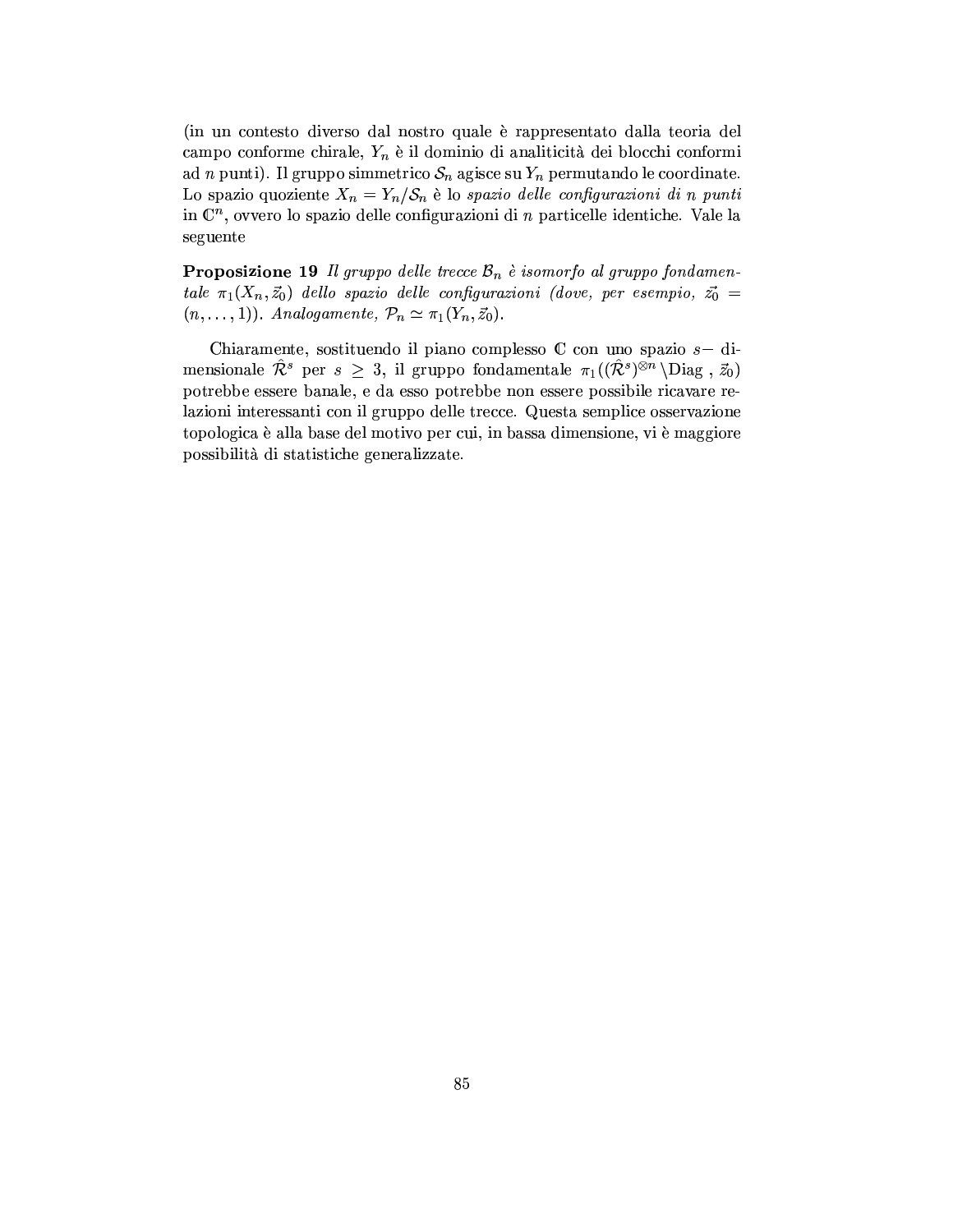(in un contesto diverso dal nostro quale è rappresentato dalla teoria del campo conforme chirale, $Y_n$ è il dominio di analiticità dei blocchi conformi ad $n$ punti). Il gruppo simmetrico $\mathcal{S}_n$ agisce su $Y_n$ permutando le coordinate. Lo spazio quoziente $X_n = Y_n/\mathcal{S}_n$ è lo *spazio delle configurazioni di $n$ punti* in $\mathbb{C}^n$, ovvero lo spazio delle configurazioni di $n$ particelle identiche. Vale la seguente

**Proposizione 19** *Il gruppo delle trecce $\mathcal{B}_n$ è isomorfo al gruppo fondamentale $\pi_1(X_n, \vec{z}_0)$ dello spazio delle configurazioni (dove, per esempio, $\vec{z}_0 = (n, \ldots, 1)$). Analogamente, $\mathcal{P}_n \simeq \pi_1(Y_n, \vec{z}_0)$.*

Chiaramente, sostituendo il piano complesso $\mathbb{C}$ con uno spazio $s-$ dimensionale $\hat{\mathcal{R}}^s$ per $s \geq 3$, il gruppo fondamentale $\pi_1((\hat{\mathcal{R}}^s)^{\otimes n} \backslash \mathrm{Diag}\ , \vec{z}_0)$ potrebbe essere banale, e da esso potrebbe non essere possibile ricavare relazioni interessanti con il gruppo delle trecce. Questa semplice osservazione topologica è alla base del motivo per cui, in bassa dimensione, vi è maggiore possibilità di statistiche generalizzate.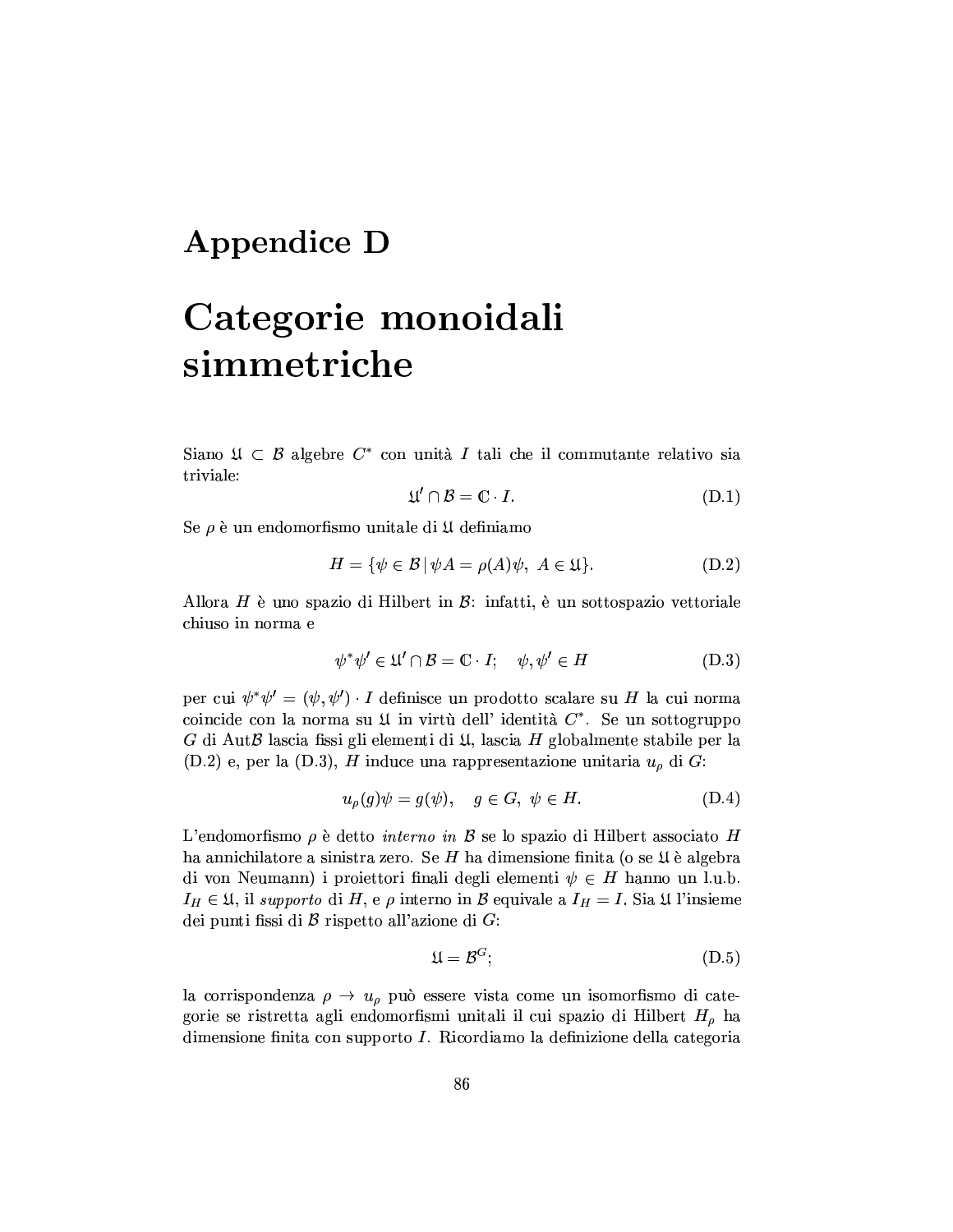# Appendice D

# Categorie monoidali simmetriche

Siano $\mathfrak{A} \subset \mathcal{B}$ algebre $C^*$ con unità $I$ tali che il commutante relativo sia triviale:

$$\mathfrak{A}' \cap \mathcal{B} = \mathbb{C} \cdot I. \tag{D.1}$$

Se $\rho$ è un endomorfismo unitale di $\mathfrak{A}$ definiamo

$$H = \{\psi \in \mathcal{B} \,|\, \psi A = \rho(A)\psi, \; A \in \mathfrak{A}\}. \tag{D.2}$$

Allora $H$ è uno spazio di Hilbert in $\mathcal{B}$: infatti, è un sottospazio vettoriale chiuso in norma e

$$\psi^* \psi' \in \mathfrak{A}' \cap \mathcal{B} = \mathbb{C} \cdot I; \quad \psi, \psi' \in H \tag{D.3}$$

per cui $\psi^* \psi' = (\psi, \psi') \cdot I$ definisce un prodotto scalare su $H$ la cui norma coincide con la norma su $\mathfrak{A}$ in virtù dell' identità $C^*$. Se un sottogruppo $G$ di $\mathrm{Aut}\mathcal{B}$ lascia fissi gli elementi di $\mathfrak{A}$, lascia $H$ globalmente stabile per la (D.2) e, per la (D.3), $H$ induce una rappresentazione unitaria $u_\rho$ di $G$:

$$u_\rho(g)\psi = g(\psi), \quad g \in G, \; \psi \in H. \tag{D.4}$$

L'endomorfismo $\rho$ è detto *interno in* $\mathcal{B}$ se lo spazio di Hilbert associato $H$ ha annichilatore a sinistra zero. Se $H$ ha dimensione finita (o se $\mathfrak{A}$ è algebra di von Neumann) i proiettori finali degli elementi $\psi \in H$ hanno un l.u.b. $I_H \in \mathfrak{A}$, il *supporto* di $H$, e $\rho$ interno in $\mathcal{B}$ equivale a $I_H = I$. Sia $\mathfrak{A}$ l'insieme dei punti fissi di $\mathcal{B}$ rispetto all'azione di $G$:

$$\mathfrak{A} = \mathcal{B}^G; \tag{D.5}$$

la corrispondenza $\rho \to u_\rho$ può essere vista come un isomorfismo di categorie se ristretta agli endomorfismi unitali il cui spazio di Hilbert $H_\rho$ ha dimensione finita con supporto $I$. Ricordiamo la definizione della categoria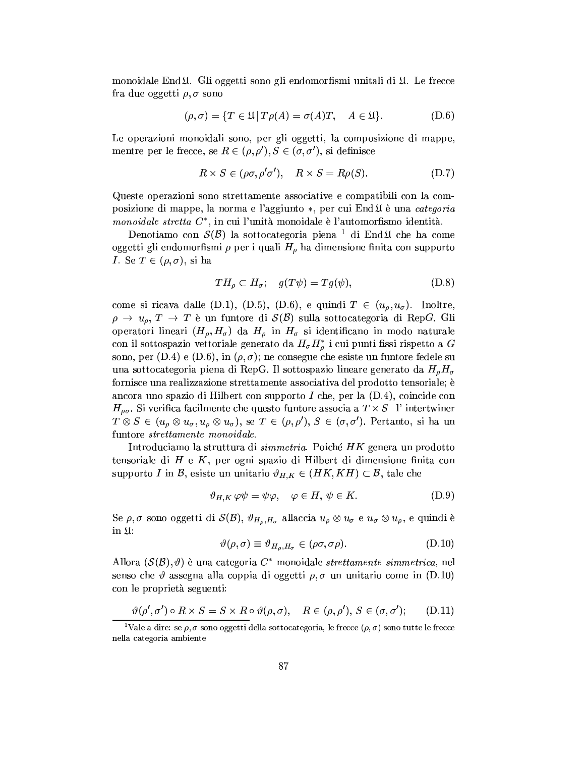monoidale End $\mathfrak{A}$. Gli oggetti sono gli endomorfismi unitali di $\mathfrak{A}$. Le frecce fra due oggetti $\rho, \sigma$ sono

$$(\rho, \sigma) = \{T \in \mathfrak{A} \,|\, T\rho(A) = \sigma(A)T, \quad A \in \mathfrak{A}\}. \tag{D.6}$$

Le operazioni monoidali sono, per gli oggetti, la composizione di mappe, mentre per le frecce, se $R \in (\rho, \rho'), S \in (\sigma, \sigma')$, si definisce

$$R \times S \in (\rho\sigma, \rho'\sigma'), \quad R \times S = R\rho(S). \tag{D.7}$$

Queste operazioni sono strettamente associative e compatibili con la composizione di mappe, la norma e l'aggiunto $*$, per cui End $\mathfrak{A}$ è una *categoria monoidale stretta* $C^*$, in cui l'unità monoidale è l'automorfismo identità.

Denotiamo con $\mathcal{S}(\mathcal{B})$ la sottocategoria piena [1] di End $\mathfrak{A}$ che ha come oggetti gli endomorfismi $\rho$ per i quali $H_\rho$ ha dimensione finita con supporto $I$. Se $T \in (\rho, \sigma)$, si ha

$$TH_\rho \subset H_\sigma; \quad g(T\psi) = Tg(\psi), \tag{D.8}$$

come si ricava dalle (D.1), (D.5), (D.6), e quindi $T \in (u_\rho, u_\sigma)$. Inoltre, $\rho \to u_\rho$, $T \to T$ è un funtore di $\mathcal{S}(\mathcal{B})$ sulla sottocategoria di Rep$G$. Gli operatori lineari $(H_\rho, H_\sigma)$ da $H_\rho$ in $H_\sigma$ si identificano in modo naturale con il sottospazio vettoriale generato da $H_\sigma H_\rho^*$ i cui punti fissi rispetto a $G$ sono, per (D.4) e (D.6), in $(\rho, \sigma)$; ne consegue che esiste un funtore fedele su una sottocategoria piena di RepG. Il sottospazio lineare generato da $H_\rho H_\sigma$ fornisce una realizzazione strettamente associativa del prodotto tensoriale; è ancora uno spazio di Hilbert con supporto $I$ che, per la (D.4), coincide con $H_{\rho\sigma}$. Si verifica facilmente che questo funtore associa a $T \times S$ l' intertwiner $T \otimes S \in (u_\rho \otimes u_\sigma, u_\rho \otimes u_\sigma)$, se $T \in (\rho, \rho')$, $S \in (\sigma, \sigma')$. Pertanto, si ha un funtore *strettamente monoidale*.

Introduciamo la struttura di *simmetria*. Poiché $HK$ genera un prodotto tensoriale di $H$ e $K$, per ogni spazio di Hilbert di dimensione finita con supporto $I$ in $\mathcal{B}$, esiste un unitario $\vartheta_{H,K} \in (HK, KH) \subset \mathcal{B}$, tale che

$$\vartheta_{H,K}\, \varphi\psi = \psi\varphi, \quad \varphi \in H,\, \psi \in K. \tag{D.9}$$

Se $\rho, \sigma$ sono oggetti di $\mathcal{S}(\mathcal{B})$, $\vartheta_{H_\rho, H_\sigma}$ allaccia $u_\rho \otimes u_\sigma$ e $u_\sigma \otimes u_\rho$, e quindi è in $\mathfrak{A}$:

$$\vartheta(\rho, \sigma) \equiv \vartheta_{H_\rho, H_\sigma} \in (\rho\sigma, \sigma\rho). \tag{D.10}$$

Allora $(\mathcal{S}(\mathcal{B}), \vartheta)$ è una categoria $C^*$ monoidale *strettamente simmetrica*, nel senso che $\vartheta$ assegna alla coppia di oggetti $\rho, \sigma$ un unitario come in (D.10) con le proprietà seguenti:

$$\vartheta(\rho', \sigma') \circ R \times S = S \times R \circ \vartheta(\rho, \sigma), \quad R \in (\rho, \rho'),\, S \in (\sigma, \sigma'); \tag{D.11}$$

[1] Vale a dire: se $\rho, \sigma$ sono oggetti della sottocategoria, le frecce $(\rho, \sigma)$ sono tutte le frecce nella categoria ambiente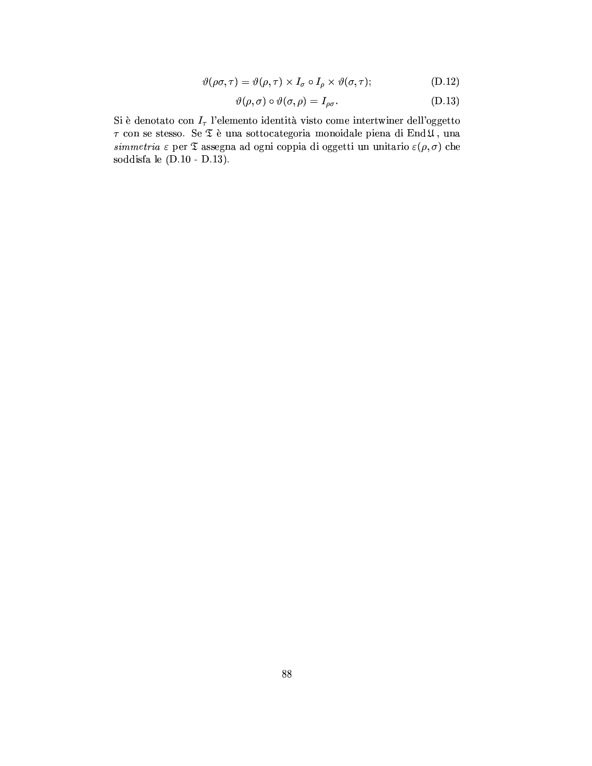$$\vartheta(\rho\sigma, \tau) = \vartheta(\rho, \tau) \times I_\sigma \circ I_\rho \times \vartheta(\sigma, \tau); \tag{D.12}$$

$$\vartheta(\rho, \sigma) \circ \vartheta(\sigma, \rho) = I_{\rho\sigma}. \tag{D.13}$$

Si è denotato con $I_\tau$ l'elemento identità visto come intertwiner dell'oggetto $\tau$ con se stesso. Se $\mathfrak{T}$ è una sottocategoria monoidale piena di $\mathrm{End}\,\mathfrak{U}$, una *simmetria* $\varepsilon$ per $\mathfrak{T}$ assegna ad ogni coppia di oggetti un unitario $\varepsilon(\rho, \sigma)$ che soddisfa le (D.10 - D.13).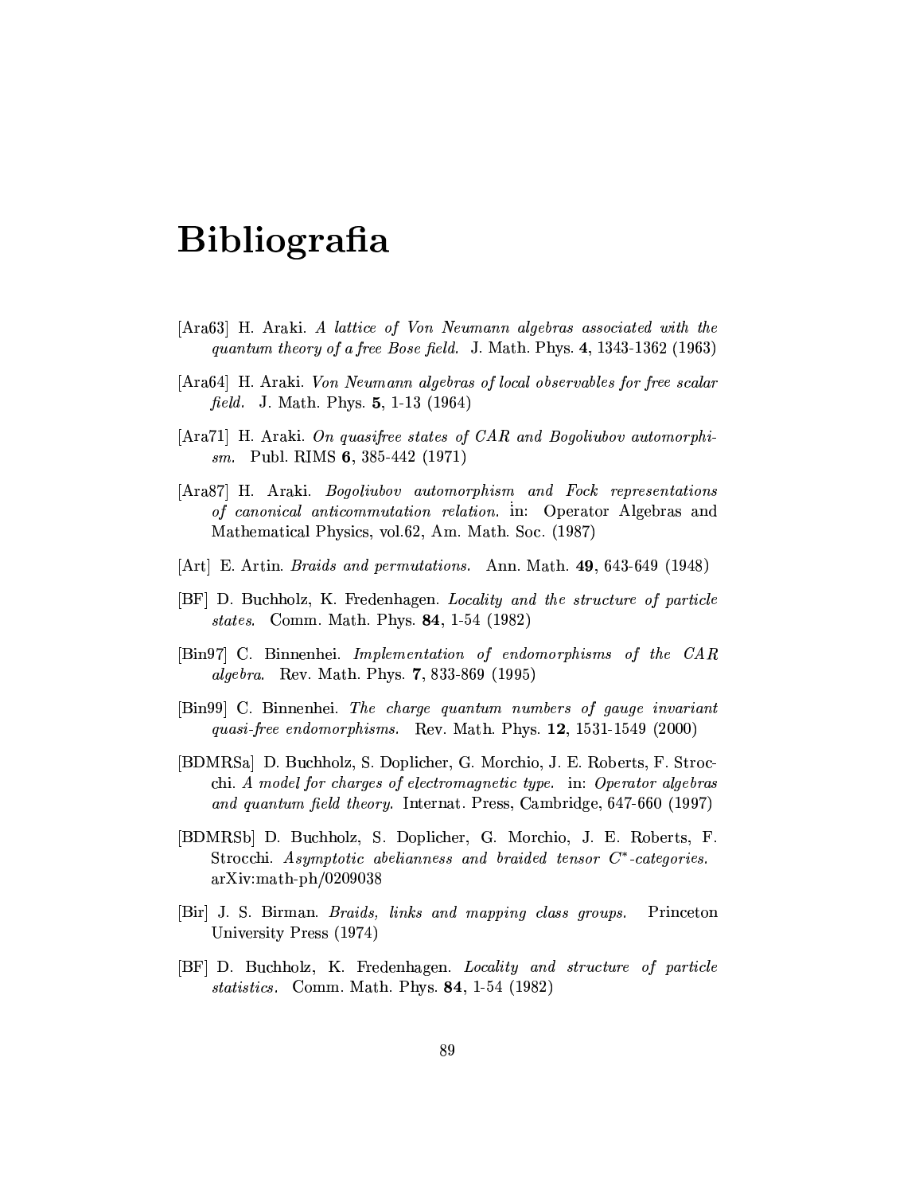# Bibliografia

[Ara63] H. Araki. *A lattice of Von Neumann algebras associated with the quantum theory of a free Bose field.* J. Math. Phys. **4**, 1343-1362 (1963)

[Ara64] H. Araki. *Von Neumann algebras of local observables for free scalar field.* J. Math. Phys. **5**, 1-13 (1964)

[Ara71] H. Araki. *On quasifree states of CAR and Bogoliubov automorphism.* Publ. RIMS **6**, 385-442 (1971)

[Ara87] H. Araki. *Bogoliubov automorphism and Fock representations of canonical anticommutation relation.* in: Operator Algebras and Mathematical Physics, vol.62, Am. Math. Soc. (1987)

[Art] E. Artin. *Braids and permutations.* Ann. Math. **49**, 643-649 (1948)

[BF] D. Buchholz, K. Fredenhagen. *Locality and the structure of particle states.* Comm. Math. Phys. **84**, 1-54 (1982)

[Bin97] C. Binnenhei. *Implementation of endomorphisms of the CAR algebra.* Rev. Math. Phys. **7**, 833-869 (1995)

[Bin99] C. Binnenhei. *The charge quantum numbers of gauge invariant quasi-free endomorphisms.* Rev. Math. Phys. **12**, 1531-1549 (2000)

[BDMRSa] D. Buchholz, S. Doplicher, G. Morchio, J. E. Roberts, F. Strocchi. *A model for charges of electromagnetic type.* in: *Operator algebras and quantum field theory.* Internat. Press, Cambridge, 647-660 (1997)

[BDMRSb] D. Buchholz, S. Doplicher, G. Morchio, J. E. Roberts, F. Strocchi. *Asymptotic abelianness and braided tensor $C^*$-categories.* arXiv:math-ph/0209038

[Bir] J. S. Birman. *Braids, links and mapping class groups.* Princeton University Press (1974)

[BF] D. Buchholz, K. Fredenhagen. *Locality and structure of particle statistics.* Comm. Math. Phys. **84**, 1-54 (1982)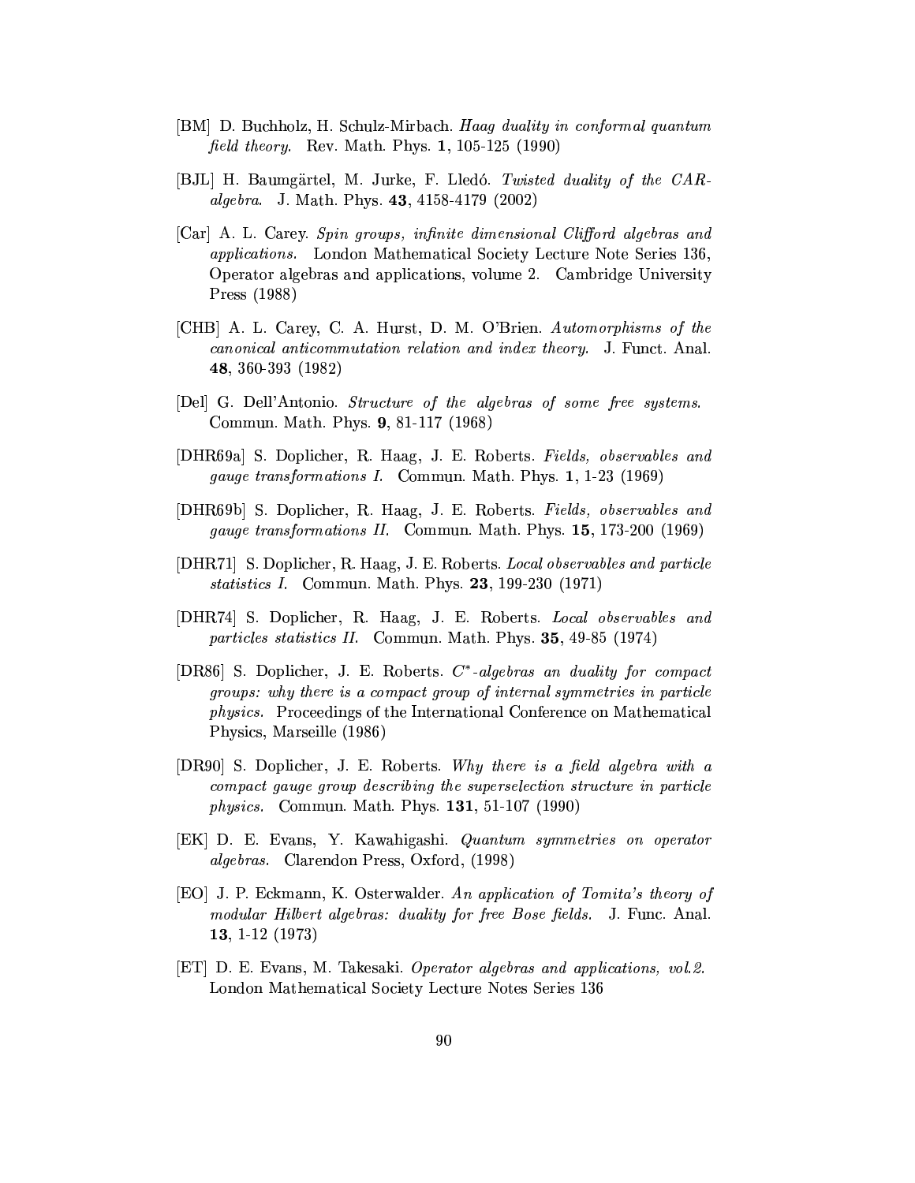[BM] D. Buchholz, H. Schulz-Mirbach. *Haag duality in conformal quantum field theory.* Rev. Math. Phys. **1**, 105-125 (1990)

[BJL] H. Baumgärtel, M. Jurke, F. Lledó. *Twisted duality of the CAR-algebra.* J. Math. Phys. **43**, 4158-4179 (2002)

[Car] A. L. Carey. *Spin groups, infinite dimensional Clifford algebras and applications.* London Mathematical Society Lecture Note Series 136, Operator algebras and applications, volume 2. Cambridge University Press (1988)

[CHB] A. L. Carey, C. A. Hurst, D. M. O'Brien. *Automorphisms of the canonical anticommutation relation and index theory.* J. Funct. Anal. **48**, 360-393 (1982)

[Del] G. Dell'Antonio. *Structure of the algebras of some free systems.* Commun. Math. Phys. **9**, 81-117 (1968)

[DHR69a] S. Doplicher, R. Haag, J. E. Roberts. *Fields, observables and gauge transformations I.* Commun. Math. Phys. **1**, 1-23 (1969)

[DHR69b] S. Doplicher, R. Haag, J. E. Roberts. *Fields, observables and gauge transformations II.* Commun. Math. Phys. **15**, 173-200 (1969)

[DHR71] S. Doplicher, R. Haag, J. E. Roberts. *Local observables and particle statistics I.* Commun. Math. Phys. **23**, 199-230 (1971)

[DHR74] S. Doplicher, R. Haag, J. E. Roberts. *Local observables and particles statistics II.* Commun. Math. Phys. **35**, 49-85 (1974)

[DR86] S. Doplicher, J. E. Roberts. *$C^*$-algebras an duality for compact groups: why there is a compact group of internal symmetries in particle physics.* Proceedings of the International Conference on Mathematical Physics, Marseille (1986)

[DR90] S. Doplicher, J. E. Roberts. *Why there is a field algebra with a compact gauge group describing the superselection structure in particle physics.* Commun. Math. Phys. **131**, 51-107 (1990)

[EK] D. E. Evans, Y. Kawahigashi. *Quantum symmetries on operator algebras.* Clarendon Press, Oxford, (1998)

[EO] J. P. Eckmann, K. Osterwalder. *An application of Tomita's theory of modular Hilbert algebras: duality for free Bose fields.* J. Func. Anal. **13**, 1-12 (1973)

[ET] D. E. Evans, M. Takesaki. *Operator algebras and applications, vol.2.* London Mathematical Society Lecture Notes Series 136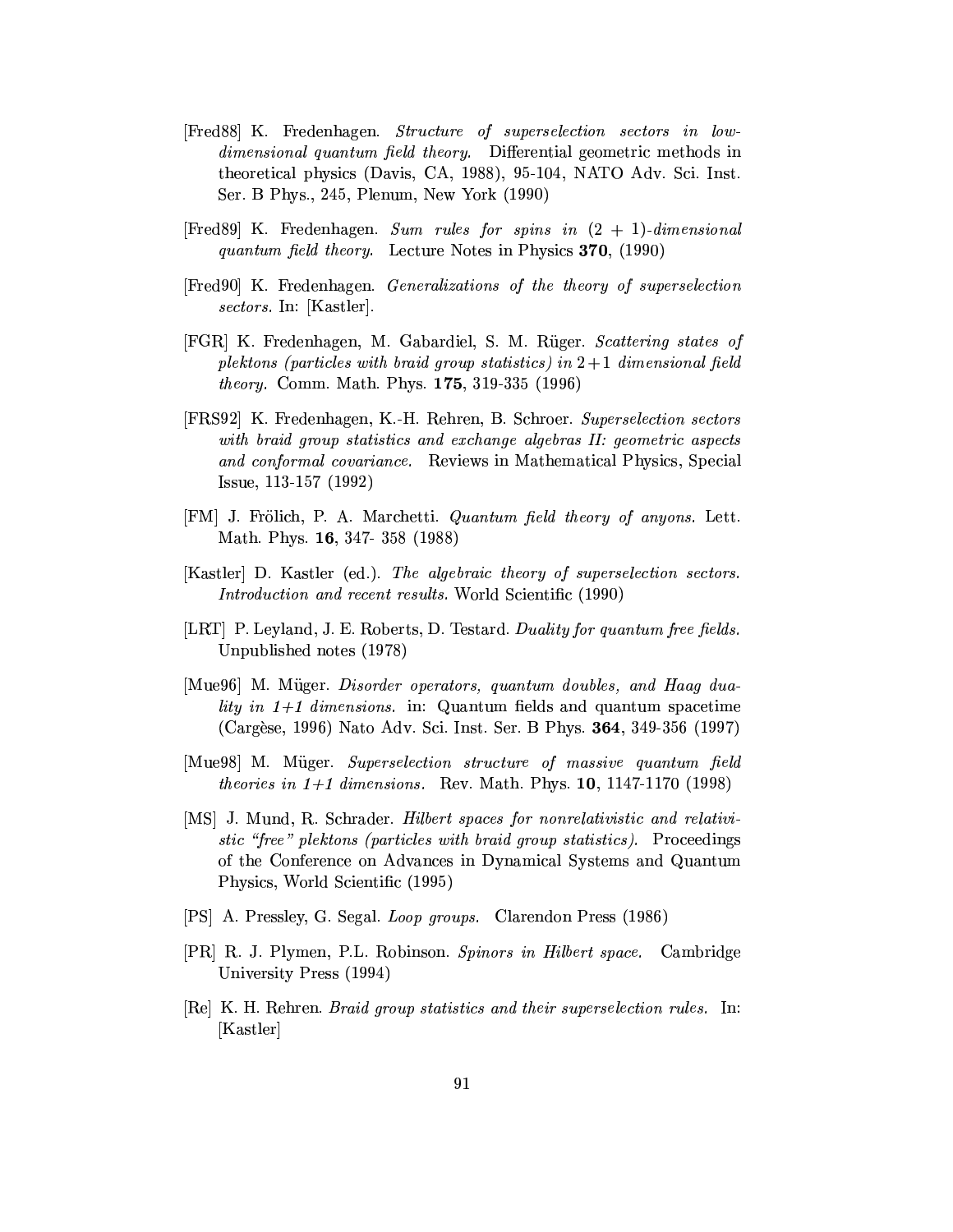[Fred88] K. Fredenhagen. *Structure of superselection sectors in low-dimensional quantum field theory.* Differential geometric methods in theoretical physics (Davis, CA, 1988), 95-104, NATO Adv. Sci. Inst. Ser. B Phys., 245, Plenum, New York (1990)

[Fred89] K. Fredenhagen. *Sum rules for spins in (2 + 1)-dimensional quantum field theory.* Lecture Notes in Physics **370**, (1990)

[Fred90] K. Fredenhagen. *Generalizations of the theory of superselection sectors.* In: [Kastler].

[FGR] K. Fredenhagen, M. Gabardiel, S. M. Rüger. *Scattering states of plektons (particles with braid group statistics) in 2+1 dimensional field theory.* Comm. Math. Phys. **175**, 319-335 (1996)

[FRS92] K. Fredenhagen, K.-H. Rehren, B. Schroer. *Superselection sectors with braid group statistics and exchange algebras II: geometric aspects and conformal covariance.* Reviews in Mathematical Physics, Special Issue, 113-157 (1992)

[FM] J. Frölich, P. A. Marchetti. *Quantum field theory of anyons.* Lett. Math. Phys. **16**, 347- 358 (1988)

[Kastler] D. Kastler (ed.). *The algebraic theory of superselection sectors. Introduction and recent results.* World Scientific (1990)

[LRT] P. Leyland, J. E. Roberts, D. Testard. *Duality for quantum free fields.* Unpublished notes (1978)

[Mue96] M. Müger. *Disorder operators, quantum doubles, and Haag duality in 1+1 dimensions.* in: Quantum fields and quantum spacetime (Cargèse, 1996) Nato Adv. Sci. Inst. Ser. B Phys. **364**, 349-356 (1997)

[Mue98] M. Müger. *Superselection structure of massive quantum field theories in 1+1 dimensions.* Rev. Math. Phys. **10**, 1147-1170 (1998)

[MS] J. Mund, R. Schrader. *Hilbert spaces for nonrelativistic and relativistic "free" plektons (particles with braid group statistics).* Proceedings of the Conference on Advances in Dynamical Systems and Quantum Physics, World Scientific (1995)

[PS] A. Pressley, G. Segal. *Loop groups.* Clarendon Press (1986)

[PR] R. J. Plymen, P.L. Robinson. *Spinors in Hilbert space.* Cambridge University Press (1994)

[Re] K. H. Rehren. *Braid group statistics and their superselection rules.* In: [Kastler]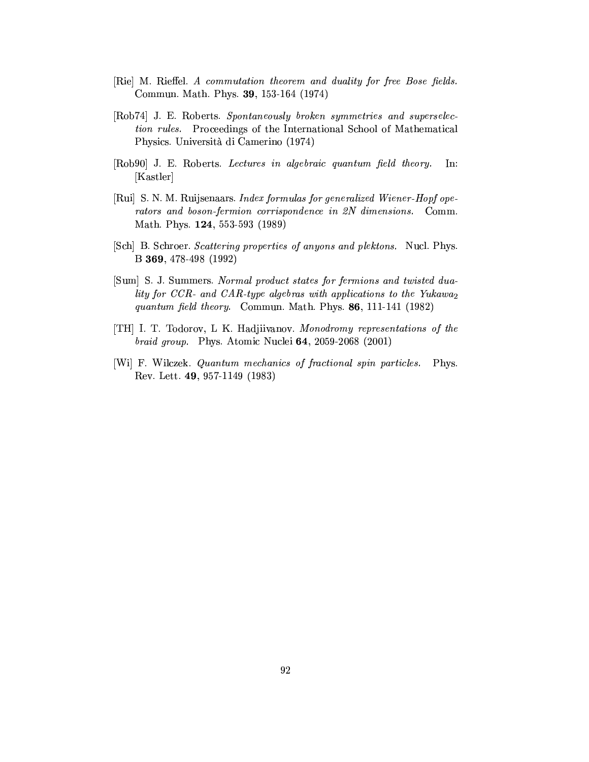[Rie] M. Rieffel. *A commutation theorem and duality for free Bose fields.* Commun. Math. Phys. **39**, 153-164 (1974)

[Rob74] J. E. Roberts. *Spontaneously broken symmetries and superselection rules.* Proceedings of the International School of Mathematical Physics. Università di Camerino (1974)

[Rob90] J. E. Roberts. *Lectures in algebraic quantum field theory.* In: [Kastler]

[Rui] S. N. M. Ruijsenaars. *Index formulas for generalized Wiener-Hopf operators and boson-fermion corrispondence in 2N dimensions.* Comm. Math. Phys. **124**, 553-593 (1989)

[Sch] B. Schroer. *Scattering properties of anyons and plektons.* Nucl. Phys. B **369**, 478-498 (1992)

[Sum] S. J. Summers. *Normal product states for fermions and twisted duality for CCR- and CAR-type algebras with applications to the Yukawa$_2$ quantum field theory.* Commun. Math. Phys. **86**, 111-141 (1982)

[TH] I. T. Todorov, L K. Hadjiivanov. *Monodromy representations of the braid group.* Phys. Atomic Nuclei **64**, 2059-2068 (2001)

[Wi] F. Wilczek. *Quantum mechanics of fractional spin particles.* Phys. Rev. Lett. **49**, 957-1149 (1983)